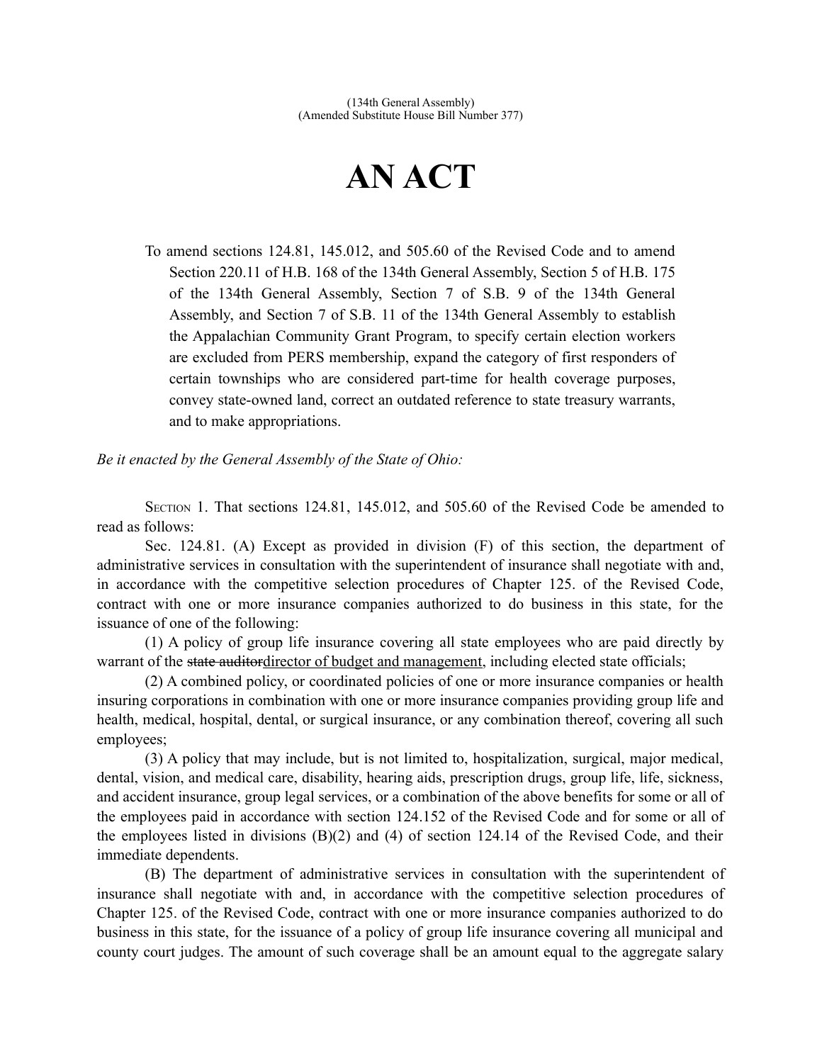(134th General Assembly)
(Amended Substitute House Bill Number 377)

# AN ACT

To amend sections 124.81, 145.012, and 505.60 of the Revised Code and to amend Section 220.11 of H.B. 168 of the 134th General Assembly, Section 5 of H.B. 175 of the 134th General Assembly, Section 7 of S.B. 9 of the 134th General Assembly, and Section 7 of S.B. 11 of the 134th General Assembly to establish the Appalachian Community Grant Program, to specify certain election workers are excluded from PERS membership, expand the category of first responders of certain townships who are considered part-time for health coverage purposes, convey state-owned land, correct an outdated reference to state treasury warrants, and to make appropriations.

*Be it enacted by the General Assembly of the State of Ohio:*

SECTION 1. That sections 124.81, 145.012, and 505.60 of the Revised Code be amended to read as follows:

Sec. 124.81. (A) Except as provided in division (F) of this section, the department of administrative services in consultation with the superintendent of insurance shall negotiate with and, in accordance with the competitive selection procedures of Chapter 125. of the Revised Code, contract with one or more insurance companies authorized to do business in this state, for the issuance of one of the following:

(1) A policy of group life insurance covering all state employees who are paid directly by warrant of the ~~state auditor~~<u>director of budget and management</u>, including elected state officials;

(2) A combined policy, or coordinated policies of one or more insurance companies or health insuring corporations in combination with one or more insurance companies providing group life and health, medical, hospital, dental, or surgical insurance, or any combination thereof, covering all such employees;

(3) A policy that may include, but is not limited to, hospitalization, surgical, major medical, dental, vision, and medical care, disability, hearing aids, prescription drugs, group life, life, sickness, and accident insurance, group legal services, or a combination of the above benefits for some or all of the employees paid in accordance with section 124.152 of the Revised Code and for some or all of the employees listed in divisions (B)(2) and (4) of section 124.14 of the Revised Code, and their immediate dependents.

(B) The department of administrative services in consultation with the superintendent of insurance shall negotiate with and, in accordance with the competitive selection procedures of Chapter 125. of the Revised Code, contract with one or more insurance companies authorized to do business in this state, for the issuance of a policy of group life insurance covering all municipal and county court judges. The amount of such coverage shall be an amount equal to the aggregate salary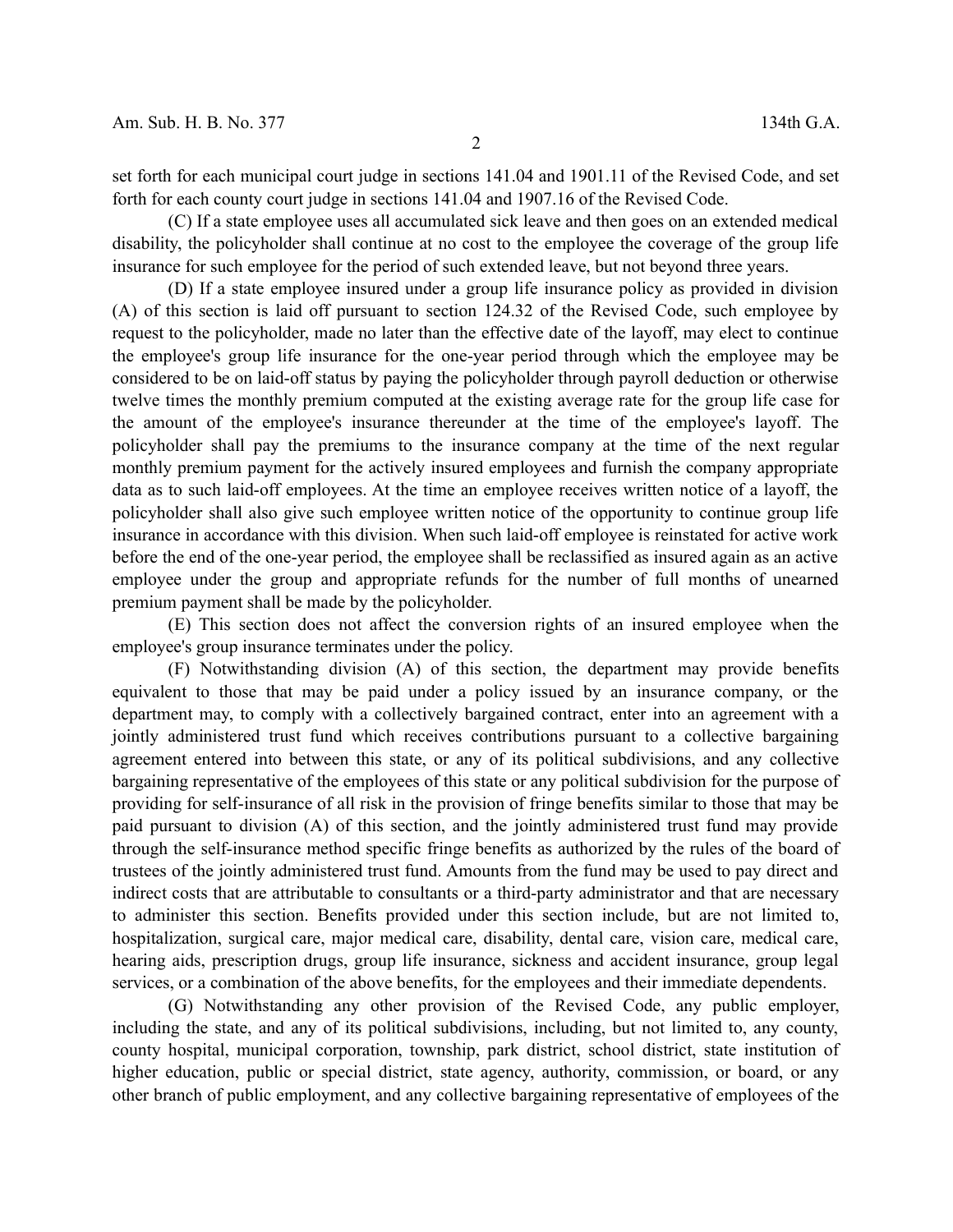set forth for each municipal court judge in sections 141.04 and 1901.11 of the Revised Code, and set forth for each county court judge in sections 141.04 and 1907.16 of the Revised Code.

(C) If a state employee uses all accumulated sick leave and then goes on an extended medical disability, the policyholder shall continue at no cost to the employee the coverage of the group life insurance for such employee for the period of such extended leave, but not beyond three years.

(D) If a state employee insured under a group life insurance policy as provided in division (A) of this section is laid off pursuant to section 124.32 of the Revised Code, such employee by request to the policyholder, made no later than the effective date of the layoff, may elect to continue the employee's group life insurance for the one-year period through which the employee may be considered to be on laid-off status by paying the policyholder through payroll deduction or otherwise twelve times the monthly premium computed at the existing average rate for the group life case for the amount of the employee's insurance thereunder at the time of the employee's layoff. The policyholder shall pay the premiums to the insurance company at the time of the next regular monthly premium payment for the actively insured employees and furnish the company appropriate data as to such laid-off employees. At the time an employee receives written notice of a layoff, the policyholder shall also give such employee written notice of the opportunity to continue group life insurance in accordance with this division. When such laid-off employee is reinstated for active work before the end of the one-year period, the employee shall be reclassified as insured again as an active employee under the group and appropriate refunds for the number of full months of unearned premium payment shall be made by the policyholder.

(E) This section does not affect the conversion rights of an insured employee when the employee's group insurance terminates under the policy.

(F) Notwithstanding division (A) of this section, the department may provide benefits equivalent to those that may be paid under a policy issued by an insurance company, or the department may, to comply with a collectively bargained contract, enter into an agreement with a jointly administered trust fund which receives contributions pursuant to a collective bargaining agreement entered into between this state, or any of its political subdivisions, and any collective bargaining representative of the employees of this state or any political subdivision for the purpose of providing for self-insurance of all risk in the provision of fringe benefits similar to those that may be paid pursuant to division (A) of this section, and the jointly administered trust fund may provide through the self-insurance method specific fringe benefits as authorized by the rules of the board of trustees of the jointly administered trust fund. Amounts from the fund may be used to pay direct and indirect costs that are attributable to consultants or a third-party administrator and that are necessary to administer this section. Benefits provided under this section include, but are not limited to, hospitalization, surgical care, major medical care, disability, dental care, vision care, medical care, hearing aids, prescription drugs, group life insurance, sickness and accident insurance, group legal services, or a combination of the above benefits, for the employees and their immediate dependents.

(G) Notwithstanding any other provision of the Revised Code, any public employer, including the state, and any of its political subdivisions, including, but not limited to, any county, county hospital, municipal corporation, township, park district, school district, state institution of higher education, public or special district, state agency, authority, commission, or board, or any other branch of public employment, and any collective bargaining representative of employees of the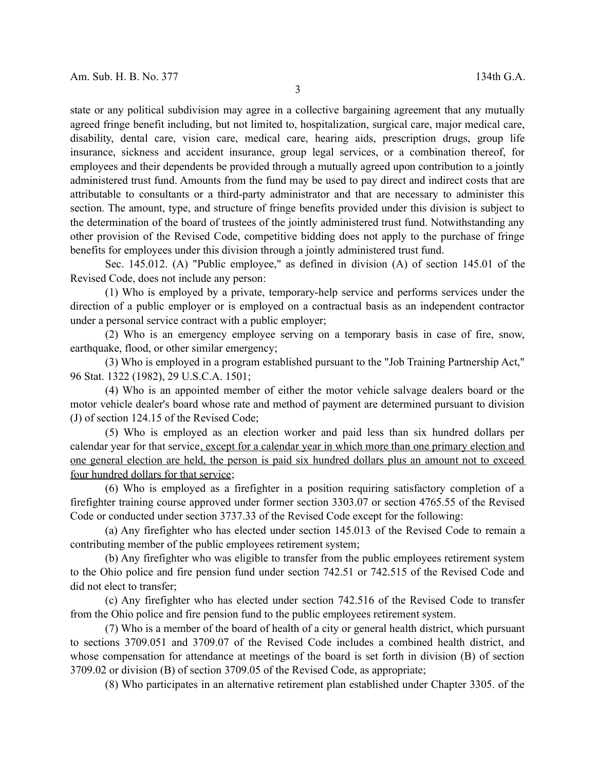state or any political subdivision may agree in a collective bargaining agreement that any mutually agreed fringe benefit including, but not limited to, hospitalization, surgical care, major medical care, disability, dental care, vision care, medical care, hearing aids, prescription drugs, group life insurance, sickness and accident insurance, group legal services, or a combination thereof, for employees and their dependents be provided through a mutually agreed upon contribution to a jointly administered trust fund. Amounts from the fund may be used to pay direct and indirect costs that are attributable to consultants or a third-party administrator and that are necessary to administer this section. The amount, type, and structure of fringe benefits provided under this division is subject to the determination of the board of trustees of the jointly administered trust fund. Notwithstanding any other provision of the Revised Code, competitive bidding does not apply to the purchase of fringe benefits for employees under this division through a jointly administered trust fund.

Sec. 145.012. (A) "Public employee," as defined in division (A) of section 145.01 of the Revised Code, does not include any person:

(1) Who is employed by a private, temporary-help service and performs services under the direction of a public employer or is employed on a contractual basis as an independent contractor under a personal service contract with a public employer;

(2) Who is an emergency employee serving on a temporary basis in case of fire, snow, earthquake, flood, or other similar emergency;

(3) Who is employed in a program established pursuant to the "Job Training Partnership Act," 96 Stat. 1322 (1982), 29 U.S.C.A. 1501;

(4) Who is an appointed member of either the motor vehicle salvage dealers board or the motor vehicle dealer's board whose rate and method of payment are determined pursuant to division (J) of section 124.15 of the Revised Code;

(5) Who is employed as an election worker and paid less than six hundred dollars per calendar year for that service<u>, except for a calendar year in which more than one primary election and one general election are held, the person is paid six hundred dollars plus an amount not to exceed four hundred dollars for that service</u>;

(6) Who is employed as a firefighter in a position requiring satisfactory completion of a firefighter training course approved under former section 3303.07 or section 4765.55 of the Revised Code or conducted under section 3737.33 of the Revised Code except for the following:

(a) Any firefighter who has elected under section 145.013 of the Revised Code to remain a contributing member of the public employees retirement system;

(b) Any firefighter who was eligible to transfer from the public employees retirement system to the Ohio police and fire pension fund under section 742.51 or 742.515 of the Revised Code and did not elect to transfer;

(c) Any firefighter who has elected under section 742.516 of the Revised Code to transfer from the Ohio police and fire pension fund to the public employees retirement system.

(7) Who is a member of the board of health of a city or general health district, which pursuant to sections 3709.051 and 3709.07 of the Revised Code includes a combined health district, and whose compensation for attendance at meetings of the board is set forth in division (B) of section 3709.02 or division (B) of section 3709.05 of the Revised Code, as appropriate;

(8) Who participates in an alternative retirement plan established under Chapter 3305. of the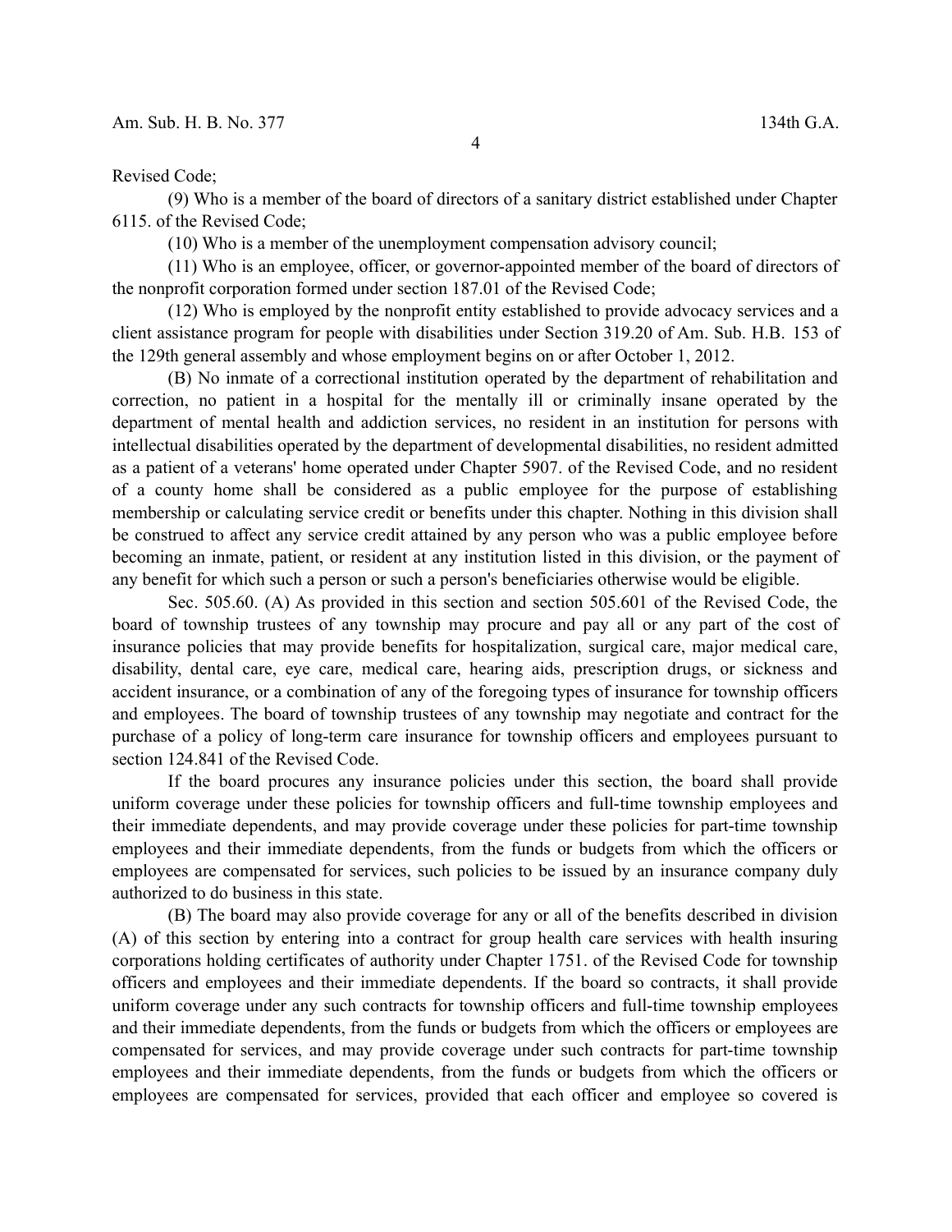Revised Code;

(9) Who is a member of the board of directors of a sanitary district established under Chapter 6115. of the Revised Code;

(10) Who is a member of the unemployment compensation advisory council;

(11) Who is an employee, officer, or governor-appointed member of the board of directors of the nonprofit corporation formed under section 187.01 of the Revised Code;

(12) Who is employed by the nonprofit entity established to provide advocacy services and a client assistance program for people with disabilities under Section 319.20 of Am. Sub. H.B. 153 of the 129th general assembly and whose employment begins on or after October 1, 2012.

(B) No inmate of a correctional institution operated by the department of rehabilitation and correction, no patient in a hospital for the mentally ill or criminally insane operated by the department of mental health and addiction services, no resident in an institution for persons with intellectual disabilities operated by the department of developmental disabilities, no resident admitted as a patient of a veterans' home operated under Chapter 5907. of the Revised Code, and no resident of a county home shall be considered as a public employee for the purpose of establishing membership or calculating service credit or benefits under this chapter. Nothing in this division shall be construed to affect any service credit attained by any person who was a public employee before becoming an inmate, patient, or resident at any institution listed in this division, or the payment of any benefit for which such a person or such a person's beneficiaries otherwise would be eligible.

Sec. 505.60. (A) As provided in this section and section 505.601 of the Revised Code, the board of township trustees of any township may procure and pay all or any part of the cost of insurance policies that may provide benefits for hospitalization, surgical care, major medical care, disability, dental care, eye care, medical care, hearing aids, prescription drugs, or sickness and accident insurance, or a combination of any of the foregoing types of insurance for township officers and employees. The board of township trustees of any township may negotiate and contract for the purchase of a policy of long-term care insurance for township officers and employees pursuant to section 124.841 of the Revised Code.

If the board procures any insurance policies under this section, the board shall provide uniform coverage under these policies for township officers and full-time township employees and their immediate dependents, and may provide coverage under these policies for part-time township employees and their immediate dependents, from the funds or budgets from which the officers or employees are compensated for services, such policies to be issued by an insurance company duly authorized to do business in this state.

(B) The board may also provide coverage for any or all of the benefits described in division (A) of this section by entering into a contract for group health care services with health insuring corporations holding certificates of authority under Chapter 1751. of the Revised Code for township officers and employees and their immediate dependents. If the board so contracts, it shall provide uniform coverage under any such contracts for township officers and full-time township employees and their immediate dependents, from the funds or budgets from which the officers or employees are compensated for services, and may provide coverage under such contracts for part-time township employees and their immediate dependents, from the funds or budgets from which the officers or employees are compensated for services, provided that each officer and employee so covered is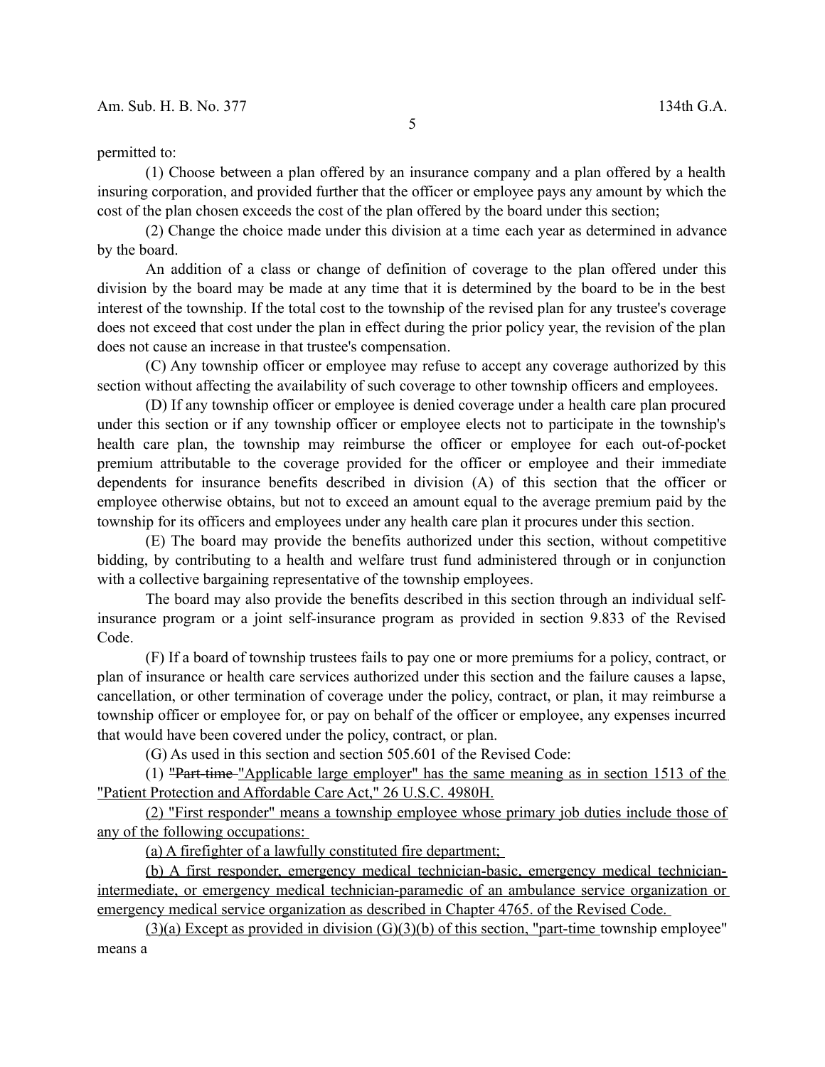permitted to:

(1) Choose between a plan offered by an insurance company and a plan offered by a health insuring corporation, and provided further that the officer or employee pays any amount by which the cost of the plan chosen exceeds the cost of the plan offered by the board under this section;

(2) Change the choice made under this division at a time each year as determined in advance by the board.

An addition of a class or change of definition of coverage to the plan offered under this division by the board may be made at any time that it is determined by the board to be in the best interest of the township. If the total cost to the township of the revised plan for any trustee's coverage does not exceed that cost under the plan in effect during the prior policy year, the revision of the plan does not cause an increase in that trustee's compensation.

(C) Any township officer or employee may refuse to accept any coverage authorized by this section without affecting the availability of such coverage to other township officers and employees.

(D) If any township officer or employee is denied coverage under a health care plan procured under this section or if any township officer or employee elects not to participate in the township's health care plan, the township may reimburse the officer or employee for each out-of-pocket premium attributable to the coverage provided for the officer or employee and their immediate dependents for insurance benefits described in division (A) of this section that the officer or employee otherwise obtains, but not to exceed an amount equal to the average premium paid by the township for its officers and employees under any health care plan it procures under this section.

(E) The board may provide the benefits authorized under this section, without competitive bidding, by contributing to a health and welfare trust fund administered through or in conjunction with a collective bargaining representative of the township employees.

The board may also provide the benefits described in this section through an individual self-insurance program or a joint self-insurance program as provided in section 9.833 of the Revised Code.

(F) If a board of township trustees fails to pay one or more premiums for a policy, contract, or plan of insurance or health care services authorized under this section and the failure causes a lapse, cancellation, or other termination of coverage under the policy, contract, or plan, it may reimburse a township officer or employee for, or pay on behalf of the officer or employee, any expenses incurred that would have been covered under the policy, contract, or plan.

(G) As used in this section and section 505.601 of the Revised Code:

(1) ~~"Part-time~~ "Applicable large employer" has the same meaning as in section 1513 of the "Patient Protection and Affordable Care Act," 26 U.S.C. 4980H.

(2) "First responder" means a township employee whose primary job duties include those of any of the following occupations:

(a) A firefighter of a lawfully constituted fire department;

(b) A first responder, emergency medical technician-basic, emergency medical technician-intermediate, or emergency medical technician-paramedic of an ambulance service organization or emergency medical service organization as described in Chapter 4765. of the Revised Code.

(3)(a) Except as provided in division (G)(3)(b) of this section, "part-time township employee" means a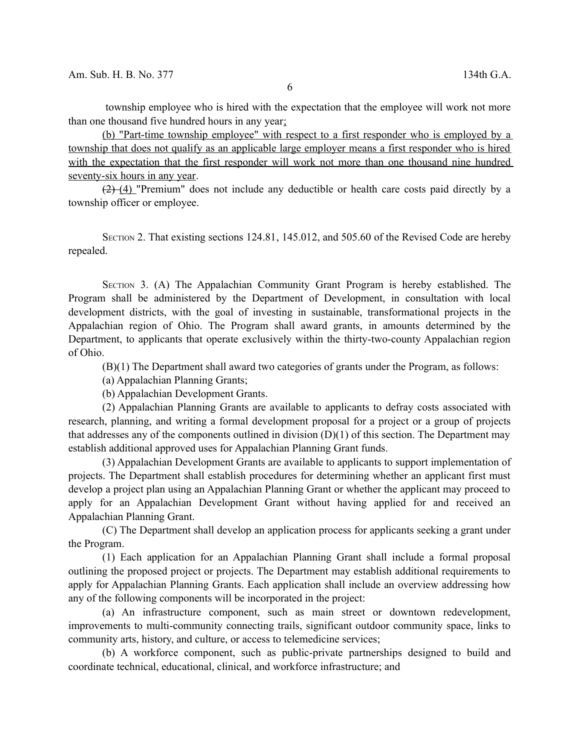township employee who is hired with the expectation that the employee will work not more than one thousand five hundred hours in any year;

(b) "Part-time township employee" with respect to a first responder who is employed by a township that does not qualify as an applicable large employer means a first responder who is hired with the expectation that the first responder will work not more than one thousand nine hundred seventy-six hours in any year.

~~(2)~~ (4) "Premium" does not include any deductible or health care costs paid directly by a township officer or employee.

SECTION 2. That existing sections 124.81, 145.012, and 505.60 of the Revised Code are hereby repealed.

SECTION 3. (A) The Appalachian Community Grant Program is hereby established. The Program shall be administered by the Department of Development, in consultation with local development districts, with the goal of investing in sustainable, transformational projects in the Appalachian region of Ohio. The Program shall award grants, in amounts determined by the Department, to applicants that operate exclusively within the thirty-two-county Appalachian region of Ohio.

(B)(1) The Department shall award two categories of grants under the Program, as follows:

(a) Appalachian Planning Grants;

(b) Appalachian Development Grants.

(2) Appalachian Planning Grants are available to applicants to defray costs associated with research, planning, and writing a formal development proposal for a project or a group of projects that addresses any of the components outlined in division (D)(1) of this section. The Department may establish additional approved uses for Appalachian Planning Grant funds.

(3) Appalachian Development Grants are available to applicants to support implementation of projects. The Department shall establish procedures for determining whether an applicant first must develop a project plan using an Appalachian Planning Grant or whether the applicant may proceed to apply for an Appalachian Development Grant without having applied for and received an Appalachian Planning Grant.

(C) The Department shall develop an application process for applicants seeking a grant under the Program.

(1) Each application for an Appalachian Planning Grant shall include a formal proposal outlining the proposed project or projects. The Department may establish additional requirements to apply for Appalachian Planning Grants. Each application shall include an overview addressing how any of the following components will be incorporated in the project:

(a) An infrastructure component, such as main street or downtown redevelopment, improvements to multi-community connecting trails, significant outdoor community space, links to community arts, history, and culture, or access to telemedicine services;

(b) A workforce component, such as public-private partnerships designed to build and coordinate technical, educational, clinical, and workforce infrastructure; and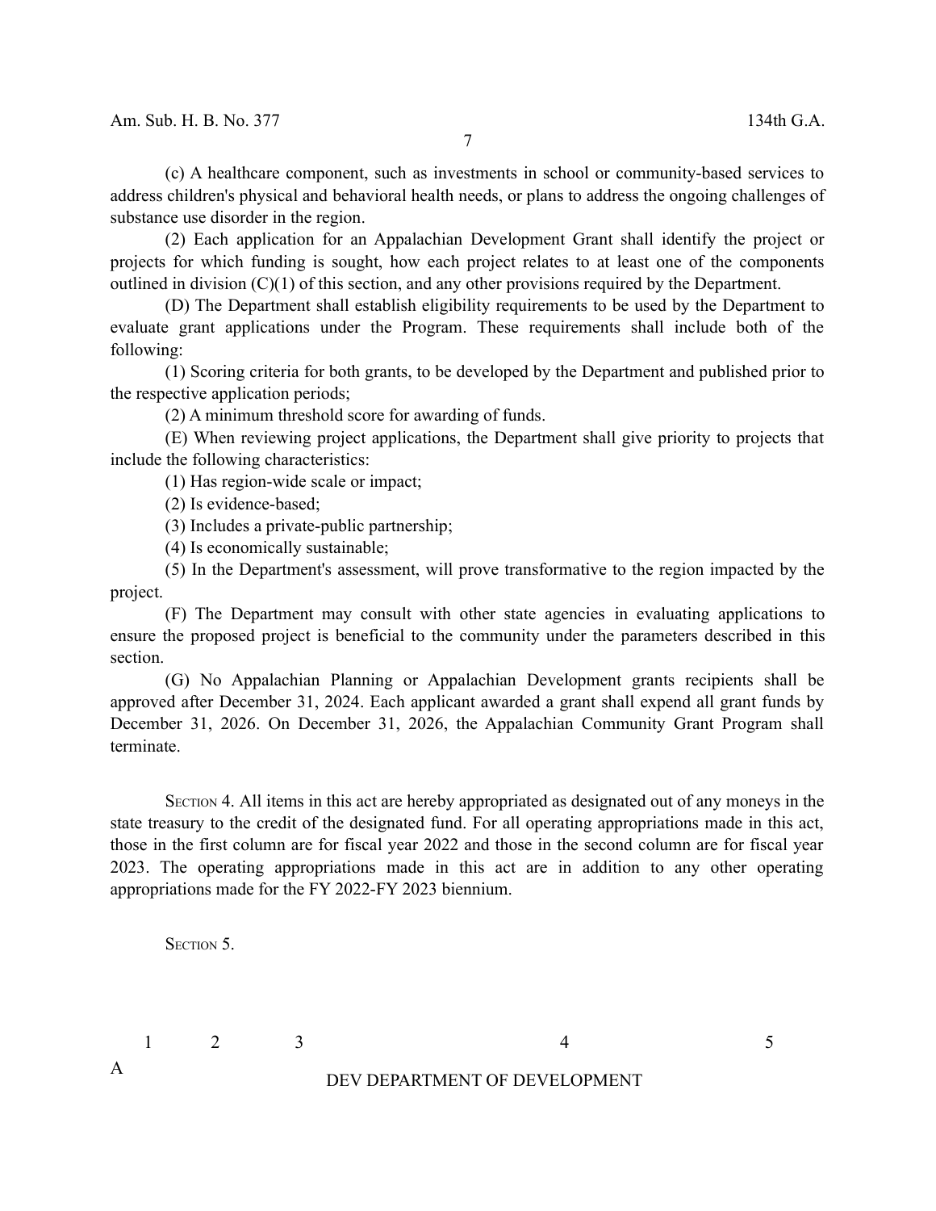(c) A healthcare component, such as investments in school or community-based services to address children's physical and behavioral health needs, or plans to address the ongoing challenges of substance use disorder in the region.

(2) Each application for an Appalachian Development Grant shall identify the project or projects for which funding is sought, how each project relates to at least one of the components outlined in division (C)(1) of this section, and any other provisions required by the Department.

(D) The Department shall establish eligibility requirements to be used by the Department to evaluate grant applications under the Program. These requirements shall include both of the following:

(1) Scoring criteria for both grants, to be developed by the Department and published prior to the respective application periods;

(2) A minimum threshold score for awarding of funds.

(E) When reviewing project applications, the Department shall give priority to projects that include the following characteristics:

(1) Has region-wide scale or impact;

(2) Is evidence-based;

(3) Includes a private-public partnership;

(4) Is economically sustainable;

(5) In the Department's assessment, will prove transformative to the region impacted by the project.

(F) The Department may consult with other state agencies in evaluating applications to ensure the proposed project is beneficial to the community under the parameters described in this section.

(G) No Appalachian Planning or Appalachian Development grants recipients shall be approved after December 31, 2024. Each applicant awarded a grant shall expend all grant funds by December 31, 2026. On December 31, 2026, the Appalachian Community Grant Program shall terminate.

SECTION 4. All items in this act are hereby appropriated as designated out of any moneys in the state treasury to the credit of the designated fund. For all operating appropriations made in this act, those in the first column are for fiscal year 2022 and those in the second column are for fiscal year 2023. The operating appropriations made in this act are in addition to any other operating appropriations made for the FY 2022-FY 2023 biennium.

SECTION 5.

| | 1 | 2 | 3 | 4 | 5 |
|---|---|---|---|---|---|
| A | | | | DEV DEPARTMENT OF DEVELOPMENT | |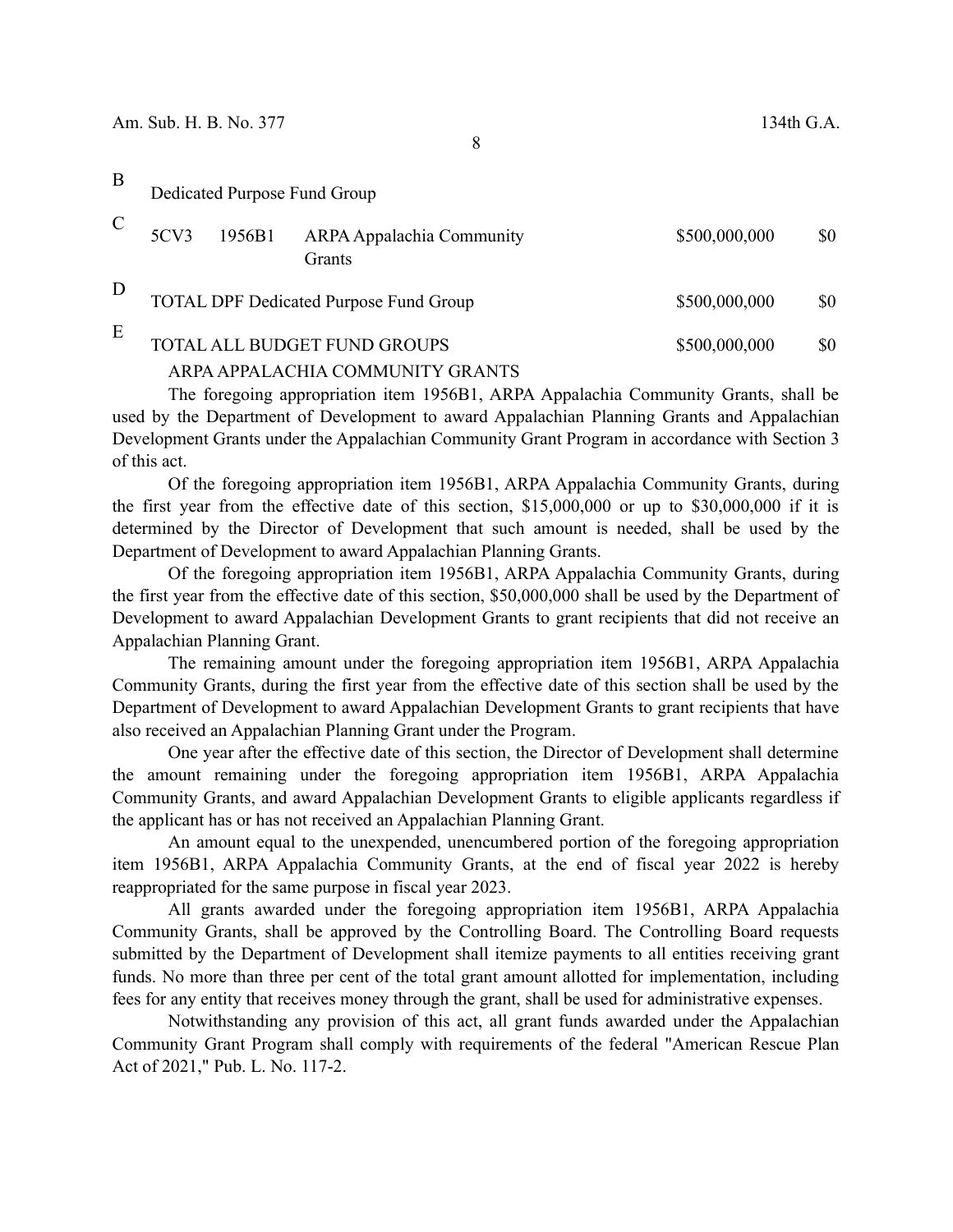| | | | | | |
|---|---|---|---|---|---|
| B | Dedicated Purpose Fund Group | | | | |
| C | 5CV3 | 1956B1 | ARPA Appalachia Community Grants | $500,000,000 | $0 |
| D | TOTAL DPF Dedicated Purpose Fund Group | | | $500,000,000 | $0 |
| E | TOTAL ALL BUDGET FUND GROUPS | | | $500,000,000 | $0 |

ARPA APPALACHIA COMMUNITY GRANTS

The foregoing appropriation item 1956B1, ARPA Appalachia Community Grants, shall be used by the Department of Development to award Appalachian Planning Grants and Appalachian Development Grants under the Appalachian Community Grant Program in accordance with Section 3 of this act.

Of the foregoing appropriation item 1956B1, ARPA Appalachia Community Grants, during the first year from the effective date of this section, $15,000,000 or up to $30,000,000 if it is determined by the Director of Development that such amount is needed, shall be used by the Department of Development to award Appalachian Planning Grants.

Of the foregoing appropriation item 1956B1, ARPA Appalachia Community Grants, during the first year from the effective date of this section, $50,000,000 shall be used by the Department of Development to award Appalachian Development Grants to grant recipients that did not receive an Appalachian Planning Grant.

The remaining amount under the foregoing appropriation item 1956B1, ARPA Appalachia Community Grants, during the first year from the effective date of this section shall be used by the Department of Development to award Appalachian Development Grants to grant recipients that have also received an Appalachian Planning Grant under the Program.

One year after the effective date of this section, the Director of Development shall determine the amount remaining under the foregoing appropriation item 1956B1, ARPA Appalachia Community Grants, and award Appalachian Development Grants to eligible applicants regardless if the applicant has or has not received an Appalachian Planning Grant.

An amount equal to the unexpended, unencumbered portion of the foregoing appropriation item 1956B1, ARPA Appalachia Community Grants, at the end of fiscal year 2022 is hereby reappropriated for the same purpose in fiscal year 2023.

All grants awarded under the foregoing appropriation item 1956B1, ARPA Appalachia Community Grants, shall be approved by the Controlling Board. The Controlling Board requests submitted by the Department of Development shall itemize payments to all entities receiving grant funds. No more than three per cent of the total grant amount allotted for implementation, including fees for any entity that receives money through the grant, shall be used for administrative expenses.

Notwithstanding any provision of this act, all grant funds awarded under the Appalachian Community Grant Program shall comply with requirements of the federal "American Rescue Plan Act of 2021," Pub. L. No. 117-2.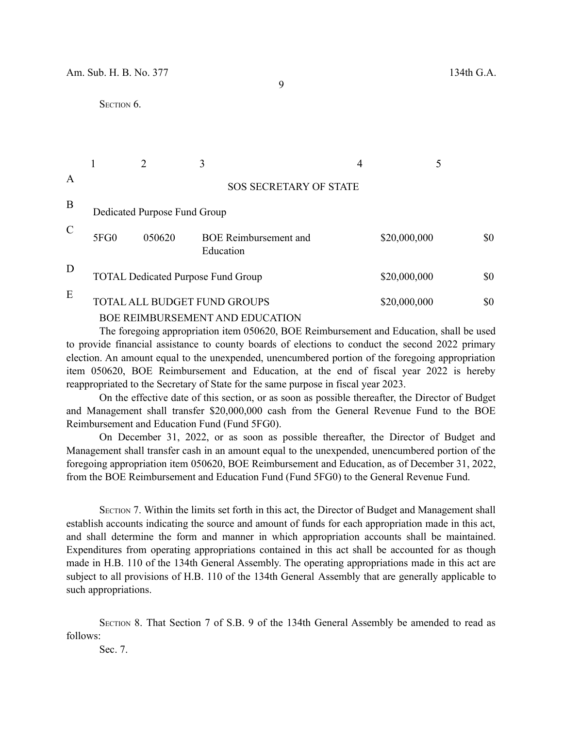SECTION 6.

| | 1 | 2 | 3 | 4 | 5 |
|---|---|---|---|---|---|
| A | | | SOS SECRETARY OF STATE | | |
| B | Dedicated Purpose Fund Group | | | | |
| C | 5FG0 | 050620 | BOE Reimbursement and Education | $20,000,000 | $0 |
| D | TOTAL Dedicated Purpose Fund Group | | | $20,000,000 | $0 |
| E | TOTAL ALL BUDGET FUND GROUPS | | | $20,000,000 | $0 |

BOE REIMBURSEMENT AND EDUCATION

The foregoing appropriation item 050620, BOE Reimbursement and Education, shall be used to provide financial assistance to county boards of elections to conduct the second 2022 primary election. An amount equal to the unexpended, unencumbered portion of the foregoing appropriation item 050620, BOE Reimbursement and Education, at the end of fiscal year 2022 is hereby reappropriated to the Secretary of State for the same purpose in fiscal year 2023.

On the effective date of this section, or as soon as possible thereafter, the Director of Budget and Management shall transfer $20,000,000 cash from the General Revenue Fund to the BOE Reimbursement and Education Fund (Fund 5FG0).

On December 31, 2022, or as soon as possible thereafter, the Director of Budget and Management shall transfer cash in an amount equal to the unexpended, unencumbered portion of the foregoing appropriation item 050620, BOE Reimbursement and Education, as of December 31, 2022, from the BOE Reimbursement and Education Fund (Fund 5FG0) to the General Revenue Fund.

SECTION 7. Within the limits set forth in this act, the Director of Budget and Management shall establish accounts indicating the source and amount of funds for each appropriation made in this act, and shall determine the form and manner in which appropriation accounts shall be maintained. Expenditures from operating appropriations contained in this act shall be accounted for as though made in H.B. 110 of the 134th General Assembly. The operating appropriations made in this act are subject to all provisions of H.B. 110 of the 134th General Assembly that are generally applicable to such appropriations.

SECTION 8. That Section 7 of S.B. 9 of the 134th General Assembly be amended to read as follows:

Sec. 7.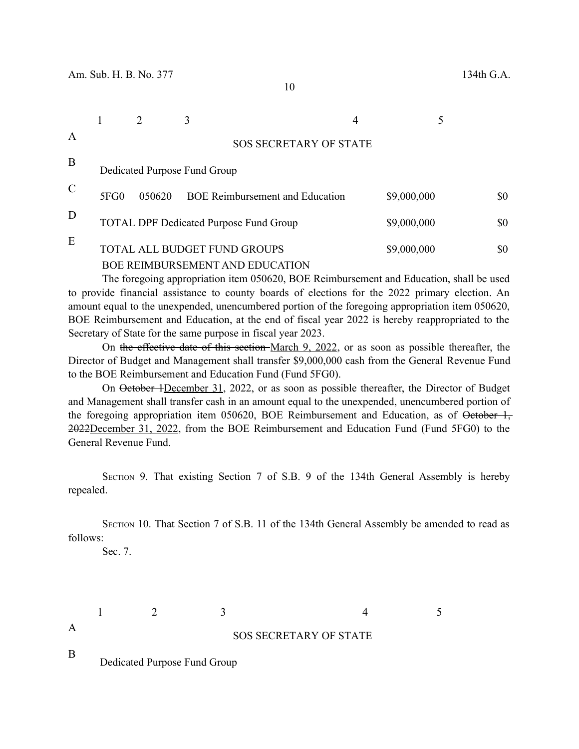| | 1 | 2 | 3 | 4 | 5 |
|---|---|---|---|---|---|
| A | | | SOS SECRETARY OF STATE | | |
| B | Dedicated Purpose Fund Group | | | | |
| C | 5FG0 | 050620 | BOE Reimbursement and Education | $9,000,000 | $0 |
| D | TOTAL DPF Dedicated Purpose Fund Group | | | $9,000,000 | $0 |
| E | TOTAL ALL BUDGET FUND GROUPS | | | $9,000,000 | $0 |

BOE REIMBURSEMENT AND EDUCATION

The foregoing appropriation item 050620, BOE Reimbursement and Education, shall be used to provide financial assistance to county boards of elections for the 2022 primary election. An amount equal to the unexpended, unencumbered portion of the foregoing appropriation item 050620, BOE Reimbursement and Education, at the end of fiscal year 2022 is hereby reappropriated to the Secretary of State for the same purpose in fiscal year 2023.

On ~~the effective date of this section~~ March 9, 2022, or as soon as possible thereafter, the Director of Budget and Management shall transfer $9,000,000 cash from the General Revenue Fund to the BOE Reimbursement and Education Fund (Fund 5FG0).

On ~~October 1~~December 31, 2022, or as soon as possible thereafter, the Director of Budget and Management shall transfer cash in an amount equal to the unexpended, unencumbered portion of the foregoing appropriation item 050620, BOE Reimbursement and Education, as of ~~October 1, 2022~~December 31, 2022, from the BOE Reimbursement and Education Fund (Fund 5FG0) to the General Revenue Fund.

SECTION 9. That existing Section 7 of S.B. 9 of the 134th General Assembly is hereby repealed.

SECTION 10. That Section 7 of S.B. 11 of the 134th General Assembly be amended to read as follows:

Sec. 7.

| | 1 | 2 | 3 | 4 | 5 |
|---|---|---|---|---|---|
| A | | | SOS SECRETARY OF STATE | | |
| B | Dedicated Purpose Fund Group | | | | |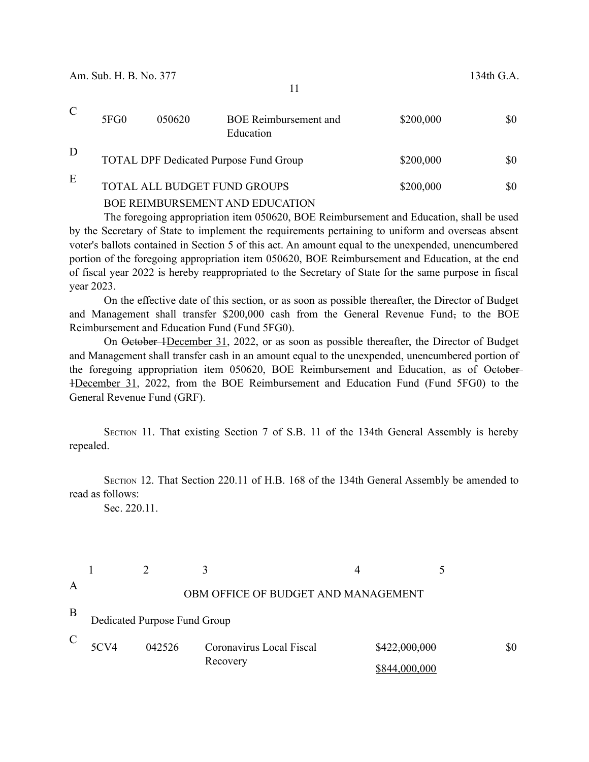| | | | | | |
|---|---|---|---|---|---|
| C | 5FG0 | 050620 | BOE Reimbursement and Education | $200,000 | $0 |
| D | TOTAL DPF Dedicated Purpose Fund Group | | | $200,000 | $0 |
| E | TOTAL ALL BUDGET FUND GROUPS | | | $200,000 | $0 |

BOE REIMBURSEMENT AND EDUCATION

The foregoing appropriation item 050620, BOE Reimbursement and Education, shall be used by the Secretary of State to implement the requirements pertaining to uniform and overseas absent voter's ballots contained in Section 5 of this act. An amount equal to the unexpended, unencumbered portion of the foregoing appropriation item 050620, BOE Reimbursement and Education, at the end of fiscal year 2022 is hereby reappropriated to the Secretary of State for the same purpose in fiscal year 2023.

On the effective date of this section, or as soon as possible thereafter, the Director of Budget and Management shall transfer $200,000 cash from the General Revenue Fund~~,~~ to the BOE Reimbursement and Education Fund (Fund 5FG0).

On ~~October 1~~December 31, 2022, or as soon as possible thereafter, the Director of Budget and Management shall transfer cash in an amount equal to the unexpended, unencumbered portion of the foregoing appropriation item 050620, BOE Reimbursement and Education, as of ~~October 1~~December 31, 2022, from the BOE Reimbursement and Education Fund (Fund 5FG0) to the General Revenue Fund (GRF).

SECTION 11. That existing Section 7 of S.B. 11 of the 134th General Assembly is hereby repealed.

SECTION 12. That Section 220.11 of H.B. 168 of the 134th General Assembly be amended to read as follows:

Sec. 220.11.

| | 1 | 2 | 3 | 4 | 5 |
|---|---|---|---|---|---|
| A | OBM OFFICE OF BUDGET AND MANAGEMENT | | | | |
| B | Dedicated Purpose Fund Group | | | | |
| C | 5CV4 | 042526 | Coronavirus Local Fiscal Recovery | ~~$422,000,000~~ $844,000,000 | $0 |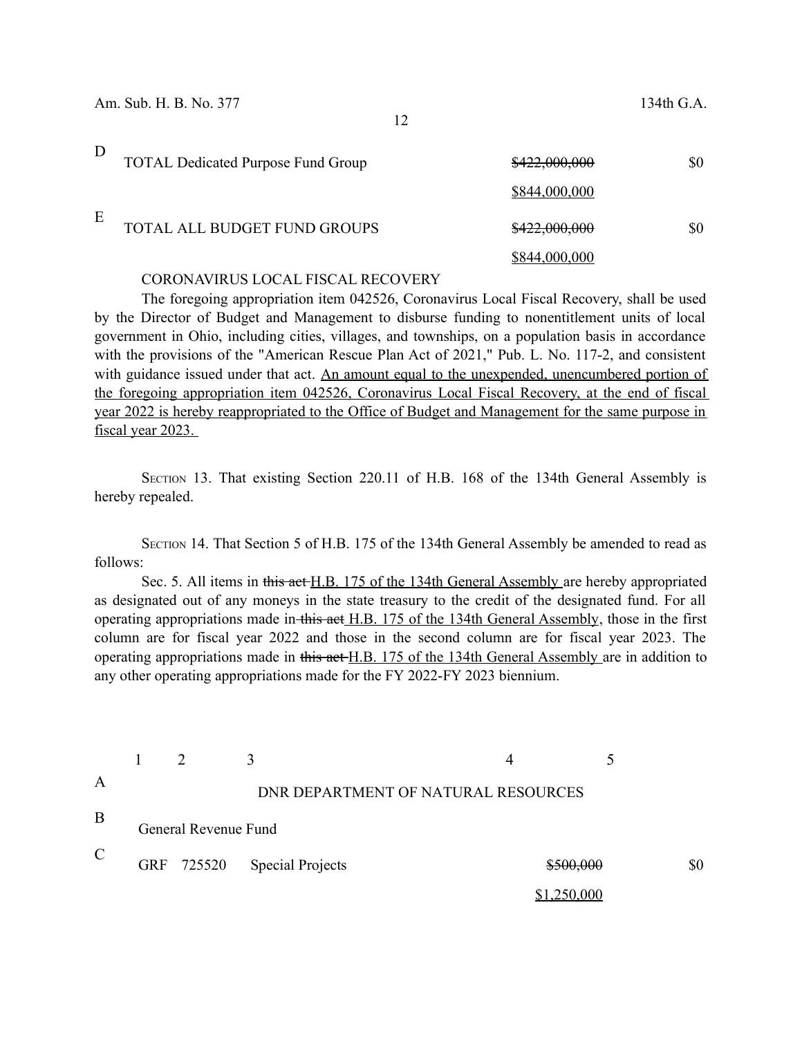| | | | |
|---|---|---|---|
| D | TOTAL Dedicated Purpose Fund Group | ~~$422,000,000~~ <u>$844,000,000</u> | $0 |
| E | TOTAL ALL BUDGET FUND GROUPS | ~~$422,000,000~~ <u>$844,000,000</u> | $0 |

CORONAVIRUS LOCAL FISCAL RECOVERY

The foregoing appropriation item 042526, Coronavirus Local Fiscal Recovery, shall be used by the Director of Budget and Management to disburse funding to nonentitlement units of local government in Ohio, including cities, villages, and townships, on a population basis in accordance with the provisions of the "American Rescue Plan Act of 2021," Pub. L. No. 117-2, and consistent with guidance issued under that act. <u>An amount equal to the unexpended, unencumbered portion of the foregoing appropriation item 042526, Coronavirus Local Fiscal Recovery, at the end of fiscal year 2022 is hereby reappropriated to the Office of Budget and Management for the same purpose in fiscal year 2023.</u>

SECTION 13. That existing Section 220.11 of H.B. 168 of the 134th General Assembly is hereby repealed.

SECTION 14. That Section 5 of H.B. 175 of the 134th General Assembly be amended to read as follows:

Sec. 5. All items in ~~this act~~ <u>H.B. 175 of the 134th General Assembly</u> are hereby appropriated as designated out of any moneys in the state treasury to the credit of the designated fund. For all operating appropriations made in ~~this act~~ <u>H.B. 175 of the 134th General Assembly</u>, those in the first column are for fiscal year 2022 and those in the second column are for fiscal year 2023. The operating appropriations made in ~~this act~~ <u>H.B. 175 of the 134th General Assembly</u> are in addition to any other operating appropriations made for the FY 2022-FY 2023 biennium.

| | 1 | 2 | 3 | 4 | 5 |
|---|---|---|---|---|---|
| A | | | DNR DEPARTMENT OF NATURAL RESOURCES | | |
| B | General Revenue Fund | | | | |
| C | GRF | 725520 | Special Projects | ~~$500,000~~ <u>$1,250,000</u> | $0 |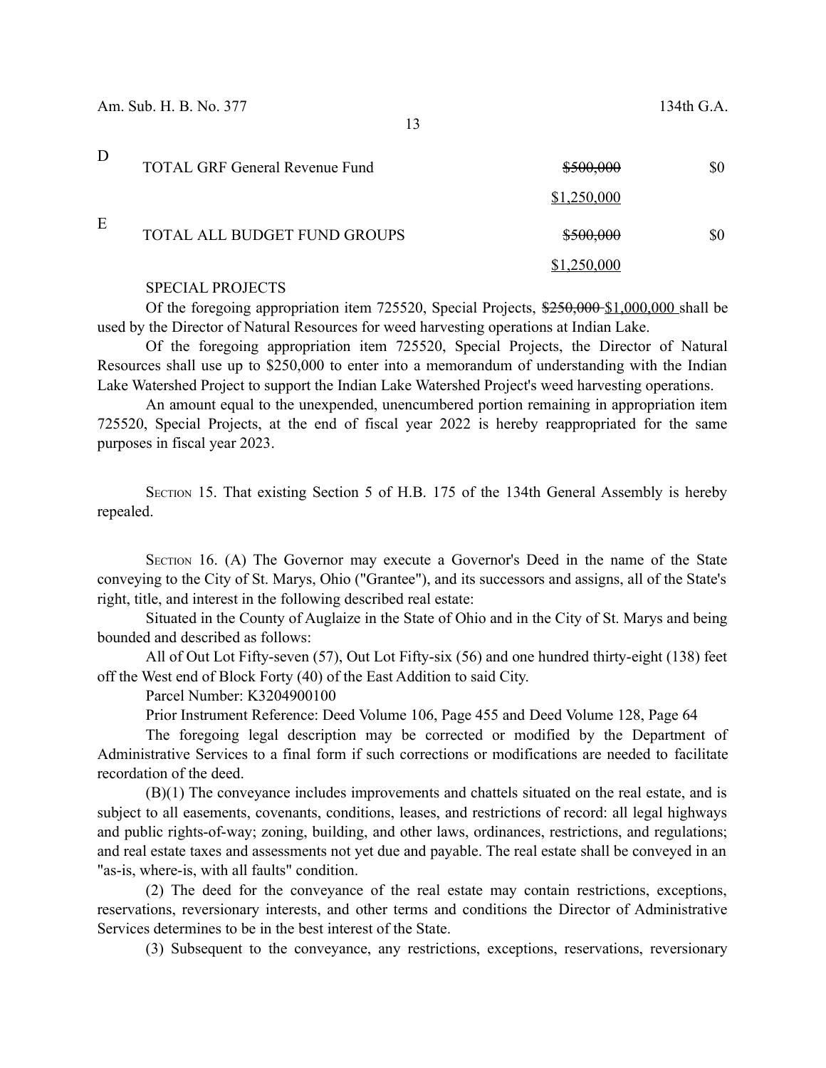| | | | |
|---|---|---|---|
| D | TOTAL GRF General Revenue Fund | ~~$500,000~~ <u>$1,250,000</u> | $0 |
| E | TOTAL ALL BUDGET FUND GROUPS | ~~$500,000~~ <u>$1,250,000</u> | $0 |

SPECIAL PROJECTS

Of the foregoing appropriation item 725520, Special Projects, ~~$250,000~~ <u>$1,000,000</u> shall be used by the Director of Natural Resources for weed harvesting operations at Indian Lake.

Of the foregoing appropriation item 725520, Special Projects, the Director of Natural Resources shall use up to $250,000 to enter into a memorandum of understanding with the Indian Lake Watershed Project to support the Indian Lake Watershed Project's weed harvesting operations.

An amount equal to the unexpended, unencumbered portion remaining in appropriation item 725520, Special Projects, at the end of fiscal year 2022 is hereby reappropriated for the same purposes in fiscal year 2023.

SECTION 15. That existing Section 5 of H.B. 175 of the 134th General Assembly is hereby repealed.

SECTION 16. (A) The Governor may execute a Governor's Deed in the name of the State conveying to the City of St. Marys, Ohio ("Grantee"), and its successors and assigns, all of the State's right, title, and interest in the following described real estate:

Situated in the County of Auglaize in the State of Ohio and in the City of St. Marys and being bounded and described as follows:

All of Out Lot Fifty-seven (57), Out Lot Fifty-six (56) and one hundred thirty-eight (138) feet off the West end of Block Forty (40) of the East Addition to said City.

Parcel Number: K3204900100

Prior Instrument Reference: Deed Volume 106, Page 455 and Deed Volume 128, Page 64

The foregoing legal description may be corrected or modified by the Department of Administrative Services to a final form if such corrections or modifications are needed to facilitate recordation of the deed.

(B)(1) The conveyance includes improvements and chattels situated on the real estate, and is subject to all easements, covenants, conditions, leases, and restrictions of record: all legal highways and public rights-of-way; zoning, building, and other laws, ordinances, restrictions, and regulations; and real estate taxes and assessments not yet due and payable. The real estate shall be conveyed in an "as-is, where-is, with all faults" condition.

(2) The deed for the conveyance of the real estate may contain restrictions, exceptions, reservations, reversionary interests, and other terms and conditions the Director of Administrative Services determines to be in the best interest of the State.

(3) Subsequent to the conveyance, any restrictions, exceptions, reservations, reversionary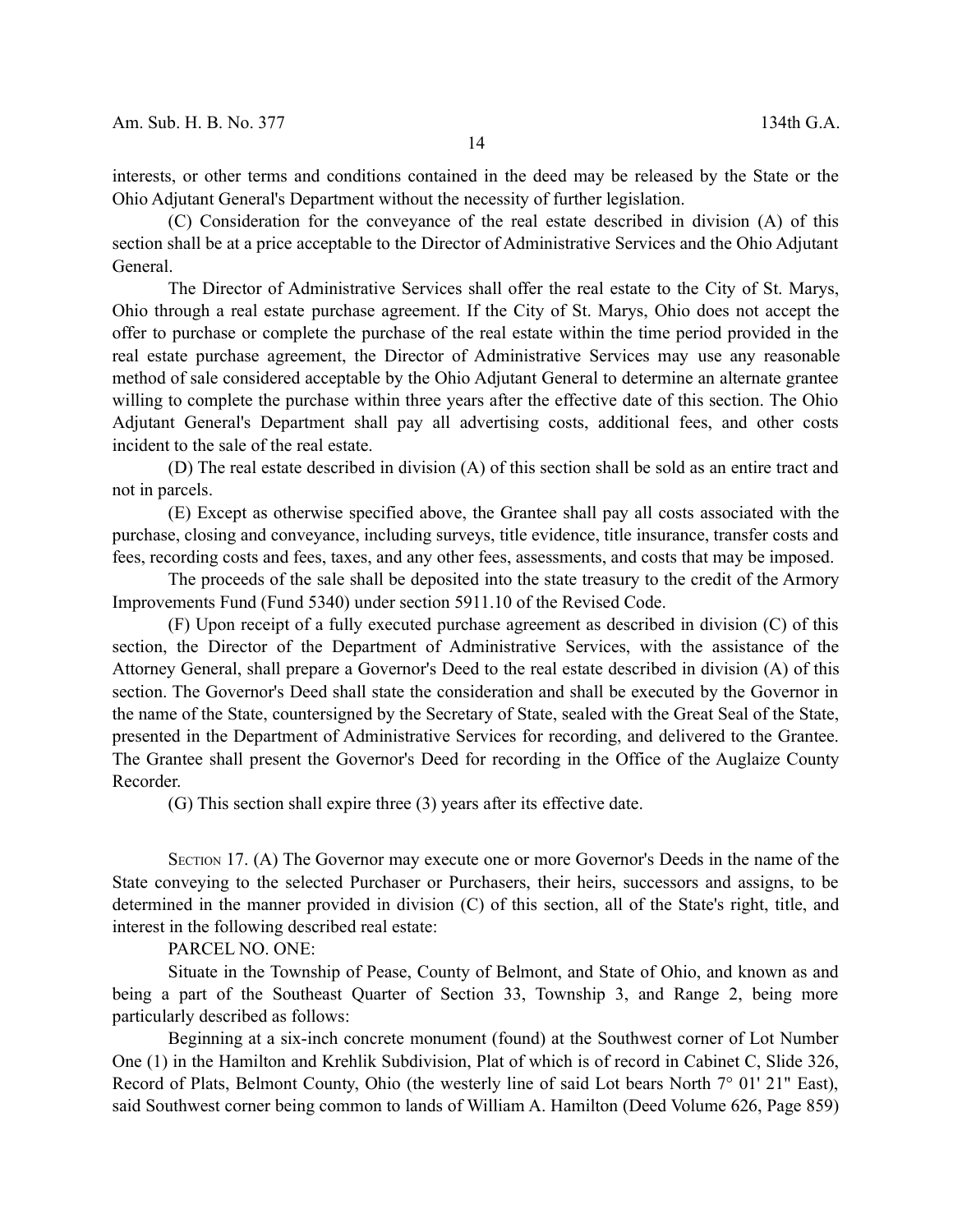interests, or other terms and conditions contained in the deed may be released by the State or the Ohio Adjutant General's Department without the necessity of further legislation.

(C) Consideration for the conveyance of the real estate described in division (A) of this section shall be at a price acceptable to the Director of Administrative Services and the Ohio Adjutant General.

The Director of Administrative Services shall offer the real estate to the City of St. Marys, Ohio through a real estate purchase agreement. If the City of St. Marys, Ohio does not accept the offer to purchase or complete the purchase of the real estate within the time period provided in the real estate purchase agreement, the Director of Administrative Services may use any reasonable method of sale considered acceptable by the Ohio Adjutant General to determine an alternate grantee willing to complete the purchase within three years after the effective date of this section. The Ohio Adjutant General's Department shall pay all advertising costs, additional fees, and other costs incident to the sale of the real estate.

(D) The real estate described in division (A) of this section shall be sold as an entire tract and not in parcels.

(E) Except as otherwise specified above, the Grantee shall pay all costs associated with the purchase, closing and conveyance, including surveys, title evidence, title insurance, transfer costs and fees, recording costs and fees, taxes, and any other fees, assessments, and costs that may be imposed.

The proceeds of the sale shall be deposited into the state treasury to the credit of the Armory Improvements Fund (Fund 5340) under section 5911.10 of the Revised Code.

(F) Upon receipt of a fully executed purchase agreement as described in division (C) of this section, the Director of the Department of Administrative Services, with the assistance of the Attorney General, shall prepare a Governor's Deed to the real estate described in division (A) of this section. The Governor's Deed shall state the consideration and shall be executed by the Governor in the name of the State, countersigned by the Secretary of State, sealed with the Great Seal of the State, presented in the Department of Administrative Services for recording, and delivered to the Grantee. The Grantee shall present the Governor's Deed for recording in the Office of the Auglaize County Recorder.

(G) This section shall expire three (3) years after its effective date.

SECTION 17. (A) The Governor may execute one or more Governor's Deeds in the name of the State conveying to the selected Purchaser or Purchasers, their heirs, successors and assigns, to be determined in the manner provided in division (C) of this section, all of the State's right, title, and interest in the following described real estate:

PARCEL NO. ONE:

Situate in the Township of Pease, County of Belmont, and State of Ohio, and known as and being a part of the Southeast Quarter of Section 33, Township 3, and Range 2, being more particularly described as follows:

Beginning at a six-inch concrete monument (found) at the Southwest corner of Lot Number One (1) in the Hamilton and Krehlik Subdivision, Plat of which is of record in Cabinet C, Slide 326, Record of Plats, Belmont County, Ohio (the westerly line of said Lot bears North 7° 01' 21" East), said Southwest corner being common to lands of William A. Hamilton (Deed Volume 626, Page 859)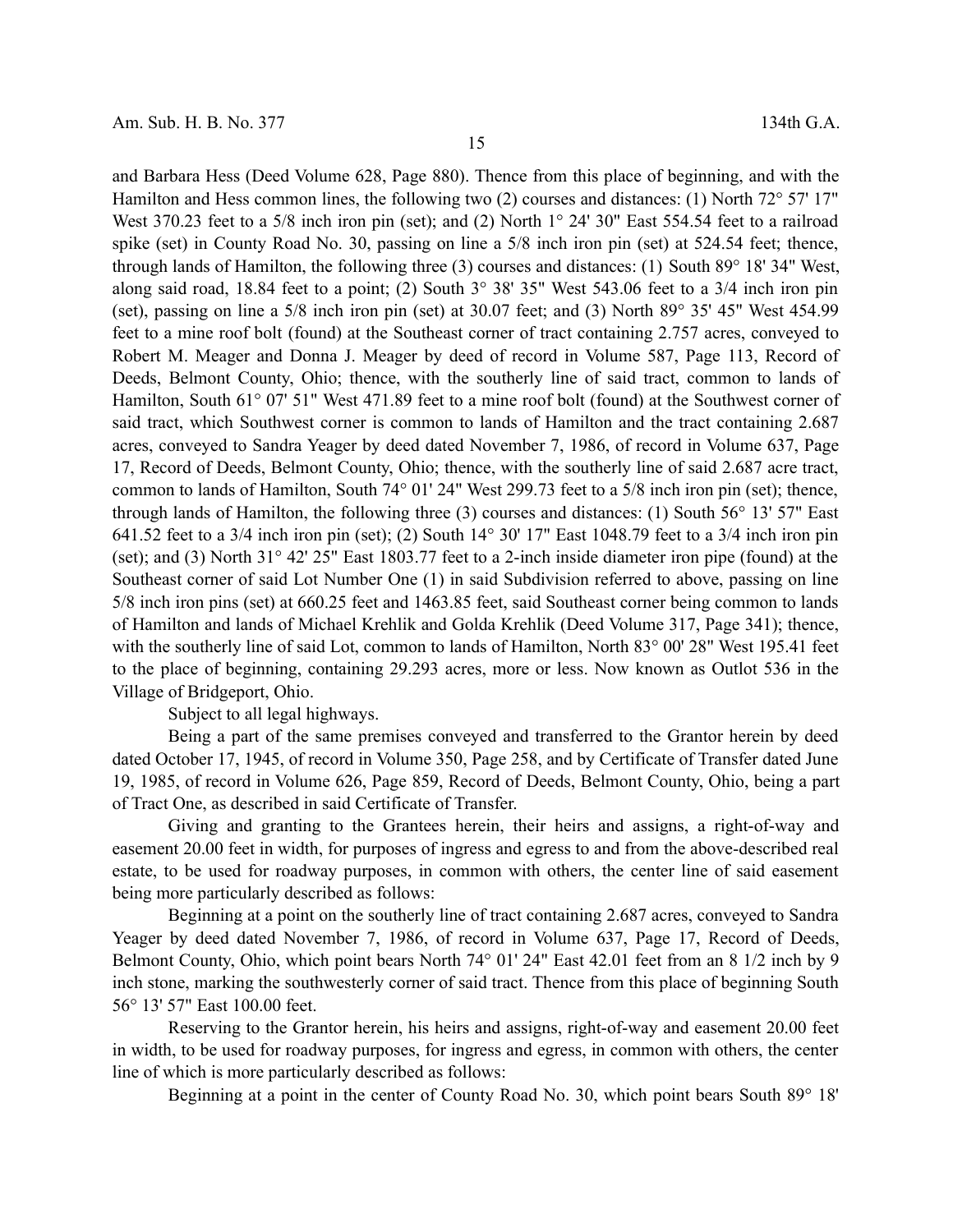and Barbara Hess (Deed Volume 628, Page 880). Thence from this place of beginning, and with the Hamilton and Hess common lines, the following two (2) courses and distances: (1) North 72° 57' 17" West 370.23 feet to a 5/8 inch iron pin (set); and (2) North 1° 24' 30" East 554.54 feet to a railroad spike (set) in County Road No. 30, passing on line a 5/8 inch iron pin (set) at 524.54 feet; thence, through lands of Hamilton, the following three (3) courses and distances: (1) South 89° 18' 34" West, along said road, 18.84 feet to a point; (2) South 3° 38' 35" West 543.06 feet to a 3/4 inch iron pin (set), passing on line a 5/8 inch iron pin (set) at 30.07 feet; and (3) North 89° 35' 45" West 454.99 feet to a mine roof bolt (found) at the Southeast corner of tract containing 2.757 acres, conveyed to Robert M. Meager and Donna J. Meager by deed of record in Volume 587, Page 113, Record of Deeds, Belmont County, Ohio; thence, with the southerly line of said tract, common to lands of Hamilton, South 61° 07' 51" West 471.89 feet to a mine roof bolt (found) at the Southwest corner of said tract, which Southwest corner is common to lands of Hamilton and the tract containing 2.687 acres, conveyed to Sandra Yeager by deed dated November 7, 1986, of record in Volume 637, Page 17, Record of Deeds, Belmont County, Ohio; thence, with the southerly line of said 2.687 acre tract, common to lands of Hamilton, South 74° 01' 24" West 299.73 feet to a 5/8 inch iron pin (set); thence, through lands of Hamilton, the following three (3) courses and distances: (1) South 56° 13' 57" East 641.52 feet to a 3/4 inch iron pin (set); (2) South 14° 30' 17" East 1048.79 feet to a 3/4 inch iron pin (set); and (3) North 31° 42' 25" East 1803.77 feet to a 2-inch inside diameter iron pipe (found) at the Southeast corner of said Lot Number One (1) in said Subdivision referred to above, passing on line 5/8 inch iron pins (set) at 660.25 feet and 1463.85 feet, said Southeast corner being common to lands of Hamilton and lands of Michael Krehlik and Golda Krehlik (Deed Volume 317, Page 341); thence, with the southerly line of said Lot, common to lands of Hamilton, North 83° 00' 28" West 195.41 feet to the place of beginning, containing 29.293 acres, more or less. Now known as Outlot 536 in the Village of Bridgeport, Ohio.

Subject to all legal highways.

Being a part of the same premises conveyed and transferred to the Grantor herein by deed dated October 17, 1945, of record in Volume 350, Page 258, and by Certificate of Transfer dated June 19, 1985, of record in Volume 626, Page 859, Record of Deeds, Belmont County, Ohio, being a part of Tract One, as described in said Certificate of Transfer.

Giving and granting to the Grantees herein, their heirs and assigns, a right-of-way and easement 20.00 feet in width, for purposes of ingress and egress to and from the above-described real estate, to be used for roadway purposes, in common with others, the center line of said easement being more particularly described as follows:

Beginning at a point on the southerly line of tract containing 2.687 acres, conveyed to Sandra Yeager by deed dated November 7, 1986, of record in Volume 637, Page 17, Record of Deeds, Belmont County, Ohio, which point bears North 74° 01' 24" East 42.01 feet from an 8 1/2 inch by 9 inch stone, marking the southwesterly corner of said tract. Thence from this place of beginning South 56° 13' 57" East 100.00 feet.

Reserving to the Grantor herein, his heirs and assigns, right-of-way and easement 20.00 feet in width, to be used for roadway purposes, for ingress and egress, in common with others, the center line of which is more particularly described as follows:

Beginning at a point in the center of County Road No. 30, which point bears South 89° 18'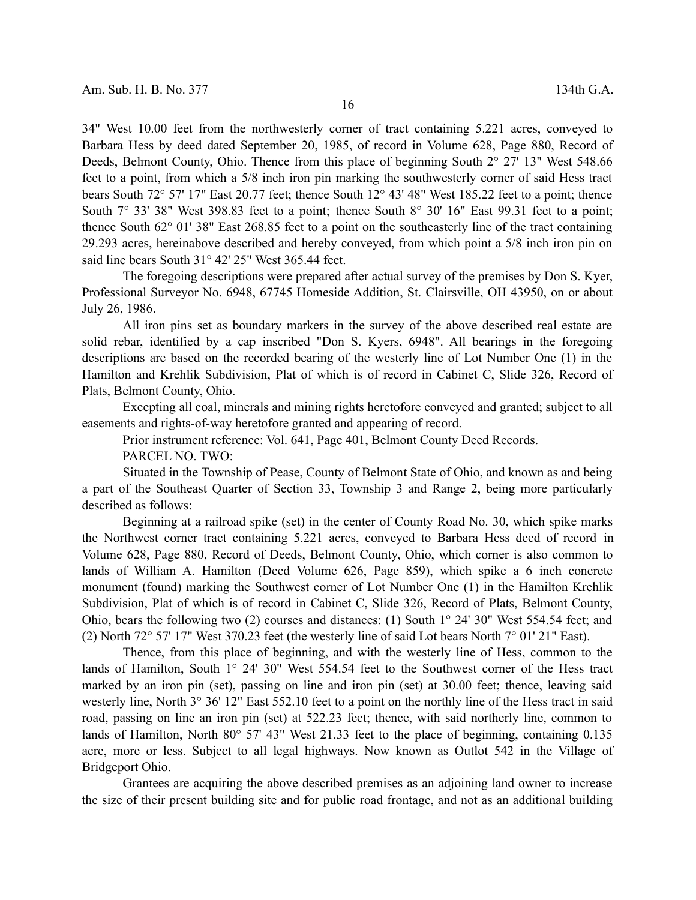34" West 10.00 feet from the northwesterly corner of tract containing 5.221 acres, conveyed to Barbara Hess by deed dated September 20, 1985, of record in Volume 628, Page 880, Record of Deeds, Belmont County, Ohio. Thence from this place of beginning South 2° 27' 13" West 548.66 feet to a point, from which a 5/8 inch iron pin marking the southwesterly corner of said Hess tract bears South 72° 57' 17" East 20.77 feet; thence South 12° 43' 48" West 185.22 feet to a point; thence South 7° 33' 38" West 398.83 feet to a point; thence South 8° 30' 16" East 99.31 feet to a point; thence South 62° 01' 38" East 268.85 feet to a point on the southeasterly line of the tract containing 29.293 acres, hereinabove described and hereby conveyed, from which point a 5/8 inch iron pin on said line bears South 31° 42' 25" West 365.44 feet.

The foregoing descriptions were prepared after actual survey of the premises by Don S. Kyer, Professional Surveyor No. 6948, 67745 Homeside Addition, St. Clairsville, OH 43950, on or about July 26, 1986.

All iron pins set as boundary markers in the survey of the above described real estate are solid rebar, identified by a cap inscribed "Don S. Kyers, 6948". All bearings in the foregoing descriptions are based on the recorded bearing of the westerly line of Lot Number One (1) in the Hamilton and Krehlik Subdivision, Plat of which is of record in Cabinet C, Slide 326, Record of Plats, Belmont County, Ohio.

Excepting all coal, minerals and mining rights heretofore conveyed and granted; subject to all easements and rights-of-way heretofore granted and appearing of record.

Prior instrument reference: Vol. 641, Page 401, Belmont County Deed Records.

PARCEL NO. TWO:

Situated in the Township of Pease, County of Belmont State of Ohio, and known as and being a part of the Southeast Quarter of Section 33, Township 3 and Range 2, being more particularly described as follows:

Beginning at a railroad spike (set) in the center of County Road No. 30, which spike marks the Northwest corner tract containing 5.221 acres, conveyed to Barbara Hess deed of record in Volume 628, Page 880, Record of Deeds, Belmont County, Ohio, which corner is also common to lands of William A. Hamilton (Deed Volume 626, Page 859), which spike a 6 inch concrete monument (found) marking the Southwest corner of Lot Number One (1) in the Hamilton Krehlik Subdivision, Plat of which is of record in Cabinet C, Slide 326, Record of Plats, Belmont County, Ohio, bears the following two (2) courses and distances: (1) South 1° 24' 30" West 554.54 feet; and (2) North 72° 57' 17" West 370.23 feet (the westerly line of said Lot bears North 7° 01' 21" East).

Thence, from this place of beginning, and with the westerly line of Hess, common to the lands of Hamilton, South 1° 24' 30" West 554.54 feet to the Southwest corner of the Hess tract marked by an iron pin (set), passing on line and iron pin (set) at 30.00 feet; thence, leaving said westerly line, North 3° 36' 12" East 552.10 feet to a point on the northly line of the Hess tract in said road, passing on line an iron pin (set) at 522.23 feet; thence, with said northerly line, common to lands of Hamilton, North 80° 57' 43" West 21.33 feet to the place of beginning, containing 0.135 acre, more or less. Subject to all legal highways. Now known as Outlot 542 in the Village of Bridgeport Ohio.

Grantees are acquiring the above described premises as an adjoining land owner to increase the size of their present building site and for public road frontage, and not as an additional building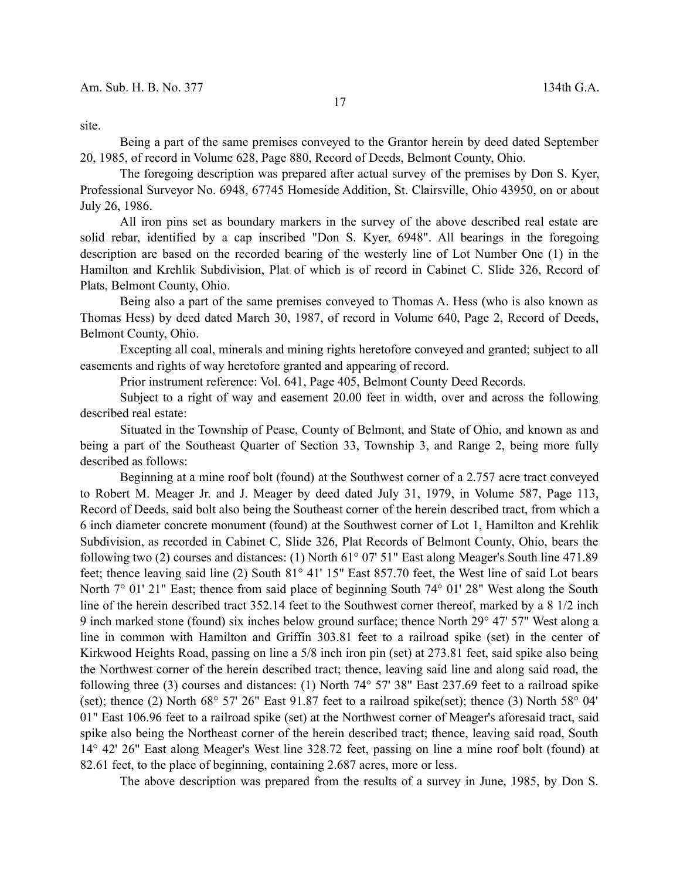site.

Being a part of the same premises conveyed to the Grantor herein by deed dated September 20, 1985, of record in Volume 628, Page 880, Record of Deeds, Belmont County, Ohio.

The foregoing description was prepared after actual survey of the premises by Don S. Kyer, Professional Surveyor No. 6948, 67745 Homeside Addition, St. Clairsville, Ohio 43950, on or about July 26, 1986.

All iron pins set as boundary markers in the survey of the above described real estate are solid rebar, identified by a cap inscribed "Don S. Kyer, 6948". All bearings in the foregoing description are based on the recorded bearing of the westerly line of Lot Number One (1) in the Hamilton and Krehlik Subdivision, Plat of which is of record in Cabinet C. Slide 326, Record of Plats, Belmont County, Ohio.

Being also a part of the same premises conveyed to Thomas A. Hess (who is also known as Thomas Hess) by deed dated March 30, 1987, of record in Volume 640, Page 2, Record of Deeds, Belmont County, Ohio.

Excepting all coal, minerals and mining rights heretofore conveyed and granted; subject to all easements and rights of way heretofore granted and appearing of record.

Prior instrument reference: Vol. 641, Page 405, Belmont County Deed Records.

Subject to a right of way and easement 20.00 feet in width, over and across the following described real estate:

Situated in the Township of Pease, County of Belmont, and State of Ohio, and known as and being a part of the Southeast Quarter of Section 33, Township 3, and Range 2, being more fully described as follows:

Beginning at a mine roof bolt (found) at the Southwest corner of a 2.757 acre tract conveyed to Robert M. Meager Jr. and J. Meager by deed dated July 31, 1979, in Volume 587, Page 113, Record of Deeds, said bolt also being the Southeast corner of the herein described tract, from which a 6 inch diameter concrete monument (found) at the Southwest corner of Lot 1, Hamilton and Krehlik Subdivision, as recorded in Cabinet C, Slide 326, Plat Records of Belmont County, Ohio, bears the following two (2) courses and distances: (1) North 61° 07' 51" East along Meager's South line 471.89 feet; thence leaving said line (2) South 81° 41' 15" East 857.70 feet, the West line of said Lot bears North 7° 01' 21" East; thence from said place of beginning South 74° 01' 28" West along the South line of the herein described tract 352.14 feet to the Southwest corner thereof, marked by a 8 1/2 inch 9 inch marked stone (found) six inches below ground surface; thence North 29° 47' 57" West along a line in common with Hamilton and Griffin 303.81 feet to a railroad spike (set) in the center of Kirkwood Heights Road, passing on line a 5/8 inch iron pin (set) at 273.81 feet, said spike also being the Northwest corner of the herein described tract; thence, leaving said line and along said road, the following three (3) courses and distances: (1) North 74° 57' 38" East 237.69 feet to a railroad spike (set); thence (2) North 68° 57' 26" East 91.87 feet to a railroad spike(set); thence (3) North 58° 04' 01" East 106.96 feet to a railroad spike (set) at the Northwest corner of Meager's aforesaid tract, said spike also being the Northeast corner of the herein described tract; thence, leaving said road, South 14° 42' 26" East along Meager's West line 328.72 feet, passing on line a mine roof bolt (found) at 82.61 feet, to the place of beginning, containing 2.687 acres, more or less.

The above description was prepared from the results of a survey in June, 1985, by Don S.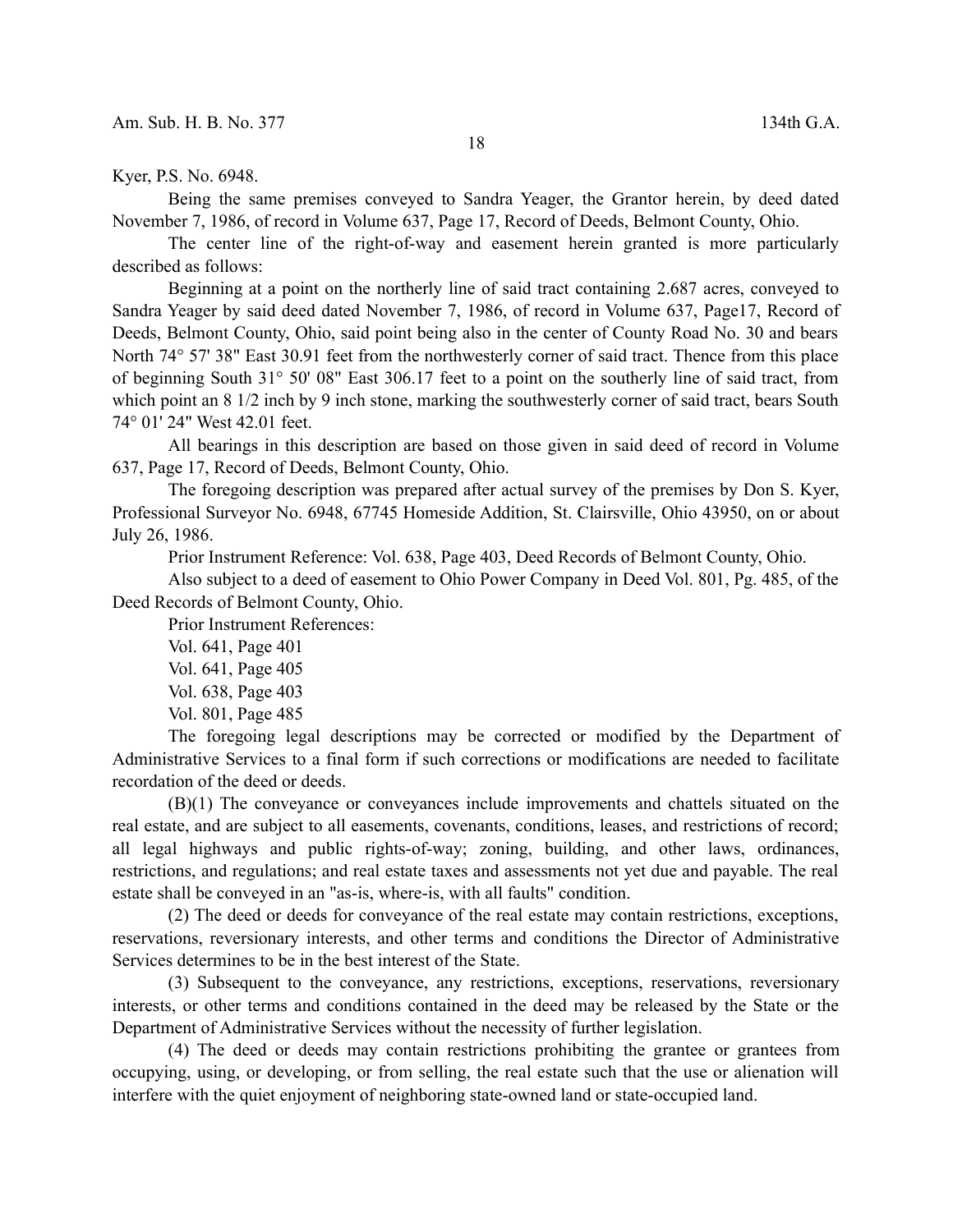Kyer, P.S. No. 6948.

Being the same premises conveyed to Sandra Yeager, the Grantor herein, by deed dated November 7, 1986, of record in Volume 637, Page 17, Record of Deeds, Belmont County, Ohio.

The center line of the right-of-way and easement herein granted is more particularly described as follows:

Beginning at a point on the northerly line of said tract containing 2.687 acres, conveyed to Sandra Yeager by said deed dated November 7, 1986, of record in Volume 637, Page17, Record of Deeds, Belmont County, Ohio, said point being also in the center of County Road No. 30 and bears North 74° 57' 38" East 30.91 feet from the northwesterly corner of said tract. Thence from this place of beginning South 31° 50' 08" East 306.17 feet to a point on the southerly line of said tract, from which point an 8 1/2 inch by 9 inch stone, marking the southwesterly corner of said tract, bears South 74° 01' 24" West 42.01 feet.

All bearings in this description are based on those given in said deed of record in Volume 637, Page 17, Record of Deeds, Belmont County, Ohio.

The foregoing description was prepared after actual survey of the premises by Don S. Kyer, Professional Surveyor No. 6948, 67745 Homeside Addition, St. Clairsville, Ohio 43950, on or about July 26, 1986.

Prior Instrument Reference: Vol. 638, Page 403, Deed Records of Belmont County, Ohio.

Also subject to a deed of easement to Ohio Power Company in Deed Vol. 801, Pg. 485, of the Deed Records of Belmont County, Ohio.

Prior Instrument References:

Vol. 641, Page 401

Vol. 641, Page 405

Vol. 638, Page 403

Vol. 801, Page 485

The foregoing legal descriptions may be corrected or modified by the Department of Administrative Services to a final form if such corrections or modifications are needed to facilitate recordation of the deed or deeds.

(B)(1) The conveyance or conveyances include improvements and chattels situated on the real estate, and are subject to all easements, covenants, conditions, leases, and restrictions of record; all legal highways and public rights-of-way; zoning, building, and other laws, ordinances, restrictions, and regulations; and real estate taxes and assessments not yet due and payable. The real estate shall be conveyed in an "as-is, where-is, with all faults" condition.

(2) The deed or deeds for conveyance of the real estate may contain restrictions, exceptions, reservations, reversionary interests, and other terms and conditions the Director of Administrative Services determines to be in the best interest of the State.

(3) Subsequent to the conveyance, any restrictions, exceptions, reservations, reversionary interests, or other terms and conditions contained in the deed may be released by the State or the Department of Administrative Services without the necessity of further legislation.

(4) The deed or deeds may contain restrictions prohibiting the grantee or grantees from occupying, using, or developing, or from selling, the real estate such that the use or alienation will interfere with the quiet enjoyment of neighboring state-owned land or state-occupied land.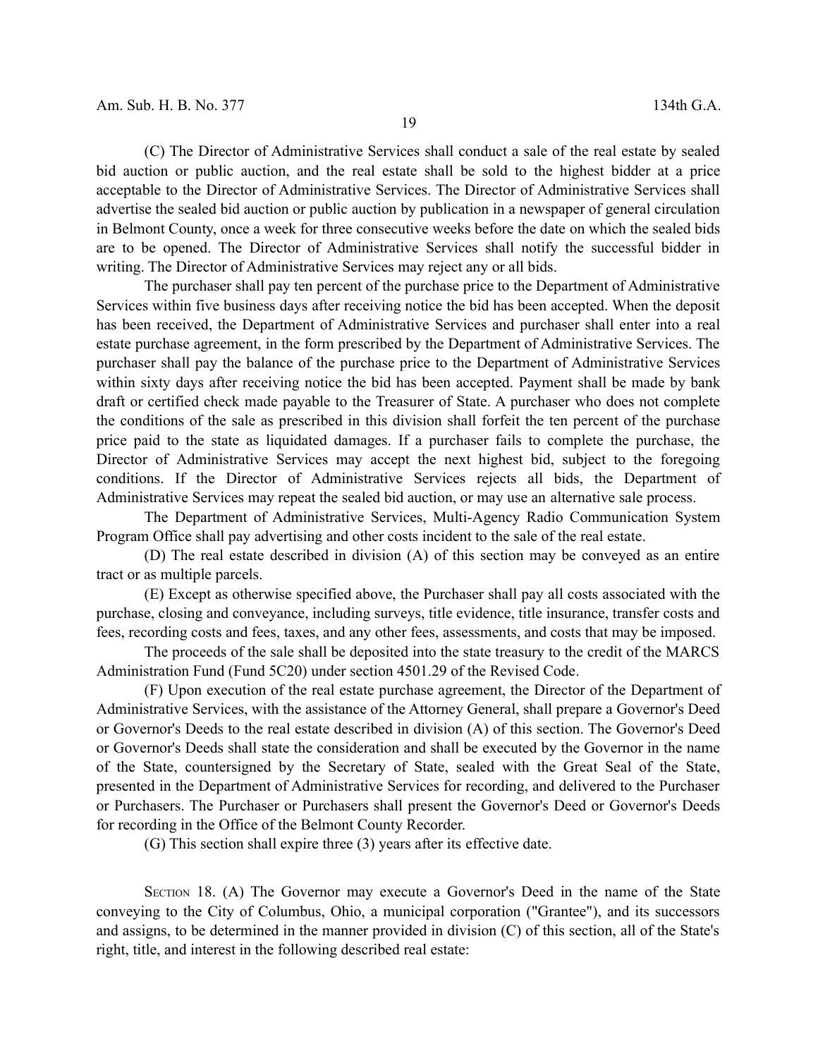(C) The Director of Administrative Services shall conduct a sale of the real estate by sealed bid auction or public auction, and the real estate shall be sold to the highest bidder at a price acceptable to the Director of Administrative Services. The Director of Administrative Services shall advertise the sealed bid auction or public auction by publication in a newspaper of general circulation in Belmont County, once a week for three consecutive weeks before the date on which the sealed bids are to be opened. The Director of Administrative Services shall notify the successful bidder in writing. The Director of Administrative Services may reject any or all bids.

The purchaser shall pay ten percent of the purchase price to the Department of Administrative Services within five business days after receiving notice the bid has been accepted. When the deposit has been received, the Department of Administrative Services and purchaser shall enter into a real estate purchase agreement, in the form prescribed by the Department of Administrative Services. The purchaser shall pay the balance of the purchase price to the Department of Administrative Services within sixty days after receiving notice the bid has been accepted. Payment shall be made by bank draft or certified check made payable to the Treasurer of State. A purchaser who does not complete the conditions of the sale as prescribed in this division shall forfeit the ten percent of the purchase price paid to the state as liquidated damages. If a purchaser fails to complete the purchase, the Director of Administrative Services may accept the next highest bid, subject to the foregoing conditions. If the Director of Administrative Services rejects all bids, the Department of Administrative Services may repeat the sealed bid auction, or may use an alternative sale process.

The Department of Administrative Services, Multi-Agency Radio Communication System Program Office shall pay advertising and other costs incident to the sale of the real estate.

(D) The real estate described in division (A) of this section may be conveyed as an entire tract or as multiple parcels.

(E) Except as otherwise specified above, the Purchaser shall pay all costs associated with the purchase, closing and conveyance, including surveys, title evidence, title insurance, transfer costs and fees, recording costs and fees, taxes, and any other fees, assessments, and costs that may be imposed.

The proceeds of the sale shall be deposited into the state treasury to the credit of the MARCS Administration Fund (Fund 5C20) under section 4501.29 of the Revised Code.

(F) Upon execution of the real estate purchase agreement, the Director of the Department of Administrative Services, with the assistance of the Attorney General, shall prepare a Governor's Deed or Governor's Deeds to the real estate described in division (A) of this section. The Governor's Deed or Governor's Deeds shall state the consideration and shall be executed by the Governor in the name of the State, countersigned by the Secretary of State, sealed with the Great Seal of the State, presented in the Department of Administrative Services for recording, and delivered to the Purchaser or Purchasers. The Purchaser or Purchasers shall present the Governor's Deed or Governor's Deeds for recording in the Office of the Belmont County Recorder.

(G) This section shall expire three (3) years after its effective date.

SECTION 18. (A) The Governor may execute a Governor's Deed in the name of the State conveying to the City of Columbus, Ohio, a municipal corporation ("Grantee"), and its successors and assigns, to be determined in the manner provided in division (C) of this section, all of the State's right, title, and interest in the following described real estate: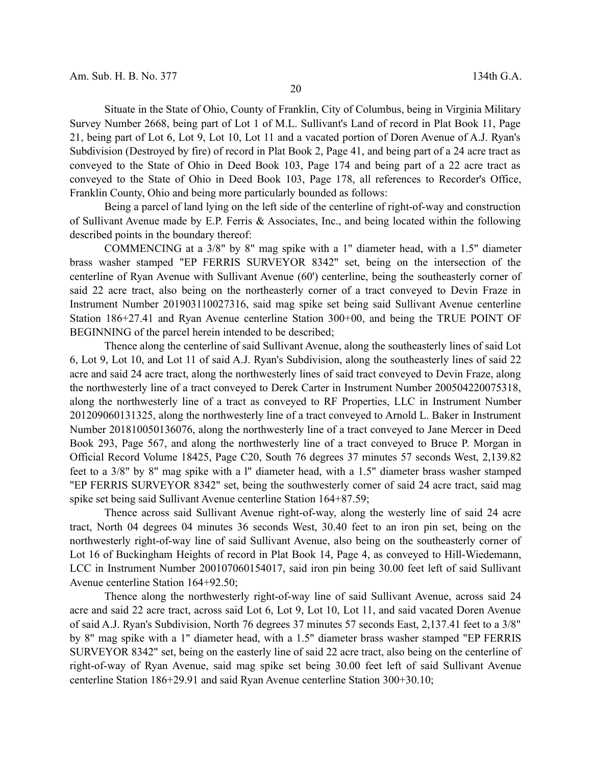Situate in the State of Ohio, County of Franklin, City of Columbus, being in Virginia Military Survey Number 2668, being part of Lot 1 of M.L. Sullivant's Land of record in Plat Book 11, Page 21, being part of Lot 6, Lot 9, Lot 10, Lot 11 and a vacated portion of Doren Avenue of A.J. Ryan's Subdivision (Destroyed by fire) of record in Plat Book 2, Page 41, and being part of a 24 acre tract as conveyed to the State of Ohio in Deed Book 103, Page 174 and being part of a 22 acre tract as conveyed to the State of Ohio in Deed Book 103, Page 178, all references to Recorder's Office, Franklin County, Ohio and being more particularly bounded as follows:

Being a parcel of land lying on the left side of the centerline of right-of-way and construction of Sullivant Avenue made by E.P. Ferris & Associates, Inc., and being located within the following described points in the boundary thereof:

COMMENCING at a 3/8" by 8" mag spike with a 1" diameter head, with a 1.5" diameter brass washer stamped "EP FERRIS SURVEYOR 8342" set, being on the intersection of the centerline of Ryan Avenue with Sullivant Avenue (60') centerline, being the southeasterly corner of said 22 acre tract, also being on the northeasterly corner of a tract conveyed to Devin Fraze in Instrument Number 201903110027316, said mag spike set being said Sullivant Avenue centerline Station 186+27.41 and Ryan Avenue centerline Station 300+00, and being the TRUE POINT OF BEGINNING of the parcel herein intended to be described;

Thence along the centerline of said Sullivant Avenue, along the southeasterly lines of said Lot 6, Lot 9, Lot 10, and Lot 11 of said A.J. Ryan's Subdivision, along the southeasterly lines of said 22 acre and said 24 acre tract, along the northwesterly lines of said tract conveyed to Devin Fraze, along the northwesterly line of a tract conveyed to Derek Carter in Instrument Number 200504220075318, along the northwesterly line of a tract as conveyed to RF Properties, LLC in Instrument Number 201209060131325, along the northwesterly line of a tract conveyed to Arnold L. Baker in Instrument Number 201810050136076, along the northwesterly line of a tract conveyed to Jane Mercer in Deed Book 293, Page 567, and along the northwesterly line of a tract conveyed to Bruce P. Morgan in Official Record Volume 18425, Page C20, South 76 degrees 37 minutes 57 seconds West, 2,139.82 feet to a 3/8" by 8" mag spike with a l" diameter head, with a 1.5" diameter brass washer stamped "EP FERRIS SURVEYOR 8342" set, being the southwesterly corner of said 24 acre tract, said mag spike set being said Sullivant Avenue centerline Station 164+87.59;

Thence across said Sullivant Avenue right-of-way, along the westerly line of said 24 acre tract, North 04 degrees 04 minutes 36 seconds West, 30.40 feet to an iron pin set, being on the northwesterly right-of-way line of said Sullivant Avenue, also being on the southeasterly corner of Lot 16 of Buckingham Heights of record in Plat Book 14, Page 4, as conveyed to Hill-Wiedemann, LCC in Instrument Number 200107060154017, said iron pin being 30.00 feet left of said Sullivant Avenue centerline Station 164+92.50;

Thence along the northwesterly right-of-way line of said Sullivant Avenue, across said 24 acre and said 22 acre tract, across said Lot 6, Lot 9, Lot 10, Lot 11, and said vacated Doren Avenue of said A.J. Ryan's Subdivision, North 76 degrees 37 minutes 57 seconds East, 2,137.41 feet to a 3/8" by 8" mag spike with a 1" diameter head, with a 1.5" diameter brass washer stamped "EP FERRIS SURVEYOR 8342" set, being on the easterly line of said 22 acre tract, also being on the centerline of right-of-way of Ryan Avenue, said mag spike set being 30.00 feet left of said Sullivant Avenue centerline Station 186+29.91 and said Ryan Avenue centerline Station 300+30.10;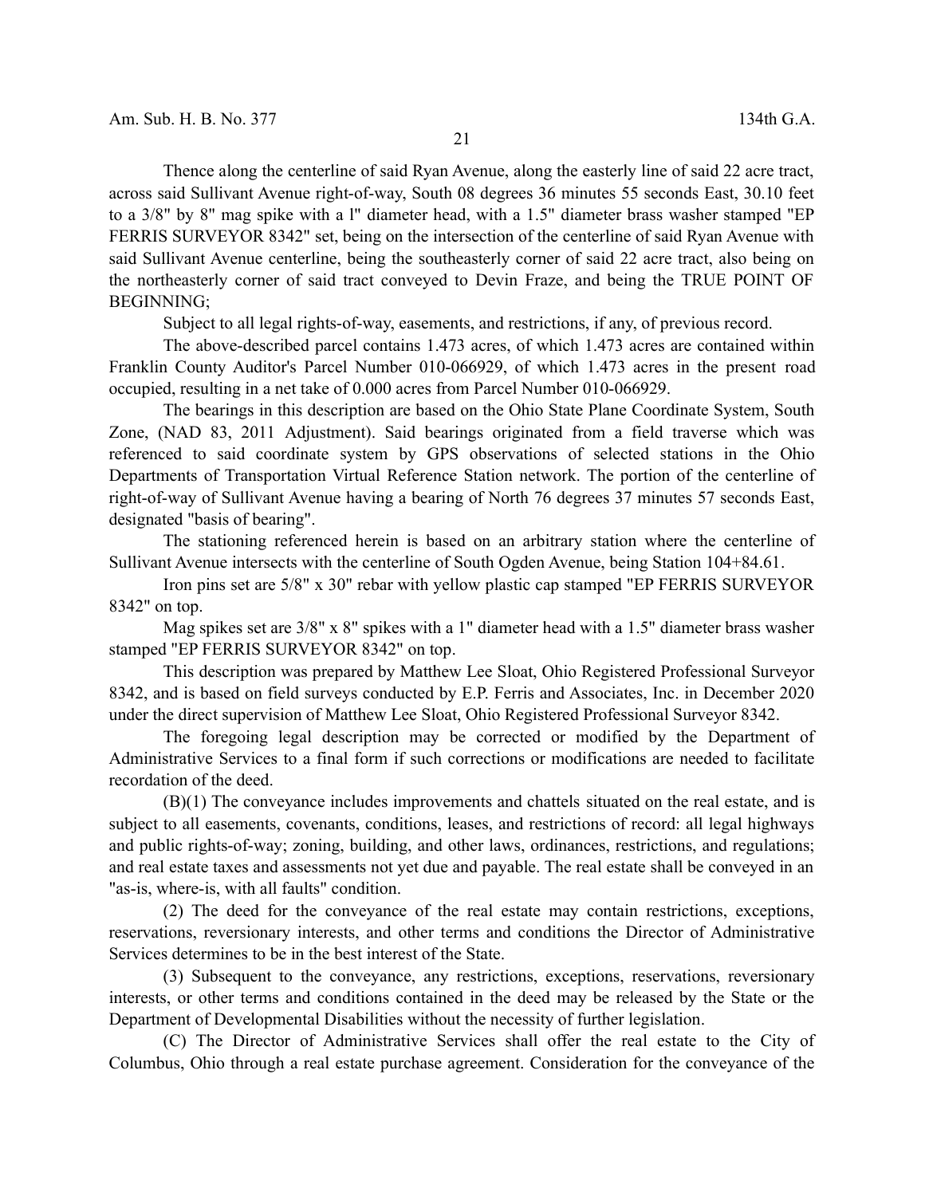Thence along the centerline of said Ryan Avenue, along the easterly line of said 22 acre tract, across said Sullivant Avenue right-of-way, South 08 degrees 36 minutes 55 seconds East, 30.10 feet to a 3/8" by 8" mag spike with a l" diameter head, with a 1.5" diameter brass washer stamped "EP FERRIS SURVEYOR 8342" set, being on the intersection of the centerline of said Ryan Avenue with said Sullivant Avenue centerline, being the southeasterly corner of said 22 acre tract, also being on the northeasterly corner of said tract conveyed to Devin Fraze, and being the TRUE POINT OF BEGINNING;

Subject to all legal rights-of-way, easements, and restrictions, if any, of previous record.

The above-described parcel contains 1.473 acres, of which 1.473 acres are contained within Franklin County Auditor's Parcel Number 010-066929, of which 1.473 acres in the present road occupied, resulting in a net take of 0.000 acres from Parcel Number 010-066929.

The bearings in this description are based on the Ohio State Plane Coordinate System, South Zone, (NAD 83, 2011 Adjustment). Said bearings originated from a field traverse which was referenced to said coordinate system by GPS observations of selected stations in the Ohio Departments of Transportation Virtual Reference Station network. The portion of the centerline of right-of-way of Sullivant Avenue having a bearing of North 76 degrees 37 minutes 57 seconds East, designated "basis of bearing".

The stationing referenced herein is based on an arbitrary station where the centerline of Sullivant Avenue intersects with the centerline of South Ogden Avenue, being Station 104+84.61.

Iron pins set are 5/8" x 30" rebar with yellow plastic cap stamped "EP FERRIS SURVEYOR 8342" on top.

Mag spikes set are 3/8" x 8" spikes with a 1" diameter head with a 1.5" diameter brass washer stamped "EP FERRIS SURVEYOR 8342" on top.

This description was prepared by Matthew Lee Sloat, Ohio Registered Professional Surveyor 8342, and is based on field surveys conducted by E.P. Ferris and Associates, Inc. in December 2020 under the direct supervision of Matthew Lee Sloat, Ohio Registered Professional Surveyor 8342.

The foregoing legal description may be corrected or modified by the Department of Administrative Services to a final form if such corrections or modifications are needed to facilitate recordation of the deed.

(B)(1) The conveyance includes improvements and chattels situated on the real estate, and is subject to all easements, covenants, conditions, leases, and restrictions of record: all legal highways and public rights-of-way; zoning, building, and other laws, ordinances, restrictions, and regulations; and real estate taxes and assessments not yet due and payable. The real estate shall be conveyed in an "as-is, where-is, with all faults" condition.

(2) The deed for the conveyance of the real estate may contain restrictions, exceptions, reservations, reversionary interests, and other terms and conditions the Director of Administrative Services determines to be in the best interest of the State.

(3) Subsequent to the conveyance, any restrictions, exceptions, reservations, reversionary interests, or other terms and conditions contained in the deed may be released by the State or the Department of Developmental Disabilities without the necessity of further legislation.

(C) The Director of Administrative Services shall offer the real estate to the City of Columbus, Ohio through a real estate purchase agreement. Consideration for the conveyance of the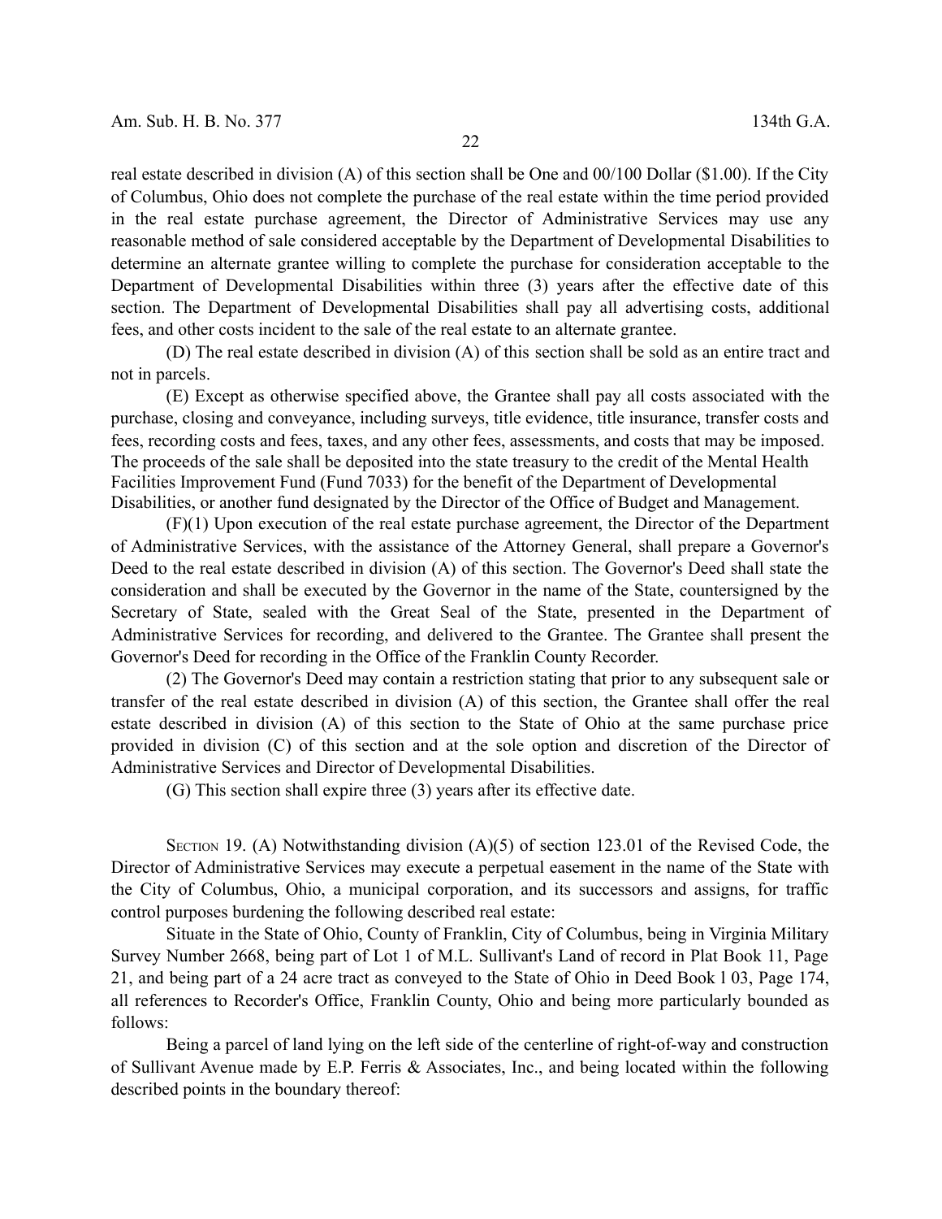real estate described in division (A) of this section shall be One and 00/100 Dollar ($1.00). If the City of Columbus, Ohio does not complete the purchase of the real estate within the time period provided in the real estate purchase agreement, the Director of Administrative Services may use any reasonable method of sale considered acceptable by the Department of Developmental Disabilities to determine an alternate grantee willing to complete the purchase for consideration acceptable to the Department of Developmental Disabilities within three (3) years after the effective date of this section. The Department of Developmental Disabilities shall pay all advertising costs, additional fees, and other costs incident to the sale of the real estate to an alternate grantee.

(D) The real estate described in division (A) of this section shall be sold as an entire tract and not in parcels.

(E) Except as otherwise specified above, the Grantee shall pay all costs associated with the purchase, closing and conveyance, including surveys, title evidence, title insurance, transfer costs and fees, recording costs and fees, taxes, and any other fees, assessments, and costs that may be imposed. The proceeds of the sale shall be deposited into the state treasury to the credit of the Mental Health Facilities Improvement Fund (Fund 7033) for the benefit of the Department of Developmental Disabilities, or another fund designated by the Director of the Office of Budget and Management.

(F)(1) Upon execution of the real estate purchase agreement, the Director of the Department of Administrative Services, with the assistance of the Attorney General, shall prepare a Governor's Deed to the real estate described in division (A) of this section. The Governor's Deed shall state the consideration and shall be executed by the Governor in the name of the State, countersigned by the Secretary of State, sealed with the Great Seal of the State, presented in the Department of Administrative Services for recording, and delivered to the Grantee. The Grantee shall present the Governor's Deed for recording in the Office of the Franklin County Recorder.

(2) The Governor's Deed may contain a restriction stating that prior to any subsequent sale or transfer of the real estate described in division (A) of this section, the Grantee shall offer the real estate described in division (A) of this section to the State of Ohio at the same purchase price provided in division (C) of this section and at the sole option and discretion of the Director of Administrative Services and Director of Developmental Disabilities.

(G) This section shall expire three (3) years after its effective date.

SECTION 19. (A) Notwithstanding division (A)(5) of section 123.01 of the Revised Code, the Director of Administrative Services may execute a perpetual easement in the name of the State with the City of Columbus, Ohio, a municipal corporation, and its successors and assigns, for traffic control purposes burdening the following described real estate:

Situate in the State of Ohio, County of Franklin, City of Columbus, being in Virginia Military Survey Number 2668, being part of Lot 1 of M.L. Sullivant's Land of record in Plat Book 11, Page 21, and being part of a 24 acre tract as conveyed to the State of Ohio in Deed Book l 03, Page 174, all references to Recorder's Office, Franklin County, Ohio and being more particularly bounded as follows:

Being a parcel of land lying on the left side of the centerline of right-of-way and construction of Sullivant Avenue made by E.P. Ferris & Associates, Inc., and being located within the following described points in the boundary thereof: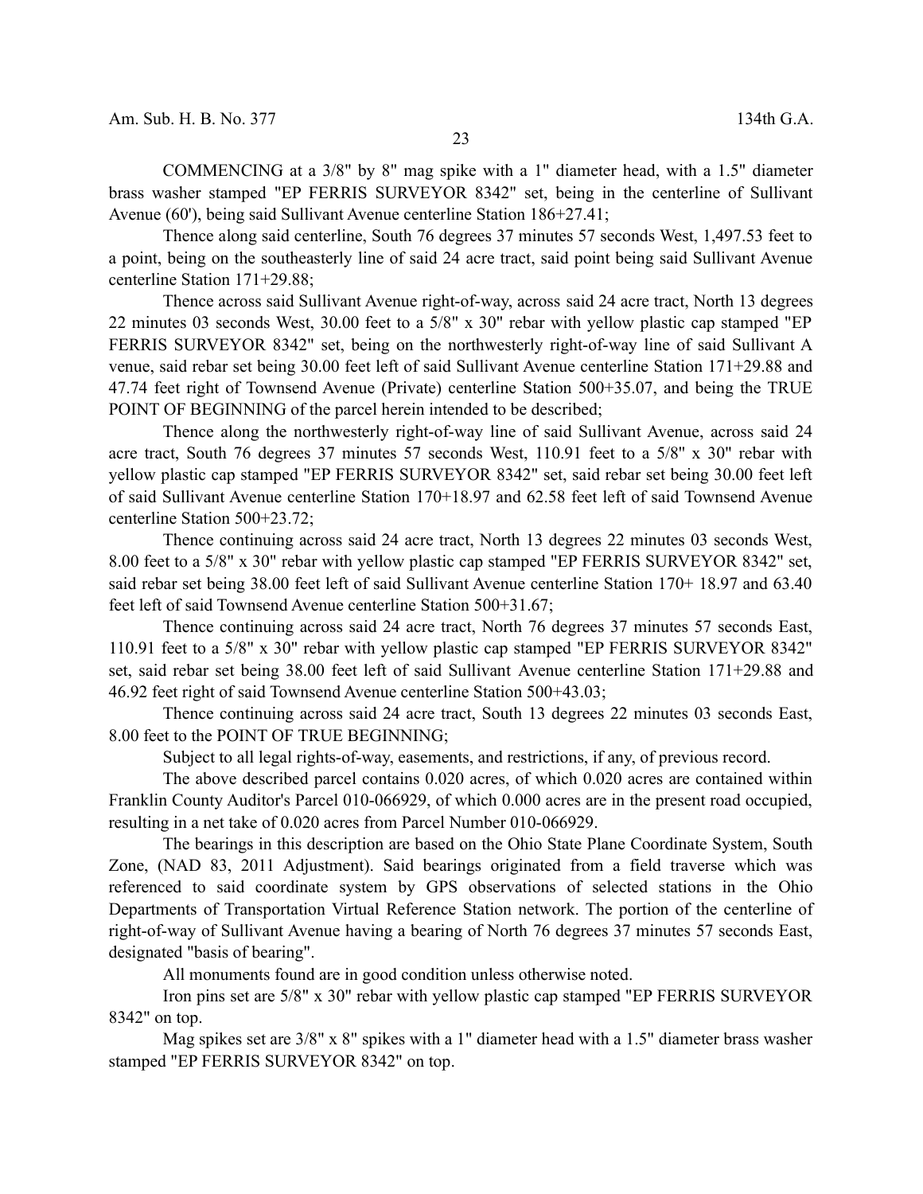COMMENCING at a 3/8" by 8" mag spike with a 1" diameter head, with a 1.5" diameter brass washer stamped "EP FERRIS SURVEYOR 8342" set, being in the centerline of Sullivant Avenue (60'), being said Sullivant Avenue centerline Station 186+27.41;

Thence along said centerline, South 76 degrees 37 minutes 57 seconds West, 1,497.53 feet to a point, being on the southeasterly line of said 24 acre tract, said point being said Sullivant Avenue centerline Station 171+29.88;

Thence across said Sullivant Avenue right-of-way, across said 24 acre tract, North 13 degrees 22 minutes 03 seconds West, 30.00 feet to a 5/8" x 30" rebar with yellow plastic cap stamped "EP FERRIS SURVEYOR 8342" set, being on the northwesterly right-of-way line of said Sullivant A venue, said rebar set being 30.00 feet left of said Sullivant Avenue centerline Station 171+29.88 and 47.74 feet right of Townsend Avenue (Private) centerline Station 500+35.07, and being the TRUE POINT OF BEGINNING of the parcel herein intended to be described;

Thence along the northwesterly right-of-way line of said Sullivant Avenue, across said 24 acre tract, South 76 degrees 37 minutes 57 seconds West, 110.91 feet to a 5/8" x 30" rebar with yellow plastic cap stamped "EP FERRIS SURVEYOR 8342" set, said rebar set being 30.00 feet left of said Sullivant Avenue centerline Station 170+18.97 and 62.58 feet left of said Townsend Avenue centerline Station 500+23.72;

Thence continuing across said 24 acre tract, North 13 degrees 22 minutes 03 seconds West, 8.00 feet to a 5/8" x 30" rebar with yellow plastic cap stamped "EP FERRIS SURVEYOR 8342" set, said rebar set being 38.00 feet left of said Sullivant Avenue centerline Station 170+ 18.97 and 63.40 feet left of said Townsend Avenue centerline Station 500+31.67;

Thence continuing across said 24 acre tract, North 76 degrees 37 minutes 57 seconds East, 110.91 feet to a 5/8" x 30" rebar with yellow plastic cap stamped "EP FERRIS SURVEYOR 8342" set, said rebar set being 38.00 feet left of said Sullivant Avenue centerline Station 171+29.88 and 46.92 feet right of said Townsend Avenue centerline Station 500+43.03;

Thence continuing across said 24 acre tract, South 13 degrees 22 minutes 03 seconds East, 8.00 feet to the POINT OF TRUE BEGINNING;

Subject to all legal rights-of-way, easements, and restrictions, if any, of previous record.

The above described parcel contains 0.020 acres, of which 0.020 acres are contained within Franklin County Auditor's Parcel 010-066929, of which 0.000 acres are in the present road occupied, resulting in a net take of 0.020 acres from Parcel Number 010-066929.

The bearings in this description are based on the Ohio State Plane Coordinate System, South Zone, (NAD 83, 2011 Adjustment). Said bearings originated from a field traverse which was referenced to said coordinate system by GPS observations of selected stations in the Ohio Departments of Transportation Virtual Reference Station network. The portion of the centerline of right-of-way of Sullivant Avenue having a bearing of North 76 degrees 37 minutes 57 seconds East, designated "basis of bearing".

All monuments found are in good condition unless otherwise noted.

Iron pins set are 5/8" x 30" rebar with yellow plastic cap stamped "EP FERRIS SURVEYOR 8342" on top.

Mag spikes set are 3/8" x 8" spikes with a 1" diameter head with a 1.5" diameter brass washer stamped "EP FERRIS SURVEYOR 8342" on top.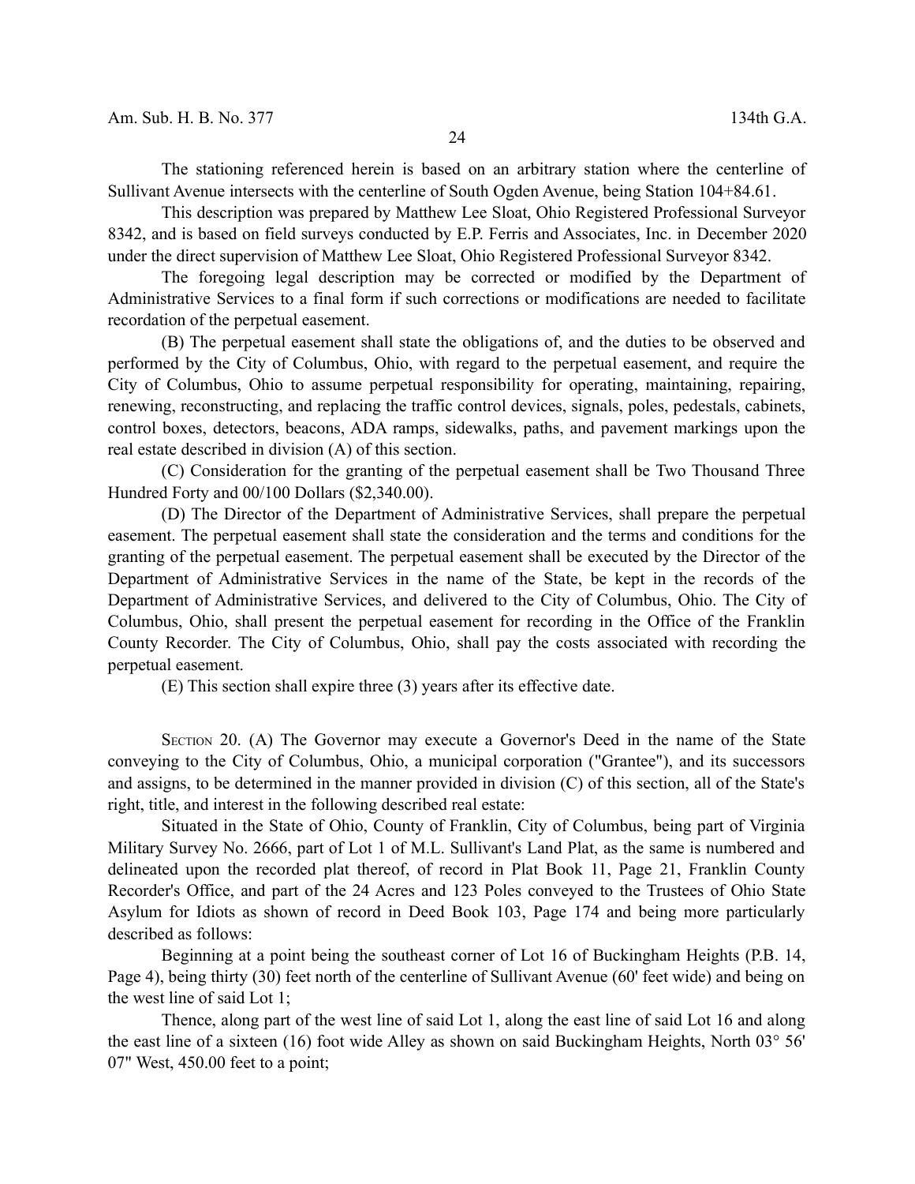The stationing referenced herein is based on an arbitrary station where the centerline of Sullivant Avenue intersects with the centerline of South Ogden Avenue, being Station 104+84.61.

This description was prepared by Matthew Lee Sloat, Ohio Registered Professional Surveyor 8342, and is based on field surveys conducted by E.P. Ferris and Associates, Inc. in December 2020 under the direct supervision of Matthew Lee Sloat, Ohio Registered Professional Surveyor 8342.

The foregoing legal description may be corrected or modified by the Department of Administrative Services to a final form if such corrections or modifications are needed to facilitate recordation of the perpetual easement.

(B) The perpetual easement shall state the obligations of, and the duties to be observed and performed by the City of Columbus, Ohio, with regard to the perpetual easement, and require the City of Columbus, Ohio to assume perpetual responsibility for operating, maintaining, repairing, renewing, reconstructing, and replacing the traffic control devices, signals, poles, pedestals, cabinets, control boxes, detectors, beacons, ADA ramps, sidewalks, paths, and pavement markings upon the real estate described in division (A) of this section.

(C) Consideration for the granting of the perpetual easement shall be Two Thousand Three Hundred Forty and 00/100 Dollars ($2,340.00).

(D) The Director of the Department of Administrative Services, shall prepare the perpetual easement. The perpetual easement shall state the consideration and the terms and conditions for the granting of the perpetual easement. The perpetual easement shall be executed by the Director of the Department of Administrative Services in the name of the State, be kept in the records of the Department of Administrative Services, and delivered to the City of Columbus, Ohio. The City of Columbus, Ohio, shall present the perpetual easement for recording in the Office of the Franklin County Recorder. The City of Columbus, Ohio, shall pay the costs associated with recording the perpetual easement.

(E) This section shall expire three (3) years after its effective date.

SECTION 20. (A) The Governor may execute a Governor's Deed in the name of the State conveying to the City of Columbus, Ohio, a municipal corporation ("Grantee"), and its successors and assigns, to be determined in the manner provided in division (C) of this section, all of the State's right, title, and interest in the following described real estate:

Situated in the State of Ohio, County of Franklin, City of Columbus, being part of Virginia Military Survey No. 2666, part of Lot 1 of M.L. Sullivant's Land Plat, as the same is numbered and delineated upon the recorded plat thereof, of record in Plat Book 11, Page 21, Franklin County Recorder's Office, and part of the 24 Acres and 123 Poles conveyed to the Trustees of Ohio State Asylum for Idiots as shown of record in Deed Book 103, Page 174 and being more particularly described as follows:

Beginning at a point being the southeast corner of Lot 16 of Buckingham Heights (P.B. 14, Page 4), being thirty (30) feet north of the centerline of Sullivant Avenue (60' feet wide) and being on the west line of said Lot 1;

Thence, along part of the west line of said Lot 1, along the east line of said Lot 16 and along the east line of a sixteen (16) foot wide Alley as shown on said Buckingham Heights, North 03° 56' 07" West, 450.00 feet to a point;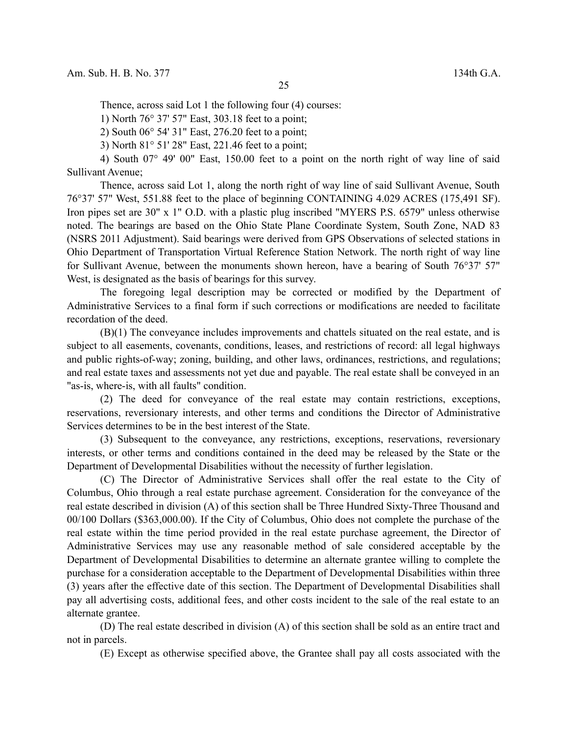Thence, across said Lot 1 the following four (4) courses:

1) North 76° 37' 57" East, 303.18 feet to a point;

2) South 06° 54' 31" East, 276.20 feet to a point;

3) North 81° 51' 28" East, 221.46 feet to a point;

4) South 07° 49' 00" East, 150.00 feet to a point on the north right of way line of said Sullivant Avenue;

Thence, across said Lot 1, along the north right of way line of said Sullivant Avenue, South 76°37' 57" West, 551.88 feet to the place of beginning CONTAINING 4.029 ACRES (175,491 SF). Iron pipes set are 30" x 1" O.D. with a plastic plug inscribed "MYERS P.S. 6579" unless otherwise noted. The bearings are based on the Ohio State Plane Coordinate System, South Zone, NAD 83 (NSRS 2011 Adjustment). Said bearings were derived from GPS Observations of selected stations in Ohio Department of Transportation Virtual Reference Station Network. The north right of way line for Sullivant Avenue, between the monuments shown hereon, have a bearing of South 76°37' 57" West, is designated as the basis of bearings for this survey.

The foregoing legal description may be corrected or modified by the Department of Administrative Services to a final form if such corrections or modifications are needed to facilitate recordation of the deed.

(B)(1) The conveyance includes improvements and chattels situated on the real estate, and is subject to all easements, covenants, conditions, leases, and restrictions of record: all legal highways and public rights-of-way; zoning, building, and other laws, ordinances, restrictions, and regulations; and real estate taxes and assessments not yet due and payable. The real estate shall be conveyed in an "as-is, where-is, with all faults" condition.

(2) The deed for conveyance of the real estate may contain restrictions, exceptions, reservations, reversionary interests, and other terms and conditions the Director of Administrative Services determines to be in the best interest of the State.

(3) Subsequent to the conveyance, any restrictions, exceptions, reservations, reversionary interests, or other terms and conditions contained in the deed may be released by the State or the Department of Developmental Disabilities without the necessity of further legislation.

(C) The Director of Administrative Services shall offer the real estate to the City of Columbus, Ohio through a real estate purchase agreement. Consideration for the conveyance of the real estate described in division (A) of this section shall be Three Hundred Sixty-Three Thousand and 00/100 Dollars ($363,000.00). If the City of Columbus, Ohio does not complete the purchase of the real estate within the time period provided in the real estate purchase agreement, the Director of Administrative Services may use any reasonable method of sale considered acceptable by the Department of Developmental Disabilities to determine an alternate grantee willing to complete the purchase for a consideration acceptable to the Department of Developmental Disabilities within three (3) years after the effective date of this section. The Department of Developmental Disabilities shall pay all advertising costs, additional fees, and other costs incident to the sale of the real estate to an alternate grantee.

(D) The real estate described in division (A) of this section shall be sold as an entire tract and not in parcels.

(E) Except as otherwise specified above, the Grantee shall pay all costs associated with the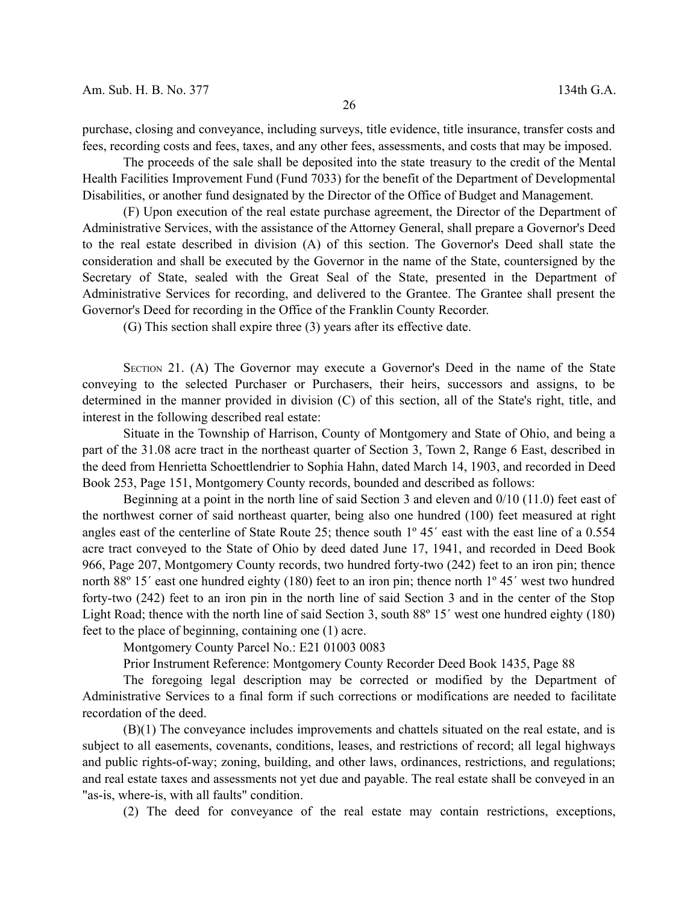purchase, closing and conveyance, including surveys, title evidence, title insurance, transfer costs and fees, recording costs and fees, taxes, and any other fees, assessments, and costs that may be imposed.

The proceeds of the sale shall be deposited into the state treasury to the credit of the Mental Health Facilities Improvement Fund (Fund 7033) for the benefit of the Department of Developmental Disabilities, or another fund designated by the Director of the Office of Budget and Management.

(F) Upon execution of the real estate purchase agreement, the Director of the Department of Administrative Services, with the assistance of the Attorney General, shall prepare a Governor's Deed to the real estate described in division (A) of this section. The Governor's Deed shall state the consideration and shall be executed by the Governor in the name of the State, countersigned by the Secretary of State, sealed with the Great Seal of the State, presented in the Department of Administrative Services for recording, and delivered to the Grantee. The Grantee shall present the Governor's Deed for recording in the Office of the Franklin County Recorder.

(G) This section shall expire three (3) years after its effective date.

SECTION 21. (A) The Governor may execute a Governor's Deed in the name of the State conveying to the selected Purchaser or Purchasers, their heirs, successors and assigns, to be determined in the manner provided in division (C) of this section, all of the State's right, title, and interest in the following described real estate:

Situate in the Township of Harrison, County of Montgomery and State of Ohio, and being a part of the 31.08 acre tract in the northeast quarter of Section 3, Town 2, Range 6 East, described in the deed from Henrietta Schoettlendrier to Sophia Hahn, dated March 14, 1903, and recorded in Deed Book 253, Page 151, Montgomery County records, bounded and described as follows:

Beginning at a point in the north line of said Section 3 and eleven and 0/10 (11.0) feet east of the northwest corner of said northeast quarter, being also one hundred (100) feet measured at right angles east of the centerline of State Route 25; thence south 1º 45´ east with the east line of a 0.554 acre tract conveyed to the State of Ohio by deed dated June 17, 1941, and recorded in Deed Book 966, Page 207, Montgomery County records, two hundred forty-two (242) feet to an iron pin; thence north 88º 15´ east one hundred eighty (180) feet to an iron pin; thence north 1º 45´ west two hundred forty-two (242) feet to an iron pin in the north line of said Section 3 and in the center of the Stop Light Road; thence with the north line of said Section 3, south 88º 15´ west one hundred eighty (180) feet to the place of beginning, containing one (1) acre.

Montgomery County Parcel No.: E21 01003 0083

Prior Instrument Reference: Montgomery County Recorder Deed Book 1435, Page 88

The foregoing legal description may be corrected or modified by the Department of Administrative Services to a final form if such corrections or modifications are needed to facilitate recordation of the deed.

(B)(1) The conveyance includes improvements and chattels situated on the real estate, and is subject to all easements, covenants, conditions, leases, and restrictions of record; all legal highways and public rights-of-way; zoning, building, and other laws, ordinances, restrictions, and regulations; and real estate taxes and assessments not yet due and payable. The real estate shall be conveyed in an "as-is, where-is, with all faults" condition.

(2) The deed for conveyance of the real estate may contain restrictions, exceptions,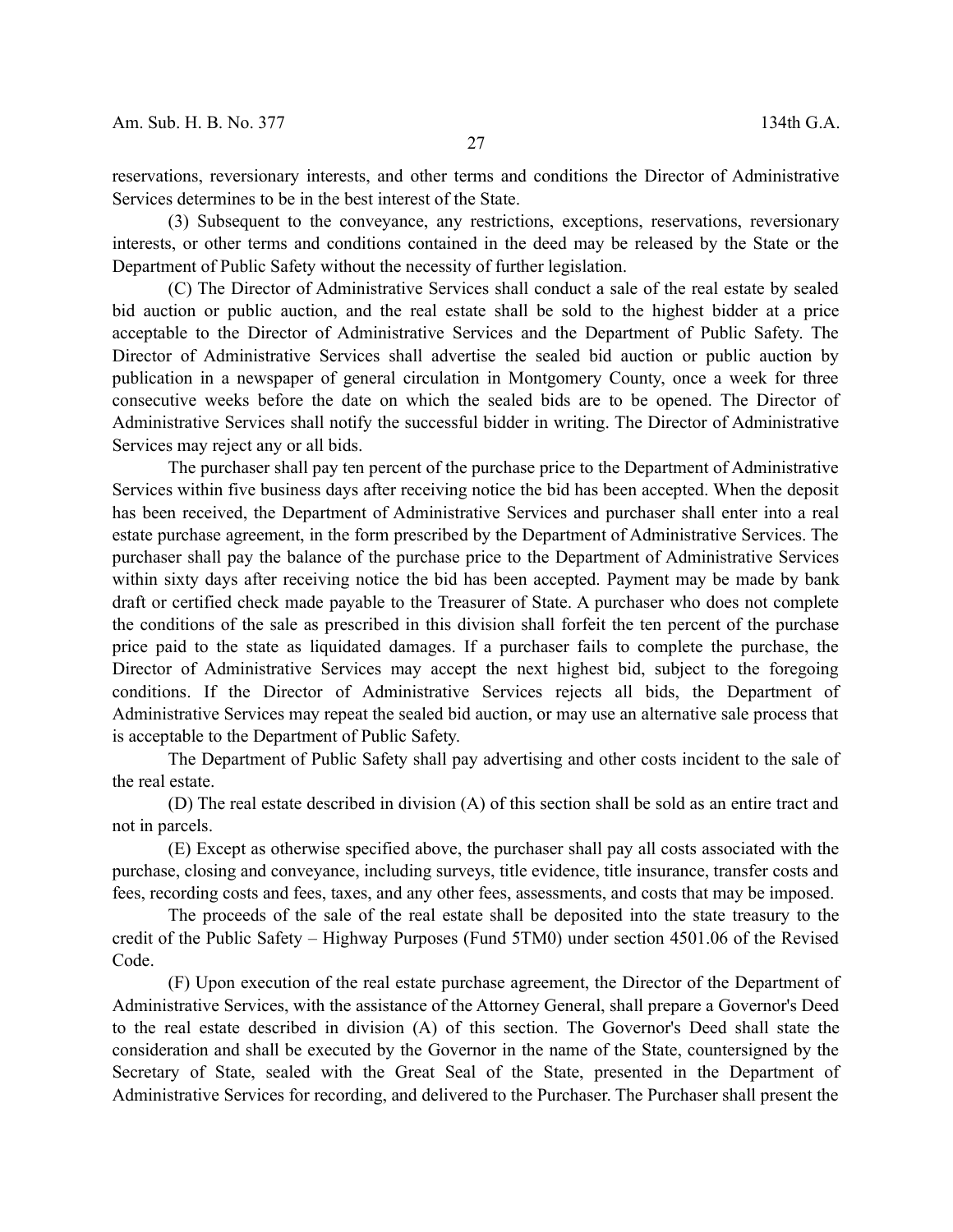reservations, reversionary interests, and other terms and conditions the Director of Administrative Services determines to be in the best interest of the State.

(3) Subsequent to the conveyance, any restrictions, exceptions, reservations, reversionary interests, or other terms and conditions contained in the deed may be released by the State or the Department of Public Safety without the necessity of further legislation.

(C) The Director of Administrative Services shall conduct a sale of the real estate by sealed bid auction or public auction, and the real estate shall be sold to the highest bidder at a price acceptable to the Director of Administrative Services and the Department of Public Safety. The Director of Administrative Services shall advertise the sealed bid auction or public auction by publication in a newspaper of general circulation in Montgomery County, once a week for three consecutive weeks before the date on which the sealed bids are to be opened. The Director of Administrative Services shall notify the successful bidder in writing. The Director of Administrative Services may reject any or all bids.

The purchaser shall pay ten percent of the purchase price to the Department of Administrative Services within five business days after receiving notice the bid has been accepted. When the deposit has been received, the Department of Administrative Services and purchaser shall enter into a real estate purchase agreement, in the form prescribed by the Department of Administrative Services. The purchaser shall pay the balance of the purchase price to the Department of Administrative Services within sixty days after receiving notice the bid has been accepted. Payment may be made by bank draft or certified check made payable to the Treasurer of State. A purchaser who does not complete the conditions of the sale as prescribed in this division shall forfeit the ten percent of the purchase price paid to the state as liquidated damages. If a purchaser fails to complete the purchase, the Director of Administrative Services may accept the next highest bid, subject to the foregoing conditions. If the Director of Administrative Services rejects all bids, the Department of Administrative Services may repeat the sealed bid auction, or may use an alternative sale process that is acceptable to the Department of Public Safety.

The Department of Public Safety shall pay advertising and other costs incident to the sale of the real estate.

(D) The real estate described in division (A) of this section shall be sold as an entire tract and not in parcels.

(E) Except as otherwise specified above, the purchaser shall pay all costs associated with the purchase, closing and conveyance, including surveys, title evidence, title insurance, transfer costs and fees, recording costs and fees, taxes, and any other fees, assessments, and costs that may be imposed.

The proceeds of the sale of the real estate shall be deposited into the state treasury to the credit of the Public Safety – Highway Purposes (Fund 5TM0) under section 4501.06 of the Revised Code.

(F) Upon execution of the real estate purchase agreement, the Director of the Department of Administrative Services, with the assistance of the Attorney General, shall prepare a Governor's Deed to the real estate described in division (A) of this section. The Governor's Deed shall state the consideration and shall be executed by the Governor in the name of the State, countersigned by the Secretary of State, sealed with the Great Seal of the State, presented in the Department of Administrative Services for recording, and delivered to the Purchaser. The Purchaser shall present the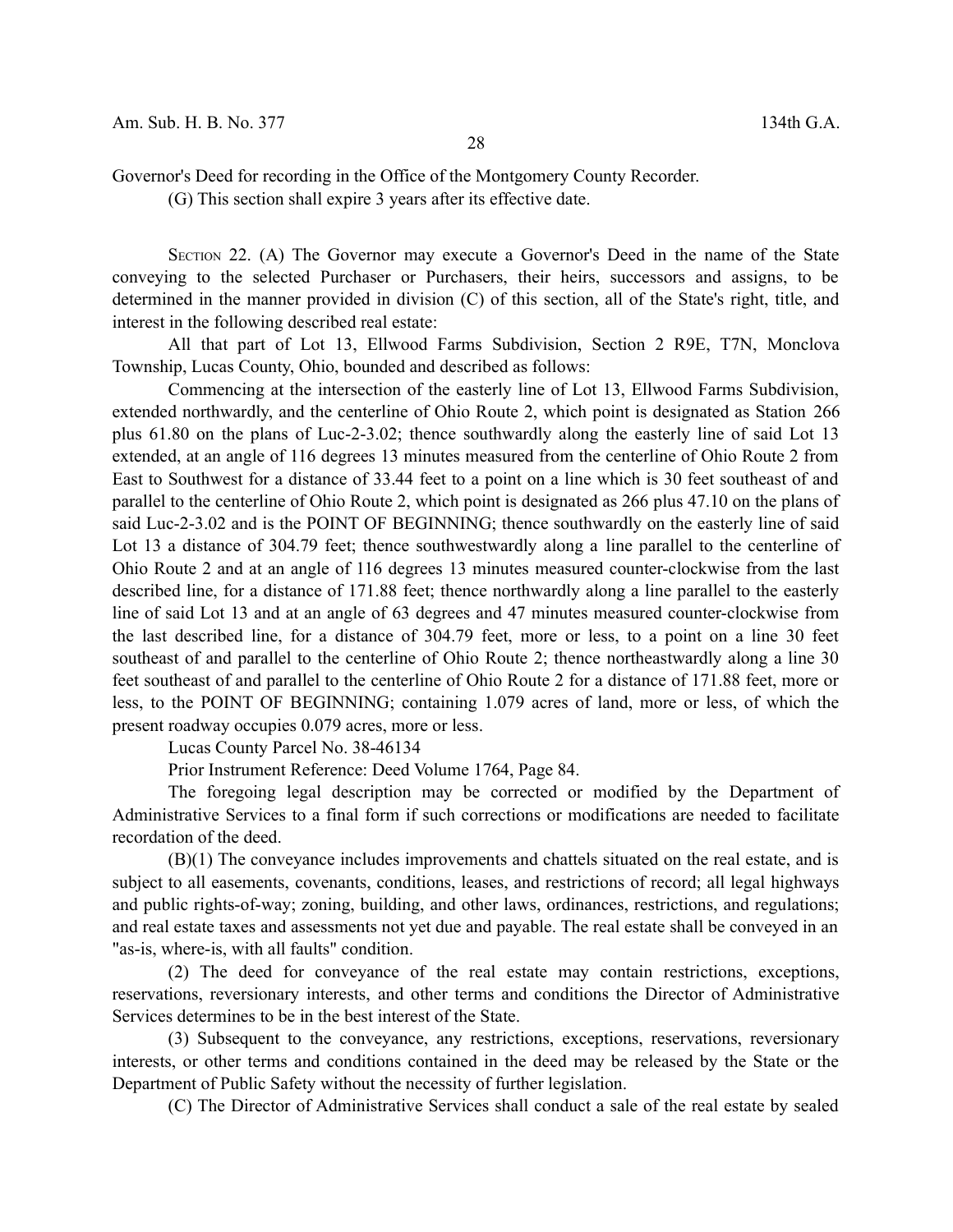Governor's Deed for recording in the Office of the Montgomery County Recorder.

(G) This section shall expire 3 years after its effective date.

SECTION 22. (A) The Governor may execute a Governor's Deed in the name of the State conveying to the selected Purchaser or Purchasers, their heirs, successors and assigns, to be determined in the manner provided in division (C) of this section, all of the State's right, title, and interest in the following described real estate:

All that part of Lot 13, Ellwood Farms Subdivision, Section 2 R9E, T7N, Monclova Township, Lucas County, Ohio, bounded and described as follows:

Commencing at the intersection of the easterly line of Lot 13, Ellwood Farms Subdivision, extended northwardly, and the centerline of Ohio Route 2, which point is designated as Station 266 plus 61.80 on the plans of Luc-2-3.02; thence southwardly along the easterly line of said Lot 13 extended, at an angle of 116 degrees 13 minutes measured from the centerline of Ohio Route 2 from East to Southwest for a distance of 33.44 feet to a point on a line which is 30 feet southeast of and parallel to the centerline of Ohio Route 2, which point is designated as 266 plus 47.10 on the plans of said Luc-2-3.02 and is the POINT OF BEGINNING; thence southwardly on the easterly line of said Lot 13 a distance of 304.79 feet; thence southwestwardly along a line parallel to the centerline of Ohio Route 2 and at an angle of 116 degrees 13 minutes measured counter-clockwise from the last described line, for a distance of 171.88 feet; thence northwardly along a line parallel to the easterly line of said Lot 13 and at an angle of 63 degrees and 47 minutes measured counter-clockwise from the last described line, for a distance of 304.79 feet, more or less, to a point on a line 30 feet southeast of and parallel to the centerline of Ohio Route 2; thence northeastwardly along a line 30 feet southeast of and parallel to the centerline of Ohio Route 2 for a distance of 171.88 feet, more or less, to the POINT OF BEGINNING; containing 1.079 acres of land, more or less, of which the present roadway occupies 0.079 acres, more or less.

Lucas County Parcel No. 38-46134

Prior Instrument Reference: Deed Volume 1764, Page 84.

The foregoing legal description may be corrected or modified by the Department of Administrative Services to a final form if such corrections or modifications are needed to facilitate recordation of the deed.

(B)(1) The conveyance includes improvements and chattels situated on the real estate, and is subject to all easements, covenants, conditions, leases, and restrictions of record; all legal highways and public rights-of-way; zoning, building, and other laws, ordinances, restrictions, and regulations; and real estate taxes and assessments not yet due and payable. The real estate shall be conveyed in an "as-is, where-is, with all faults" condition.

(2) The deed for conveyance of the real estate may contain restrictions, exceptions, reservations, reversionary interests, and other terms and conditions the Director of Administrative Services determines to be in the best interest of the State.

(3) Subsequent to the conveyance, any restrictions, exceptions, reservations, reversionary interests, or other terms and conditions contained in the deed may be released by the State or the Department of Public Safety without the necessity of further legislation.

(C) The Director of Administrative Services shall conduct a sale of the real estate by sealed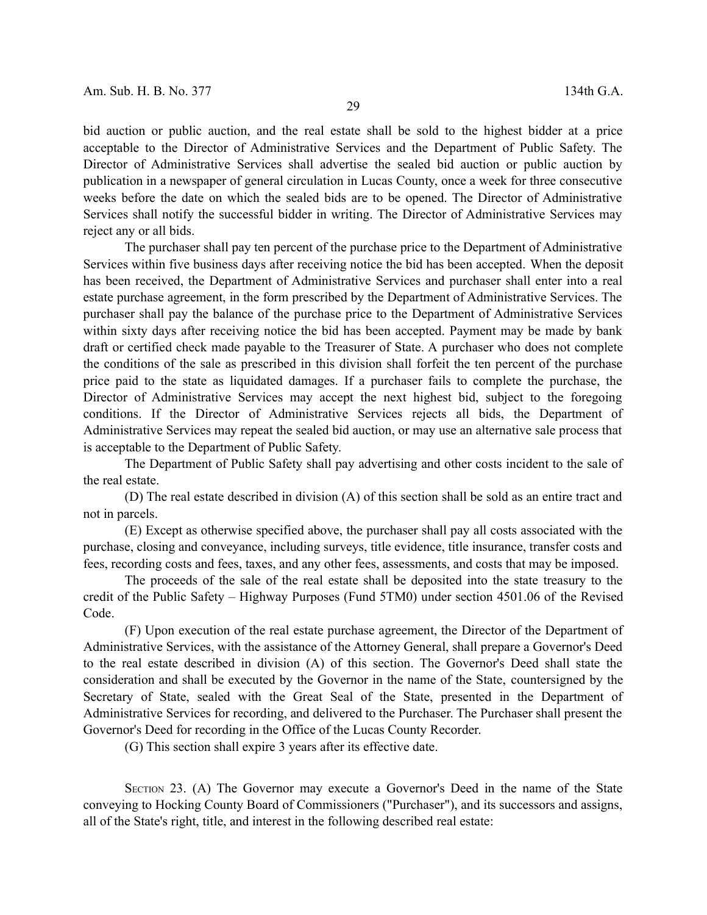bid auction or public auction, and the real estate shall be sold to the highest bidder at a price acceptable to the Director of Administrative Services and the Department of Public Safety. The Director of Administrative Services shall advertise the sealed bid auction or public auction by publication in a newspaper of general circulation in Lucas County, once a week for three consecutive weeks before the date on which the sealed bids are to be opened. The Director of Administrative Services shall notify the successful bidder in writing. The Director of Administrative Services may reject any or all bids.

The purchaser shall pay ten percent of the purchase price to the Department of Administrative Services within five business days after receiving notice the bid has been accepted. When the deposit has been received, the Department of Administrative Services and purchaser shall enter into a real estate purchase agreement, in the form prescribed by the Department of Administrative Services. The purchaser shall pay the balance of the purchase price to the Department of Administrative Services within sixty days after receiving notice the bid has been accepted. Payment may be made by bank draft or certified check made payable to the Treasurer of State. A purchaser who does not complete the conditions of the sale as prescribed in this division shall forfeit the ten percent of the purchase price paid to the state as liquidated damages. If a purchaser fails to complete the purchase, the Director of Administrative Services may accept the next highest bid, subject to the foregoing conditions. If the Director of Administrative Services rejects all bids, the Department of Administrative Services may repeat the sealed bid auction, or may use an alternative sale process that is acceptable to the Department of Public Safety.

The Department of Public Safety shall pay advertising and other costs incident to the sale of the real estate.

(D) The real estate described in division (A) of this section shall be sold as an entire tract and not in parcels.

(E) Except as otherwise specified above, the purchaser shall pay all costs associated with the purchase, closing and conveyance, including surveys, title evidence, title insurance, transfer costs and fees, recording costs and fees, taxes, and any other fees, assessments, and costs that may be imposed.

The proceeds of the sale of the real estate shall be deposited into the state treasury to the credit of the Public Safety – Highway Purposes (Fund 5TM0) under section 4501.06 of the Revised Code.

(F) Upon execution of the real estate purchase agreement, the Director of the Department of Administrative Services, with the assistance of the Attorney General, shall prepare a Governor's Deed to the real estate described in division (A) of this section. The Governor's Deed shall state the consideration and shall be executed by the Governor in the name of the State, countersigned by the Secretary of State, sealed with the Great Seal of the State, presented in the Department of Administrative Services for recording, and delivered to the Purchaser. The Purchaser shall present the Governor's Deed for recording in the Office of the Lucas County Recorder.

(G) This section shall expire 3 years after its effective date.

SECTION 23. (A) The Governor may execute a Governor's Deed in the name of the State conveying to Hocking County Board of Commissioners ("Purchaser"), and its successors and assigns, all of the State's right, title, and interest in the following described real estate: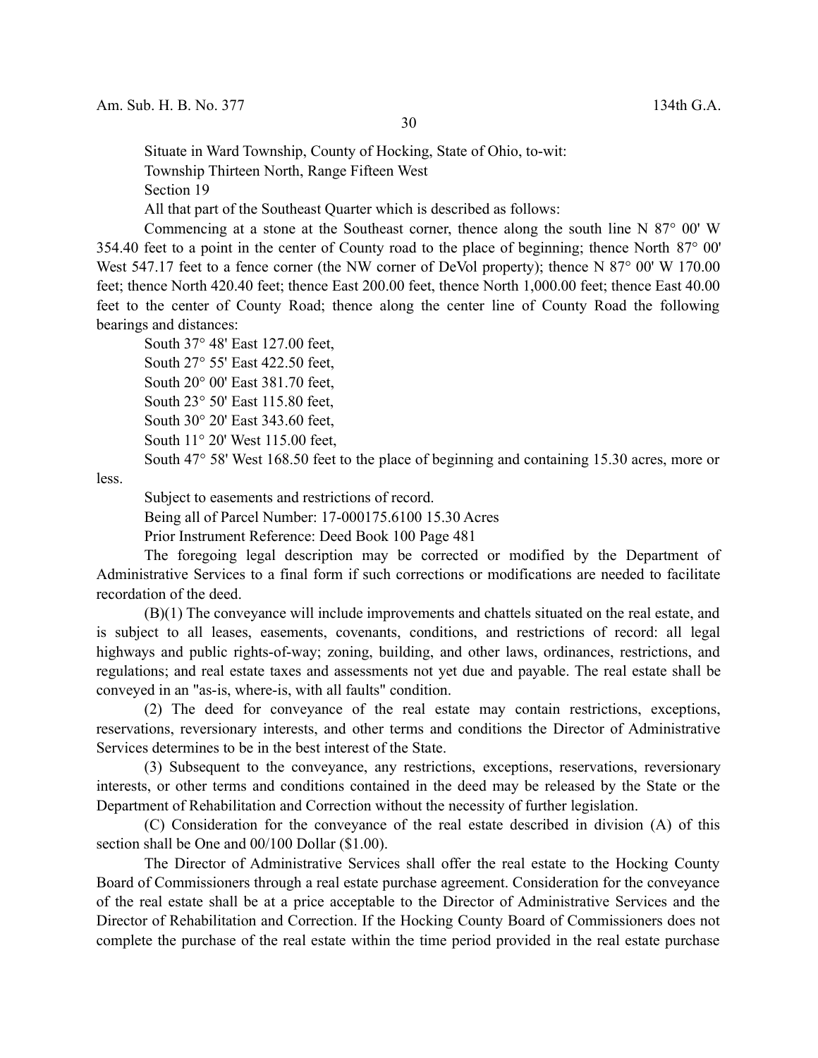Situate in Ward Township, County of Hocking, State of Ohio, to-wit:

Township Thirteen North, Range Fifteen West

Section 19

All that part of the Southeast Quarter which is described as follows:

Commencing at a stone at the Southeast corner, thence along the south line N 87° 00' W 354.40 feet to a point in the center of County road to the place of beginning; thence North 87° 00' West 547.17 feet to a fence corner (the NW corner of DeVol property); thence N 87° 00' W 170.00 feet; thence North 420.40 feet; thence East 200.00 feet, thence North 1,000.00 feet; thence East 40.00 feet to the center of County Road; thence along the center line of County Road the following bearings and distances:

South 37° 48' East 127.00 feet,

South 27° 55' East 422.50 feet,

South 20° 00' East 381.70 feet,

South 23° 50' East 115.80 feet,

South 30° 20' East 343.60 feet,

South 11° 20' West 115.00 feet,

South 47° 58' West 168.50 feet to the place of beginning and containing 15.30 acres, more or less.

Subject to easements and restrictions of record.

Being all of Parcel Number: 17-000175.6100 15.30 Acres

Prior Instrument Reference: Deed Book 100 Page 481

The foregoing legal description may be corrected or modified by the Department of Administrative Services to a final form if such corrections or modifications are needed to facilitate recordation of the deed.

(B)(1) The conveyance will include improvements and chattels situated on the real estate, and is subject to all leases, easements, covenants, conditions, and restrictions of record: all legal highways and public rights-of-way; zoning, building, and other laws, ordinances, restrictions, and regulations; and real estate taxes and assessments not yet due and payable. The real estate shall be conveyed in an "as-is, where-is, with all faults" condition.

(2) The deed for conveyance of the real estate may contain restrictions, exceptions, reservations, reversionary interests, and other terms and conditions the Director of Administrative Services determines to be in the best interest of the State.

(3) Subsequent to the conveyance, any restrictions, exceptions, reservations, reversionary interests, or other terms and conditions contained in the deed may be released by the State or the Department of Rehabilitation and Correction without the necessity of further legislation.

(C) Consideration for the conveyance of the real estate described in division (A) of this section shall be One and 00/100 Dollar ($1.00).

The Director of Administrative Services shall offer the real estate to the Hocking County Board of Commissioners through a real estate purchase agreement. Consideration for the conveyance of the real estate shall be at a price acceptable to the Director of Administrative Services and the Director of Rehabilitation and Correction. If the Hocking County Board of Commissioners does not complete the purchase of the real estate within the time period provided in the real estate purchase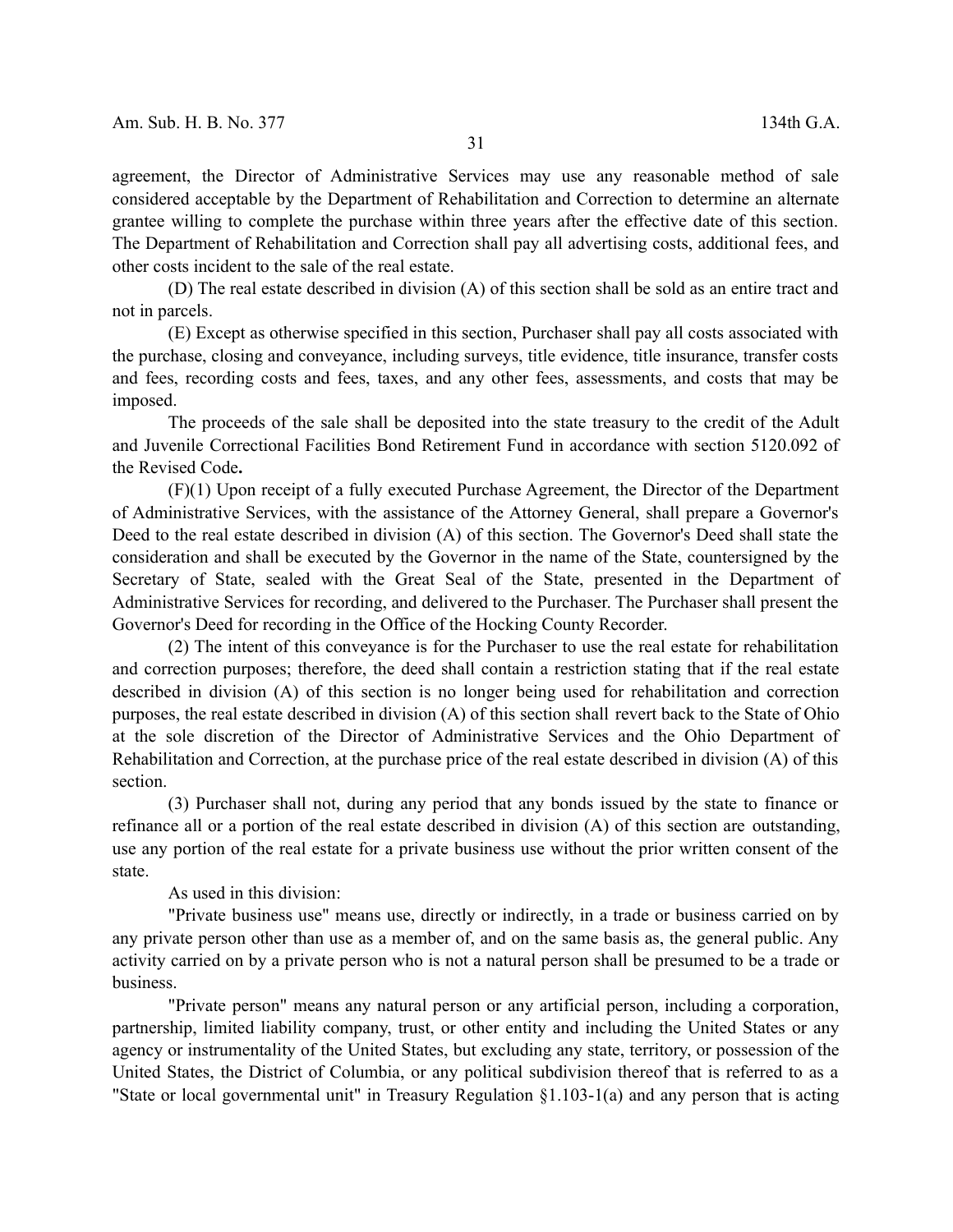agreement, the Director of Administrative Services may use any reasonable method of sale considered acceptable by the Department of Rehabilitation and Correction to determine an alternate grantee willing to complete the purchase within three years after the effective date of this section. The Department of Rehabilitation and Correction shall pay all advertising costs, additional fees, and other costs incident to the sale of the real estate.

(D) The real estate described in division (A) of this section shall be sold as an entire tract and not in parcels.

(E) Except as otherwise specified in this section, Purchaser shall pay all costs associated with the purchase, closing and conveyance, including surveys, title evidence, title insurance, transfer costs and fees, recording costs and fees, taxes, and any other fees, assessments, and costs that may be imposed.

The proceeds of the sale shall be deposited into the state treasury to the credit of the Adult and Juvenile Correctional Facilities Bond Retirement Fund in accordance with section 5120.092 of the Revised Code**.**

(F)(1) Upon receipt of a fully executed Purchase Agreement, the Director of the Department of Administrative Services, with the assistance of the Attorney General, shall prepare a Governor's Deed to the real estate described in division (A) of this section. The Governor's Deed shall state the consideration and shall be executed by the Governor in the name of the State, countersigned by the Secretary of State, sealed with the Great Seal of the State, presented in the Department of Administrative Services for recording, and delivered to the Purchaser. The Purchaser shall present the Governor's Deed for recording in the Office of the Hocking County Recorder.

(2) The intent of this conveyance is for the Purchaser to use the real estate for rehabilitation and correction purposes; therefore, the deed shall contain a restriction stating that if the real estate described in division (A) of this section is no longer being used for rehabilitation and correction purposes, the real estate described in division (A) of this section shall revert back to the State of Ohio at the sole discretion of the Director of Administrative Services and the Ohio Department of Rehabilitation and Correction, at the purchase price of the real estate described in division (A) of this section.

(3) Purchaser shall not, during any period that any bonds issued by the state to finance or refinance all or a portion of the real estate described in division (A) of this section are outstanding, use any portion of the real estate for a private business use without the prior written consent of the state.

As used in this division:

"Private business use" means use, directly or indirectly, in a trade or business carried on by any private person other than use as a member of, and on the same basis as, the general public. Any activity carried on by a private person who is not a natural person shall be presumed to be a trade or business.

"Private person" means any natural person or any artificial person, including a corporation, partnership, limited liability company, trust, or other entity and including the United States or any agency or instrumentality of the United States, but excluding any state, territory, or possession of the United States, the District of Columbia, or any political subdivision thereof that is referred to as a "State or local governmental unit" in Treasury Regulation §1.103-1(a) and any person that is acting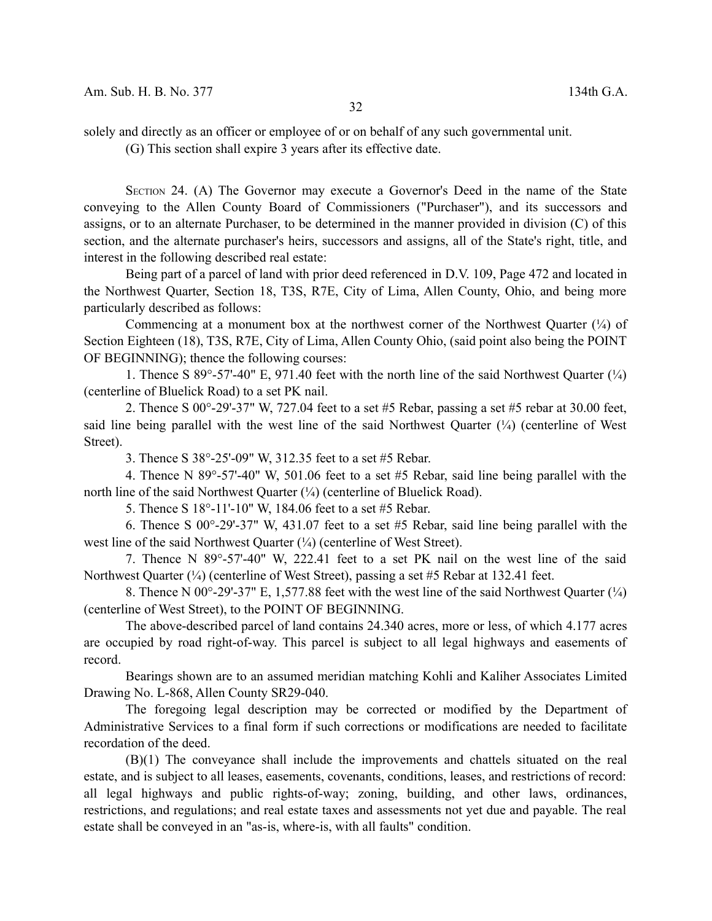solely and directly as an officer or employee of or on behalf of any such governmental unit.

(G) This section shall expire 3 years after its effective date.

SECTION 24. (A) The Governor may execute a Governor's Deed in the name of the State conveying to the Allen County Board of Commissioners ("Purchaser"), and its successors and assigns, or to an alternate Purchaser, to be determined in the manner provided in division (C) of this section, and the alternate purchaser's heirs, successors and assigns, all of the State's right, title, and interest in the following described real estate:

Being part of a parcel of land with prior deed referenced in D.V. 109, Page 472 and located in the Northwest Quarter, Section 18, T3S, R7E, City of Lima, Allen County, Ohio, and being more particularly described as follows:

Commencing at a monument box at the northwest corner of the Northwest Quarter (¼) of Section Eighteen (18), T3S, R7E, City of Lima, Allen County Ohio, (said point also being the POINT OF BEGINNING); thence the following courses:

1. Thence S 89°-57'-40" E, 971.40 feet with the north line of the said Northwest Quarter (¼) (centerline of Bluelick Road) to a set PK nail.

2. Thence S 00°-29'-37" W, 727.04 feet to a set #5 Rebar, passing a set #5 rebar at 30.00 feet, said line being parallel with the west line of the said Northwest Quarter (¼) (centerline of West Street).

3. Thence S 38°-25'-09" W, 312.35 feet to a set #5 Rebar.

4. Thence N 89°-57'-40" W, 501.06 feet to a set #5 Rebar, said line being parallel with the north line of the said Northwest Quarter (¼) (centerline of Bluelick Road).

5. Thence S 18°-11'-10" W, 184.06 feet to a set #5 Rebar.

6. Thence S 00°-29'-37" W, 431.07 feet to a set #5 Rebar, said line being parallel with the west line of the said Northwest Quarter (¼) (centerline of West Street).

7. Thence N 89°-57'-40" W, 222.41 feet to a set PK nail on the west line of the said Northwest Quarter (¼) (centerline of West Street), passing a set #5 Rebar at 132.41 feet.

8. Thence N 00°-29'-37" E, 1,577.88 feet with the west line of the said Northwest Quarter (¼) (centerline of West Street), to the POINT OF BEGINNING.

The above-described parcel of land contains 24.340 acres, more or less, of which 4.177 acres are occupied by road right-of-way. This parcel is subject to all legal highways and easements of record.

Bearings shown are to an assumed meridian matching Kohli and Kaliher Associates Limited Drawing No. L-868, Allen County SR29-040.

The foregoing legal description may be corrected or modified by the Department of Administrative Services to a final form if such corrections or modifications are needed to facilitate recordation of the deed.

(B)(1) The conveyance shall include the improvements and chattels situated on the real estate, and is subject to all leases, easements, covenants, conditions, leases, and restrictions of record: all legal highways and public rights-of-way; zoning, building, and other laws, ordinances, restrictions, and regulations; and real estate taxes and assessments not yet due and payable. The real estate shall be conveyed in an "as-is, where-is, with all faults" condition.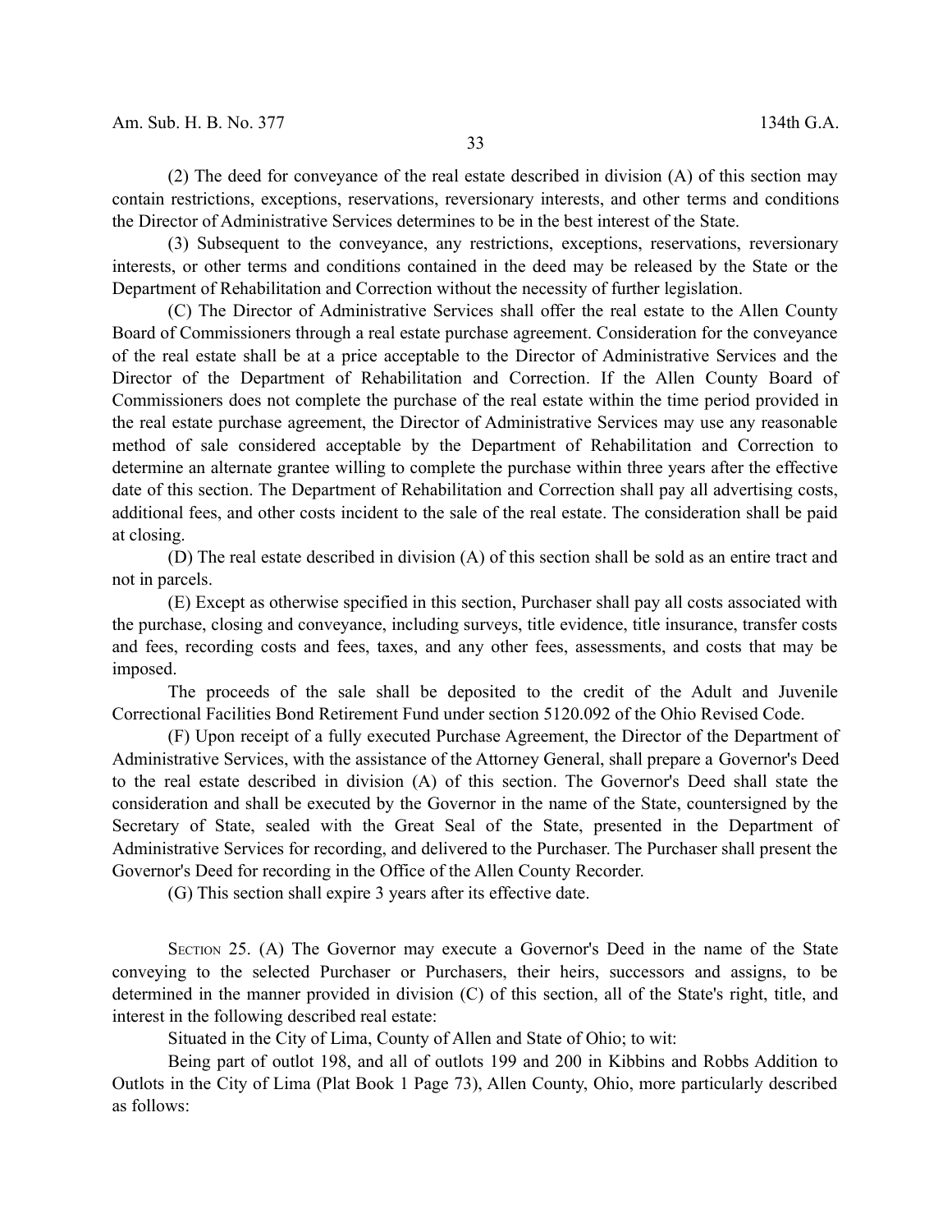(2) The deed for conveyance of the real estate described in division (A) of this section may contain restrictions, exceptions, reservations, reversionary interests, and other terms and conditions the Director of Administrative Services determines to be in the best interest of the State.

(3) Subsequent to the conveyance, any restrictions, exceptions, reservations, reversionary interests, or other terms and conditions contained in the deed may be released by the State or the Department of Rehabilitation and Correction without the necessity of further legislation.

(C) The Director of Administrative Services shall offer the real estate to the Allen County Board of Commissioners through a real estate purchase agreement. Consideration for the conveyance of the real estate shall be at a price acceptable to the Director of Administrative Services and the Director of the Department of Rehabilitation and Correction. If the Allen County Board of Commissioners does not complete the purchase of the real estate within the time period provided in the real estate purchase agreement, the Director of Administrative Services may use any reasonable method of sale considered acceptable by the Department of Rehabilitation and Correction to determine an alternate grantee willing to complete the purchase within three years after the effective date of this section. The Department of Rehabilitation and Correction shall pay all advertising costs, additional fees, and other costs incident to the sale of the real estate. The consideration shall be paid at closing.

(D) The real estate described in division (A) of this section shall be sold as an entire tract and not in parcels.

(E) Except as otherwise specified in this section, Purchaser shall pay all costs associated with the purchase, closing and conveyance, including surveys, title evidence, title insurance, transfer costs and fees, recording costs and fees, taxes, and any other fees, assessments, and costs that may be imposed.

The proceeds of the sale shall be deposited to the credit of the Adult and Juvenile Correctional Facilities Bond Retirement Fund under section 5120.092 of the Ohio Revised Code.

(F) Upon receipt of a fully executed Purchase Agreement, the Director of the Department of Administrative Services, with the assistance of the Attorney General, shall prepare a Governor's Deed to the real estate described in division (A) of this section. The Governor's Deed shall state the consideration and shall be executed by the Governor in the name of the State, countersigned by the Secretary of State, sealed with the Great Seal of the State, presented in the Department of Administrative Services for recording, and delivered to the Purchaser. The Purchaser shall present the Governor's Deed for recording in the Office of the Allen County Recorder.

(G) This section shall expire 3 years after its effective date.

SECTION 25. (A) The Governor may execute a Governor's Deed in the name of the State conveying to the selected Purchaser or Purchasers, their heirs, successors and assigns, to be determined in the manner provided in division (C) of this section, all of the State's right, title, and interest in the following described real estate:

Situated in the City of Lima, County of Allen and State of Ohio; to wit:

Being part of outlot 198, and all of outlots 199 and 200 in Kibbins and Robbs Addition to Outlots in the City of Lima (Plat Book 1 Page 73), Allen County, Ohio, more particularly described as follows: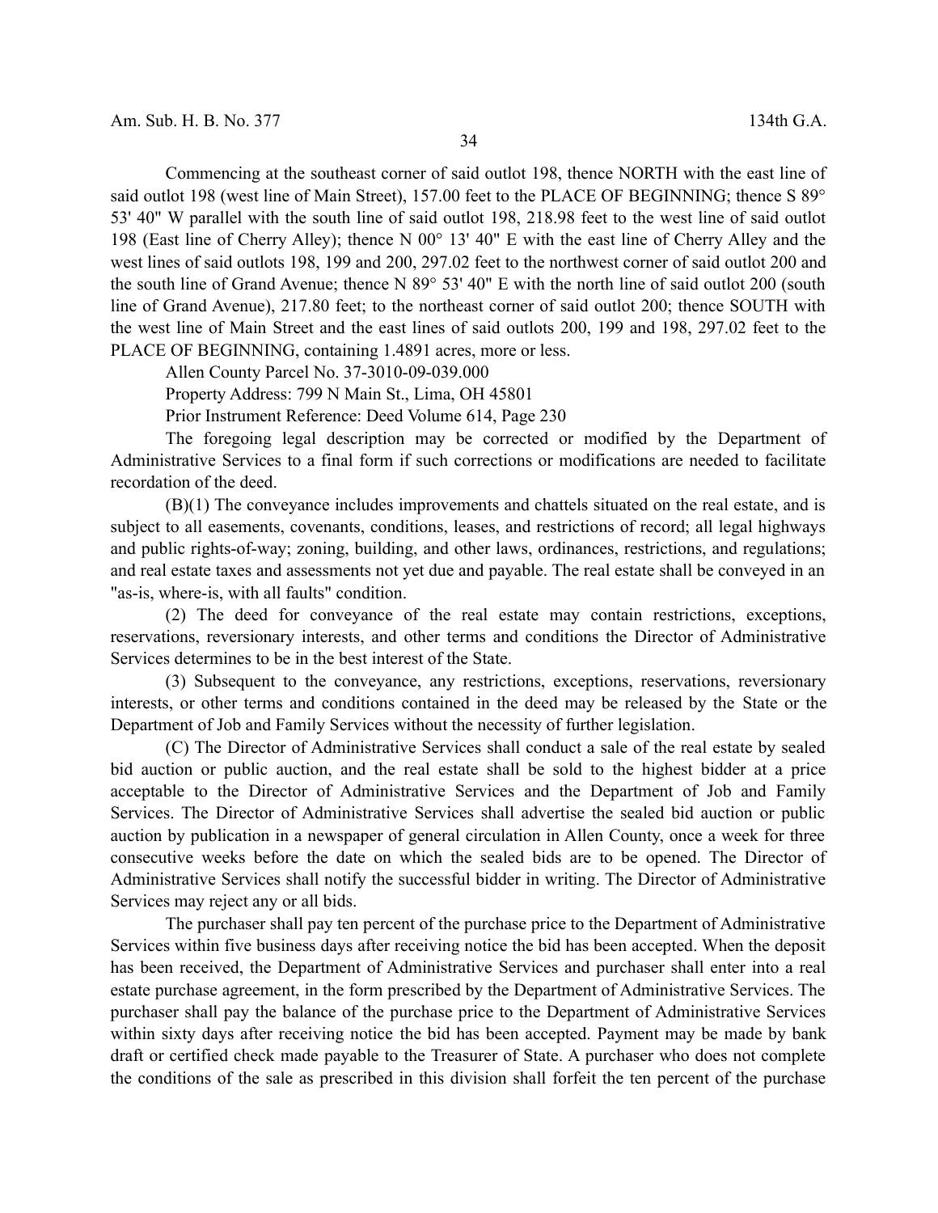Commencing at the southeast corner of said outlot 198, thence NORTH with the east line of said outlot 198 (west line of Main Street), 157.00 feet to the PLACE OF BEGINNING; thence S 89° 53' 40" W parallel with the south line of said outlot 198, 218.98 feet to the west line of said outlot 198 (East line of Cherry Alley); thence N 00° 13' 40" E with the east line of Cherry Alley and the west lines of said outlots 198, 199 and 200, 297.02 feet to the northwest corner of said outlot 200 and the south line of Grand Avenue; thence N 89° 53' 40" E with the north line of said outlot 200 (south line of Grand Avenue), 217.80 feet; to the northeast corner of said outlot 200; thence SOUTH with the west line of Main Street and the east lines of said outlots 200, 199 and 198, 297.02 feet to the PLACE OF BEGINNING, containing 1.4891 acres, more or less.

Allen County Parcel No. 37-3010-09-039.000

Property Address: 799 N Main St., Lima, OH 45801

Prior Instrument Reference: Deed Volume 614, Page 230

The foregoing legal description may be corrected or modified by the Department of Administrative Services to a final form if such corrections or modifications are needed to facilitate recordation of the deed.

(B)(1) The conveyance includes improvements and chattels situated on the real estate, and is subject to all easements, covenants, conditions, leases, and restrictions of record; all legal highways and public rights-of-way; zoning, building, and other laws, ordinances, restrictions, and regulations; and real estate taxes and assessments not yet due and payable. The real estate shall be conveyed in an "as-is, where-is, with all faults" condition.

(2) The deed for conveyance of the real estate may contain restrictions, exceptions, reservations, reversionary interests, and other terms and conditions the Director of Administrative Services determines to be in the best interest of the State.

(3) Subsequent to the conveyance, any restrictions, exceptions, reservations, reversionary interests, or other terms and conditions contained in the deed may be released by the State or the Department of Job and Family Services without the necessity of further legislation.

(C) The Director of Administrative Services shall conduct a sale of the real estate by sealed bid auction or public auction, and the real estate shall be sold to the highest bidder at a price acceptable to the Director of Administrative Services and the Department of Job and Family Services. The Director of Administrative Services shall advertise the sealed bid auction or public auction by publication in a newspaper of general circulation in Allen County, once a week for three consecutive weeks before the date on which the sealed bids are to be opened. The Director of Administrative Services shall notify the successful bidder in writing. The Director of Administrative Services may reject any or all bids.

The purchaser shall pay ten percent of the purchase price to the Department of Administrative Services within five business days after receiving notice the bid has been accepted. When the deposit has been received, the Department of Administrative Services and purchaser shall enter into a real estate purchase agreement, in the form prescribed by the Department of Administrative Services. The purchaser shall pay the balance of the purchase price to the Department of Administrative Services within sixty days after receiving notice the bid has been accepted. Payment may be made by bank draft or certified check made payable to the Treasurer of State. A purchaser who does not complete the conditions of the sale as prescribed in this division shall forfeit the ten percent of the purchase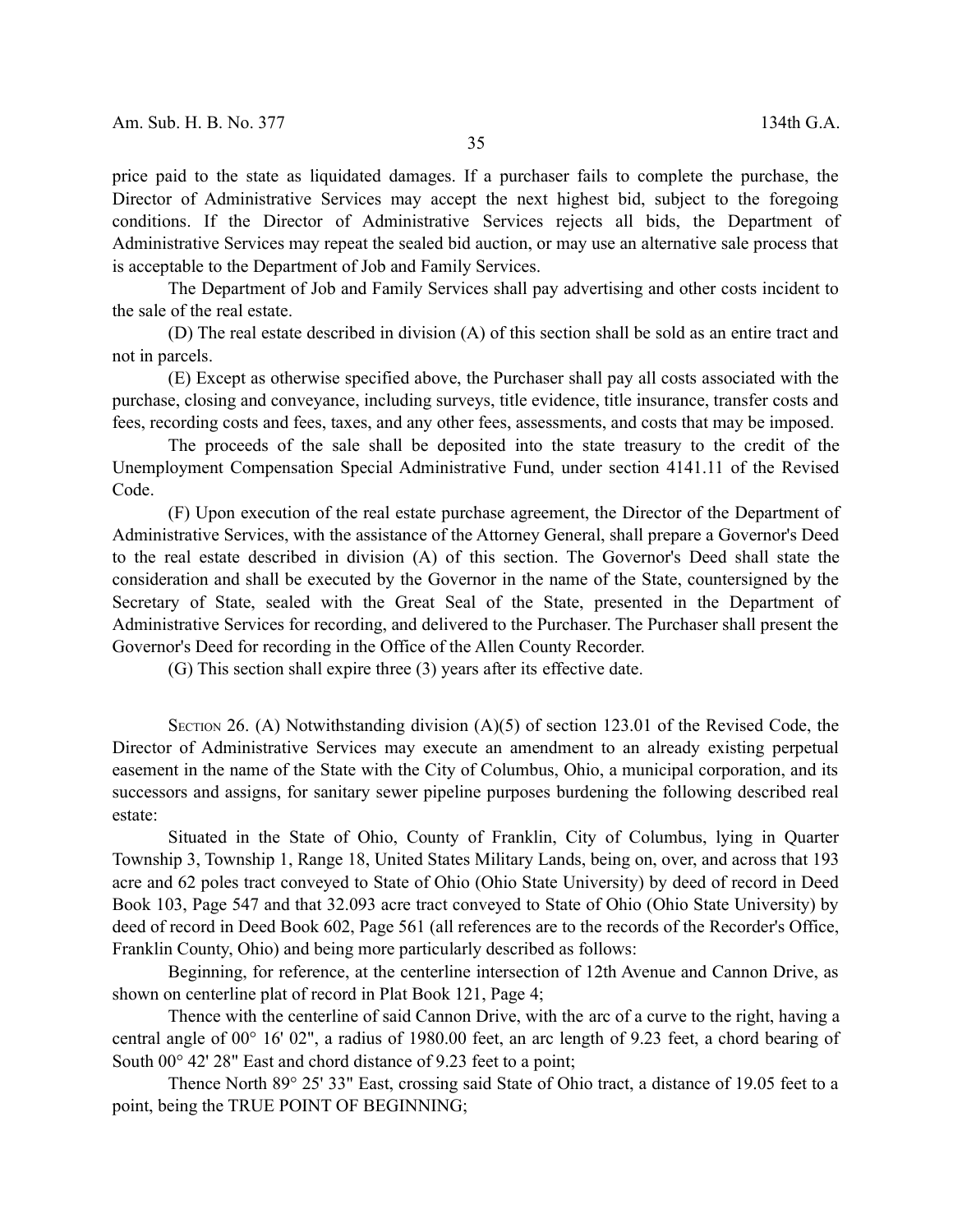price paid to the state as liquidated damages. If a purchaser fails to complete the purchase, the Director of Administrative Services may accept the next highest bid, subject to the foregoing conditions. If the Director of Administrative Services rejects all bids, the Department of Administrative Services may repeat the sealed bid auction, or may use an alternative sale process that is acceptable to the Department of Job and Family Services.

The Department of Job and Family Services shall pay advertising and other costs incident to the sale of the real estate.

(D) The real estate described in division (A) of this section shall be sold as an entire tract and not in parcels.

(E) Except as otherwise specified above, the Purchaser shall pay all costs associated with the purchase, closing and conveyance, including surveys, title evidence, title insurance, transfer costs and fees, recording costs and fees, taxes, and any other fees, assessments, and costs that may be imposed.

The proceeds of the sale shall be deposited into the state treasury to the credit of the Unemployment Compensation Special Administrative Fund, under section 4141.11 of the Revised Code.

(F) Upon execution of the real estate purchase agreement, the Director of the Department of Administrative Services, with the assistance of the Attorney General, shall prepare a Governor's Deed to the real estate described in division (A) of this section. The Governor's Deed shall state the consideration and shall be executed by the Governor in the name of the State, countersigned by the Secretary of State, sealed with the Great Seal of the State, presented in the Department of Administrative Services for recording, and delivered to the Purchaser. The Purchaser shall present the Governor's Deed for recording in the Office of the Allen County Recorder.

(G) This section shall expire three (3) years after its effective date.

SECTION 26. (A) Notwithstanding division (A)(5) of section 123.01 of the Revised Code, the Director of Administrative Services may execute an amendment to an already existing perpetual easement in the name of the State with the City of Columbus, Ohio, a municipal corporation, and its successors and assigns, for sanitary sewer pipeline purposes burdening the following described real estate:

Situated in the State of Ohio, County of Franklin, City of Columbus, lying in Quarter Township 3, Township 1, Range 18, United States Military Lands, being on, over, and across that 193 acre and 62 poles tract conveyed to State of Ohio (Ohio State University) by deed of record in Deed Book 103, Page 547 and that 32.093 acre tract conveyed to State of Ohio (Ohio State University) by deed of record in Deed Book 602, Page 561 (all references are to the records of the Recorder's Office, Franklin County, Ohio) and being more particularly described as follows:

Beginning, for reference, at the centerline intersection of 12th Avenue and Cannon Drive, as shown on centerline plat of record in Plat Book 121, Page 4;

Thence with the centerline of said Cannon Drive, with the arc of a curve to the right, having a central angle of 00° 16' 02", a radius of 1980.00 feet, an arc length of 9.23 feet, a chord bearing of South 00° 42' 28" East and chord distance of 9.23 feet to a point;

Thence North 89° 25' 33" East, crossing said State of Ohio tract, a distance of 19.05 feet to a point, being the TRUE POINT OF BEGINNING;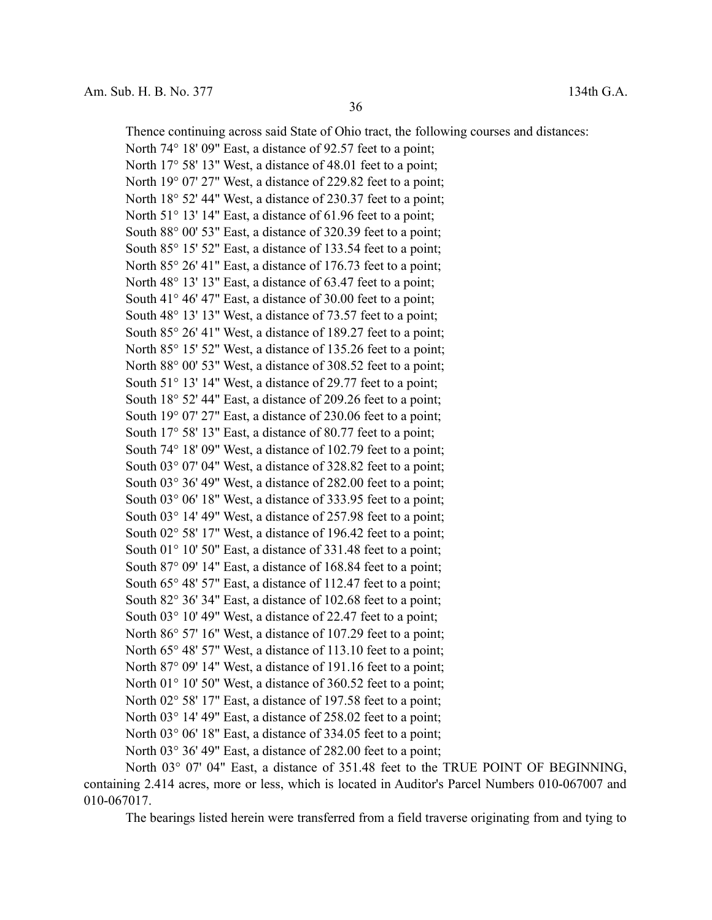Thence continuing across said State of Ohio tract, the following courses and distances:

North 74° 18' 09" East, a distance of 92.57 feet to a point;

North 17° 58' 13" West, a distance of 48.01 feet to a point;

North 19° 07' 27" West, a distance of 229.82 feet to a point;

North 18° 52' 44" West, a distance of 230.37 feet to a point;

North 51° 13' 14" East, a distance of 61.96 feet to a point;

South 88° 00' 53" East, a distance of 320.39 feet to a point;

South 85° 15' 52" East, a distance of 133.54 feet to a point;

North 85° 26' 41" East, a distance of 176.73 feet to a point;

North 48° 13' 13" East, a distance of 63.47 feet to a point;

South 41° 46' 47" East, a distance of 30.00 feet to a point;

South 48° 13' 13" West, a distance of 73.57 feet to a point;

South 85° 26' 41" West, a distance of 189.27 feet to a point;

North 85° 15' 52" West, a distance of 135.26 feet to a point;

North 88° 00' 53" West, a distance of 308.52 feet to a point;

South 51° 13' 14" West, a distance of 29.77 feet to a point;

South 18° 52' 44" East, a distance of 209.26 feet to a point;

South 19° 07' 27" East, a distance of 230.06 feet to a point;

South 17° 58' 13" East, a distance of 80.77 feet to a point;

South 74° 18' 09" West, a distance of 102.79 feet to a point;

South 03° 07' 04" West, a distance of 328.82 feet to a point;

South 03° 36' 49" West, a distance of 282.00 feet to a point;

South 03° 06' 18" West, a distance of 333.95 feet to a point;

South 03° 14' 49" West, a distance of 257.98 feet to a point;

South 02° 58' 17" West, a distance of 196.42 feet to a point;

South 01° 10' 50" East, a distance of 331.48 feet to a point;

South 87° 09' 14" East, a distance of 168.84 feet to a point;

South 65° 48' 57" East, a distance of 112.47 feet to a point;

South 82° 36' 34" East, a distance of 102.68 feet to a point;

South 03° 10' 49" West, a distance of 22.47 feet to a point;

North 86° 57' 16" West, a distance of 107.29 feet to a point;

North 65° 48' 57" West, a distance of 113.10 feet to a point;

North 87° 09' 14" West, a distance of 191.16 feet to a point;

North 01° 10' 50" West, a distance of 360.52 feet to a point;

North 02° 58' 17" East, a distance of 197.58 feet to a point;

North 03° 14' 49" East, a distance of 258.02 feet to a point;

North 03° 06' 18" East, a distance of 334.05 feet to a point;

North 03° 36' 49" East, a distance of 282.00 feet to a point;

North 03° 07' 04" East, a distance of 351.48 feet to the TRUE POINT OF BEGINNING, containing 2.414 acres, more or less, which is located in Auditor's Parcel Numbers 010-067007 and 010-067017.

The bearings listed herein were transferred from a field traverse originating from and tying to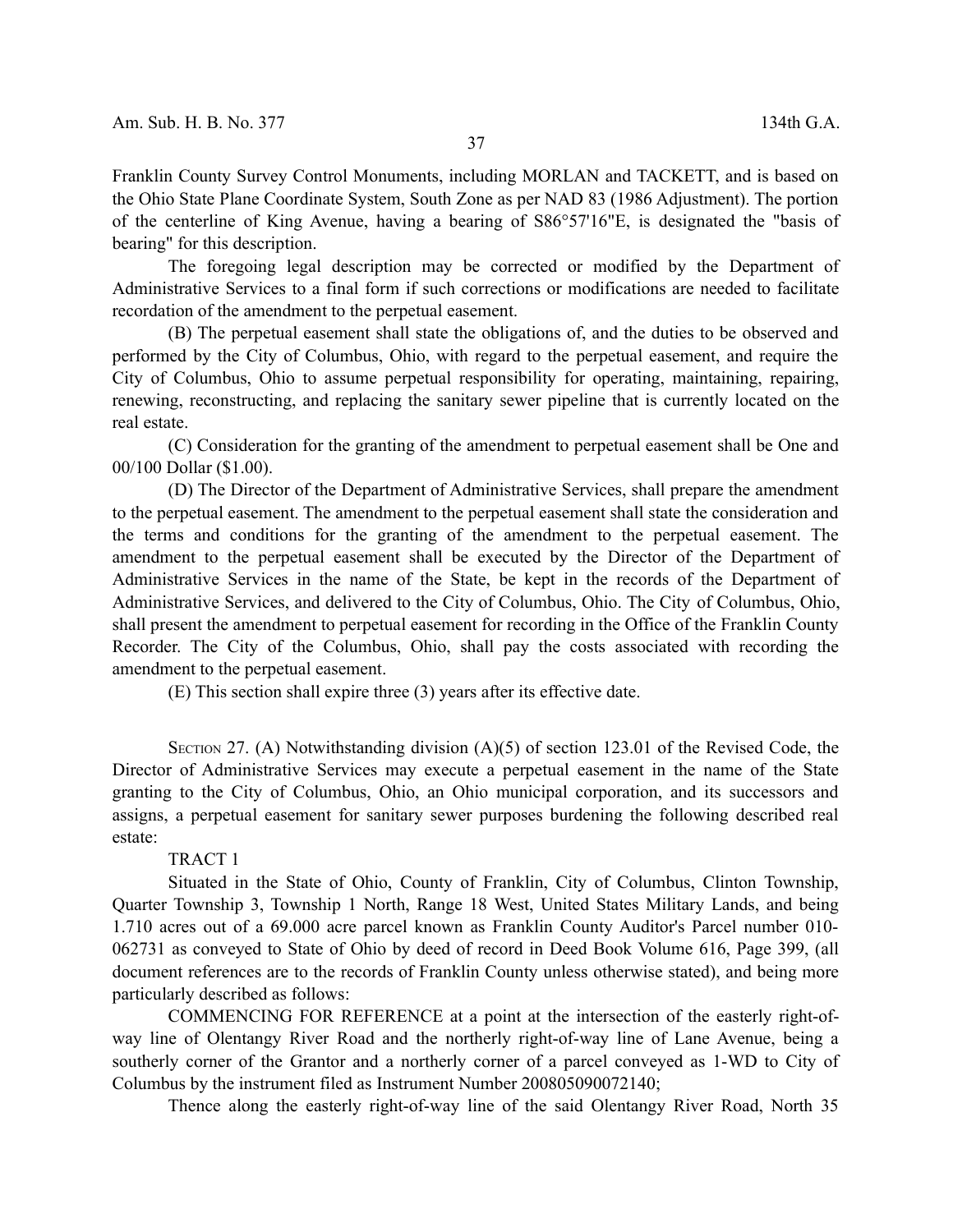Franklin County Survey Control Monuments, including MORLAN and TACKETT, and is based on the Ohio State Plane Coordinate System, South Zone as per NAD 83 (1986 Adjustment). The portion of the centerline of King Avenue, having a bearing of S86°57'16"E, is designated the "basis of bearing" for this description.

The foregoing legal description may be corrected or modified by the Department of Administrative Services to a final form if such corrections or modifications are needed to facilitate recordation of the amendment to the perpetual easement.

(B) The perpetual easement shall state the obligations of, and the duties to be observed and performed by the City of Columbus, Ohio, with regard to the perpetual easement, and require the City of Columbus, Ohio to assume perpetual responsibility for operating, maintaining, repairing, renewing, reconstructing, and replacing the sanitary sewer pipeline that is currently located on the real estate.

(C) Consideration for the granting of the amendment to perpetual easement shall be One and 00/100 Dollar ($1.00).

(D) The Director of the Department of Administrative Services, shall prepare the amendment to the perpetual easement. The amendment to the perpetual easement shall state the consideration and the terms and conditions for the granting of the amendment to the perpetual easement. The amendment to the perpetual easement shall be executed by the Director of the Department of Administrative Services in the name of the State, be kept in the records of the Department of Administrative Services, and delivered to the City of Columbus, Ohio. The City of Columbus, Ohio, shall present the amendment to perpetual easement for recording in the Office of the Franklin County Recorder. The City of the Columbus, Ohio, shall pay the costs associated with recording the amendment to the perpetual easement.

(E) This section shall expire three (3) years after its effective date.

SECTION 27. (A) Notwithstanding division (A)(5) of section 123.01 of the Revised Code, the Director of Administrative Services may execute a perpetual easement in the name of the State granting to the City of Columbus, Ohio, an Ohio municipal corporation, and its successors and assigns, a perpetual easement for sanitary sewer purposes burdening the following described real estate:

TRACT 1

Situated in the State of Ohio, County of Franklin, City of Columbus, Clinton Township, Quarter Township 3, Township 1 North, Range 18 West, United States Military Lands, and being 1.710 acres out of a 69.000 acre parcel known as Franklin County Auditor's Parcel number 010-062731 as conveyed to State of Ohio by deed of record in Deed Book Volume 616, Page 399, (all document references are to the records of Franklin County unless otherwise stated), and being more particularly described as follows:

COMMENCING FOR REFERENCE at a point at the intersection of the easterly right-of-way line of Olentangy River Road and the northerly right-of-way line of Lane Avenue, being a southerly corner of the Grantor and a northerly corner of a parcel conveyed as 1-WD to City of Columbus by the instrument filed as Instrument Number 200805090072140;

Thence along the easterly right-of-way line of the said Olentangy River Road, North 35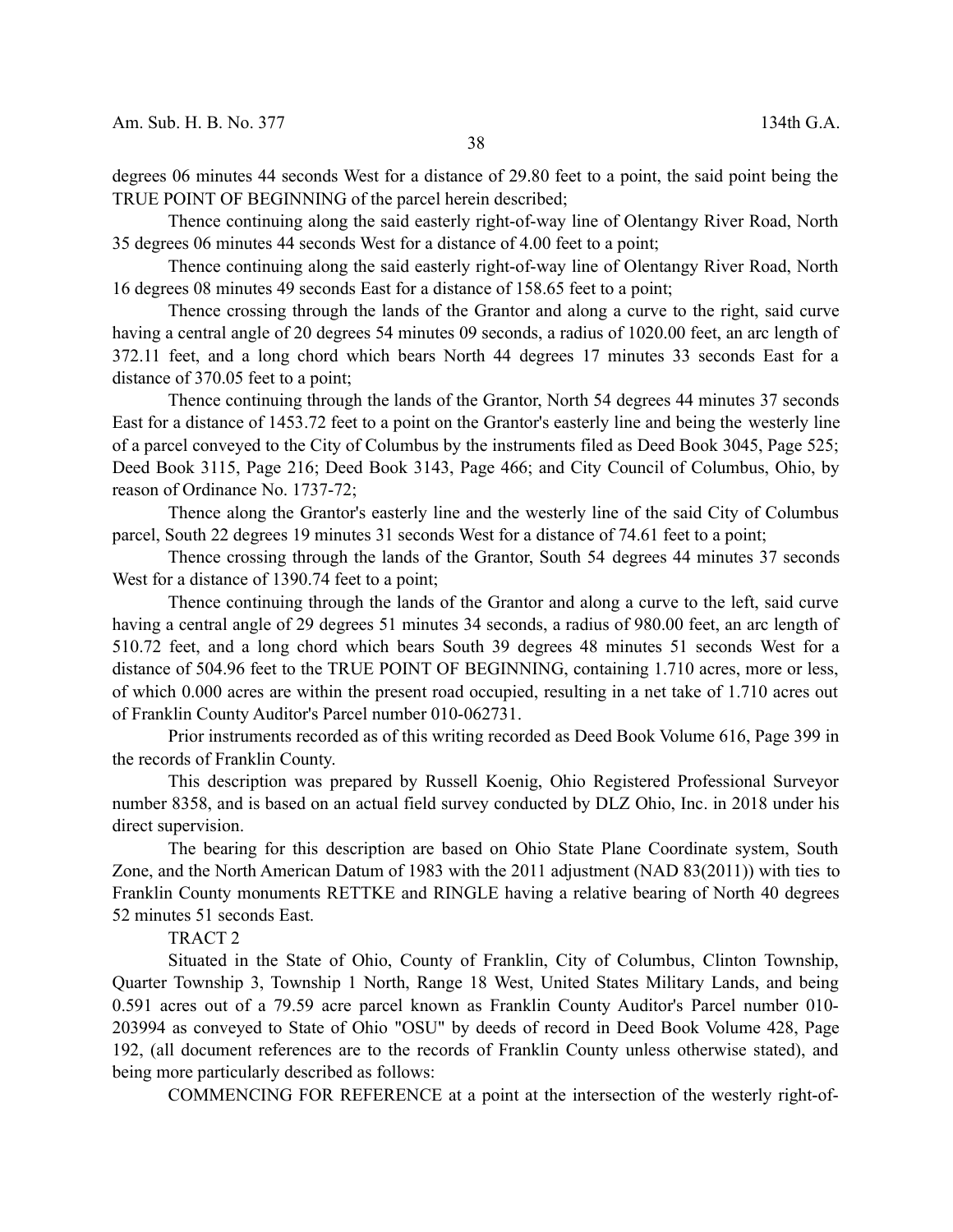degrees 06 minutes 44 seconds West for a distance of 29.80 feet to a point, the said point being the TRUE POINT OF BEGINNING of the parcel herein described;

Thence continuing along the said easterly right-of-way line of Olentangy River Road, North 35 degrees 06 minutes 44 seconds West for a distance of 4.00 feet to a point;

Thence continuing along the said easterly right-of-way line of Olentangy River Road, North 16 degrees 08 minutes 49 seconds East for a distance of 158.65 feet to a point;

Thence crossing through the lands of the Grantor and along a curve to the right, said curve having a central angle of 20 degrees 54 minutes 09 seconds, a radius of 1020.00 feet, an arc length of 372.11 feet, and a long chord which bears North 44 degrees 17 minutes 33 seconds East for a distance of 370.05 feet to a point;

Thence continuing through the lands of the Grantor, North 54 degrees 44 minutes 37 seconds East for a distance of 1453.72 feet to a point on the Grantor's easterly line and being the westerly line of a parcel conveyed to the City of Columbus by the instruments filed as Deed Book 3045, Page 525; Deed Book 3115, Page 216; Deed Book 3143, Page 466; and City Council of Columbus, Ohio, by reason of Ordinance No. 1737-72;

Thence along the Grantor's easterly line and the westerly line of the said City of Columbus parcel, South 22 degrees 19 minutes 31 seconds West for a distance of 74.61 feet to a point;

Thence crossing through the lands of the Grantor, South 54 degrees 44 minutes 37 seconds West for a distance of 1390.74 feet to a point;

Thence continuing through the lands of the Grantor and along a curve to the left, said curve having a central angle of 29 degrees 51 minutes 34 seconds, a radius of 980.00 feet, an arc length of 510.72 feet, and a long chord which bears South 39 degrees 48 minutes 51 seconds West for a distance of 504.96 feet to the TRUE POINT OF BEGINNING, containing 1.710 acres, more or less, of which 0.000 acres are within the present road occupied, resulting in a net take of 1.710 acres out of Franklin County Auditor's Parcel number 010-062731.

Prior instruments recorded as of this writing recorded as Deed Book Volume 616, Page 399 in the records of Franklin County.

This description was prepared by Russell Koenig, Ohio Registered Professional Surveyor number 8358, and is based on an actual field survey conducted by DLZ Ohio, Inc. in 2018 under his direct supervision.

The bearing for this description are based on Ohio State Plane Coordinate system, South Zone, and the North American Datum of 1983 with the 2011 adjustment (NAD 83(2011)) with ties to Franklin County monuments RETTKE and RINGLE having a relative bearing of North 40 degrees 52 minutes 51 seconds East.

TRACT 2

Situated in the State of Ohio, County of Franklin, City of Columbus, Clinton Township, Quarter Township 3, Township 1 North, Range 18 West, United States Military Lands, and being 0.591 acres out of a 79.59 acre parcel known as Franklin County Auditor's Parcel number 010-203994 as conveyed to State of Ohio "OSU" by deeds of record in Deed Book Volume 428, Page 192, (all document references are to the records of Franklin County unless otherwise stated), and being more particularly described as follows:

COMMENCING FOR REFERENCE at a point at the intersection of the westerly right-of-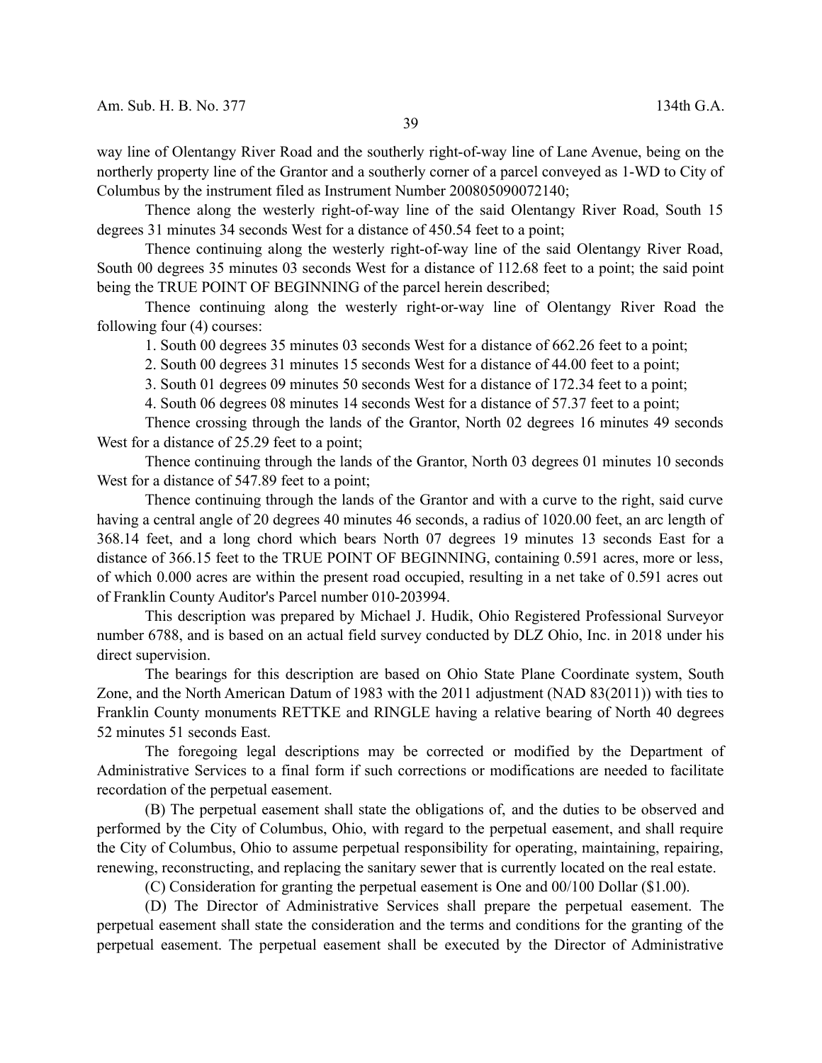way line of Olentangy River Road and the southerly right-of-way line of Lane Avenue, being on the northerly property line of the Grantor and a southerly corner of a parcel conveyed as 1-WD to City of Columbus by the instrument filed as Instrument Number 200805090072140;

Thence along the westerly right-of-way line of the said Olentangy River Road, South 15 degrees 31 minutes 34 seconds West for a distance of 450.54 feet to a point;

Thence continuing along the westerly right-of-way line of the said Olentangy River Road, South 00 degrees 35 minutes 03 seconds West for a distance of 112.68 feet to a point; the said point being the TRUE POINT OF BEGINNING of the parcel herein described;

Thence continuing along the westerly right-or-way line of Olentangy River Road the following four (4) courses:

1. South 00 degrees 35 minutes 03 seconds West for a distance of 662.26 feet to a point;
2. South 00 degrees 31 minutes 15 seconds West for a distance of 44.00 feet to a point;
3. South 01 degrees 09 minutes 50 seconds West for a distance of 172.34 feet to a point;
4. South 06 degrees 08 minutes 14 seconds West for a distance of 57.37 feet to a point;

Thence crossing through the lands of the Grantor, North 02 degrees 16 minutes 49 seconds West for a distance of 25.29 feet to a point;

Thence continuing through the lands of the Grantor, North 03 degrees 01 minutes 10 seconds West for a distance of 547.89 feet to a point;

Thence continuing through the lands of the Grantor and with a curve to the right, said curve having a central angle of 20 degrees 40 minutes 46 seconds, a radius of 1020.00 feet, an arc length of 368.14 feet, and a long chord which bears North 07 degrees 19 minutes 13 seconds East for a distance of 366.15 feet to the TRUE POINT OF BEGINNING, containing 0.591 acres, more or less, of which 0.000 acres are within the present road occupied, resulting in a net take of 0.591 acres out of Franklin County Auditor's Parcel number 010-203994.

This description was prepared by Michael J. Hudik, Ohio Registered Professional Surveyor number 6788, and is based on an actual field survey conducted by DLZ Ohio, Inc. in 2018 under his direct supervision.

The bearings for this description are based on Ohio State Plane Coordinate system, South Zone, and the North American Datum of 1983 with the 2011 adjustment (NAD 83(2011)) with ties to Franklin County monuments RETTKE and RINGLE having a relative bearing of North 40 degrees 52 minutes 51 seconds East.

The foregoing legal descriptions may be corrected or modified by the Department of Administrative Services to a final form if such corrections or modifications are needed to facilitate recordation of the perpetual easement.

(B) The perpetual easement shall state the obligations of, and the duties to be observed and performed by the City of Columbus, Ohio, with regard to the perpetual easement, and shall require the City of Columbus, Ohio to assume perpetual responsibility for operating, maintaining, repairing, renewing, reconstructing, and replacing the sanitary sewer that is currently located on the real estate.

(C) Consideration for granting the perpetual easement is One and 00/100 Dollar ($1.00).

(D) The Director of Administrative Services shall prepare the perpetual easement. The perpetual easement shall state the consideration and the terms and conditions for the granting of the perpetual easement. The perpetual easement shall be executed by the Director of Administrative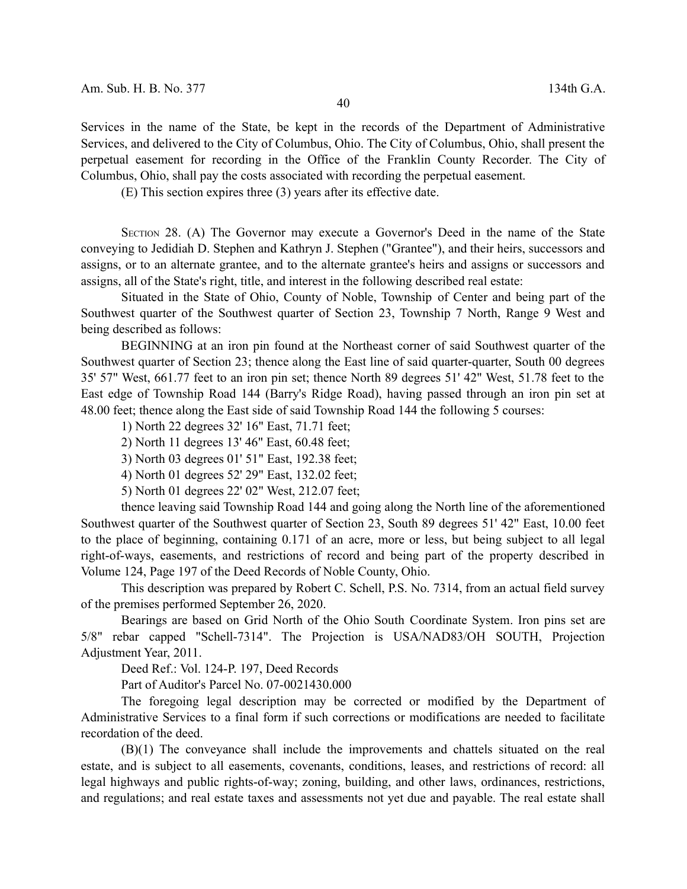Services in the name of the State, be kept in the records of the Department of Administrative Services, and delivered to the City of Columbus, Ohio. The City of Columbus, Ohio, shall present the perpetual easement for recording in the Office of the Franklin County Recorder. The City of Columbus, Ohio, shall pay the costs associated with recording the perpetual easement.

(E) This section expires three (3) years after its effective date.

SECTION 28. (A) The Governor may execute a Governor's Deed in the name of the State conveying to Jedidiah D. Stephen and Kathryn J. Stephen ("Grantee"), and their heirs, successors and assigns, or to an alternate grantee, and to the alternate grantee's heirs and assigns or successors and assigns, all of the State's right, title, and interest in the following described real estate:

Situated in the State of Ohio, County of Noble, Township of Center and being part of the Southwest quarter of the Southwest quarter of Section 23, Township 7 North, Range 9 West and being described as follows:

BEGINNING at an iron pin found at the Northeast corner of said Southwest quarter of the Southwest quarter of Section 23; thence along the East line of said quarter-quarter, South 00 degrees 35' 57" West, 661.77 feet to an iron pin set; thence North 89 degrees 51' 42" West, 51.78 feet to the East edge of Township Road 144 (Barry's Ridge Road), having passed through an iron pin set at 48.00 feet; thence along the East side of said Township Road 144 the following 5 courses:

1) North 22 degrees 32' 16" East, 71.71 feet;

2) North 11 degrees 13' 46" East, 60.48 feet;

3) North 03 degrees 01' 51" East, 192.38 feet;

4) North 01 degrees 52' 29" East, 132.02 feet;

5) North 01 degrees 22' 02" West, 212.07 feet;

thence leaving said Township Road 144 and going along the North line of the aforementioned Southwest quarter of the Southwest quarter of Section 23, South 89 degrees 51' 42" East, 10.00 feet to the place of beginning, containing 0.171 of an acre, more or less, but being subject to all legal right-of-ways, easements, and restrictions of record and being part of the property described in Volume 124, Page 197 of the Deed Records of Noble County, Ohio.

This description was prepared by Robert C. Schell, P.S. No. 7314, from an actual field survey of the premises performed September 26, 2020.

Bearings are based on Grid North of the Ohio South Coordinate System. Iron pins set are 5/8" rebar capped "Schell-7314". The Projection is USA/NAD83/OH SOUTH, Projection Adjustment Year, 2011.

Deed Ref.: Vol. 124-P. 197, Deed Records

Part of Auditor's Parcel No. 07-0021430.000

The foregoing legal description may be corrected or modified by the Department of Administrative Services to a final form if such corrections or modifications are needed to facilitate recordation of the deed.

(B)(1) The conveyance shall include the improvements and chattels situated on the real estate, and is subject to all easements, covenants, conditions, leases, and restrictions of record: all legal highways and public rights-of-way; zoning, building, and other laws, ordinances, restrictions, and regulations; and real estate taxes and assessments not yet due and payable. The real estate shall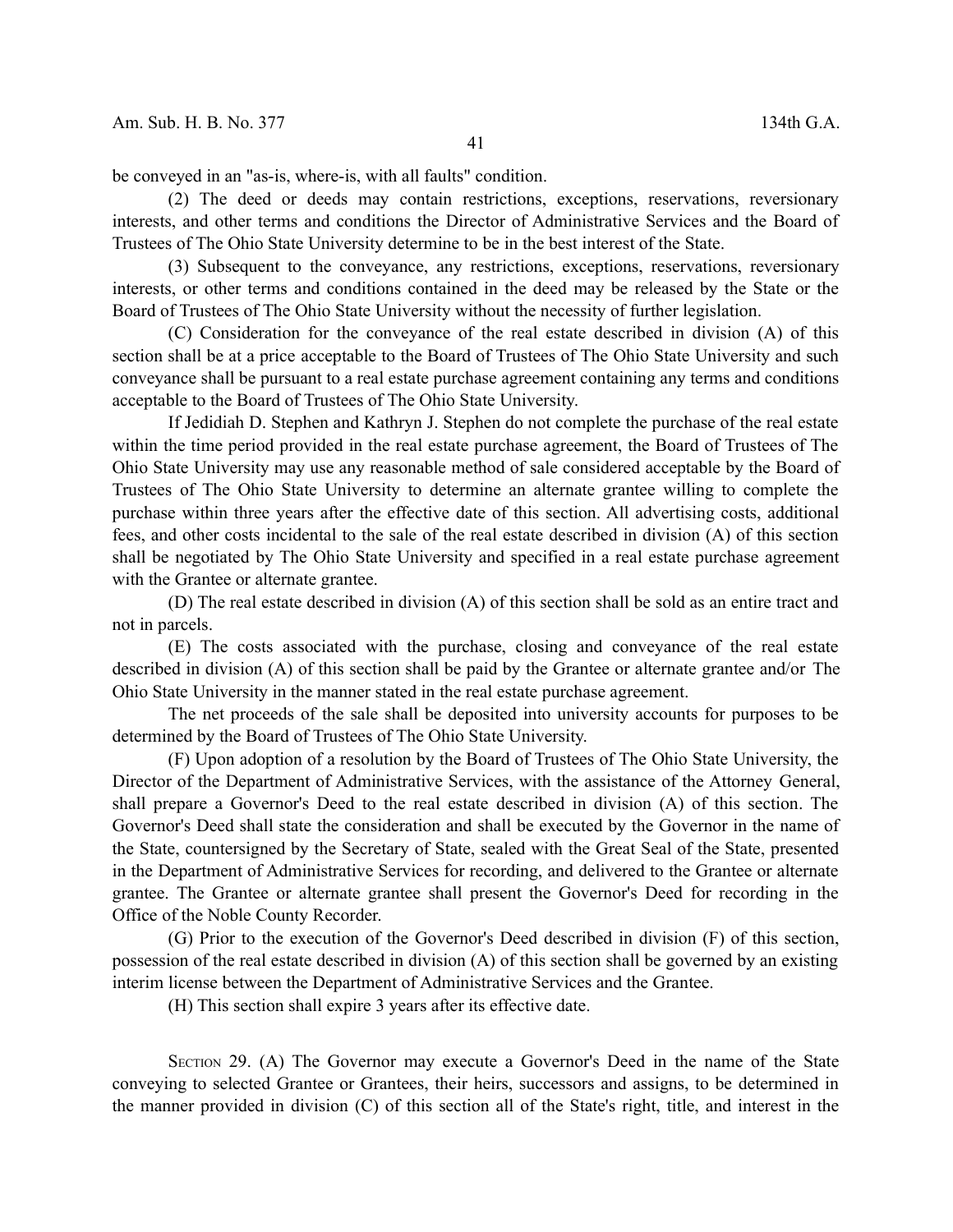be conveyed in an "as-is, where-is, with all faults" condition.

(2) The deed or deeds may contain restrictions, exceptions, reservations, reversionary interests, and other terms and conditions the Director of Administrative Services and the Board of Trustees of The Ohio State University determine to be in the best interest of the State.

(3) Subsequent to the conveyance, any restrictions, exceptions, reservations, reversionary interests, or other terms and conditions contained in the deed may be released by the State or the Board of Trustees of The Ohio State University without the necessity of further legislation.

(C) Consideration for the conveyance of the real estate described in division (A) of this section shall be at a price acceptable to the Board of Trustees of The Ohio State University and such conveyance shall be pursuant to a real estate purchase agreement containing any terms and conditions acceptable to the Board of Trustees of The Ohio State University.

If Jedidiah D. Stephen and Kathryn J. Stephen do not complete the purchase of the real estate within the time period provided in the real estate purchase agreement, the Board of Trustees of The Ohio State University may use any reasonable method of sale considered acceptable by the Board of Trustees of The Ohio State University to determine an alternate grantee willing to complete the purchase within three years after the effective date of this section. All advertising costs, additional fees, and other costs incidental to the sale of the real estate described in division (A) of this section shall be negotiated by The Ohio State University and specified in a real estate purchase agreement with the Grantee or alternate grantee.

(D) The real estate described in division (A) of this section shall be sold as an entire tract and not in parcels.

(E) The costs associated with the purchase, closing and conveyance of the real estate described in division (A) of this section shall be paid by the Grantee or alternate grantee and/or The Ohio State University in the manner stated in the real estate purchase agreement.

The net proceeds of the sale shall be deposited into university accounts for purposes to be determined by the Board of Trustees of The Ohio State University.

(F) Upon adoption of a resolution by the Board of Trustees of The Ohio State University, the Director of the Department of Administrative Services, with the assistance of the Attorney General, shall prepare a Governor's Deed to the real estate described in division (A) of this section. The Governor's Deed shall state the consideration and shall be executed by the Governor in the name of the State, countersigned by the Secretary of State, sealed with the Great Seal of the State, presented in the Department of Administrative Services for recording, and delivered to the Grantee or alternate grantee. The Grantee or alternate grantee shall present the Governor's Deed for recording in the Office of the Noble County Recorder.

(G) Prior to the execution of the Governor's Deed described in division (F) of this section, possession of the real estate described in division (A) of this section shall be governed by an existing interim license between the Department of Administrative Services and the Grantee.

(H) This section shall expire 3 years after its effective date.

SECTION 29. (A) The Governor may execute a Governor's Deed in the name of the State conveying to selected Grantee or Grantees, their heirs, successors and assigns, to be determined in the manner provided in division (C) of this section all of the State's right, title, and interest in the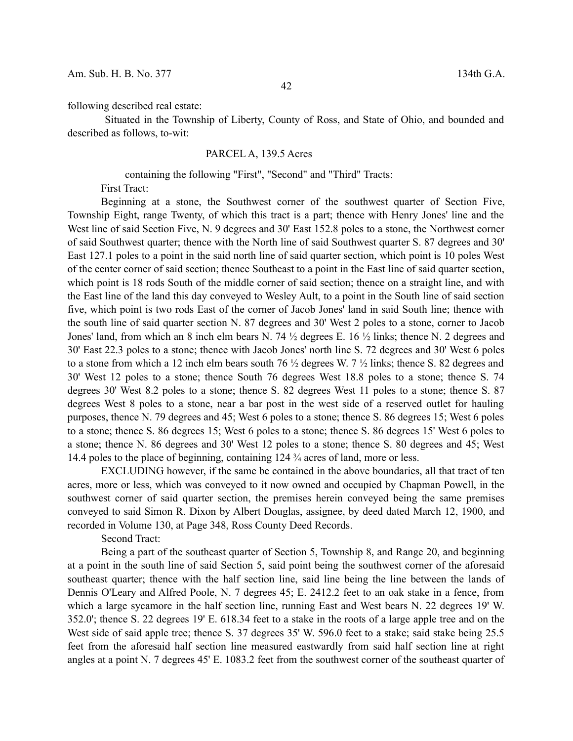following described real estate:

Situated in the Township of Liberty, County of Ross, and State of Ohio, and bounded and described as follows, to-wit:

PARCEL A, 139.5 Acres

containing the following "First", "Second" and "Third" Tracts:

First Tract:

Beginning at a stone, the Southwest corner of the southwest quarter of Section Five, Township Eight, range Twenty, of which this tract is a part; thence with Henry Jones' line and the West line of said Section Five, N. 9 degrees and 30' East 152.8 poles to a stone, the Northwest corner of said Southwest quarter; thence with the North line of said Southwest quarter S. 87 degrees and 30' East 127.1 poles to a point in the said north line of said quarter section, which point is 10 poles West of the center corner of said section; thence Southeast to a point in the East line of said quarter section, which point is 18 rods South of the middle corner of said section; thence on a straight line, and with the East line of the land this day conveyed to Wesley Ault, to a point in the South line of said section five, which point is two rods East of the corner of Jacob Jones' land in said South line; thence with the south line of said quarter section N. 87 degrees and 30' West 2 poles to a stone, corner to Jacob Jones' land, from which an 8 inch elm bears N. 74 ½ degrees E. 16 ½ links; thence N. 2 degrees and 30' East 22.3 poles to a stone; thence with Jacob Jones' north line S. 72 degrees and 30' West 6 poles to a stone from which a 12 inch elm bears south 76 ½ degrees W. 7 ½ links; thence S. 82 degrees and 30' West 12 poles to a stone; thence South 76 degrees West 18.8 poles to a stone; thence S. 74 degrees 30' West 8.2 poles to a stone; thence S. 82 degrees West 11 poles to a stone; thence S. 87 degrees West 8 poles to a stone, near a bar post in the west side of a reserved outlet for hauling purposes, thence N. 79 degrees and 45; West 6 poles to a stone; thence S. 86 degrees 15; West 6 poles to a stone; thence S. 86 degrees 15; West 6 poles to a stone; thence S. 86 degrees 15' West 6 poles to a stone; thence N. 86 degrees and 30' West 12 poles to a stone; thence S. 80 degrees and 45; West 14.4 poles to the place of beginning, containing 124 ¾ acres of land, more or less.

EXCLUDING however, if the same be contained in the above boundaries, all that tract of ten acres, more or less, which was conveyed to it now owned and occupied by Chapman Powell, in the southwest corner of said quarter section, the premises herein conveyed being the same premises conveyed to said Simon R. Dixon by Albert Douglas, assignee, by deed dated March 12, 1900, and recorded in Volume 130, at Page 348, Ross County Deed Records.

Second Tract:

Being a part of the southeast quarter of Section 5, Township 8, and Range 20, and beginning at a point in the south line of said Section 5, said point being the southwest corner of the aforesaid southeast quarter; thence with the half section line, said line being the line between the lands of Dennis O'Leary and Alfred Poole, N. 7 degrees 45; E. 2412.2 feet to an oak stake in a fence, from which a large sycamore in the half section line, running East and West bears N. 22 degrees 19' W. 352.0'; thence S. 22 degrees 19' E. 618.34 feet to a stake in the roots of a large apple tree and on the West side of said apple tree; thence S. 37 degrees 35' W. 596.0 feet to a stake; said stake being 25.5 feet from the aforesaid half section line measured eastwardly from said half section line at right angles at a point N. 7 degrees 45' E. 1083.2 feet from the southwest corner of the southeast quarter of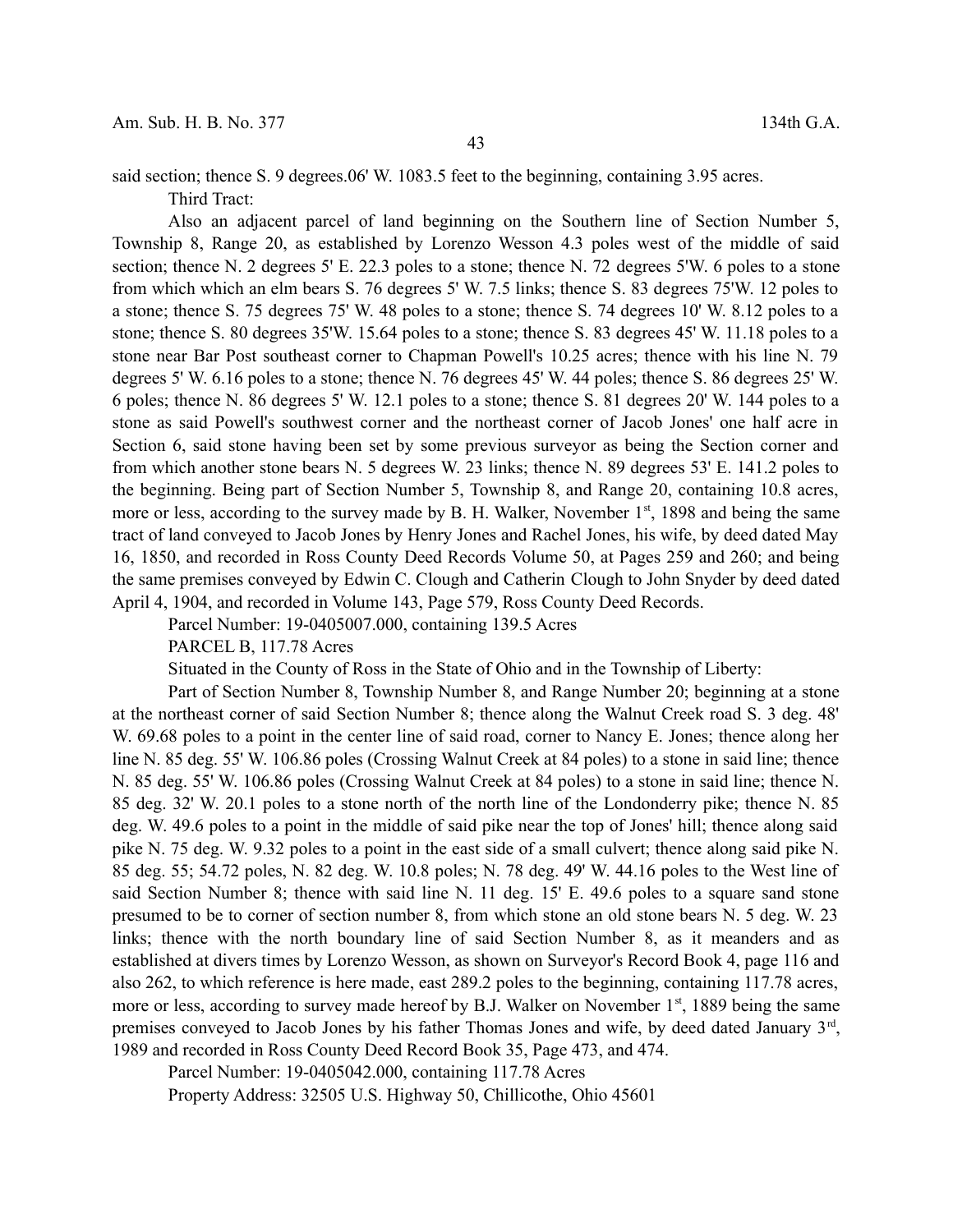said section; thence S. 9 degrees.06' W. 1083.5 feet to the beginning, containing 3.95 acres.

Third Tract:

Also an adjacent parcel of land beginning on the Southern line of Section Number 5, Township 8, Range 20, as established by Lorenzo Wesson 4.3 poles west of the middle of said section; thence N. 2 degrees 5' E. 22.3 poles to a stone; thence N. 72 degrees 5'W. 6 poles to a stone from which which an elm bears S. 76 degrees 5' W. 7.5 links; thence S. 83 degrees 75'W. 12 poles to a stone; thence S. 75 degrees 75' W. 48 poles to a stone; thence S. 74 degrees 10' W. 8.12 poles to a stone; thence S. 80 degrees 35'W. 15.64 poles to a stone; thence S. 83 degrees 45' W. 11.18 poles to a stone near Bar Post southeast corner to Chapman Powell's 10.25 acres; thence with his line N. 79 degrees 5' W. 6.16 poles to a stone; thence N. 76 degrees 45' W. 44 poles; thence S. 86 degrees 25' W. 6 poles; thence N. 86 degrees 5' W. 12.1 poles to a stone; thence S. 81 degrees 20' W. 144 poles to a stone as said Powell's southwest corner and the northeast corner of Jacob Jones' one half acre in Section 6, said stone having been set by some previous surveyor as being the Section corner and from which another stone bears N. 5 degrees W. 23 links; thence N. 89 degrees 53' E. 141.2 poles to the beginning. Being part of Section Number 5, Township 8, and Range 20, containing 10.8 acres, more or less, according to the survey made by B. H. Walker, November 1st, 1898 and being the same tract of land conveyed to Jacob Jones by Henry Jones and Rachel Jones, his wife, by deed dated May 16, 1850, and recorded in Ross County Deed Records Volume 50, at Pages 259 and 260; and being the same premises conveyed by Edwin C. Clough and Catherin Clough to John Snyder by deed dated April 4, 1904, and recorded in Volume 143, Page 579, Ross County Deed Records.

Parcel Number: 19-0405007.000, containing 139.5 Acres

PARCEL B, 117.78 Acres

Situated in the County of Ross in the State of Ohio and in the Township of Liberty:

Part of Section Number 8, Township Number 8, and Range Number 20; beginning at a stone at the northeast corner of said Section Number 8; thence along the Walnut Creek road S. 3 deg. 48' W. 69.68 poles to a point in the center line of said road, corner to Nancy E. Jones; thence along her line N. 85 deg. 55' W. 106.86 poles (Crossing Walnut Creek at 84 poles) to a stone in said line; thence N. 85 deg. 55' W. 106.86 poles (Crossing Walnut Creek at 84 poles) to a stone in said line; thence N. 85 deg. 32' W. 20.1 poles to a stone north of the north line of the Londonderry pike; thence N. 85 deg. W. 49.6 poles to a point in the middle of said pike near the top of Jones' hill; thence along said pike N. 75 deg. W. 9.32 poles to a point in the east side of a small culvert; thence along said pike N. 85 deg. 55; 54.72 poles, N. 82 deg. W. 10.8 poles; N. 78 deg. 49' W. 44.16 poles to the West line of said Section Number 8; thence with said line N. 11 deg. 15' E. 49.6 poles to a square sand stone presumed to be to corner of section number 8, from which stone an old stone bears N. 5 deg. W. 23 links; thence with the north boundary line of said Section Number 8, as it meanders and as established at divers times by Lorenzo Wesson, as shown on Surveyor's Record Book 4, page 116 and also 262, to which reference is here made, east 289.2 poles to the beginning, containing 117.78 acres, more or less, according to survey made hereof by B.J. Walker on November 1st, 1889 being the same premises conveyed to Jacob Jones by his father Thomas Jones and wife, by deed dated January 3rd, 1989 and recorded in Ross County Deed Record Book 35, Page 473, and 474.

Parcel Number: 19-0405042.000, containing 117.78 Acres

Property Address: 32505 U.S. Highway 50, Chillicothe, Ohio 45601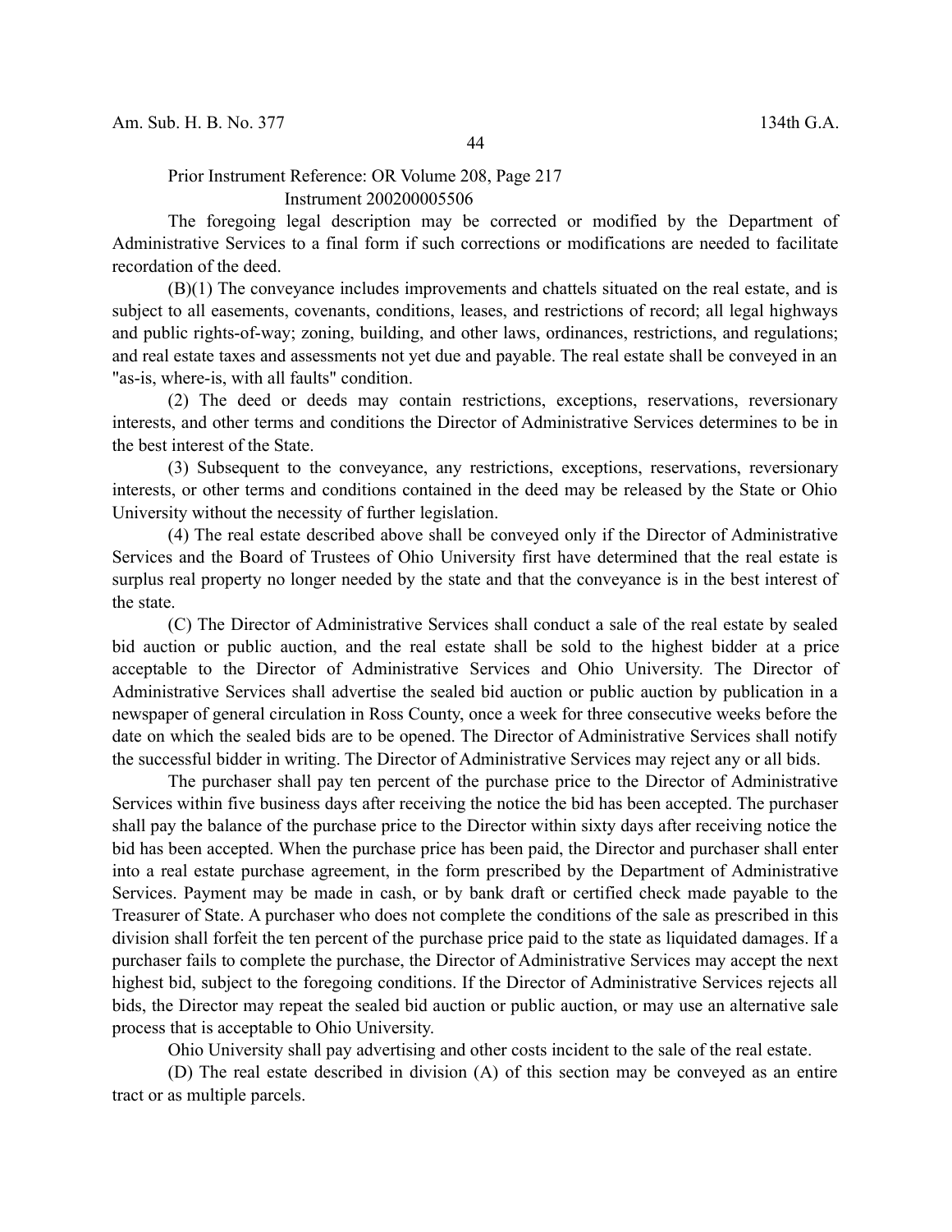Prior Instrument Reference: OR Volume 208, Page 217
Instrument 200200005506

The foregoing legal description may be corrected or modified by the Department of Administrative Services to a final form if such corrections or modifications are needed to facilitate recordation of the deed.

(B)(1) The conveyance includes improvements and chattels situated on the real estate, and is subject to all easements, covenants, conditions, leases, and restrictions of record; all legal highways and public rights-of-way; zoning, building, and other laws, ordinances, restrictions, and regulations; and real estate taxes and assessments not yet due and payable. The real estate shall be conveyed in an "as-is, where-is, with all faults" condition.

(2) The deed or deeds may contain restrictions, exceptions, reservations, reversionary interests, and other terms and conditions the Director of Administrative Services determines to be in the best interest of the State.

(3) Subsequent to the conveyance, any restrictions, exceptions, reservations, reversionary interests, or other terms and conditions contained in the deed may be released by the State or Ohio University without the necessity of further legislation.

(4) The real estate described above shall be conveyed only if the Director of Administrative Services and the Board of Trustees of Ohio University first have determined that the real estate is surplus real property no longer needed by the state and that the conveyance is in the best interest of the state.

(C) The Director of Administrative Services shall conduct a sale of the real estate by sealed bid auction or public auction, and the real estate shall be sold to the highest bidder at a price acceptable to the Director of Administrative Services and Ohio University. The Director of Administrative Services shall advertise the sealed bid auction or public auction by publication in a newspaper of general circulation in Ross County, once a week for three consecutive weeks before the date on which the sealed bids are to be opened. The Director of Administrative Services shall notify the successful bidder in writing. The Director of Administrative Services may reject any or all bids.

The purchaser shall pay ten percent of the purchase price to the Director of Administrative Services within five business days after receiving the notice the bid has been accepted. The purchaser shall pay the balance of the purchase price to the Director within sixty days after receiving notice the bid has been accepted. When the purchase price has been paid, the Director and purchaser shall enter into a real estate purchase agreement, in the form prescribed by the Department of Administrative Services. Payment may be made in cash, or by bank draft or certified check made payable to the Treasurer of State. A purchaser who does not complete the conditions of the sale as prescribed in this division shall forfeit the ten percent of the purchase price paid to the state as liquidated damages. If a purchaser fails to complete the purchase, the Director of Administrative Services may accept the next highest bid, subject to the foregoing conditions. If the Director of Administrative Services rejects all bids, the Director may repeat the sealed bid auction or public auction, or may use an alternative sale process that is acceptable to Ohio University.

Ohio University shall pay advertising and other costs incident to the sale of the real estate.

(D) The real estate described in division (A) of this section may be conveyed as an entire tract or as multiple parcels.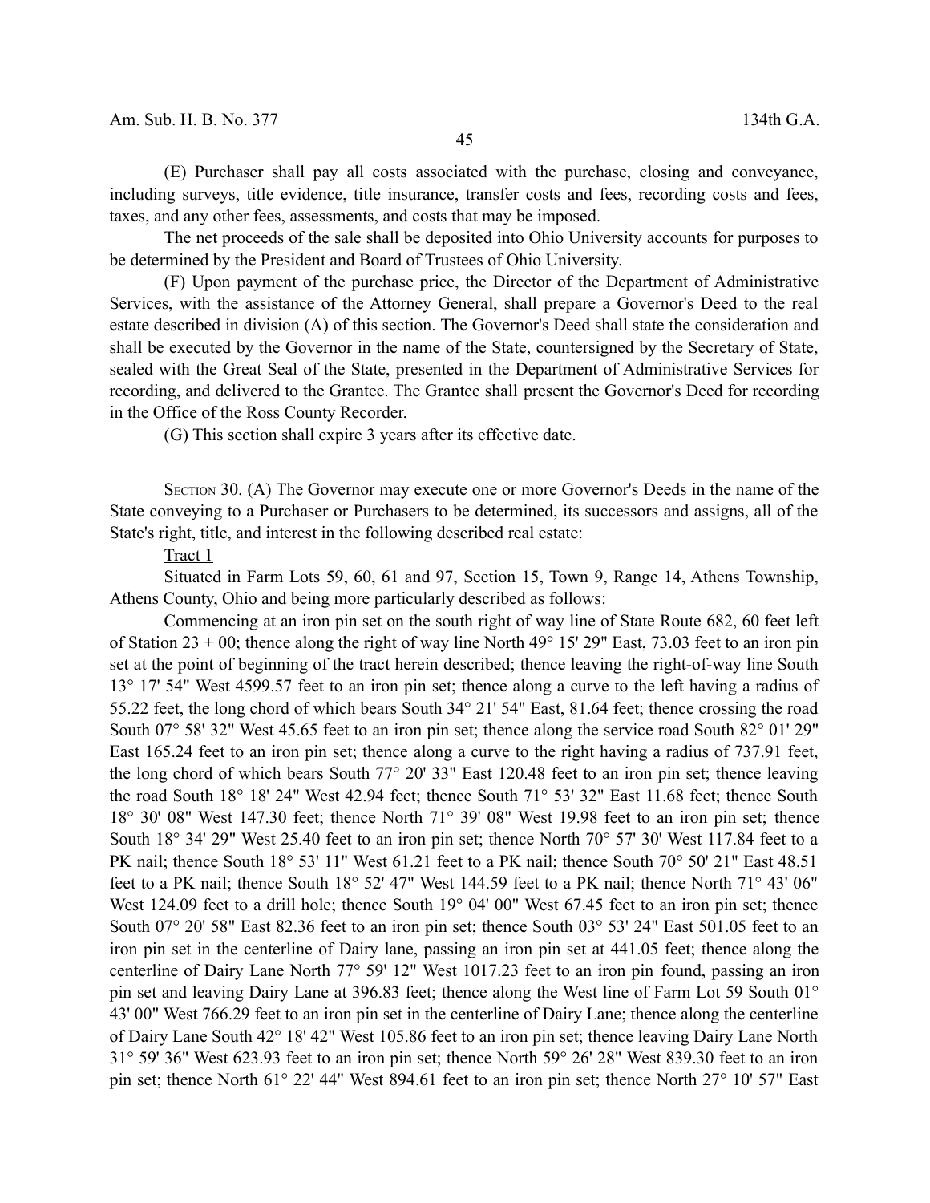(E) Purchaser shall pay all costs associated with the purchase, closing and conveyance, including surveys, title evidence, title insurance, transfer costs and fees, recording costs and fees, taxes, and any other fees, assessments, and costs that may be imposed.

The net proceeds of the sale shall be deposited into Ohio University accounts for purposes to be determined by the President and Board of Trustees of Ohio University.

(F) Upon payment of the purchase price, the Director of the Department of Administrative Services, with the assistance of the Attorney General, shall prepare a Governor's Deed to the real estate described in division (A) of this section. The Governor's Deed shall state the consideration and shall be executed by the Governor in the name of the State, countersigned by the Secretary of State, sealed with the Great Seal of the State, presented in the Department of Administrative Services for recording, and delivered to the Grantee. The Grantee shall present the Governor's Deed for recording in the Office of the Ross County Recorder.

(G) This section shall expire 3 years after its effective date.

SECTION 30. (A) The Governor may execute one or more Governor's Deeds in the name of the State conveying to a Purchaser or Purchasers to be determined, its successors and assigns, all of the State's right, title, and interest in the following described real estate:

Tract 1

Situated in Farm Lots 59, 60, 61 and 97, Section 15, Town 9, Range 14, Athens Township, Athens County, Ohio and being more particularly described as follows:

Commencing at an iron pin set on the south right of way line of State Route 682, 60 feet left of Station 23 + 00; thence along the right of way line North 49° 15' 29" East, 73.03 feet to an iron pin set at the point of beginning of the tract herein described; thence leaving the right-of-way line South 13° 17' 54" West 4599.57 feet to an iron pin set; thence along a curve to the left having a radius of 55.22 feet, the long chord of which bears South 34° 21' 54" East, 81.64 feet; thence crossing the road South 07° 58' 32" West 45.65 feet to an iron pin set; thence along the service road South 82° 01' 29" East 165.24 feet to an iron pin set; thence along a curve to the right having a radius of 737.91 feet, the long chord of which bears South 77° 20' 33" East 120.48 feet to an iron pin set; thence leaving the road South 18° 18' 24" West 42.94 feet; thence South 71° 53' 32" East 11.68 feet; thence South 18° 30' 08" West 147.30 feet; thence North 71° 39' 08" West 19.98 feet to an iron pin set; thence South 18° 34' 29" West 25.40 feet to an iron pin set; thence North 70° 57' 30' West 117.84 feet to a PK nail; thence South 18° 53' 11" West 61.21 feet to a PK nail; thence South 70° 50' 21" East 48.51 feet to a PK nail; thence South 18° 52' 47" West 144.59 feet to a PK nail; thence North 71° 43' 06" West 124.09 feet to a drill hole; thence South 19° 04' 00" West 67.45 feet to an iron pin set; thence South 07° 20' 58" East 82.36 feet to an iron pin set; thence South 03° 53' 24" East 501.05 feet to an iron pin set in the centerline of Dairy lane, passing an iron pin set at 441.05 feet; thence along the centerline of Dairy Lane North 77° 59' 12" West 1017.23 feet to an iron pin found, passing an iron pin set and leaving Dairy Lane at 396.83 feet; thence along the West line of Farm Lot 59 South 01° 43' 00" West 766.29 feet to an iron pin set in the centerline of Dairy Lane; thence along the centerline of Dairy Lane South 42° 18' 42" West 105.86 feet to an iron pin set; thence leaving Dairy Lane North 31° 59' 36" West 623.93 feet to an iron pin set; thence North 59° 26' 28" West 839.30 feet to an iron pin set; thence North 61° 22' 44" West 894.61 feet to an iron pin set; thence North 27° 10' 57" East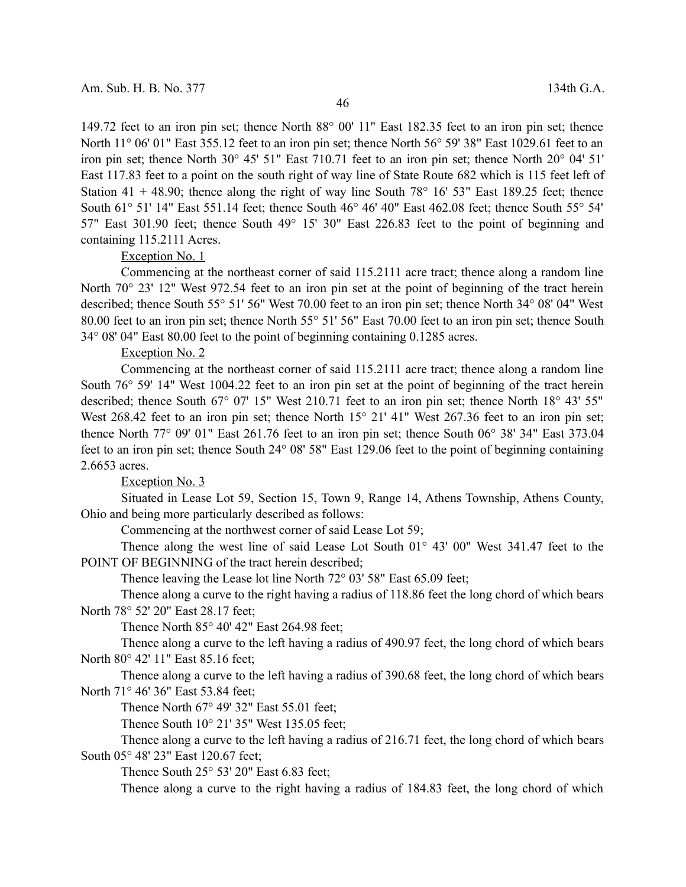149.72 feet to an iron pin set; thence North 88° 00' 11" East 182.35 feet to an iron pin set; thence North 11° 06' 01" East 355.12 feet to an iron pin set; thence North 56° 59' 38" East 1029.61 feet to an iron pin set; thence North 30° 45' 51" East 710.71 feet to an iron pin set; thence North 20° 04' 51' East 117.83 feet to a point on the south right of way line of State Route 682 which is 115 feet left of Station 41 + 48.90; thence along the right of way line South 78° 16' 53" East 189.25 feet; thence South 61° 51' 14" East 551.14 feet; thence South 46° 46' 40" East 462.08 feet; thence South 55° 54' 57" East 301.90 feet; thence South 49° 15' 30" East 226.83 feet to the point of beginning and containing 115.2111 Acres.

Exception No. 1

Commencing at the northeast corner of said 115.2111 acre tract; thence along a random line North 70° 23' 12" West 972.54 feet to an iron pin set at the point of beginning of the tract herein described; thence South 55° 51' 56" West 70.00 feet to an iron pin set; thence North 34° 08' 04" West 80.00 feet to an iron pin set; thence North 55° 51' 56" East 70.00 feet to an iron pin set; thence South 34° 08' 04" East 80.00 feet to the point of beginning containing 0.1285 acres.

Exception No. 2

Commencing at the northeast corner of said 115.2111 acre tract; thence along a random line South 76° 59' 14" West 1004.22 feet to an iron pin set at the point of beginning of the tract herein described; thence South 67° 07' 15" West 210.71 feet to an iron pin set; thence North 18° 43' 55" West 268.42 feet to an iron pin set; thence North 15° 21' 41" West 267.36 feet to an iron pin set; thence North 77° 09' 01" East 261.76 feet to an iron pin set; thence South 06° 38' 34" East 373.04 feet to an iron pin set; thence South 24° 08' 58" East 129.06 feet to the point of beginning containing 2.6653 acres.

Exception No. 3

Situated in Lease Lot 59, Section 15, Town 9, Range 14, Athens Township, Athens County, Ohio and being more particularly described as follows:

Commencing at the northwest corner of said Lease Lot 59;

Thence along the west line of said Lease Lot South 01° 43' 00" West 341.47 feet to the POINT OF BEGINNING of the tract herein described;

Thence leaving the Lease lot line North 72° 03' 58" East 65.09 feet;

Thence along a curve to the right having a radius of 118.86 feet the long chord of which bears North 78° 52' 20" East 28.17 feet;

Thence North 85° 40' 42" East 264.98 feet;

Thence along a curve to the left having a radius of 490.97 feet, the long chord of which bears North 80° 42' 11" East 85.16 feet;

Thence along a curve to the left having a radius of 390.68 feet, the long chord of which bears North 71° 46' 36" East 53.84 feet;

Thence North 67° 49' 32" East 55.01 feet;

Thence South 10° 21' 35" West 135.05 feet;

Thence along a curve to the left having a radius of 216.71 feet, the long chord of which bears South 05° 48' 23" East 120.67 feet;

Thence South 25° 53' 20" East 6.83 feet;

Thence along a curve to the right having a radius of 184.83 feet, the long chord of which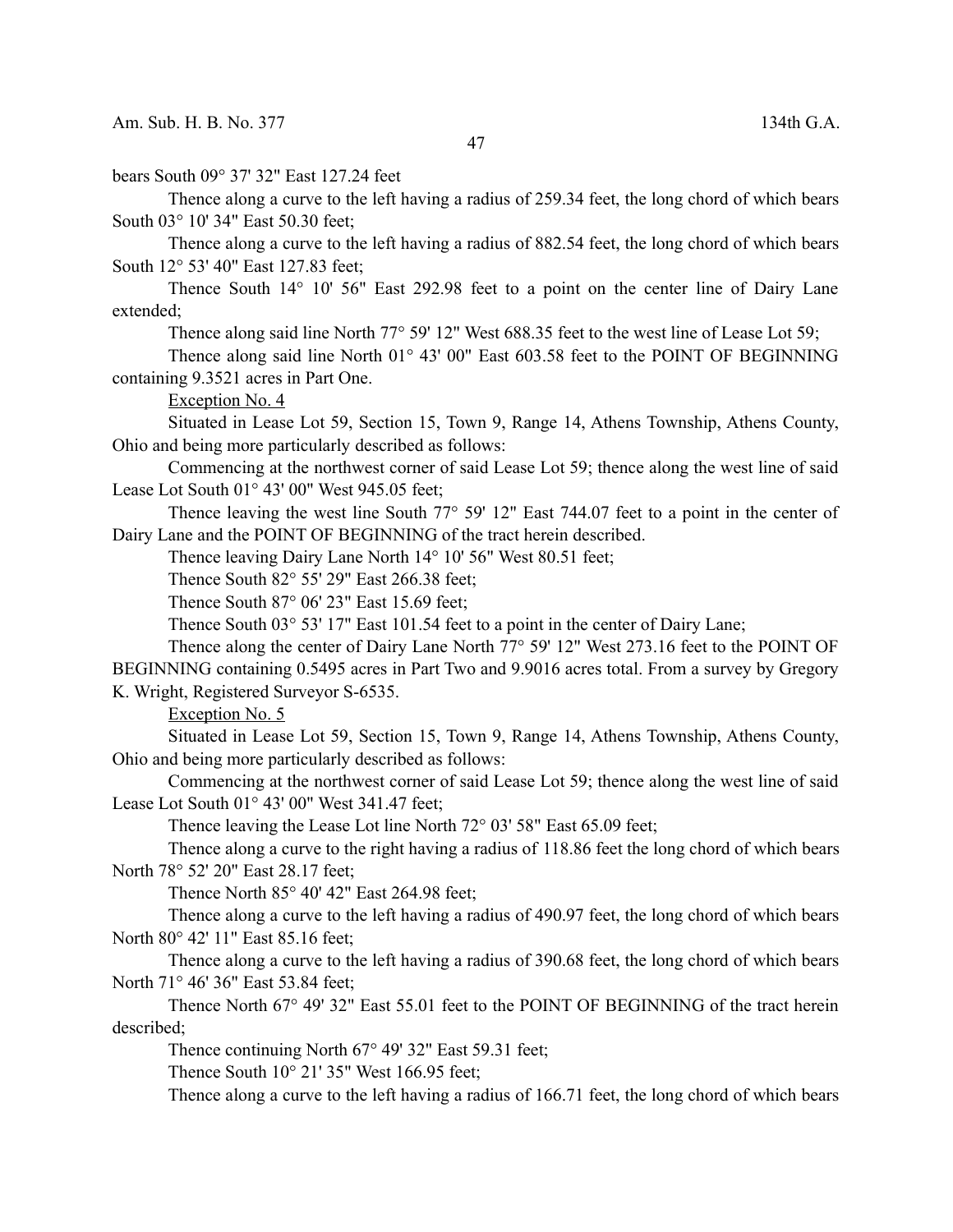bears South 09° 37' 32" East 127.24 feet

Thence along a curve to the left having a radius of 259.34 feet, the long chord of which bears South 03° 10' 34" East 50.30 feet;

Thence along a curve to the left having a radius of 882.54 feet, the long chord of which bears South 12° 53' 40" East 127.83 feet;

Thence South 14° 10' 56" East 292.98 feet to a point on the center line of Dairy Lane extended;

Thence along said line North 77° 59' 12" West 688.35 feet to the west line of Lease Lot 59;

Thence along said line North 01° 43' 00" East 603.58 feet to the POINT OF BEGINNING containing 9.3521 acres in Part One.

Exception No. 4

Situated in Lease Lot 59, Section 15, Town 9, Range 14, Athens Township, Athens County, Ohio and being more particularly described as follows:

Commencing at the northwest corner of said Lease Lot 59; thence along the west line of said Lease Lot South 01° 43' 00" West 945.05 feet;

Thence leaving the west line South 77° 59' 12" East 744.07 feet to a point in the center of Dairy Lane and the POINT OF BEGINNING of the tract herein described.

Thence leaving Dairy Lane North 14° 10' 56" West 80.51 feet;

Thence South 82° 55' 29" East 266.38 feet;

Thence South 87° 06' 23" East 15.69 feet;

Thence South 03° 53' 17" East 101.54 feet to a point in the center of Dairy Lane;

Thence along the center of Dairy Lane North 77° 59' 12" West 273.16 feet to the POINT OF BEGINNING containing 0.5495 acres in Part Two and 9.9016 acres total. From a survey by Gregory K. Wright, Registered Surveyor S-6535.

Exception No. 5

Situated in Lease Lot 59, Section 15, Town 9, Range 14, Athens Township, Athens County, Ohio and being more particularly described as follows:

Commencing at the northwest corner of said Lease Lot 59; thence along the west line of said Lease Lot South 01° 43' 00" West 341.47 feet;

Thence leaving the Lease Lot line North 72° 03' 58" East 65.09 feet;

Thence along a curve to the right having a radius of 118.86 feet the long chord of which bears North 78° 52' 20" East 28.17 feet;

Thence North 85° 40' 42" East 264.98 feet;

Thence along a curve to the left having a radius of 490.97 feet, the long chord of which bears North 80° 42' 11" East 85.16 feet;

Thence along a curve to the left having a radius of 390.68 feet, the long chord of which bears North 71° 46' 36" East 53.84 feet;

Thence North 67° 49' 32" East 55.01 feet to the POINT OF BEGINNING of the tract herein described;

Thence continuing North 67° 49' 32" East 59.31 feet;

Thence South 10° 21' 35" West 166.95 feet;

Thence along a curve to the left having a radius of 166.71 feet, the long chord of which bears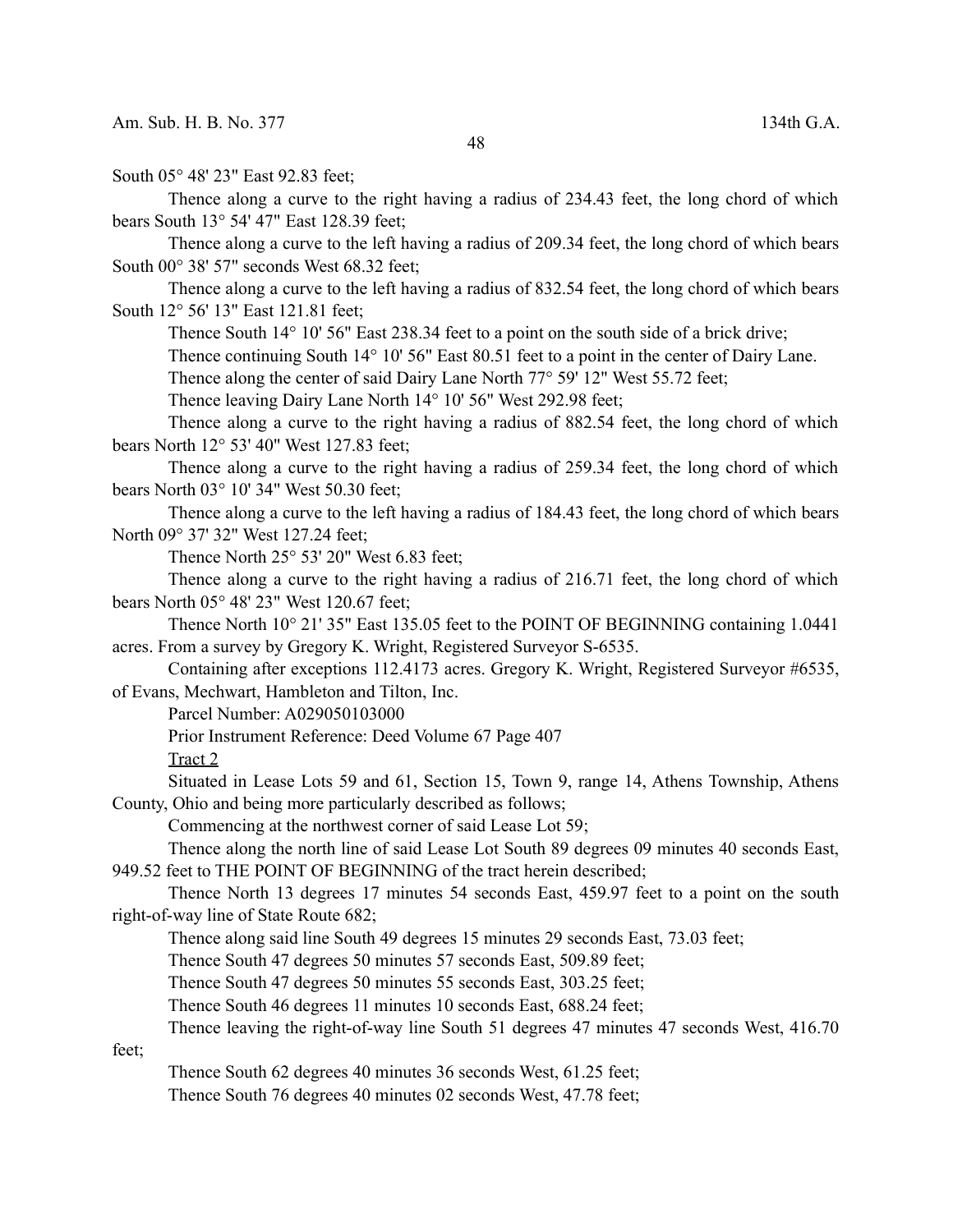South 05° 48' 23" East 92.83 feet;

Thence along a curve to the right having a radius of 234.43 feet, the long chord of which bears South 13° 54' 47" East 128.39 feet;

Thence along a curve to the left having a radius of 209.34 feet, the long chord of which bears South 00° 38' 57" seconds West 68.32 feet;

Thence along a curve to the left having a radius of 832.54 feet, the long chord of which bears South 12° 56' 13" East 121.81 feet;

Thence South 14° 10' 56" East 238.34 feet to a point on the south side of a brick drive;

Thence continuing South 14° 10' 56" East 80.51 feet to a point in the center of Dairy Lane.

Thence along the center of said Dairy Lane North 77° 59' 12" West 55.72 feet;

Thence leaving Dairy Lane North 14° 10' 56" West 292.98 feet;

Thence along a curve to the right having a radius of 882.54 feet, the long chord of which bears North 12° 53' 40" West 127.83 feet;

Thence along a curve to the right having a radius of 259.34 feet, the long chord of which bears North 03° 10' 34" West 50.30 feet;

Thence along a curve to the left having a radius of 184.43 feet, the long chord of which bears North 09° 37' 32" West 127.24 feet;

Thence North 25° 53' 20" West 6.83 feet;

Thence along a curve to the right having a radius of 216.71 feet, the long chord of which bears North 05° 48' 23" West 120.67 feet;

Thence North 10° 21' 35" East 135.05 feet to the POINT OF BEGINNING containing 1.0441 acres. From a survey by Gregory K. Wright, Registered Surveyor S-6535.

Containing after exceptions 112.4173 acres. Gregory K. Wright, Registered Surveyor #6535, of Evans, Mechwart, Hambleton and Tilton, Inc.

Parcel Number: A029050103000

Prior Instrument Reference: Deed Volume 67 Page 407

Tract 2

Situated in Lease Lots 59 and 61, Section 15, Town 9, range 14, Athens Township, Athens County, Ohio and being more particularly described as follows;

Commencing at the northwest corner of said Lease Lot 59;

Thence along the north line of said Lease Lot South 89 degrees 09 minutes 40 seconds East, 949.52 feet to THE POINT OF BEGINNING of the tract herein described;

Thence North 13 degrees 17 minutes 54 seconds East, 459.97 feet to a point on the south right-of-way line of State Route 682;

Thence along said line South 49 degrees 15 minutes 29 seconds East, 73.03 feet;

Thence South 47 degrees 50 minutes 57 seconds East, 509.89 feet;

Thence South 47 degrees 50 minutes 55 seconds East, 303.25 feet;

Thence South 46 degrees 11 minutes 10 seconds East, 688.24 feet;

Thence leaving the right-of-way line South 51 degrees 47 minutes 47 seconds West, 416.70 feet;

Thence South 62 degrees 40 minutes 36 seconds West, 61.25 feet;

Thence South 76 degrees 40 minutes 02 seconds West, 47.78 feet;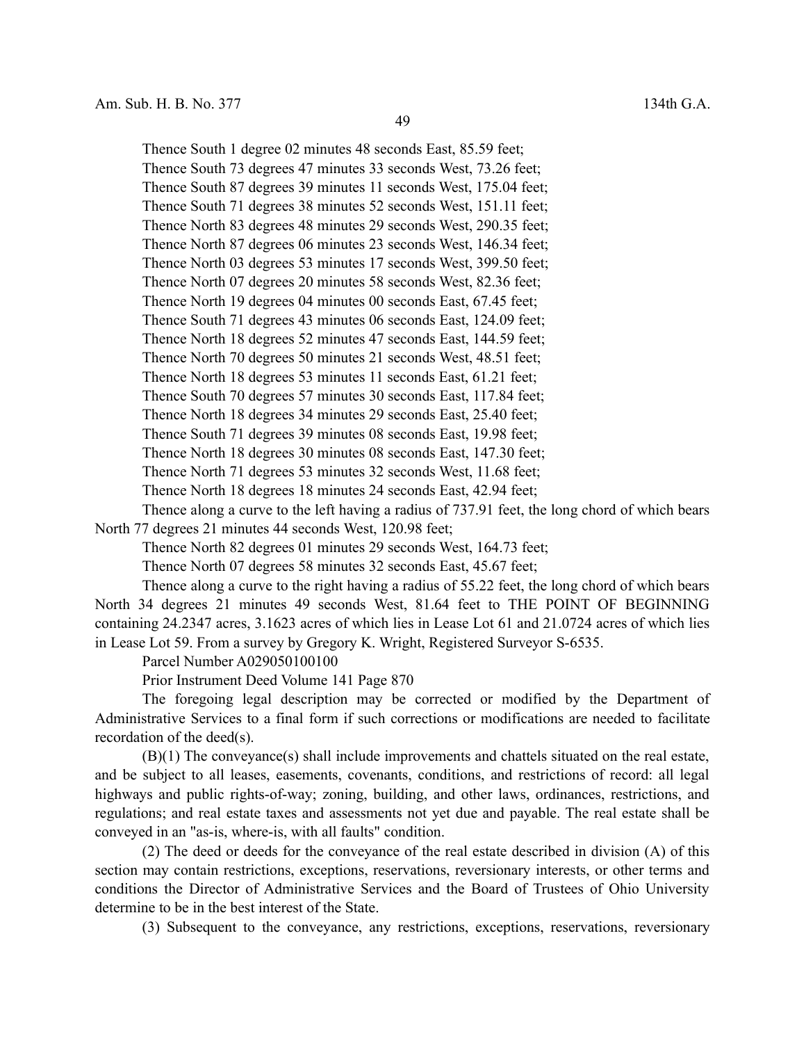Thence South 1 degree 02 minutes 48 seconds East, 85.59 feet;

Thence South 73 degrees 47 minutes 33 seconds West, 73.26 feet;

Thence South 87 degrees 39 minutes 11 seconds West, 175.04 feet;

Thence South 71 degrees 38 minutes 52 seconds West, 151.11 feet;

Thence North 83 degrees 48 minutes 29 seconds West, 290.35 feet;

Thence North 87 degrees 06 minutes 23 seconds West, 146.34 feet;

Thence North 03 degrees 53 minutes 17 seconds West, 399.50 feet;

Thence North 07 degrees 20 minutes 58 seconds West, 82.36 feet;

Thence North 19 degrees 04 minutes 00 seconds East, 67.45 feet;

Thence South 71 degrees 43 minutes 06 seconds East, 124.09 feet;

Thence North 18 degrees 52 minutes 47 seconds East, 144.59 feet;

Thence North 70 degrees 50 minutes 21 seconds West, 48.51 feet;

Thence North 18 degrees 53 minutes 11 seconds East, 61.21 feet;

Thence South 70 degrees 57 minutes 30 seconds East, 117.84 feet;

Thence North 18 degrees 34 minutes 29 seconds East, 25.40 feet;

Thence South 71 degrees 39 minutes 08 seconds East, 19.98 feet;

Thence North 18 degrees 30 minutes 08 seconds East, 147.30 feet;

Thence North 71 degrees 53 minutes 32 seconds West, 11.68 feet;

Thence North 18 degrees 18 minutes 24 seconds East, 42.94 feet;

Thence along a curve to the left having a radius of 737.91 feet, the long chord of which bears North 77 degrees 21 minutes 44 seconds West, 120.98 feet;

Thence North 82 degrees 01 minutes 29 seconds West, 164.73 feet;

Thence North 07 degrees 58 minutes 32 seconds East, 45.67 feet;

Thence along a curve to the right having a radius of 55.22 feet, the long chord of which bears North 34 degrees 21 minutes 49 seconds West, 81.64 feet to THE POINT OF BEGINNING containing 24.2347 acres, 3.1623 acres of which lies in Lease Lot 61 and 21.0724 acres of which lies in Lease Lot 59. From a survey by Gregory K. Wright, Registered Surveyor S-6535.

Parcel Number A029050100100

Prior Instrument Deed Volume 141 Page 870

The foregoing legal description may be corrected or modified by the Department of Administrative Services to a final form if such corrections or modifications are needed to facilitate recordation of the deed(s).

(B)(1) The conveyance(s) shall include improvements and chattels situated on the real estate, and be subject to all leases, easements, covenants, conditions, and restrictions of record: all legal highways and public rights-of-way; zoning, building, and other laws, ordinances, restrictions, and regulations; and real estate taxes and assessments not yet due and payable. The real estate shall be conveyed in an "as-is, where-is, with all faults" condition.

(2) The deed or deeds for the conveyance of the real estate described in division (A) of this section may contain restrictions, exceptions, reservations, reversionary interests, or other terms and conditions the Director of Administrative Services and the Board of Trustees of Ohio University determine to be in the best interest of the State.

(3) Subsequent to the conveyance, any restrictions, exceptions, reservations, reversionary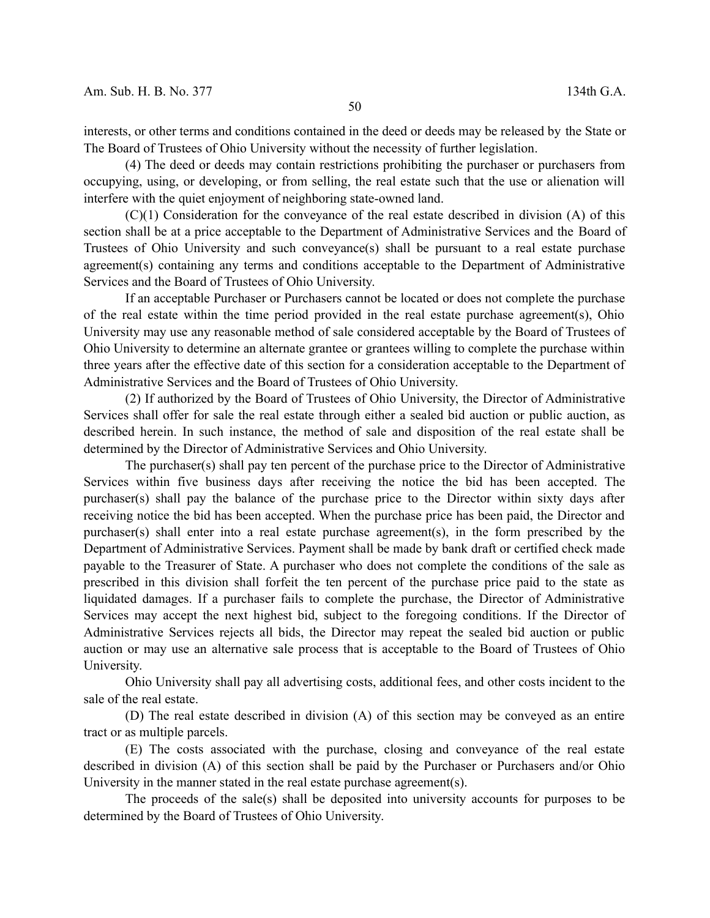interests, or other terms and conditions contained in the deed or deeds may be released by the State or The Board of Trustees of Ohio University without the necessity of further legislation.

(4) The deed or deeds may contain restrictions prohibiting the purchaser or purchasers from occupying, using, or developing, or from selling, the real estate such that the use or alienation will interfere with the quiet enjoyment of neighboring state-owned land.

(C)(1) Consideration for the conveyance of the real estate described in division (A) of this section shall be at a price acceptable to the Department of Administrative Services and the Board of Trustees of Ohio University and such conveyance(s) shall be pursuant to a real estate purchase agreement(s) containing any terms and conditions acceptable to the Department of Administrative Services and the Board of Trustees of Ohio University.

If an acceptable Purchaser or Purchasers cannot be located or does not complete the purchase of the real estate within the time period provided in the real estate purchase agreement(s), Ohio University may use any reasonable method of sale considered acceptable by the Board of Trustees of Ohio University to determine an alternate grantee or grantees willing to complete the purchase within three years after the effective date of this section for a consideration acceptable to the Department of Administrative Services and the Board of Trustees of Ohio University.

(2) If authorized by the Board of Trustees of Ohio University, the Director of Administrative Services shall offer for sale the real estate through either a sealed bid auction or public auction, as described herein. In such instance, the method of sale and disposition of the real estate shall be determined by the Director of Administrative Services and Ohio University.

The purchaser(s) shall pay ten percent of the purchase price to the Director of Administrative Services within five business days after receiving the notice the bid has been accepted. The purchaser(s) shall pay the balance of the purchase price to the Director within sixty days after receiving notice the bid has been accepted. When the purchase price has been paid, the Director and purchaser(s) shall enter into a real estate purchase agreement(s), in the form prescribed by the Department of Administrative Services. Payment shall be made by bank draft or certified check made payable to the Treasurer of State. A purchaser who does not complete the conditions of the sale as prescribed in this division shall forfeit the ten percent of the purchase price paid to the state as liquidated damages. If a purchaser fails to complete the purchase, the Director of Administrative Services may accept the next highest bid, subject to the foregoing conditions. If the Director of Administrative Services rejects all bids, the Director may repeat the sealed bid auction or public auction or may use an alternative sale process that is acceptable to the Board of Trustees of Ohio University.

Ohio University shall pay all advertising costs, additional fees, and other costs incident to the sale of the real estate.

(D) The real estate described in division (A) of this section may be conveyed as an entire tract or as multiple parcels.

(E) The costs associated with the purchase, closing and conveyance of the real estate described in division (A) of this section shall be paid by the Purchaser or Purchasers and/or Ohio University in the manner stated in the real estate purchase agreement(s).

The proceeds of the sale(s) shall be deposited into university accounts for purposes to be determined by the Board of Trustees of Ohio University.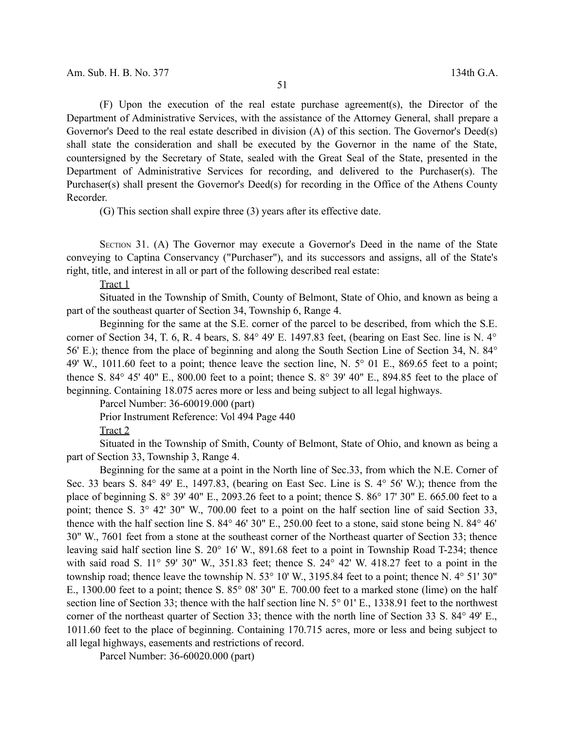(F) Upon the execution of the real estate purchase agreement(s), the Director of the Department of Administrative Services, with the assistance of the Attorney General, shall prepare a Governor's Deed to the real estate described in division (A) of this section. The Governor's Deed(s) shall state the consideration and shall be executed by the Governor in the name of the State, countersigned by the Secretary of State, sealed with the Great Seal of the State, presented in the Department of Administrative Services for recording, and delivered to the Purchaser(s). The Purchaser(s) shall present the Governor's Deed(s) for recording in the Office of the Athens County Recorder.

(G) This section shall expire three (3) years after its effective date.

SECTION 31. (A) The Governor may execute a Governor's Deed in the name of the State conveying to Captina Conservancy ("Purchaser"), and its successors and assigns, all of the State's right, title, and interest in all or part of the following described real estate:

Tract 1

Situated in the Township of Smith, County of Belmont, State of Ohio, and known as being a part of the southeast quarter of Section 34, Township 6, Range 4.

Beginning for the same at the S.E. corner of the parcel to be described, from which the S.E. corner of Section 34, T. 6, R. 4 bears, S. 84° 49' E. 1497.83 feet, (bearing on East Sec. line is N. 4° 56' E.); thence from the place of beginning and along the South Section Line of Section 34, N. 84° 49' W., 1011.60 feet to a point; thence leave the section line, N. 5° 01 E., 869.65 feet to a point; thence S. 84° 45' 40" E., 800.00 feet to a point; thence S. 8° 39' 40" E., 894.85 feet to the place of beginning. Containing 18.075 acres more or less and being subject to all legal highways.

Parcel Number: 36-60019.000 (part)

Prior Instrument Reference: Vol 494 Page 440

Tract 2

Situated in the Township of Smith, County of Belmont, State of Ohio, and known as being a part of Section 33, Township 3, Range 4.

Beginning for the same at a point in the North line of Sec.33, from which the N.E. Corner of Sec. 33 bears S. 84° 49' E., 1497.83, (bearing on East Sec. Line is S. 4° 56' W.); thence from the place of beginning S. 8° 39' 40" E., 2093.26 feet to a point; thence S. 86° 17' 30" E. 665.00 feet to a point; thence S. 3° 42' 30" W., 700.00 feet to a point on the half section line of said Section 33, thence with the half section line S. 84° 46' 30" E., 250.00 feet to a stone, said stone being N. 84° 46' 30" W., 7601 feet from a stone at the southeast corner of the Northeast quarter of Section 33; thence leaving said half section line S. 20° 16' W., 891.68 feet to a point in Township Road T-234; thence with said road S. 11° 59' 30" W., 351.83 feet; thence S. 24° 42' W. 418.27 feet to a point in the township road; thence leave the township N. 53° 10' W., 3195.84 feet to a point; thence N. 4° 51' 30" E., 1300.00 feet to a point; thence S. 85° 08' 30" E. 700.00 feet to a marked stone (lime) on the half section line of Section 33; thence with the half section line N. 5° 01' E., 1338.91 feet to the northwest corner of the northeast quarter of Section 33; thence with the north line of Section 33 S. 84° 49' E., 1011.60 feet to the place of beginning. Containing 170.715 acres, more or less and being subject to all legal highways, easements and restrictions of record.

Parcel Number: 36-60020.000 (part)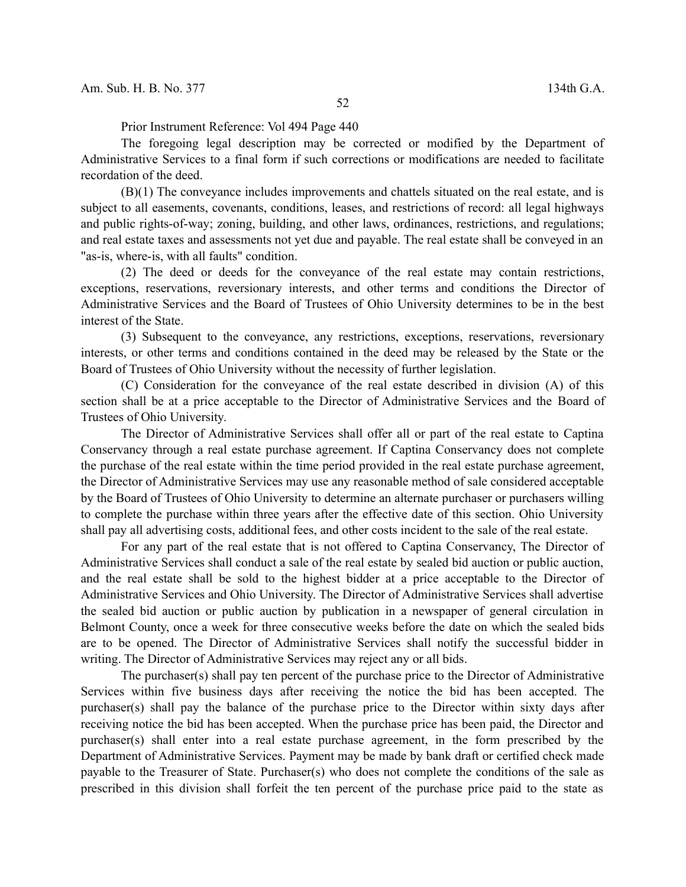Prior Instrument Reference: Vol 494 Page 440

The foregoing legal description may be corrected or modified by the Department of Administrative Services to a final form if such corrections or modifications are needed to facilitate recordation of the deed.

(B)(1) The conveyance includes improvements and chattels situated on the real estate, and is subject to all easements, covenants, conditions, leases, and restrictions of record: all legal highways and public rights-of-way; zoning, building, and other laws, ordinances, restrictions, and regulations; and real estate taxes and assessments not yet due and payable. The real estate shall be conveyed in an "as-is, where-is, with all faults" condition.

(2) The deed or deeds for the conveyance of the real estate may contain restrictions, exceptions, reservations, reversionary interests, and other terms and conditions the Director of Administrative Services and the Board of Trustees of Ohio University determines to be in the best interest of the State.

(3) Subsequent to the conveyance, any restrictions, exceptions, reservations, reversionary interests, or other terms and conditions contained in the deed may be released by the State or the Board of Trustees of Ohio University without the necessity of further legislation.

(C) Consideration for the conveyance of the real estate described in division (A) of this section shall be at a price acceptable to the Director of Administrative Services and the Board of Trustees of Ohio University.

The Director of Administrative Services shall offer all or part of the real estate to Captina Conservancy through a real estate purchase agreement. If Captina Conservancy does not complete the purchase of the real estate within the time period provided in the real estate purchase agreement, the Director of Administrative Services may use any reasonable method of sale considered acceptable by the Board of Trustees of Ohio University to determine an alternate purchaser or purchasers willing to complete the purchase within three years after the effective date of this section. Ohio University shall pay all advertising costs, additional fees, and other costs incident to the sale of the real estate.

For any part of the real estate that is not offered to Captina Conservancy, The Director of Administrative Services shall conduct a sale of the real estate by sealed bid auction or public auction, and the real estate shall be sold to the highest bidder at a price acceptable to the Director of Administrative Services and Ohio University. The Director of Administrative Services shall advertise the sealed bid auction or public auction by publication in a newspaper of general circulation in Belmont County, once a week for three consecutive weeks before the date on which the sealed bids are to be opened. The Director of Administrative Services shall notify the successful bidder in writing. The Director of Administrative Services may reject any or all bids.

The purchaser(s) shall pay ten percent of the purchase price to the Director of Administrative Services within five business days after receiving the notice the bid has been accepted. The purchaser(s) shall pay the balance of the purchase price to the Director within sixty days after receiving notice the bid has been accepted. When the purchase price has been paid, the Director and purchaser(s) shall enter into a real estate purchase agreement, in the form prescribed by the Department of Administrative Services. Payment may be made by bank draft or certified check made payable to the Treasurer of State. Purchaser(s) who does not complete the conditions of the sale as prescribed in this division shall forfeit the ten percent of the purchase price paid to the state as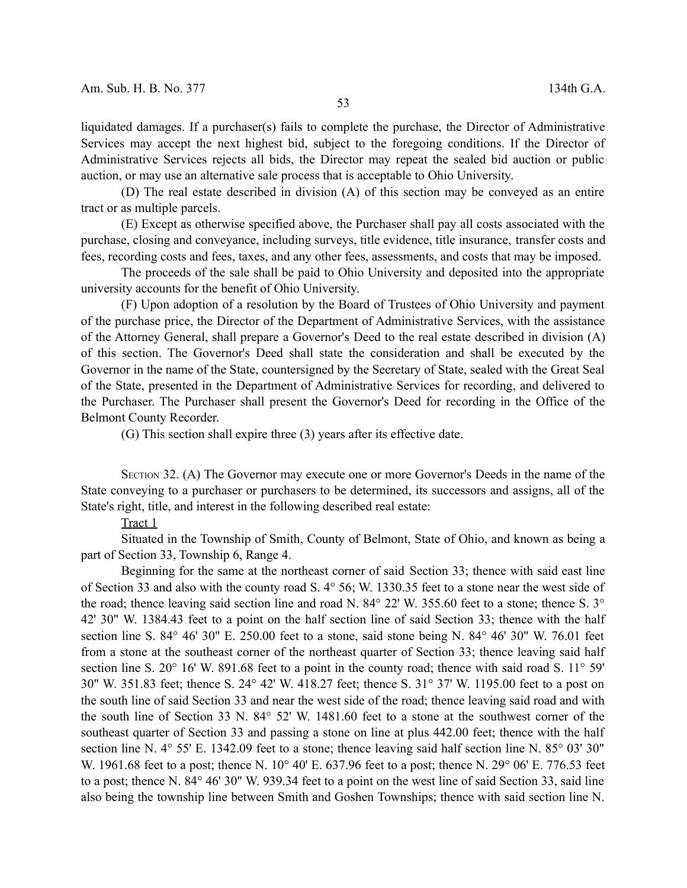liquidated damages. If a purchaser(s) fails to complete the purchase, the Director of Administrative Services may accept the next highest bid, subject to the foregoing conditions. If the Director of Administrative Services rejects all bids, the Director may repeat the sealed bid auction or public auction, or may use an alternative sale process that is acceptable to Ohio University.

(D) The real estate described in division (A) of this section may be conveyed as an entire tract or as multiple parcels.

(E) Except as otherwise specified above, the Purchaser shall pay all costs associated with the purchase, closing and conveyance, including surveys, title evidence, title insurance, transfer costs and fees, recording costs and fees, taxes, and any other fees, assessments, and costs that may be imposed.

The proceeds of the sale shall be paid to Ohio University and deposited into the appropriate university accounts for the benefit of Ohio University.

(F) Upon adoption of a resolution by the Board of Trustees of Ohio University and payment of the purchase price, the Director of the Department of Administrative Services, with the assistance of the Attorney General, shall prepare a Governor's Deed to the real estate described in division (A) of this section. The Governor's Deed shall state the consideration and shall be executed by the Governor in the name of the State, countersigned by the Secretary of State, sealed with the Great Seal of the State, presented in the Department of Administrative Services for recording, and delivered to the Purchaser. The Purchaser shall present the Governor's Deed for recording in the Office of the Belmont County Recorder.

(G) This section shall expire three (3) years after its effective date.

SECTION 32. (A) The Governor may execute one or more Governor's Deeds in the name of the State conveying to a purchaser or purchasers to be determined, its successors and assigns, all of the State's right, title, and interest in the following described real estate:

Tract 1

Situated in the Township of Smith, County of Belmont, State of Ohio, and known as being a part of Section 33, Township 6, Range 4.

Beginning for the same at the northeast corner of said Section 33; thence with said east line of Section 33 and also with the county road S. 4° 56; W. 1330.35 feet to a stone near the west side of the road; thence leaving said section line and road N. 84° 22' W. 355.60 feet to a stone; thence S. 3° 42' 30" W. 1384.43 feet to a point on the half section line of said Section 33; thence with the half section line S. 84° 46' 30" E. 250.00 feet to a stone, said stone being N. 84° 46' 30" W. 76.01 feet from a stone at the southeast corner of the northeast quarter of Section 33; thence leaving said half section line S. 20° 16' W. 891.68 feet to a point in the county road; thence with said road S. 11° 59' 30" W. 351.83 feet; thence S. 24° 42' W. 418.27 feet; thence S. 31° 37' W. 1195.00 feet to a post on the south line of said Section 33 and near the west side of the road; thence leaving said road and with the south line of Section 33 N. 84° 52' W. 1481.60 feet to a stone at the southwest corner of the southeast quarter of Section 33 and passing a stone on line at plus 442.00 feet; thence with the half section line N. 4° 55' E. 1342.09 feet to a stone; thence leaving said half section line N. 85° 03' 30" W. 1961.68 feet to a post; thence N. 10° 40' E. 637.96 feet to a post; thence N. 29° 06' E. 776.53 feet to a post; thence N. 84° 46' 30" W. 939.34 feet to a point on the west line of said Section 33, said line also being the township line between Smith and Goshen Townships; thence with said section line N.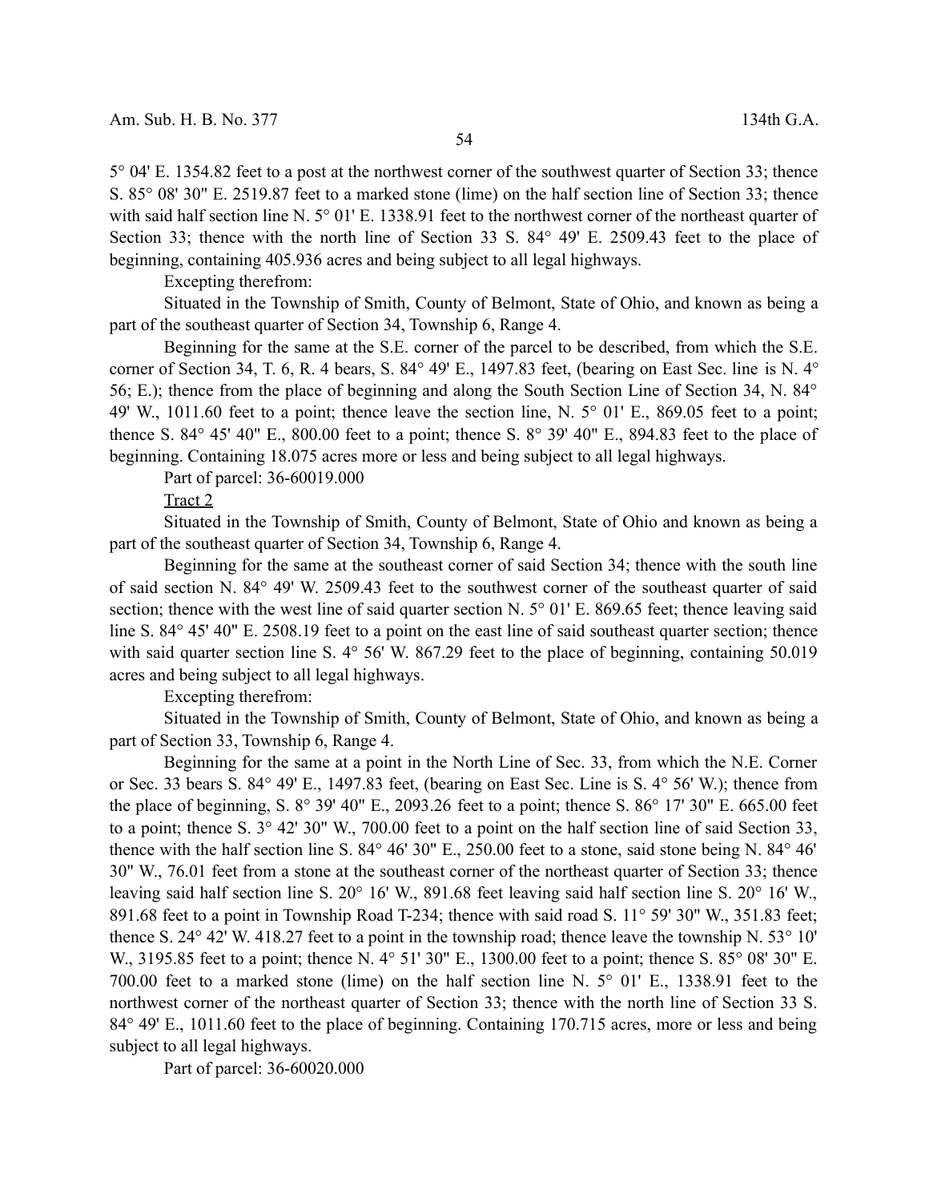5° 04' E. 1354.82 feet to a post at the northwest corner of the southwest quarter of Section 33; thence S. 85° 08' 30" E. 2519.87 feet to a marked stone (lime) on the half section line of Section 33; thence with said half section line N. 5° 01' E. 1338.91 feet to the northwest corner of the northeast quarter of Section 33; thence with the north line of Section 33 S. 84° 49' E. 2509.43 feet to the place of beginning, containing 405.936 acres and being subject to all legal highways.

Excepting therefrom:

Situated in the Township of Smith, County of Belmont, State of Ohio, and known as being a part of the southeast quarter of Section 34, Township 6, Range 4.

Beginning for the same at the S.E. corner of the parcel to be described, from which the S.E. corner of Section 34, T. 6, R. 4 bears, S. 84° 49' E., 1497.83 feet, (bearing on East Sec. line is N. 4° 56; E.); thence from the place of beginning and along the South Section Line of Section 34, N. 84° 49' W., 1011.60 feet to a point; thence leave the section line, N. 5° 01' E., 869.05 feet to a point; thence S. 84° 45' 40" E., 800.00 feet to a point; thence S. 8° 39' 40" E., 894.83 feet to the place of beginning. Containing 18.075 acres more or less and being subject to all legal highways.

Part of parcel: 36-60019.000

Tract 2

Situated in the Township of Smith, County of Belmont, State of Ohio and known as being a part of the southeast quarter of Section 34, Township 6, Range 4.

Beginning for the same at the southeast corner of said Section 34; thence with the south line of said section N. 84° 49' W. 2509.43 feet to the southwest corner of the southeast quarter of said section; thence with the west line of said quarter section N. 5° 01' E. 869.65 feet; thence leaving said line S. 84° 45' 40" E. 2508.19 feet to a point on the east line of said southeast quarter section; thence with said quarter section line S. 4° 56' W. 867.29 feet to the place of beginning, containing 50.019 acres and being subject to all legal highways.

Excepting therefrom:

Situated in the Township of Smith, County of Belmont, State of Ohio, and known as being a part of Section 33, Township 6, Range 4.

Beginning for the same at a point in the North Line of Sec. 33, from which the N.E. Corner or Sec. 33 bears S. 84° 49' E., 1497.83 feet, (bearing on East Sec. Line is S. 4° 56' W.); thence from the place of beginning, S. 8° 39' 40" E., 2093.26 feet to a point; thence S. 86° 17' 30" E. 665.00 feet to a point; thence S. 3° 42' 30" W., 700.00 feet to a point on the half section line of said Section 33, thence with the half section line S. 84° 46' 30" E., 250.00 feet to a stone, said stone being N. 84° 46' 30" W., 76.01 feet from a stone at the southeast corner of the northeast quarter of Section 33; thence leaving said half section line S. 20° 16' W., 891.68 feet leaving said half section line S. 20° 16' W., 891.68 feet to a point in Township Road T-234; thence with said road S. 11° 59' 30" W., 351.83 feet; thence S. 24° 42' W. 418.27 feet to a point in the township road; thence leave the township N. 53° 10' W., 3195.85 feet to a point; thence N. 4° 51' 30" E., 1300.00 feet to a point; thence S. 85° 08' 30" E. 700.00 feet to a marked stone (lime) on the half section line N. 5° 01' E., 1338.91 feet to the northwest corner of the northeast quarter of Section 33; thence with the north line of Section 33 S. 84° 49' E., 1011.60 feet to the place of beginning. Containing 170.715 acres, more or less and being subject to all legal highways.

Part of parcel: 36-60020.000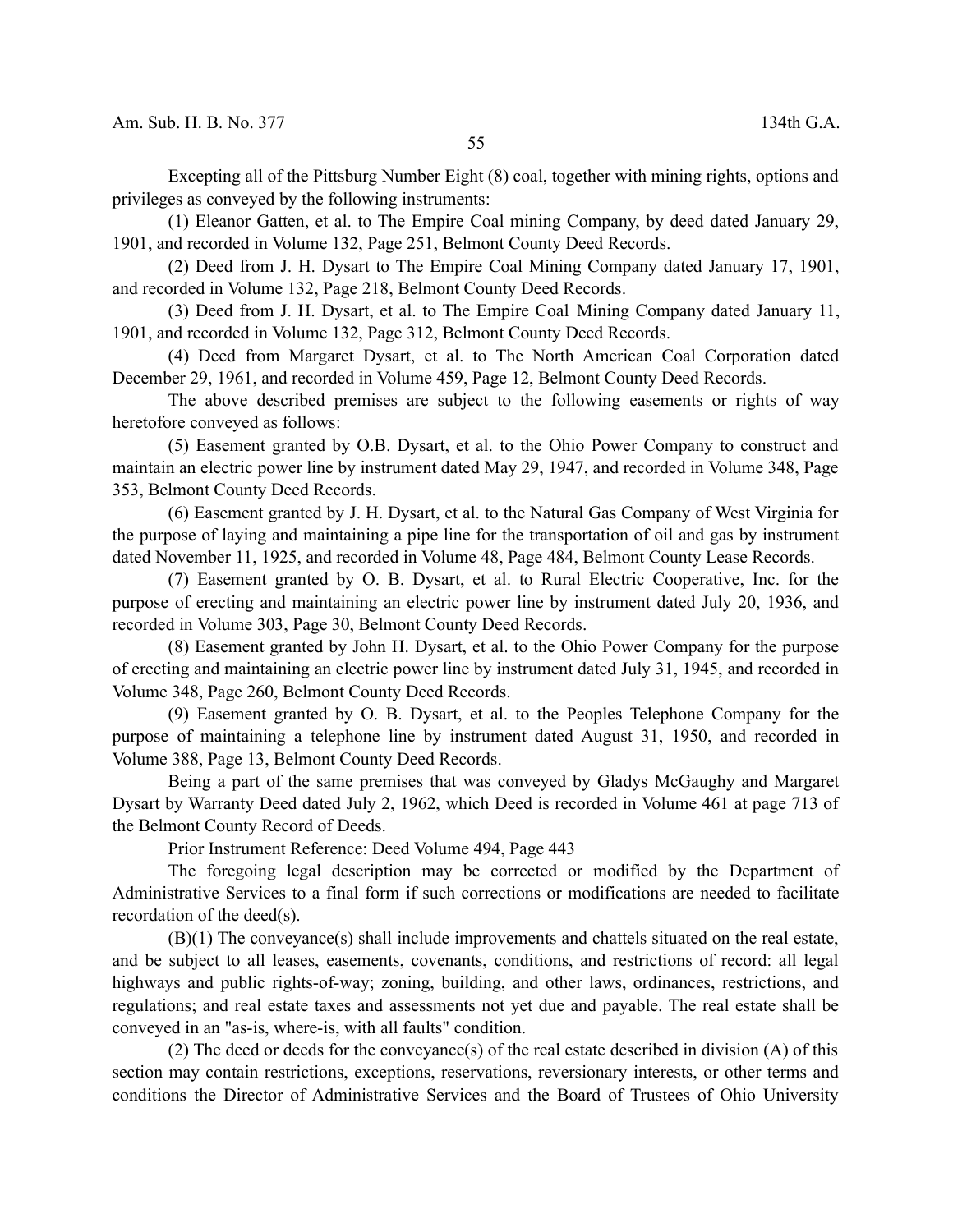Excepting all of the Pittsburg Number Eight (8) coal, together with mining rights, options and privileges as conveyed by the following instruments:

(1) Eleanor Gatten, et al. to The Empire Coal mining Company, by deed dated January 29, 1901, and recorded in Volume 132, Page 251, Belmont County Deed Records.

(2) Deed from J. H. Dysart to The Empire Coal Mining Company dated January 17, 1901, and recorded in Volume 132, Page 218, Belmont County Deed Records.

(3) Deed from J. H. Dysart, et al. to The Empire Coal Mining Company dated January 11, 1901, and recorded in Volume 132, Page 312, Belmont County Deed Records.

(4) Deed from Margaret Dysart, et al. to The North American Coal Corporation dated December 29, 1961, and recorded in Volume 459, Page 12, Belmont County Deed Records.

The above described premises are subject to the following easements or rights of way heretofore conveyed as follows:

(5) Easement granted by O.B. Dysart, et al. to the Ohio Power Company to construct and maintain an electric power line by instrument dated May 29, 1947, and recorded in Volume 348, Page 353, Belmont County Deed Records.

(6) Easement granted by J. H. Dysart, et al. to the Natural Gas Company of West Virginia for the purpose of laying and maintaining a pipe line for the transportation of oil and gas by instrument dated November 11, 1925, and recorded in Volume 48, Page 484, Belmont County Lease Records.

(7) Easement granted by O. B. Dysart, et al. to Rural Electric Cooperative, Inc. for the purpose of erecting and maintaining an electric power line by instrument dated July 20, 1936, and recorded in Volume 303, Page 30, Belmont County Deed Records.

(8) Easement granted by John H. Dysart, et al. to the Ohio Power Company for the purpose of erecting and maintaining an electric power line by instrument dated July 31, 1945, and recorded in Volume 348, Page 260, Belmont County Deed Records.

(9) Easement granted by O. B. Dysart, et al. to the Peoples Telephone Company for the purpose of maintaining a telephone line by instrument dated August 31, 1950, and recorded in Volume 388, Page 13, Belmont County Deed Records.

Being a part of the same premises that was conveyed by Gladys McGaughy and Margaret Dysart by Warranty Deed dated July 2, 1962, which Deed is recorded in Volume 461 at page 713 of the Belmont County Record of Deeds.

Prior Instrument Reference: Deed Volume 494, Page 443

The foregoing legal description may be corrected or modified by the Department of Administrative Services to a final form if such corrections or modifications are needed to facilitate recordation of the deed(s).

(B)(1) The conveyance(s) shall include improvements and chattels situated on the real estate, and be subject to all leases, easements, covenants, conditions, and restrictions of record: all legal highways and public rights-of-way; zoning, building, and other laws, ordinances, restrictions, and regulations; and real estate taxes and assessments not yet due and payable. The real estate shall be conveyed in an "as-is, where-is, with all faults" condition.

(2) The deed or deeds for the conveyance(s) of the real estate described in division (A) of this section may contain restrictions, exceptions, reservations, reversionary interests, or other terms and conditions the Director of Administrative Services and the Board of Trustees of Ohio University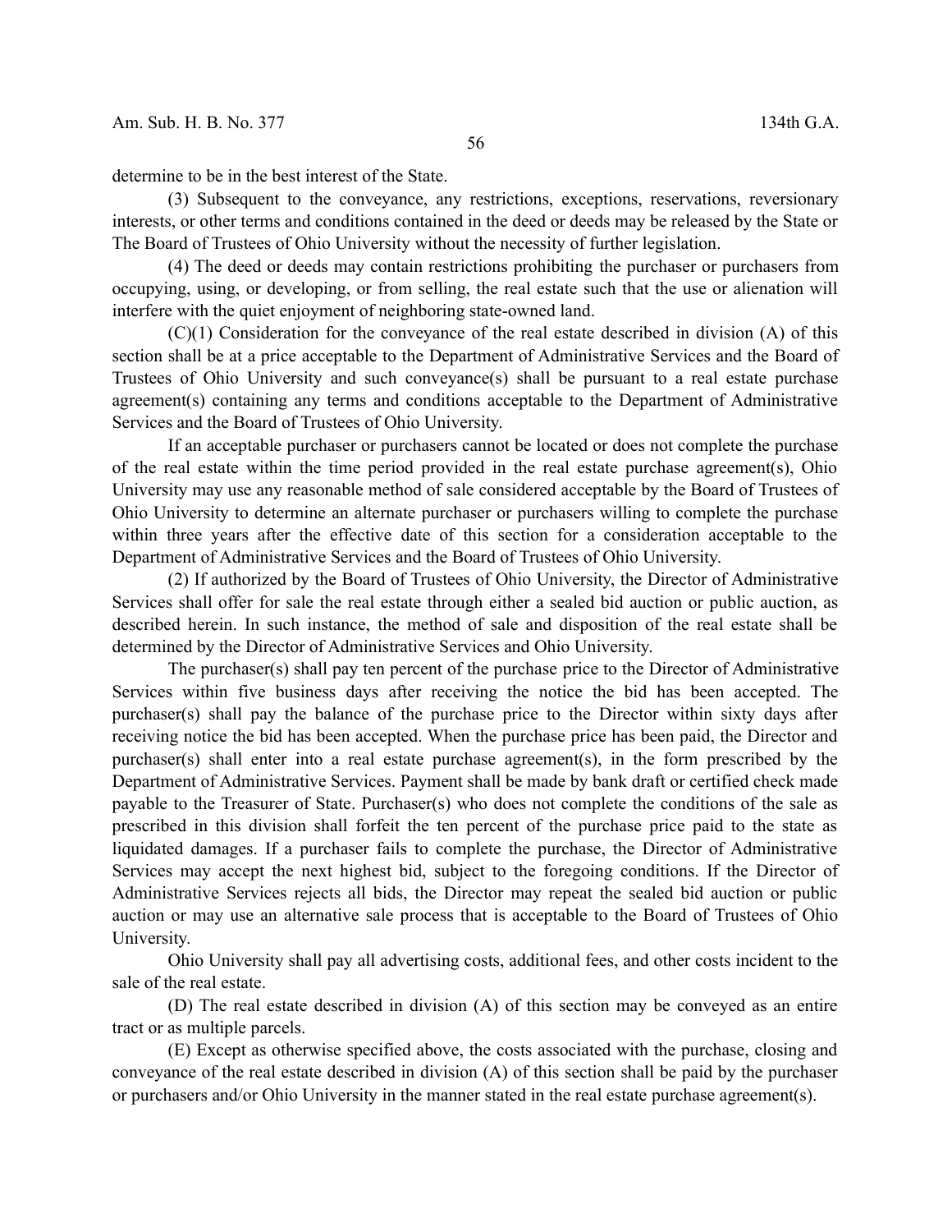determine to be in the best interest of the State.

(3) Subsequent to the conveyance, any restrictions, exceptions, reservations, reversionary interests, or other terms and conditions contained in the deed or deeds may be released by the State or The Board of Trustees of Ohio University without the necessity of further legislation.

(4) The deed or deeds may contain restrictions prohibiting the purchaser or purchasers from occupying, using, or developing, or from selling, the real estate such that the use or alienation will interfere with the quiet enjoyment of neighboring state-owned land.

(C)(1) Consideration for the conveyance of the real estate described in division (A) of this section shall be at a price acceptable to the Department of Administrative Services and the Board of Trustees of Ohio University and such conveyance(s) shall be pursuant to a real estate purchase agreement(s) containing any terms and conditions acceptable to the Department of Administrative Services and the Board of Trustees of Ohio University.

If an acceptable purchaser or purchasers cannot be located or does not complete the purchase of the real estate within the time period provided in the real estate purchase agreement(s), Ohio University may use any reasonable method of sale considered acceptable by the Board of Trustees of Ohio University to determine an alternate purchaser or purchasers willing to complete the purchase within three years after the effective date of this section for a consideration acceptable to the Department of Administrative Services and the Board of Trustees of Ohio University.

(2) If authorized by the Board of Trustees of Ohio University, the Director of Administrative Services shall offer for sale the real estate through either a sealed bid auction or public auction, as described herein. In such instance, the method of sale and disposition of the real estate shall be determined by the Director of Administrative Services and Ohio University.

The purchaser(s) shall pay ten percent of the purchase price to the Director of Administrative Services within five business days after receiving the notice the bid has been accepted. The purchaser(s) shall pay the balance of the purchase price to the Director within sixty days after receiving notice the bid has been accepted. When the purchase price has been paid, the Director and purchaser(s) shall enter into a real estate purchase agreement(s), in the form prescribed by the Department of Administrative Services. Payment shall be made by bank draft or certified check made payable to the Treasurer of State. Purchaser(s) who does not complete the conditions of the sale as prescribed in this division shall forfeit the ten percent of the purchase price paid to the state as liquidated damages. If a purchaser fails to complete the purchase, the Director of Administrative Services may accept the next highest bid, subject to the foregoing conditions. If the Director of Administrative Services rejects all bids, the Director may repeat the sealed bid auction or public auction or may use an alternative sale process that is acceptable to the Board of Trustees of Ohio University.

Ohio University shall pay all advertising costs, additional fees, and other costs incident to the sale of the real estate.

(D) The real estate described in division (A) of this section may be conveyed as an entire tract or as multiple parcels.

(E) Except as otherwise specified above, the costs associated with the purchase, closing and conveyance of the real estate described in division (A) of this section shall be paid by the purchaser or purchasers and/or Ohio University in the manner stated in the real estate purchase agreement(s).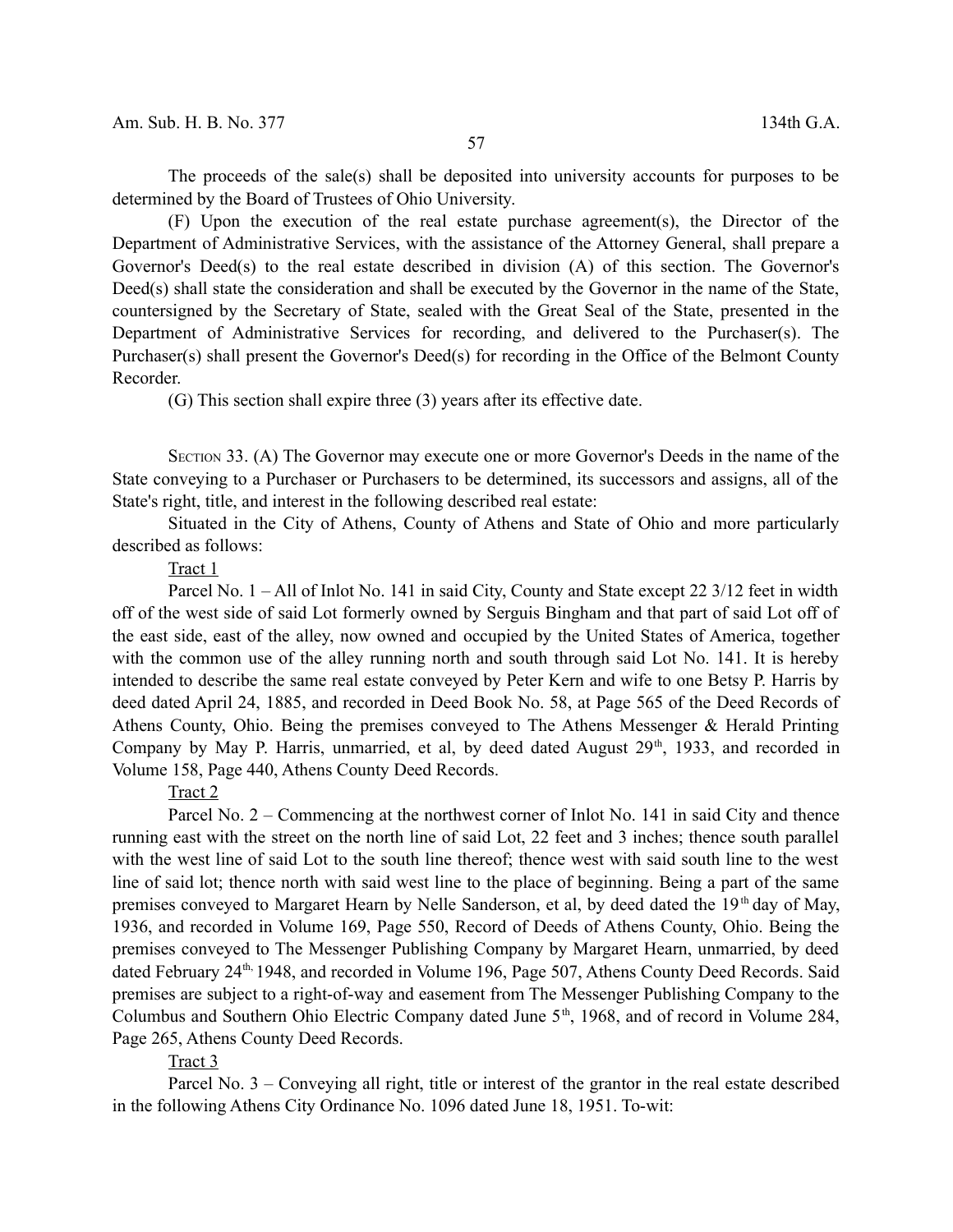The proceeds of the sale(s) shall be deposited into university accounts for purposes to be determined by the Board of Trustees of Ohio University.

(F) Upon the execution of the real estate purchase agreement(s), the Director of the Department of Administrative Services, with the assistance of the Attorney General, shall prepare a Governor's Deed(s) to the real estate described in division (A) of this section. The Governor's Deed(s) shall state the consideration and shall be executed by the Governor in the name of the State, countersigned by the Secretary of State, sealed with the Great Seal of the State, presented in the Department of Administrative Services for recording, and delivered to the Purchaser(s). The Purchaser(s) shall present the Governor's Deed(s) for recording in the Office of the Belmont County Recorder.

(G) This section shall expire three (3) years after its effective date.

SECTION 33. (A) The Governor may execute one or more Governor's Deeds in the name of the State conveying to a Purchaser or Purchasers to be determined, its successors and assigns, all of the State's right, title, and interest in the following described real estate:

Situated in the City of Athens, County of Athens and State of Ohio and more particularly described as follows:

Tract 1

Parcel No. 1 – All of Inlot No. 141 in said City, County and State except 22 3/12 feet in width off of the west side of said Lot formerly owned by Serguis Bingham and that part of said Lot off of the east side, east of the alley, now owned and occupied by the United States of America, together with the common use of the alley running north and south through said Lot No. 141. It is hereby intended to describe the same real estate conveyed by Peter Kern and wife to one Betsy P. Harris by deed dated April 24, 1885, and recorded in Deed Book No. 58, at Page 565 of the Deed Records of Athens County, Ohio. Being the premises conveyed to The Athens Messenger & Herald Printing Company by May P. Harris, unmarried, et al, by deed dated August 29th, 1933, and recorded in Volume 158, Page 440, Athens County Deed Records.

Tract 2

Parcel No. 2 – Commencing at the northwest corner of Inlot No. 141 in said City and thence running east with the street on the north line of said Lot, 22 feet and 3 inches; thence south parallel with the west line of said Lot to the south line thereof; thence west with said south line to the west line of said lot; thence north with said west line to the place of beginning. Being a part of the same premises conveyed to Margaret Hearn by Nelle Sanderson, et al, by deed dated the 19th day of May, 1936, and recorded in Volume 169, Page 550, Record of Deeds of Athens County, Ohio. Being the premises conveyed to The Messenger Publishing Company by Margaret Hearn, unmarried, by deed dated February 24th, 1948, and recorded in Volume 196, Page 507, Athens County Deed Records. Said premises are subject to a right-of-way and easement from The Messenger Publishing Company to the Columbus and Southern Ohio Electric Company dated June 5th, 1968, and of record in Volume 284, Page 265, Athens County Deed Records.

Tract 3

Parcel No. 3 – Conveying all right, title or interest of the grantor in the real estate described in the following Athens City Ordinance No. 1096 dated June 18, 1951. To-wit: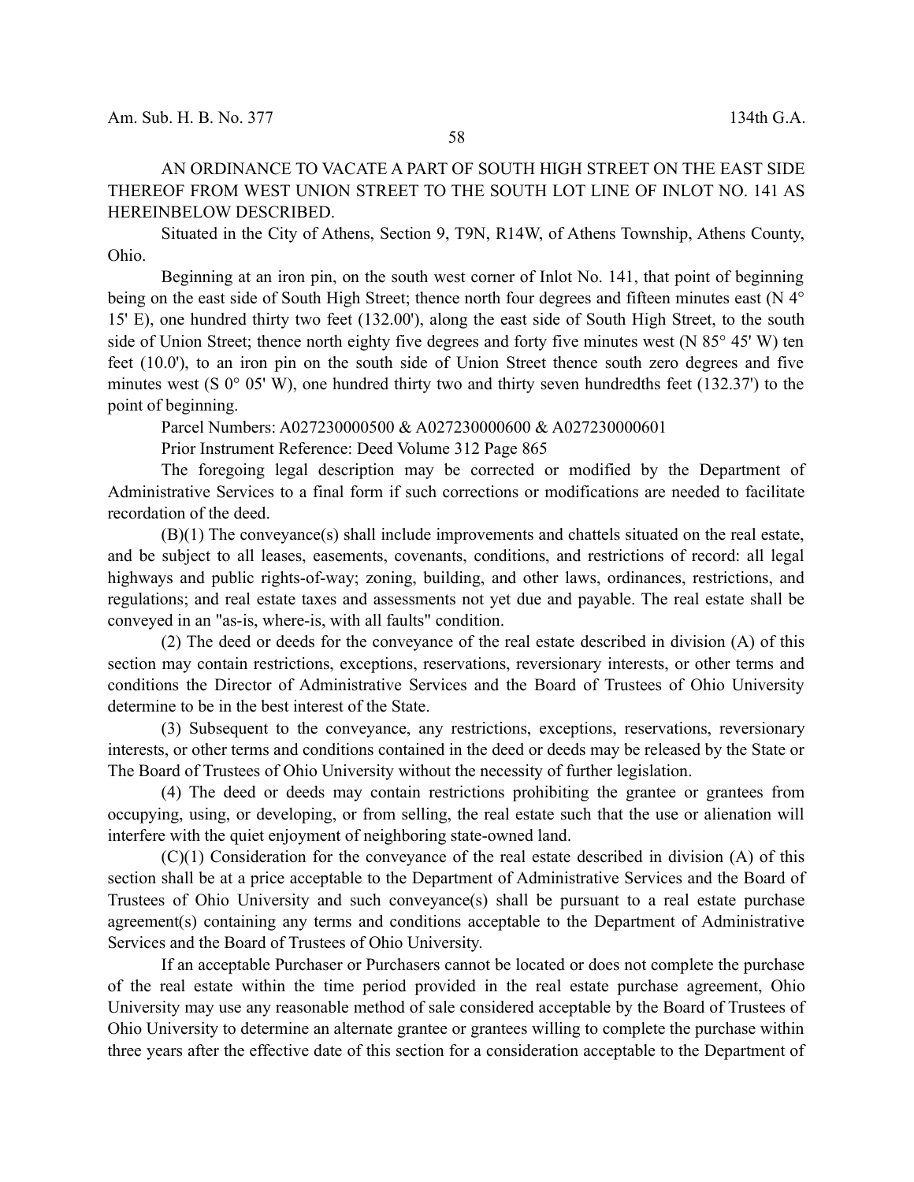AN ORDINANCE TO VACATE A PART OF SOUTH HIGH STREET ON THE EAST SIDE THEREOF FROM WEST UNION STREET TO THE SOUTH LOT LINE OF INLOT NO. 141 AS HEREINBELOW DESCRIBED.

Situated in the City of Athens, Section 9, T9N, R14W, of Athens Township, Athens County, Ohio.

Beginning at an iron pin, on the south west corner of Inlot No. 141, that point of beginning being on the east side of South High Street; thence north four degrees and fifteen minutes east (N 4° 15' E), one hundred thirty two feet (132.00'), along the east side of South High Street, to the south side of Union Street; thence north eighty five degrees and forty five minutes west (N 85° 45' W) ten feet (10.0'), to an iron pin on the south side of Union Street thence south zero degrees and five minutes west (S 0° 05' W), one hundred thirty two and thirty seven hundredths feet (132.37') to the point of beginning.

Parcel Numbers: A027230000500 & A027230000600 & A027230000601

Prior Instrument Reference: Deed Volume 312 Page 865

The foregoing legal description may be corrected or modified by the Department of Administrative Services to a final form if such corrections or modifications are needed to facilitate recordation of the deed.

(B)(1) The conveyance(s) shall include improvements and chattels situated on the real estate, and be subject to all leases, easements, covenants, conditions, and restrictions of record: all legal highways and public rights-of-way; zoning, building, and other laws, ordinances, restrictions, and regulations; and real estate taxes and assessments not yet due and payable. The real estate shall be conveyed in an "as-is, where-is, with all faults" condition.

(2) The deed or deeds for the conveyance of the real estate described in division (A) of this section may contain restrictions, exceptions, reservations, reversionary interests, or other terms and conditions the Director of Administrative Services and the Board of Trustees of Ohio University determine to be in the best interest of the State.

(3) Subsequent to the conveyance, any restrictions, exceptions, reservations, reversionary interests, or other terms and conditions contained in the deed or deeds may be released by the State or The Board of Trustees of Ohio University without the necessity of further legislation.

(4) The deed or deeds may contain restrictions prohibiting the grantee or grantees from occupying, using, or developing, or from selling, the real estate such that the use or alienation will interfere with the quiet enjoyment of neighboring state-owned land.

(C)(1) Consideration for the conveyance of the real estate described in division (A) of this section shall be at a price acceptable to the Department of Administrative Services and the Board of Trustees of Ohio University and such conveyance(s) shall be pursuant to a real estate purchase agreement(s) containing any terms and conditions acceptable to the Department of Administrative Services and the Board of Trustees of Ohio University.

If an acceptable Purchaser or Purchasers cannot be located or does not complete the purchase of the real estate within the time period provided in the real estate purchase agreement, Ohio University may use any reasonable method of sale considered acceptable by the Board of Trustees of Ohio University to determine an alternate grantee or grantees willing to complete the purchase within three years after the effective date of this section for a consideration acceptable to the Department of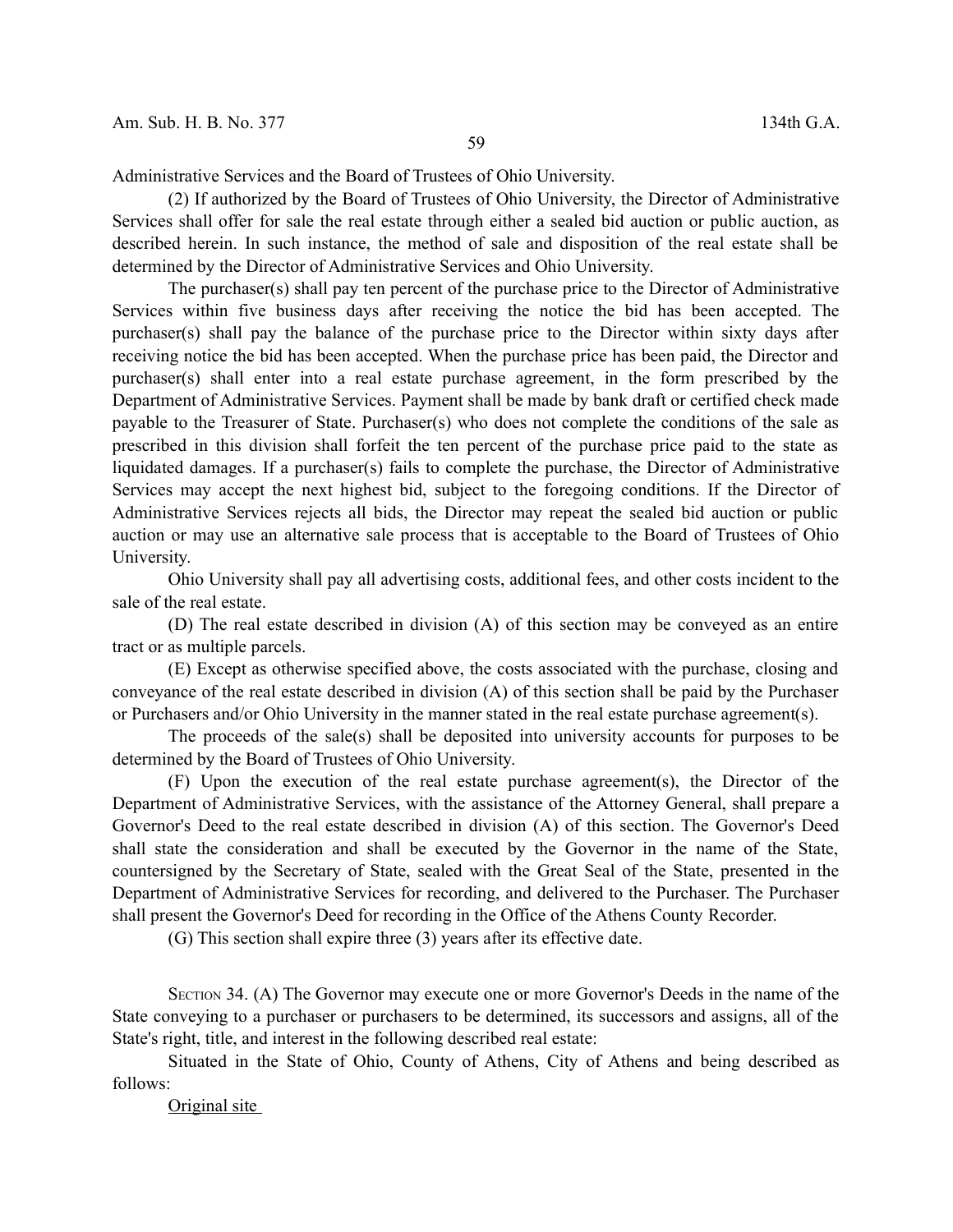Administrative Services and the Board of Trustees of Ohio University.

(2) If authorized by the Board of Trustees of Ohio University, the Director of Administrative Services shall offer for sale the real estate through either a sealed bid auction or public auction, as described herein. In such instance, the method of sale and disposition of the real estate shall be determined by the Director of Administrative Services and Ohio University.

The purchaser(s) shall pay ten percent of the purchase price to the Director of Administrative Services within five business days after receiving the notice the bid has been accepted. The purchaser(s) shall pay the balance of the purchase price to the Director within sixty days after receiving notice the bid has been accepted. When the purchase price has been paid, the Director and purchaser(s) shall enter into a real estate purchase agreement, in the form prescribed by the Department of Administrative Services. Payment shall be made by bank draft or certified check made payable to the Treasurer of State. Purchaser(s) who does not complete the conditions of the sale as prescribed in this division shall forfeit the ten percent of the purchase price paid to the state as liquidated damages. If a purchaser(s) fails to complete the purchase, the Director of Administrative Services may accept the next highest bid, subject to the foregoing conditions. If the Director of Administrative Services rejects all bids, the Director may repeat the sealed bid auction or public auction or may use an alternative sale process that is acceptable to the Board of Trustees of Ohio University.

Ohio University shall pay all advertising costs, additional fees, and other costs incident to the sale of the real estate.

(D) The real estate described in division (A) of this section may be conveyed as an entire tract or as multiple parcels.

(E) Except as otherwise specified above, the costs associated with the purchase, closing and conveyance of the real estate described in division (A) of this section shall be paid by the Purchaser or Purchasers and/or Ohio University in the manner stated in the real estate purchase agreement(s).

The proceeds of the sale(s) shall be deposited into university accounts for purposes to be determined by the Board of Trustees of Ohio University.

(F) Upon the execution of the real estate purchase agreement(s), the Director of the Department of Administrative Services, with the assistance of the Attorney General, shall prepare a Governor's Deed to the real estate described in division (A) of this section. The Governor's Deed shall state the consideration and shall be executed by the Governor in the name of the State, countersigned by the Secretary of State, sealed with the Great Seal of the State, presented in the Department of Administrative Services for recording, and delivered to the Purchaser. The Purchaser shall present the Governor's Deed for recording in the Office of the Athens County Recorder.

(G) This section shall expire three (3) years after its effective date.

SECTION 34. (A) The Governor may execute one or more Governor's Deeds in the name of the State conveying to a purchaser or purchasers to be determined, its successors and assigns, all of the State's right, title, and interest in the following described real estate:

Situated in the State of Ohio, County of Athens, City of Athens and being described as follows:

<u>Original site</u>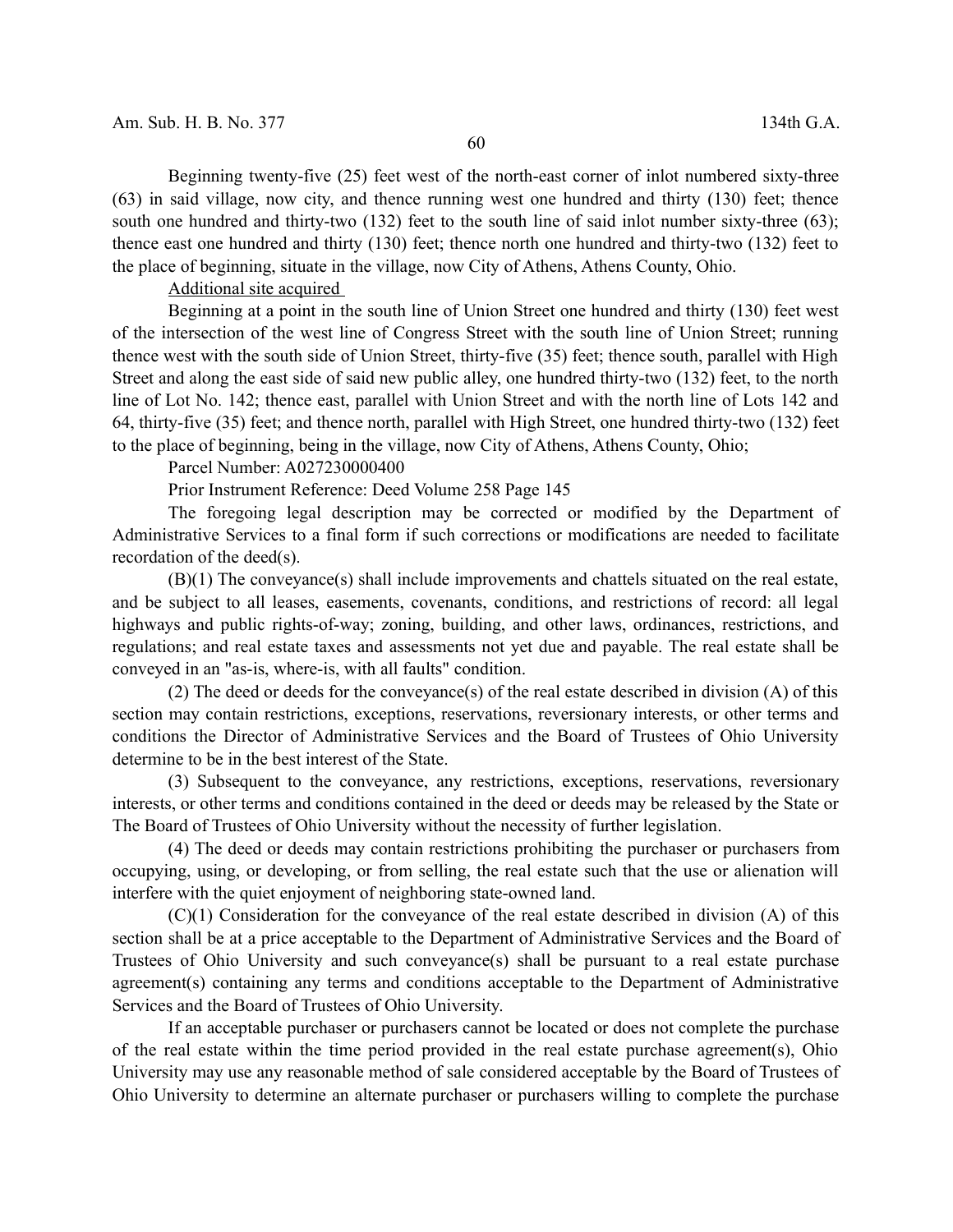Beginning twenty-five (25) feet west of the north-east corner of inlot numbered sixty-three (63) in said village, now city, and thence running west one hundred and thirty (130) feet; thence south one hundred and thirty-two (132) feet to the south line of said inlot number sixty-three (63); thence east one hundred and thirty (130) feet; thence north one hundred and thirty-two (132) feet to the place of beginning, situate in the village, now City of Athens, Athens County, Ohio.

Additional site acquired

Beginning at a point in the south line of Union Street one hundred and thirty (130) feet west of the intersection of the west line of Congress Street with the south line of Union Street; running thence west with the south side of Union Street, thirty-five (35) feet; thence south, parallel with High Street and along the east side of said new public alley, one hundred thirty-two (132) feet, to the north line of Lot No. 142; thence east, parallel with Union Street and with the north line of Lots 142 and 64, thirty-five (35) feet; and thence north, parallel with High Street, one hundred thirty-two (132) feet to the place of beginning, being in the village, now City of Athens, Athens County, Ohio;

Parcel Number: A027230000400

Prior Instrument Reference: Deed Volume 258 Page 145

The foregoing legal description may be corrected or modified by the Department of Administrative Services to a final form if such corrections or modifications are needed to facilitate recordation of the deed(s).

(B)(1) The conveyance(s) shall include improvements and chattels situated on the real estate, and be subject to all leases, easements, covenants, conditions, and restrictions of record: all legal highways and public rights-of-way; zoning, building, and other laws, ordinances, restrictions, and regulations; and real estate taxes and assessments not yet due and payable. The real estate shall be conveyed in an "as-is, where-is, with all faults" condition.

(2) The deed or deeds for the conveyance(s) of the real estate described in division (A) of this section may contain restrictions, exceptions, reservations, reversionary interests, or other terms and conditions the Director of Administrative Services and the Board of Trustees of Ohio University determine to be in the best interest of the State.

(3) Subsequent to the conveyance, any restrictions, exceptions, reservations, reversionary interests, or other terms and conditions contained in the deed or deeds may be released by the State or The Board of Trustees of Ohio University without the necessity of further legislation.

(4) The deed or deeds may contain restrictions prohibiting the purchaser or purchasers from occupying, using, or developing, or from selling, the real estate such that the use or alienation will interfere with the quiet enjoyment of neighboring state-owned land.

(C)(1) Consideration for the conveyance of the real estate described in division (A) of this section shall be at a price acceptable to the Department of Administrative Services and the Board of Trustees of Ohio University and such conveyance(s) shall be pursuant to a real estate purchase agreement(s) containing any terms and conditions acceptable to the Department of Administrative Services and the Board of Trustees of Ohio University.

If an acceptable purchaser or purchasers cannot be located or does not complete the purchase of the real estate within the time period provided in the real estate purchase agreement(s), Ohio University may use any reasonable method of sale considered acceptable by the Board of Trustees of Ohio University to determine an alternate purchaser or purchasers willing to complete the purchase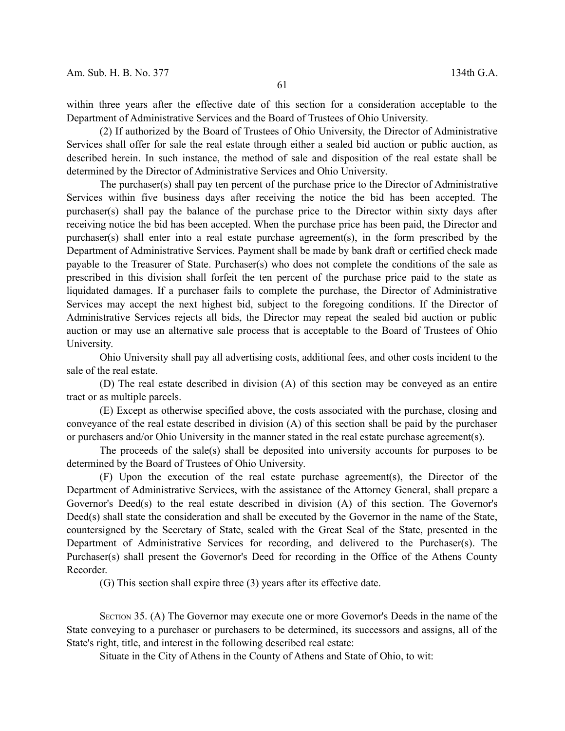within three years after the effective date of this section for a consideration acceptable to the Department of Administrative Services and the Board of Trustees of Ohio University.

(2) If authorized by the Board of Trustees of Ohio University, the Director of Administrative Services shall offer for sale the real estate through either a sealed bid auction or public auction, as described herein. In such instance, the method of sale and disposition of the real estate shall be determined by the Director of Administrative Services and Ohio University.

The purchaser(s) shall pay ten percent of the purchase price to the Director of Administrative Services within five business days after receiving the notice the bid has been accepted. The purchaser(s) shall pay the balance of the purchase price to the Director within sixty days after receiving notice the bid has been accepted. When the purchase price has been paid, the Director and purchaser(s) shall enter into a real estate purchase agreement(s), in the form prescribed by the Department of Administrative Services. Payment shall be made by bank draft or certified check made payable to the Treasurer of State. Purchaser(s) who does not complete the conditions of the sale as prescribed in this division shall forfeit the ten percent of the purchase price paid to the state as liquidated damages. If a purchaser fails to complete the purchase, the Director of Administrative Services may accept the next highest bid, subject to the foregoing conditions. If the Director of Administrative Services rejects all bids, the Director may repeat the sealed bid auction or public auction or may use an alternative sale process that is acceptable to the Board of Trustees of Ohio University.

Ohio University shall pay all advertising costs, additional fees, and other costs incident to the sale of the real estate.

(D) The real estate described in division (A) of this section may be conveyed as an entire tract or as multiple parcels.

(E) Except as otherwise specified above, the costs associated with the purchase, closing and conveyance of the real estate described in division (A) of this section shall be paid by the purchaser or purchasers and/or Ohio University in the manner stated in the real estate purchase agreement(s).

The proceeds of the sale(s) shall be deposited into university accounts for purposes to be determined by the Board of Trustees of Ohio University.

(F) Upon the execution of the real estate purchase agreement(s), the Director of the Department of Administrative Services, with the assistance of the Attorney General, shall prepare a Governor's Deed(s) to the real estate described in division (A) of this section. The Governor's Deed(s) shall state the consideration and shall be executed by the Governor in the name of the State, countersigned by the Secretary of State, sealed with the Great Seal of the State, presented in the Department of Administrative Services for recording, and delivered to the Purchaser(s). The Purchaser(s) shall present the Governor's Deed for recording in the Office of the Athens County Recorder.

(G) This section shall expire three (3) years after its effective date.

SECTION 35. (A) The Governor may execute one or more Governor's Deeds in the name of the State conveying to a purchaser or purchasers to be determined, its successors and assigns, all of the State's right, title, and interest in the following described real estate:

Situate in the City of Athens in the County of Athens and State of Ohio, to wit: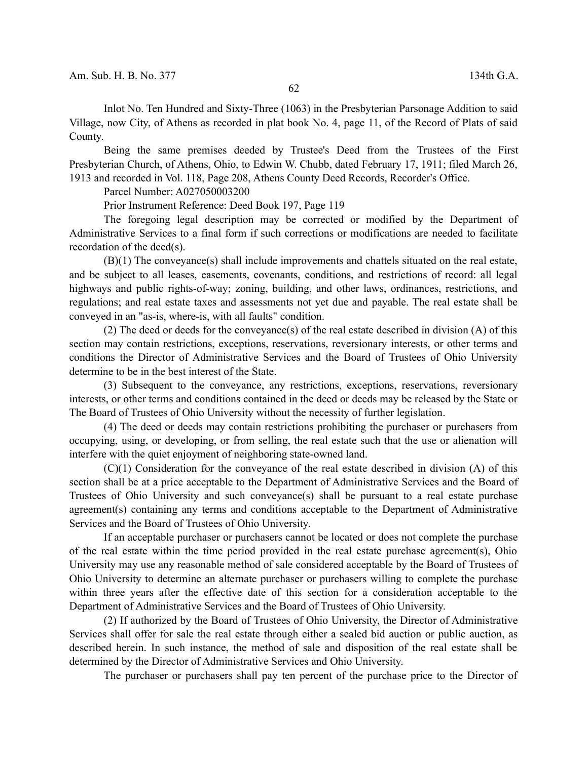Inlot No. Ten Hundred and Sixty-Three (1063) in the Presbyterian Parsonage Addition to said Village, now City, of Athens as recorded in plat book No. 4, page 11, of the Record of Plats of said County.

Being the same premises deeded by Trustee's Deed from the Trustees of the First Presbyterian Church, of Athens, Ohio, to Edwin W. Chubb, dated February 17, 1911; filed March 26, 1913 and recorded in Vol. 118, Page 208, Athens County Deed Records, Recorder's Office.

Parcel Number: A027050003200

Prior Instrument Reference: Deed Book 197, Page 119

The foregoing legal description may be corrected or modified by the Department of Administrative Services to a final form if such corrections or modifications are needed to facilitate recordation of the deed(s).

(B)(1) The conveyance(s) shall include improvements and chattels situated on the real estate, and be subject to all leases, easements, covenants, conditions, and restrictions of record: all legal highways and public rights-of-way; zoning, building, and other laws, ordinances, restrictions, and regulations; and real estate taxes and assessments not yet due and payable. The real estate shall be conveyed in an "as-is, where-is, with all faults" condition.

(2) The deed or deeds for the conveyance(s) of the real estate described in division (A) of this section may contain restrictions, exceptions, reservations, reversionary interests, or other terms and conditions the Director of Administrative Services and the Board of Trustees of Ohio University determine to be in the best interest of the State.

(3) Subsequent to the conveyance, any restrictions, exceptions, reservations, reversionary interests, or other terms and conditions contained in the deed or deeds may be released by the State or The Board of Trustees of Ohio University without the necessity of further legislation.

(4) The deed or deeds may contain restrictions prohibiting the purchaser or purchasers from occupying, using, or developing, or from selling, the real estate such that the use or alienation will interfere with the quiet enjoyment of neighboring state-owned land.

(C)(1) Consideration for the conveyance of the real estate described in division (A) of this section shall be at a price acceptable to the Department of Administrative Services and the Board of Trustees of Ohio University and such conveyance(s) shall be pursuant to a real estate purchase agreement(s) containing any terms and conditions acceptable to the Department of Administrative Services and the Board of Trustees of Ohio University.

If an acceptable purchaser or purchasers cannot be located or does not complete the purchase of the real estate within the time period provided in the real estate purchase agreement(s), Ohio University may use any reasonable method of sale considered acceptable by the Board of Trustees of Ohio University to determine an alternate purchaser or purchasers willing to complete the purchase within three years after the effective date of this section for a consideration acceptable to the Department of Administrative Services and the Board of Trustees of Ohio University.

(2) If authorized by the Board of Trustees of Ohio University, the Director of Administrative Services shall offer for sale the real estate through either a sealed bid auction or public auction, as described herein. In such instance, the method of sale and disposition of the real estate shall be determined by the Director of Administrative Services and Ohio University.

The purchaser or purchasers shall pay ten percent of the purchase price to the Director of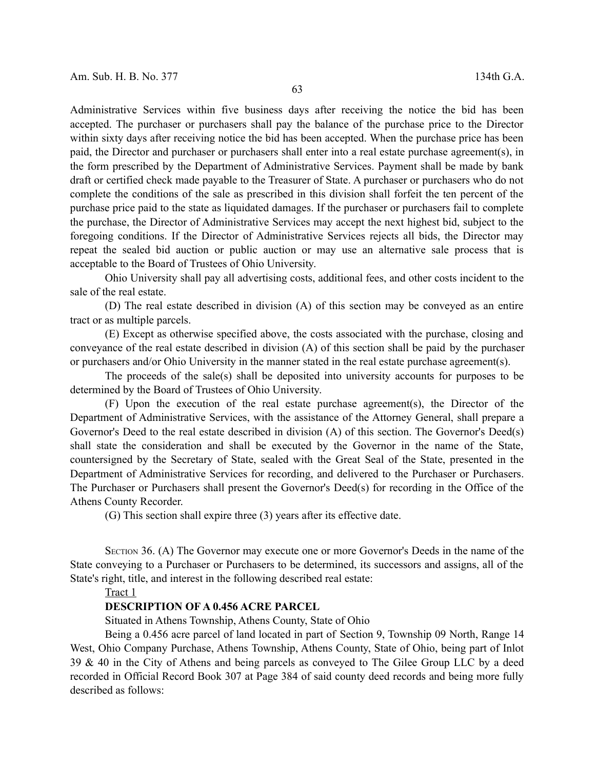Administrative Services within five business days after receiving the notice the bid has been accepted. The purchaser or purchasers shall pay the balance of the purchase price to the Director within sixty days after receiving notice the bid has been accepted. When the purchase price has been paid, the Director and purchaser or purchasers shall enter into a real estate purchase agreement(s), in the form prescribed by the Department of Administrative Services. Payment shall be made by bank draft or certified check made payable to the Treasurer of State. A purchaser or purchasers who do not complete the conditions of the sale as prescribed in this division shall forfeit the ten percent of the purchase price paid to the state as liquidated damages. If the purchaser or purchasers fail to complete the purchase, the Director of Administrative Services may accept the next highest bid, subject to the foregoing conditions. If the Director of Administrative Services rejects all bids, the Director may repeat the sealed bid auction or public auction or may use an alternative sale process that is acceptable to the Board of Trustees of Ohio University.

Ohio University shall pay all advertising costs, additional fees, and other costs incident to the sale of the real estate.

(D) The real estate described in division (A) of this section may be conveyed as an entire tract or as multiple parcels.

(E) Except as otherwise specified above, the costs associated with the purchase, closing and conveyance of the real estate described in division (A) of this section shall be paid by the purchaser or purchasers and/or Ohio University in the manner stated in the real estate purchase agreement(s).

The proceeds of the sale(s) shall be deposited into university accounts for purposes to be determined by the Board of Trustees of Ohio University.

(F) Upon the execution of the real estate purchase agreement(s), the Director of the Department of Administrative Services, with the assistance of the Attorney General, shall prepare a Governor's Deed to the real estate described in division (A) of this section. The Governor's Deed(s) shall state the consideration and shall be executed by the Governor in the name of the State, countersigned by the Secretary of State, sealed with the Great Seal of the State, presented in the Department of Administrative Services for recording, and delivered to the Purchaser or Purchasers. The Purchaser or Purchasers shall present the Governor's Deed(s) for recording in the Office of the Athens County Recorder.

(G) This section shall expire three (3) years after its effective date.

SECTION 36. (A) The Governor may execute one or more Governor's Deeds in the name of the State conveying to a Purchaser or Purchasers to be determined, its successors and assigns, all of the State's right, title, and interest in the following described real estate:

Tract 1

**DESCRIPTION OF A 0.456 ACRE PARCEL**

Situated in Athens Township, Athens County, State of Ohio

Being a 0.456 acre parcel of land located in part of Section 9, Township 09 North, Range 14 West, Ohio Company Purchase, Athens Township, Athens County, State of Ohio, being part of Inlot 39 & 40 in the City of Athens and being parcels as conveyed to The Gilee Group LLC by a deed recorded in Official Record Book 307 at Page 384 of said county deed records and being more fully described as follows: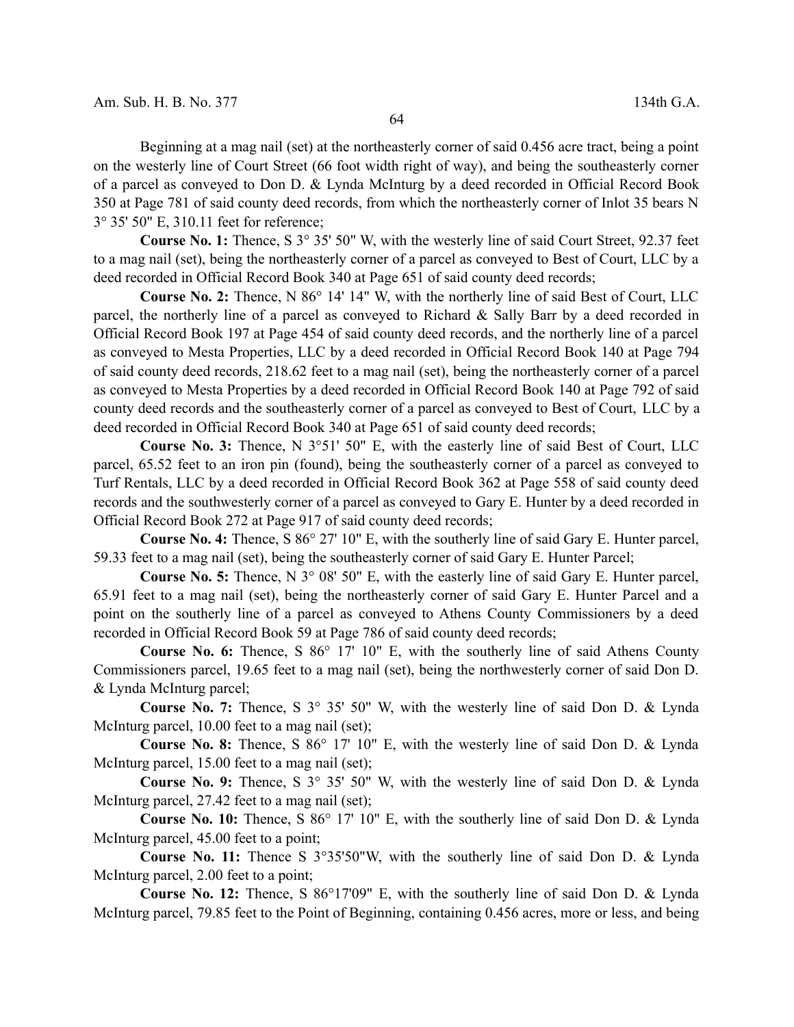Beginning at a mag nail (set) at the northeasterly corner of said 0.456 acre tract, being a point on the westerly line of Court Street (66 foot width right of way), and being the southeasterly corner of a parcel as conveyed to Don D. & Lynda McInturg by a deed recorded in Official Record Book 350 at Page 781 of said county deed records, from which the northeasterly corner of Inlot 35 bears N 3° 35' 50" E, 310.11 feet for reference;

**Course No. 1:** Thence, S 3° 35' 50" W, with the westerly line of said Court Street, 92.37 feet to a mag nail (set), being the northeasterly corner of a parcel as conveyed to Best of Court, LLC by a deed recorded in Official Record Book 340 at Page 651 of said county deed records;

**Course No. 2:** Thence, N 86° 14' 14" W, with the northerly line of said Best of Court, LLC parcel, the northerly line of a parcel as conveyed to Richard & Sally Barr by a deed recorded in Official Record Book 197 at Page 454 of said county deed records, and the northerly line of a parcel as conveyed to Mesta Properties, LLC by a deed recorded in Official Record Book 140 at Page 794 of said county deed records, 218.62 feet to a mag nail (set), being the northeasterly corner of a parcel as conveyed to Mesta Properties by a deed recorded in Official Record Book 140 at Page 792 of said county deed records and the southeasterly corner of a parcel as conveyed to Best of Court, LLC by a deed recorded in Official Record Book 340 at Page 651 of said county deed records;

**Course No. 3:** Thence, N 3°51' 50" E, with the easterly line of said Best of Court, LLC parcel, 65.52 feet to an iron pin (found), being the southeasterly corner of a parcel as conveyed to Turf Rentals, LLC by a deed recorded in Official Record Book 362 at Page 558 of said county deed records and the southwesterly corner of a parcel as conveyed to Gary E. Hunter by a deed recorded in Official Record Book 272 at Page 917 of said county deed records;

**Course No. 4:** Thence, S 86° 27' 10" E, with the southerly line of said Gary E. Hunter parcel, 59.33 feet to a mag nail (set), being the southeasterly corner of said Gary E. Hunter Parcel;

**Course No. 5:** Thence, N 3° 08' 50" E, with the easterly line of said Gary E. Hunter parcel, 65.91 feet to a mag nail (set), being the northeasterly corner of said Gary E. Hunter Parcel and a point on the southerly line of a parcel as conveyed to Athens County Commissioners by a deed recorded in Official Record Book 59 at Page 786 of said county deed records;

**Course No. 6:** Thence, S 86° 17' 10" E, with the southerly line of said Athens County Commissioners parcel, 19.65 feet to a mag nail (set), being the northwesterly corner of said Don D. & Lynda McInturg parcel;

**Course No. 7:** Thence, S 3° 35' 50" W, with the westerly line of said Don D. & Lynda McInturg parcel, 10.00 feet to a mag nail (set);

**Course No. 8:** Thence, S 86° 17' 10" E, with the westerly line of said Don D. & Lynda McInturg parcel, 15.00 feet to a mag nail (set);

**Course No. 9:** Thence, S 3° 35' 50" W, with the westerly line of said Don D. & Lynda McInturg parcel, 27.42 feet to a mag nail (set);

**Course No. 10:** Thence, S 86° 17' 10" E, with the southerly line of said Don D. & Lynda McInturg parcel, 45.00 feet to a point;

**Course No. 11:** Thence S 3°35'50"W, with the southerly line of said Don D. & Lynda McInturg parcel, 2.00 feet to a point;

**Course No. 12:** Thence, S 86°17'09" E, with the southerly line of said Don D. & Lynda McInturg parcel, 79.85 feet to the Point of Beginning, containing 0.456 acres, more or less, and being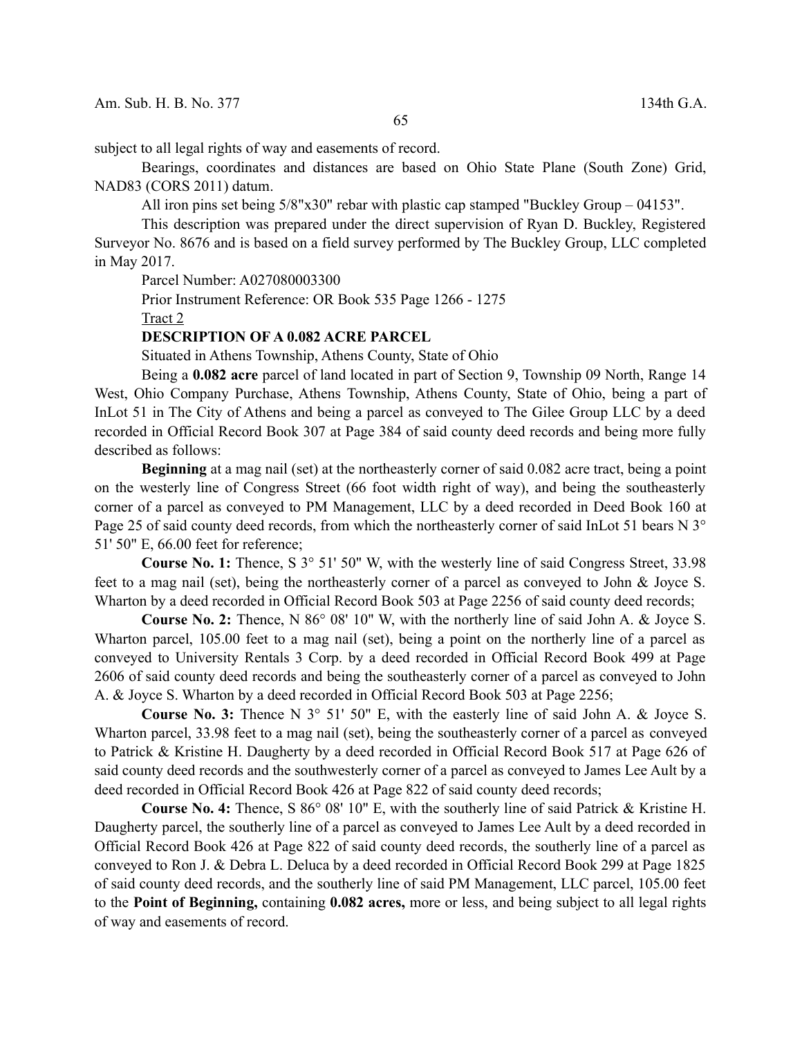subject to all legal rights of way and easements of record.

Bearings, coordinates and distances are based on Ohio State Plane (South Zone) Grid, NAD83 (CORS 2011) datum.

All iron pins set being 5/8"x30" rebar with plastic cap stamped "Buckley Group – 04153".

This description was prepared under the direct supervision of Ryan D. Buckley, Registered Surveyor No. 8676 and is based on a field survey performed by The Buckley Group, LLC completed in May 2017.

Parcel Number: A027080003300

Prior Instrument Reference: OR Book 535 Page 1266 - 1275

Tract 2

**DESCRIPTION OF A 0.082 ACRE PARCEL**

Situated in Athens Township, Athens County, State of Ohio

Being a **0.082 acre** parcel of land located in part of Section 9, Township 09 North, Range 14 West, Ohio Company Purchase, Athens Township, Athens County, State of Ohio, being a part of InLot 51 in The City of Athens and being a parcel as conveyed to The Gilee Group LLC by a deed recorded in Official Record Book 307 at Page 384 of said county deed records and being more fully described as follows:

**Beginning** at a mag nail (set) at the northeasterly corner of said 0.082 acre tract, being a point on the westerly line of Congress Street (66 foot width right of way), and being the southeasterly corner of a parcel as conveyed to PM Management, LLC by a deed recorded in Deed Book 160 at Page 25 of said county deed records, from which the northeasterly corner of said InLot 51 bears N 3° 51' 50" E, 66.00 feet for reference;

**Course No. 1:** Thence, S 3° 51' 50" W, with the westerly line of said Congress Street, 33.98 feet to a mag nail (set), being the northeasterly corner of a parcel as conveyed to John & Joyce S. Wharton by a deed recorded in Official Record Book 503 at Page 2256 of said county deed records;

**Course No. 2:** Thence, N 86° 08' 10" W, with the northerly line of said John A. & Joyce S. Wharton parcel, 105.00 feet to a mag nail (set), being a point on the northerly line of a parcel as conveyed to University Rentals 3 Corp. by a deed recorded in Official Record Book 499 at Page 2606 of said county deed records and being the southeasterly corner of a parcel as conveyed to John A. & Joyce S. Wharton by a deed recorded in Official Record Book 503 at Page 2256;

**Course No. 3:** Thence N 3° 51' 50" E, with the easterly line of said John A. & Joyce S. Wharton parcel, 33.98 feet to a mag nail (set), being the southeasterly corner of a parcel as conveyed to Patrick & Kristine H. Daugherty by a deed recorded in Official Record Book 517 at Page 626 of said county deed records and the southwesterly corner of a parcel as conveyed to James Lee Ault by a deed recorded in Official Record Book 426 at Page 822 of said county deed records;

**Course No. 4:** Thence, S 86° 08' 10" E, with the southerly line of said Patrick & Kristine H. Daugherty parcel, the southerly line of a parcel as conveyed to James Lee Ault by a deed recorded in Official Record Book 426 at Page 822 of said county deed records, the southerly line of a parcel as conveyed to Ron J. & Debra L. Deluca by a deed recorded in Official Record Book 299 at Page 1825 of said county deed records, and the southerly line of said PM Management, LLC parcel, 105.00 feet to the **Point of Beginning,** containing **0.082 acres,** more or less, and being subject to all legal rights of way and easements of record.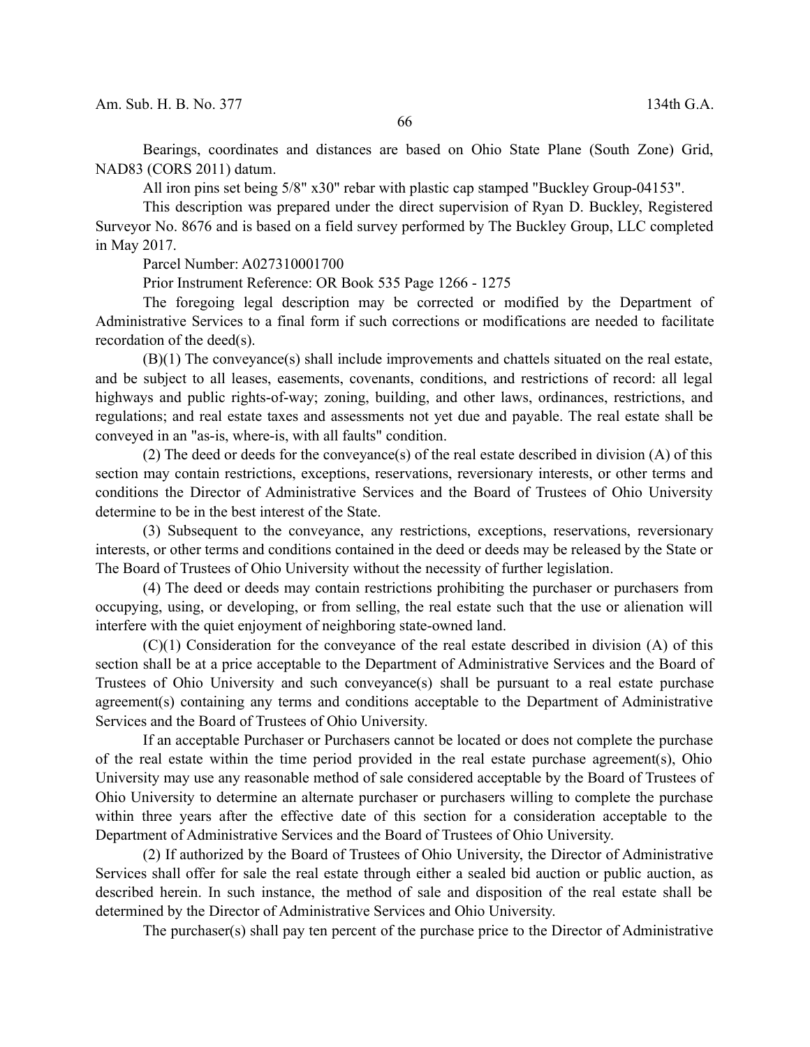Bearings, coordinates and distances are based on Ohio State Plane (South Zone) Grid, NAD83 (CORS 2011) datum.

All iron pins set being 5/8" x30" rebar with plastic cap stamped "Buckley Group-04153".

This description was prepared under the direct supervision of Ryan D. Buckley, Registered Surveyor No. 8676 and is based on a field survey performed by The Buckley Group, LLC completed in May 2017.

Parcel Number: A027310001700

Prior Instrument Reference: OR Book 535 Page 1266 - 1275

The foregoing legal description may be corrected or modified by the Department of Administrative Services to a final form if such corrections or modifications are needed to facilitate recordation of the deed(s).

(B)(1) The conveyance(s) shall include improvements and chattels situated on the real estate, and be subject to all leases, easements, covenants, conditions, and restrictions of record: all legal highways and public rights-of-way; zoning, building, and other laws, ordinances, restrictions, and regulations; and real estate taxes and assessments not yet due and payable. The real estate shall be conveyed in an "as-is, where-is, with all faults" condition.

(2) The deed or deeds for the conveyance(s) of the real estate described in division (A) of this section may contain restrictions, exceptions, reservations, reversionary interests, or other terms and conditions the Director of Administrative Services and the Board of Trustees of Ohio University determine to be in the best interest of the State.

(3) Subsequent to the conveyance, any restrictions, exceptions, reservations, reversionary interests, or other terms and conditions contained in the deed or deeds may be released by the State or The Board of Trustees of Ohio University without the necessity of further legislation.

(4) The deed or deeds may contain restrictions prohibiting the purchaser or purchasers from occupying, using, or developing, or from selling, the real estate such that the use or alienation will interfere with the quiet enjoyment of neighboring state-owned land.

(C)(1) Consideration for the conveyance of the real estate described in division (A) of this section shall be at a price acceptable to the Department of Administrative Services and the Board of Trustees of Ohio University and such conveyance(s) shall be pursuant to a real estate purchase agreement(s) containing any terms and conditions acceptable to the Department of Administrative Services and the Board of Trustees of Ohio University.

If an acceptable Purchaser or Purchasers cannot be located or does not complete the purchase of the real estate within the time period provided in the real estate purchase agreement(s), Ohio University may use any reasonable method of sale considered acceptable by the Board of Trustees of Ohio University to determine an alternate purchaser or purchasers willing to complete the purchase within three years after the effective date of this section for a consideration acceptable to the Department of Administrative Services and the Board of Trustees of Ohio University.

(2) If authorized by the Board of Trustees of Ohio University, the Director of Administrative Services shall offer for sale the real estate through either a sealed bid auction or public auction, as described herein. In such instance, the method of sale and disposition of the real estate shall be determined by the Director of Administrative Services and Ohio University.

The purchaser(s) shall pay ten percent of the purchase price to the Director of Administrative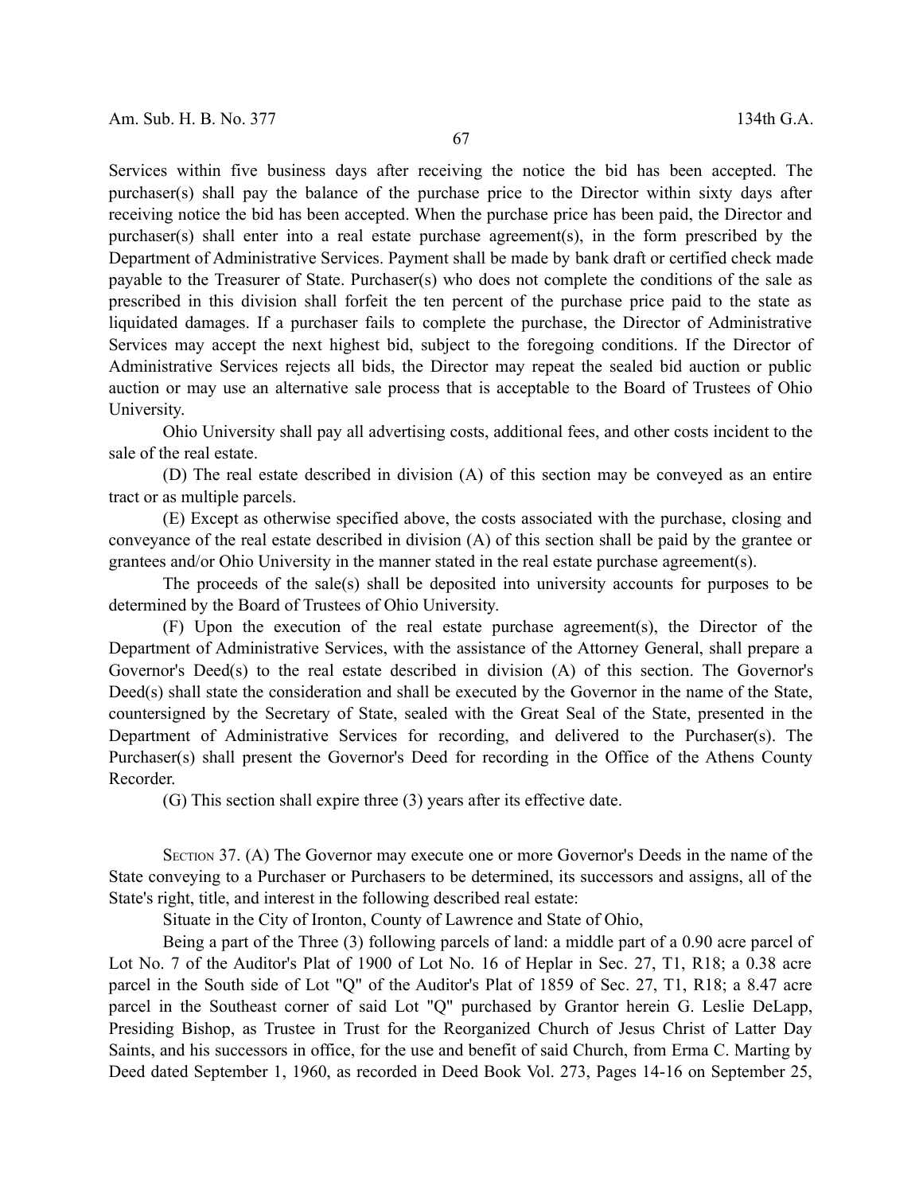Services within five business days after receiving the notice the bid has been accepted. The purchaser(s) shall pay the balance of the purchase price to the Director within sixty days after receiving notice the bid has been accepted. When the purchase price has been paid, the Director and purchaser(s) shall enter into a real estate purchase agreement(s), in the form prescribed by the Department of Administrative Services. Payment shall be made by bank draft or certified check made payable to the Treasurer of State. Purchaser(s) who does not complete the conditions of the sale as prescribed in this division shall forfeit the ten percent of the purchase price paid to the state as liquidated damages. If a purchaser fails to complete the purchase, the Director of Administrative Services may accept the next highest bid, subject to the foregoing conditions. If the Director of Administrative Services rejects all bids, the Director may repeat the sealed bid auction or public auction or may use an alternative sale process that is acceptable to the Board of Trustees of Ohio University.

Ohio University shall pay all advertising costs, additional fees, and other costs incident to the sale of the real estate.

(D) The real estate described in division (A) of this section may be conveyed as an entire tract or as multiple parcels.

(E) Except as otherwise specified above, the costs associated with the purchase, closing and conveyance of the real estate described in division (A) of this section shall be paid by the grantee or grantees and/or Ohio University in the manner stated in the real estate purchase agreement(s).

The proceeds of the sale(s) shall be deposited into university accounts for purposes to be determined by the Board of Trustees of Ohio University.

(F) Upon the execution of the real estate purchase agreement(s), the Director of the Department of Administrative Services, with the assistance of the Attorney General, shall prepare a Governor's Deed(s) to the real estate described in division (A) of this section. The Governor's Deed(s) shall state the consideration and shall be executed by the Governor in the name of the State, countersigned by the Secretary of State, sealed with the Great Seal of the State, presented in the Department of Administrative Services for recording, and delivered to the Purchaser(s). The Purchaser(s) shall present the Governor's Deed for recording in the Office of the Athens County Recorder.

(G) This section shall expire three (3) years after its effective date.

SECTION 37. (A) The Governor may execute one or more Governor's Deeds in the name of the State conveying to a Purchaser or Purchasers to be determined, its successors and assigns, all of the State's right, title, and interest in the following described real estate:

Situate in the City of Ironton, County of Lawrence and State of Ohio,

Being a part of the Three (3) following parcels of land: a middle part of a 0.90 acre parcel of Lot No. 7 of the Auditor's Plat of 1900 of Lot No. 16 of Heplar in Sec. 27, T1, R18; a 0.38 acre parcel in the South side of Lot "Q" of the Auditor's Plat of 1859 of Sec. 27, T1, R18; a 8.47 acre parcel in the Southeast corner of said Lot "Q" purchased by Grantor herein G. Leslie DeLapp, Presiding Bishop, as Trustee in Trust for the Reorganized Church of Jesus Christ of Latter Day Saints, and his successors in office, for the use and benefit of said Church, from Erma C. Marting by Deed dated September 1, 1960, as recorded in Deed Book Vol. 273, Pages 14-16 on September 25,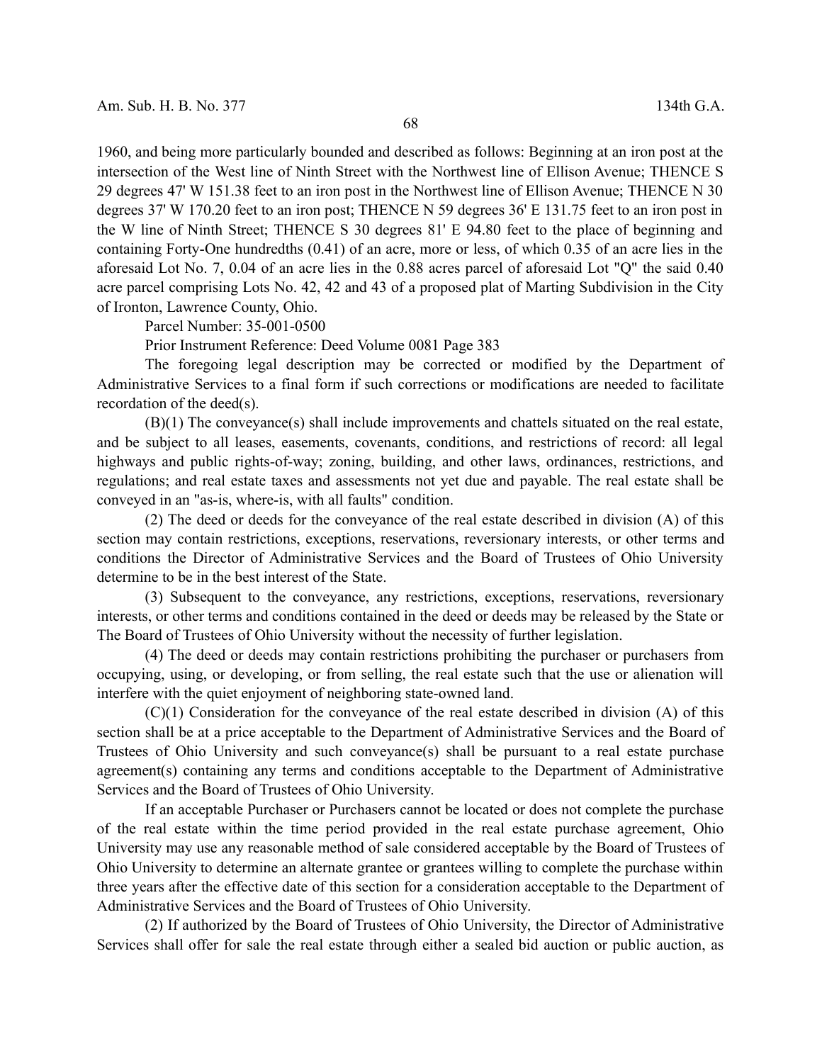1960, and being more particularly bounded and described as follows: Beginning at an iron post at the intersection of the West line of Ninth Street with the Northwest line of Ellison Avenue; THENCE S 29 degrees 47' W 151.38 feet to an iron post in the Northwest line of Ellison Avenue; THENCE N 30 degrees 37' W 170.20 feet to an iron post; THENCE N 59 degrees 36' E 131.75 feet to an iron post in the W line of Ninth Street; THENCE S 30 degrees 81' E 94.80 feet to the place of beginning and containing Forty-One hundredths (0.41) of an acre, more or less, of which 0.35 of an acre lies in the aforesaid Lot No. 7, 0.04 of an acre lies in the 0.88 acres parcel of aforesaid Lot "Q" the said 0.40 acre parcel comprising Lots No. 42, 42 and 43 of a proposed plat of Marting Subdivision in the City of Ironton, Lawrence County, Ohio.

Parcel Number: 35-001-0500

Prior Instrument Reference: Deed Volume 0081 Page 383

The foregoing legal description may be corrected or modified by the Department of Administrative Services to a final form if such corrections or modifications are needed to facilitate recordation of the deed(s).

(B)(1) The conveyance(s) shall include improvements and chattels situated on the real estate, and be subject to all leases, easements, covenants, conditions, and restrictions of record: all legal highways and public rights-of-way; zoning, building, and other laws, ordinances, restrictions, and regulations; and real estate taxes and assessments not yet due and payable. The real estate shall be conveyed in an "as-is, where-is, with all faults" condition.

(2) The deed or deeds for the conveyance of the real estate described in division (A) of this section may contain restrictions, exceptions, reservations, reversionary interests, or other terms and conditions the Director of Administrative Services and the Board of Trustees of Ohio University determine to be in the best interest of the State.

(3) Subsequent to the conveyance, any restrictions, exceptions, reservations, reversionary interests, or other terms and conditions contained in the deed or deeds may be released by the State or The Board of Trustees of Ohio University without the necessity of further legislation.

(4) The deed or deeds may contain restrictions prohibiting the purchaser or purchasers from occupying, using, or developing, or from selling, the real estate such that the use or alienation will interfere with the quiet enjoyment of neighboring state-owned land.

(C)(1) Consideration for the conveyance of the real estate described in division (A) of this section shall be at a price acceptable to the Department of Administrative Services and the Board of Trustees of Ohio University and such conveyance(s) shall be pursuant to a real estate purchase agreement(s) containing any terms and conditions acceptable to the Department of Administrative Services and the Board of Trustees of Ohio University.

If an acceptable Purchaser or Purchasers cannot be located or does not complete the purchase of the real estate within the time period provided in the real estate purchase agreement, Ohio University may use any reasonable method of sale considered acceptable by the Board of Trustees of Ohio University to determine an alternate grantee or grantees willing to complete the purchase within three years after the effective date of this section for a consideration acceptable to the Department of Administrative Services and the Board of Trustees of Ohio University.

(2) If authorized by the Board of Trustees of Ohio University, the Director of Administrative Services shall offer for sale the real estate through either a sealed bid auction or public auction, as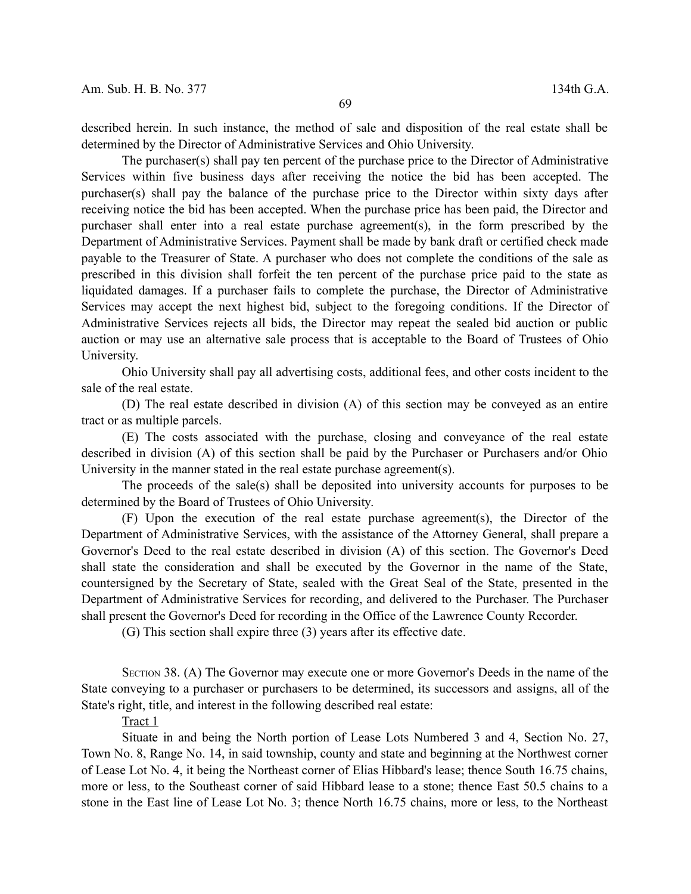described herein. In such instance, the method of sale and disposition of the real estate shall be determined by the Director of Administrative Services and Ohio University.

The purchaser(s) shall pay ten percent of the purchase price to the Director of Administrative Services within five business days after receiving the notice the bid has been accepted. The purchaser(s) shall pay the balance of the purchase price to the Director within sixty days after receiving notice the bid has been accepted. When the purchase price has been paid, the Director and purchaser shall enter into a real estate purchase agreement(s), in the form prescribed by the Department of Administrative Services. Payment shall be made by bank draft or certified check made payable to the Treasurer of State. A purchaser who does not complete the conditions of the sale as prescribed in this division shall forfeit the ten percent of the purchase price paid to the state as liquidated damages. If a purchaser fails to complete the purchase, the Director of Administrative Services may accept the next highest bid, subject to the foregoing conditions. If the Director of Administrative Services rejects all bids, the Director may repeat the sealed bid auction or public auction or may use an alternative sale process that is acceptable to the Board of Trustees of Ohio University.

Ohio University shall pay all advertising costs, additional fees, and other costs incident to the sale of the real estate.

(D) The real estate described in division (A) of this section may be conveyed as an entire tract or as multiple parcels.

(E) The costs associated with the purchase, closing and conveyance of the real estate described in division (A) of this section shall be paid by the Purchaser or Purchasers and/or Ohio University in the manner stated in the real estate purchase agreement(s).

The proceeds of the sale(s) shall be deposited into university accounts for purposes to be determined by the Board of Trustees of Ohio University.

(F) Upon the execution of the real estate purchase agreement(s), the Director of the Department of Administrative Services, with the assistance of the Attorney General, shall prepare a Governor's Deed to the real estate described in division (A) of this section. The Governor's Deed shall state the consideration and shall be executed by the Governor in the name of the State, countersigned by the Secretary of State, sealed with the Great Seal of the State, presented in the Department of Administrative Services for recording, and delivered to the Purchaser. The Purchaser shall present the Governor's Deed for recording in the Office of the Lawrence County Recorder.

(G) This section shall expire three (3) years after its effective date.

SECTION 38. (A) The Governor may execute one or more Governor's Deeds in the name of the State conveying to a purchaser or purchasers to be determined, its successors and assigns, all of the State's right, title, and interest in the following described real estate:

Tract 1

Situate in and being the North portion of Lease Lots Numbered 3 and 4, Section No. 27, Town No. 8, Range No. 14, in said township, county and state and beginning at the Northwest corner of Lease Lot No. 4, it being the Northeast corner of Elias Hibbard's lease; thence South 16.75 chains, more or less, to the Southeast corner of said Hibbard lease to a stone; thence East 50.5 chains to a stone in the East line of Lease Lot No. 3; thence North 16.75 chains, more or less, to the Northeast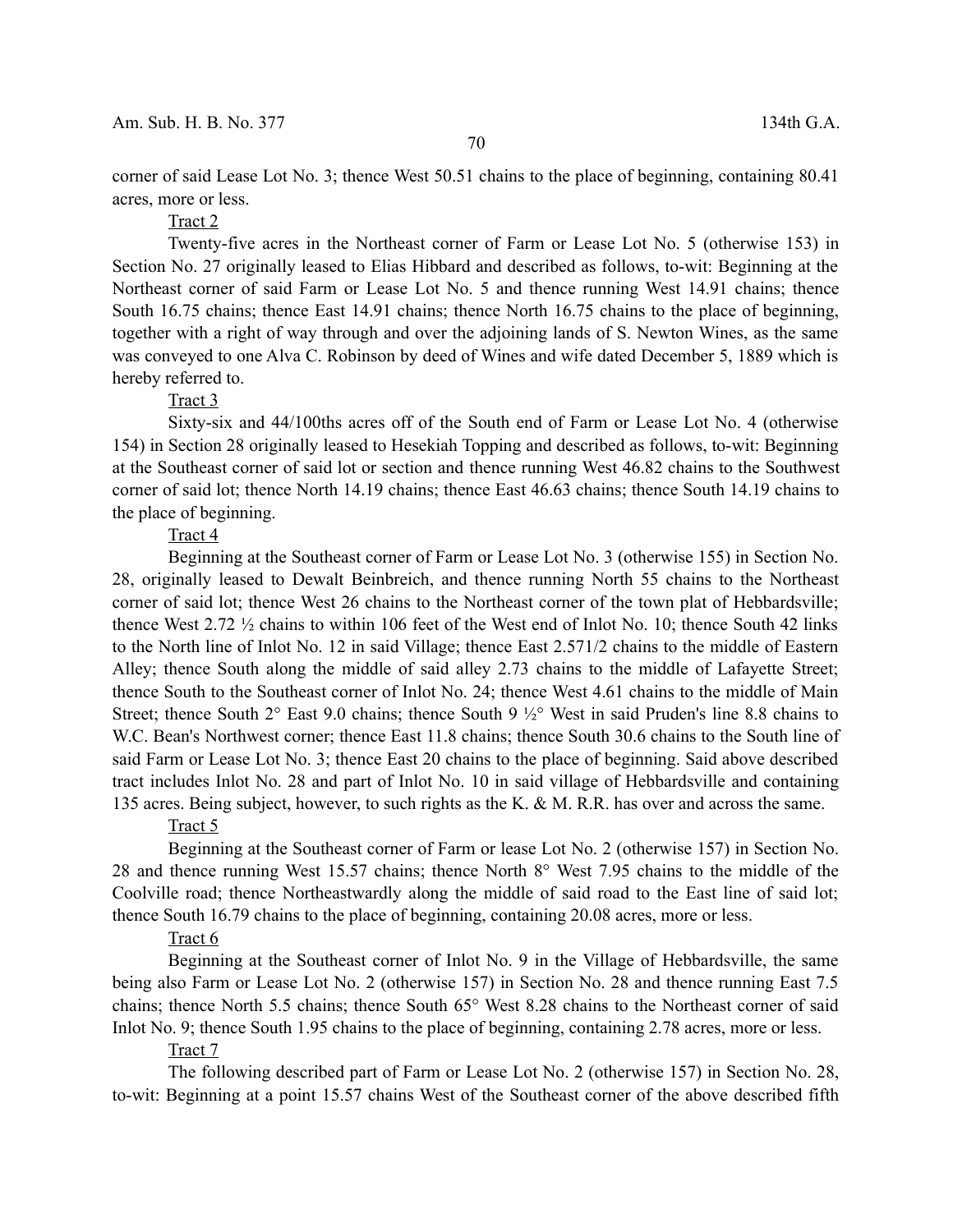corner of said Lease Lot No. 3; thence West 50.51 chains to the place of beginning, containing 80.41 acres, more or less.

Tract 2

Twenty-five acres in the Northeast corner of Farm or Lease Lot No. 5 (otherwise 153) in Section No. 27 originally leased to Elias Hibbard and described as follows, to-wit: Beginning at the Northeast corner of said Farm or Lease Lot No. 5 and thence running West 14.91 chains; thence South 16.75 chains; thence East 14.91 chains; thence North 16.75 chains to the place of beginning, together with a right of way through and over the adjoining lands of S. Newton Wines, as the same was conveyed to one Alva C. Robinson by deed of Wines and wife dated December 5, 1889 which is hereby referred to.

Tract 3

Sixty-six and 44/100ths acres off of the South end of Farm or Lease Lot No. 4 (otherwise 154) in Section 28 originally leased to Hesekiah Topping and described as follows, to-wit: Beginning at the Southeast corner of said lot or section and thence running West 46.82 chains to the Southwest corner of said lot; thence North 14.19 chains; thence East 46.63 chains; thence South 14.19 chains to the place of beginning.

Tract 4

Beginning at the Southeast corner of Farm or Lease Lot No. 3 (otherwise 155) in Section No. 28, originally leased to Dewalt Beinbreich, and thence running North 55 chains to the Northeast corner of said lot; thence West 26 chains to the Northeast corner of the town plat of Hebbardsville; thence West 2.72 ½ chains to within 106 feet of the West end of Inlot No. 10; thence South 42 links to the North line of Inlot No. 12 in said Village; thence East 2.571/2 chains to the middle of Eastern Alley; thence South along the middle of said alley 2.73 chains to the middle of Lafayette Street; thence South to the Southeast corner of Inlot No. 24; thence West 4.61 chains to the middle of Main Street; thence South 2° East 9.0 chains; thence South 9 ½° West in said Pruden's line 8.8 chains to W.C. Bean's Northwest corner; thence East 11.8 chains; thence South 30.6 chains to the South line of said Farm or Lease Lot No. 3; thence East 20 chains to the place of beginning. Said above described tract includes Inlot No. 28 and part of Inlot No. 10 in said village of Hebbardsville and containing 135 acres. Being subject, however, to such rights as the K. & M. R.R. has over and across the same.

Tract 5

Beginning at the Southeast corner of Farm or lease Lot No. 2 (otherwise 157) in Section No. 28 and thence running West 15.57 chains; thence North 8° West 7.95 chains to the middle of the Coolville road; thence Northeastwardly along the middle of said road to the East line of said lot; thence South 16.79 chains to the place of beginning, containing 20.08 acres, more or less.

Tract 6

Beginning at the Southeast corner of Inlot No. 9 in the Village of Hebbardsville, the same being also Farm or Lease Lot No. 2 (otherwise 157) in Section No. 28 and thence running East 7.5 chains; thence North 5.5 chains; thence South 65° West 8.28 chains to the Northeast corner of said Inlot No. 9; thence South 1.95 chains to the place of beginning, containing 2.78 acres, more or less.

Tract 7

The following described part of Farm or Lease Lot No. 2 (otherwise 157) in Section No. 28, to-wit: Beginning at a point 15.57 chains West of the Southeast corner of the above described fifth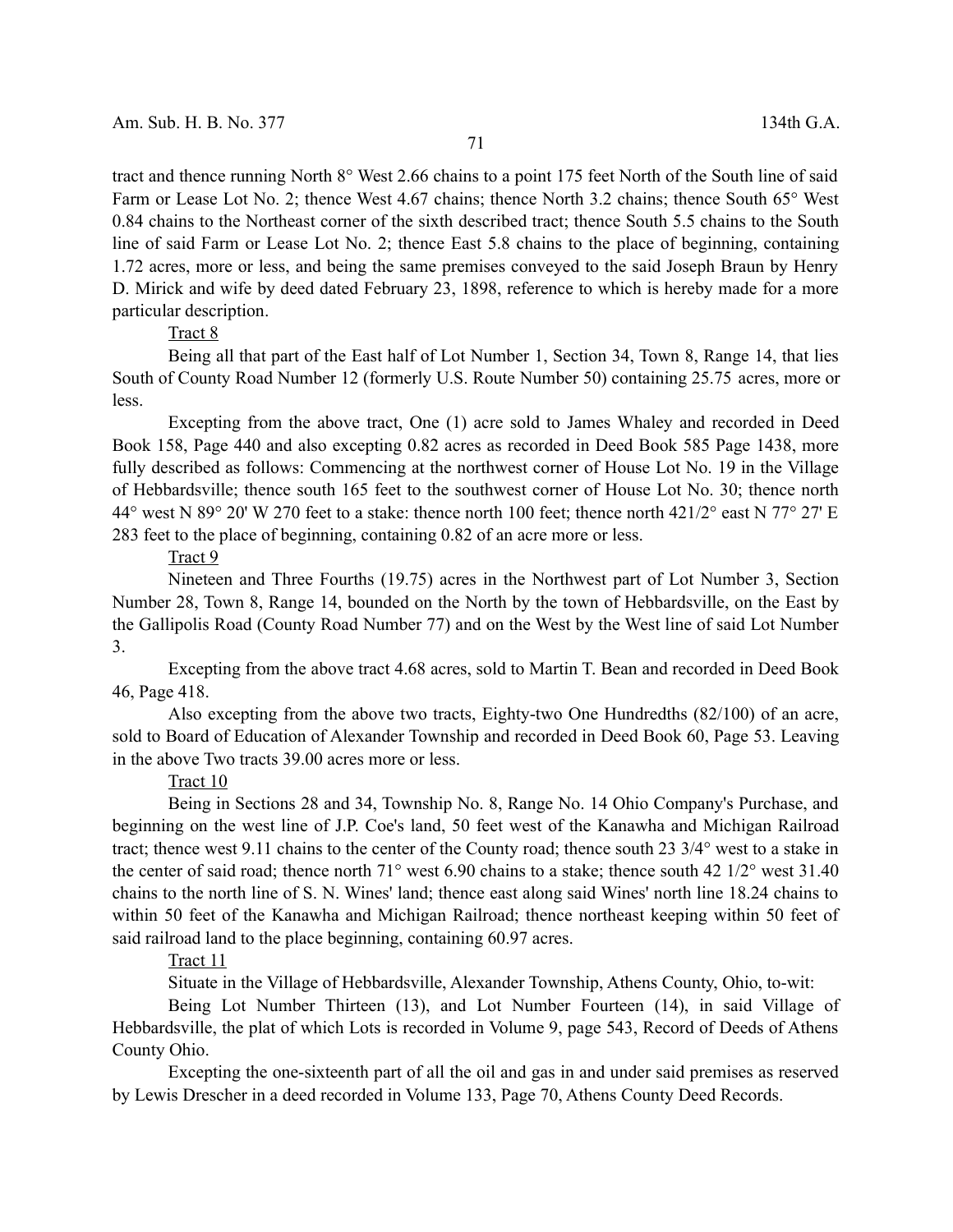tract and thence running North 8° West 2.66 chains to a point 175 feet North of the South line of said Farm or Lease Lot No. 2; thence West 4.67 chains; thence North 3.2 chains; thence South 65° West 0.84 chains to the Northeast corner of the sixth described tract; thence South 5.5 chains to the South line of said Farm or Lease Lot No. 2; thence East 5.8 chains to the place of beginning, containing 1.72 acres, more or less, and being the same premises conveyed to the said Joseph Braun by Henry D. Mirick and wife by deed dated February 23, 1898, reference to which is hereby made for a more particular description.

Tract 8

Being all that part of the East half of Lot Number 1, Section 34, Town 8, Range 14, that lies South of County Road Number 12 (formerly U.S. Route Number 50) containing 25.75 acres, more or less.

Excepting from the above tract, One (1) acre sold to James Whaley and recorded in Deed Book 158, Page 440 and also excepting 0.82 acres as recorded in Deed Book 585 Page 1438, more fully described as follows: Commencing at the northwest corner of House Lot No. 19 in the Village of Hebbardsville; thence south 165 feet to the southwest corner of House Lot No. 30; thence north 44° west N 89° 20' W 270 feet to a stake: thence north 100 feet; thence north 421/2° east N 77° 27' E 283 feet to the place of beginning, containing 0.82 of an acre more or less.

Tract 9

Nineteen and Three Fourths (19.75) acres in the Northwest part of Lot Number 3, Section Number 28, Town 8, Range 14, bounded on the North by the town of Hebbardsville, on the East by the Gallipolis Road (County Road Number 77) and on the West by the West line of said Lot Number 3.

Excepting from the above tract 4.68 acres, sold to Martin T. Bean and recorded in Deed Book 46, Page 418.

Also excepting from the above two tracts, Eighty-two One Hundredths (82/100) of an acre, sold to Board of Education of Alexander Township and recorded in Deed Book 60, Page 53. Leaving in the above Two tracts 39.00 acres more or less.

Tract 10

Being in Sections 28 and 34, Township No. 8, Range No. 14 Ohio Company's Purchase, and beginning on the west line of J.P. Coe's land, 50 feet west of the Kanawha and Michigan Railroad tract; thence west 9.11 chains to the center of the County road; thence south 23 3/4° west to a stake in the center of said road; thence north 71° west 6.90 chains to a stake; thence south 42 1/2° west 31.40 chains to the north line of S. N. Wines' land; thence east along said Wines' north line 18.24 chains to within 50 feet of the Kanawha and Michigan Railroad; thence northeast keeping within 50 feet of said railroad land to the place beginning, containing 60.97 acres.

Tract 11

Situate in the Village of Hebbardsville, Alexander Township, Athens County, Ohio, to-wit:

Being Lot Number Thirteen (13), and Lot Number Fourteen (14), in said Village of Hebbardsville, the plat of which Lots is recorded in Volume 9, page 543, Record of Deeds of Athens County Ohio.

Excepting the one-sixteenth part of all the oil and gas in and under said premises as reserved by Lewis Drescher in a deed recorded in Volume 133, Page 70, Athens County Deed Records.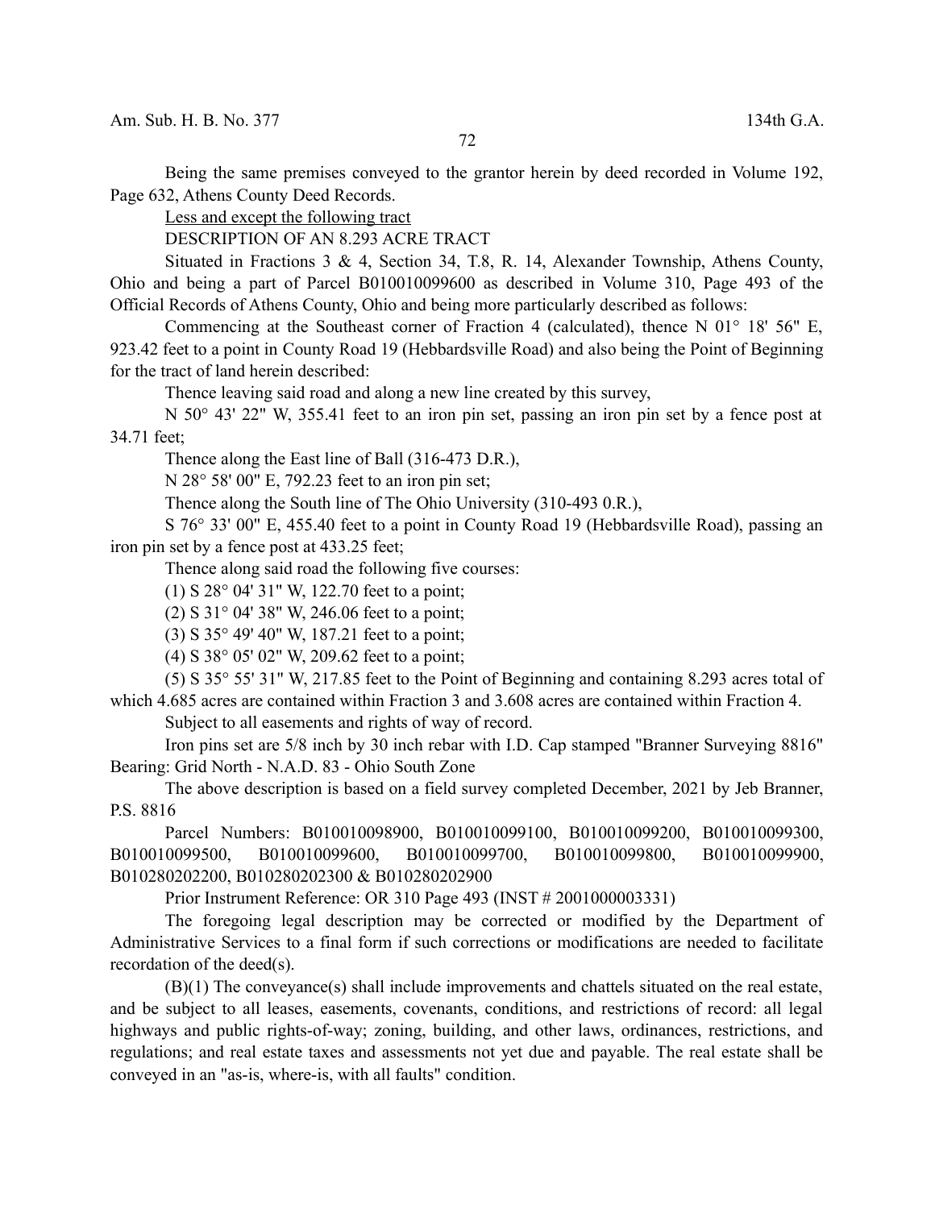Being the same premises conveyed to the grantor herein by deed recorded in Volume 192, Page 632, Athens County Deed Records.

Less and except the following tract

DESCRIPTION OF AN 8.293 ACRE TRACT

Situated in Fractions 3 & 4, Section 34, T.8, R. 14, Alexander Township, Athens County, Ohio and being a part of Parcel B010010099600 as described in Volume 310, Page 493 of the Official Records of Athens County, Ohio and being more particularly described as follows:

Commencing at the Southeast corner of Fraction 4 (calculated), thence N 01° 18' 56" E, 923.42 feet to a point in County Road 19 (Hebbardsville Road) and also being the Point of Beginning for the tract of land herein described:

Thence leaving said road and along a new line created by this survey,

N 50° 43' 22" W, 355.41 feet to an iron pin set, passing an iron pin set by a fence post at 34.71 feet;

Thence along the East line of Ball (316-473 D.R.),

N 28° 58' 00" E, 792.23 feet to an iron pin set;

Thence along the South line of The Ohio University (310-493 0.R.),

S 76° 33' 00" E, 455.40 feet to a point in County Road 19 (Hebbardsville Road), passing an iron pin set by a fence post at 433.25 feet;

Thence along said road the following five courses:

(1) S 28° 04' 31" W, 122.70 feet to a point;

(2) S 31° 04' 38" W, 246.06 feet to a point;

(3) S 35° 49' 40" W, 187.21 feet to a point;

(4) S 38° 05' 02" W, 209.62 feet to a point;

(5) S 35° 55' 31" W, 217.85 feet to the Point of Beginning and containing 8.293 acres total of which 4.685 acres are contained within Fraction 3 and 3.608 acres are contained within Fraction 4.

Subject to all easements and rights of way of record.

Iron pins set are 5/8 inch by 30 inch rebar with I.D. Cap stamped "Branner Surveying 8816" Bearing: Grid North - N.A.D. 83 - Ohio South Zone

The above description is based on a field survey completed December, 2021 by Jeb Branner, P.S. 8816

Parcel Numbers: B010010098900, B010010099100, B010010099200, B010010099300, B010010099500, B010010099600, B010010099700, B010010099800, B010010099900, B010280202200, B010280202300 & B010280202900

Prior Instrument Reference: OR 310 Page 493 (INST # 2001000003331)

The foregoing legal description may be corrected or modified by the Department of Administrative Services to a final form if such corrections or modifications are needed to facilitate recordation of the deed(s).

(B)(1) The conveyance(s) shall include improvements and chattels situated on the real estate, and be subject to all leases, easements, covenants, conditions, and restrictions of record: all legal highways and public rights-of-way; zoning, building, and other laws, ordinances, restrictions, and regulations; and real estate taxes and assessments not yet due and payable. The real estate shall be conveyed in an "as-is, where-is, with all faults" condition.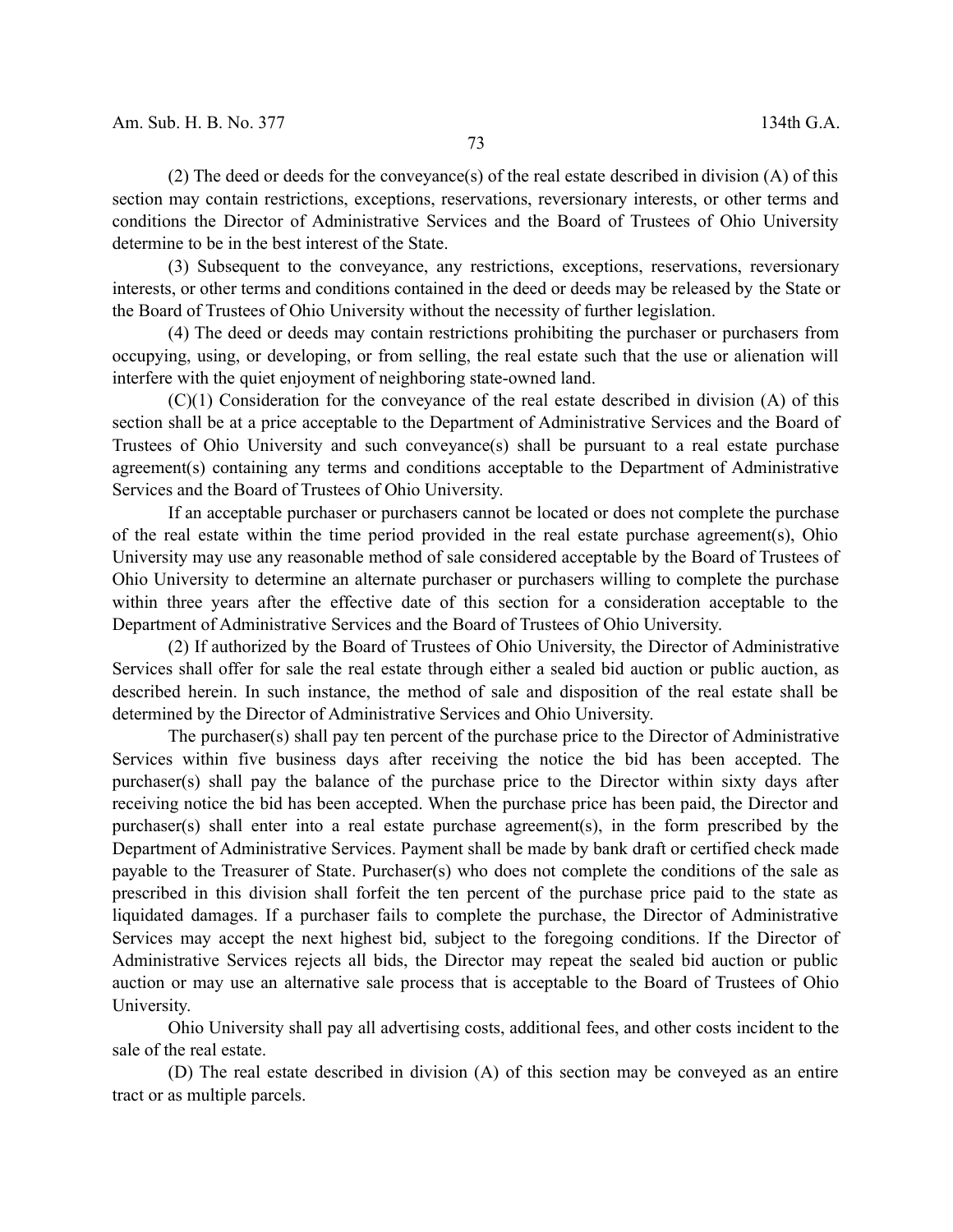(2) The deed or deeds for the conveyance(s) of the real estate described in division (A) of this section may contain restrictions, exceptions, reservations, reversionary interests, or other terms and conditions the Director of Administrative Services and the Board of Trustees of Ohio University determine to be in the best interest of the State.

(3) Subsequent to the conveyance, any restrictions, exceptions, reservations, reversionary interests, or other terms and conditions contained in the deed or deeds may be released by the State or the Board of Trustees of Ohio University without the necessity of further legislation.

(4) The deed or deeds may contain restrictions prohibiting the purchaser or purchasers from occupying, using, or developing, or from selling, the real estate such that the use or alienation will interfere with the quiet enjoyment of neighboring state-owned land.

(C)(1) Consideration for the conveyance of the real estate described in division (A) of this section shall be at a price acceptable to the Department of Administrative Services and the Board of Trustees of Ohio University and such conveyance(s) shall be pursuant to a real estate purchase agreement(s) containing any terms and conditions acceptable to the Department of Administrative Services and the Board of Trustees of Ohio University.

If an acceptable purchaser or purchasers cannot be located or does not complete the purchase of the real estate within the time period provided in the real estate purchase agreement(s), Ohio University may use any reasonable method of sale considered acceptable by the Board of Trustees of Ohio University to determine an alternate purchaser or purchasers willing to complete the purchase within three years after the effective date of this section for a consideration acceptable to the Department of Administrative Services and the Board of Trustees of Ohio University.

(2) If authorized by the Board of Trustees of Ohio University, the Director of Administrative Services shall offer for sale the real estate through either a sealed bid auction or public auction, as described herein. In such instance, the method of sale and disposition of the real estate shall be determined by the Director of Administrative Services and Ohio University.

The purchaser(s) shall pay ten percent of the purchase price to the Director of Administrative Services within five business days after receiving the notice the bid has been accepted. The purchaser(s) shall pay the balance of the purchase price to the Director within sixty days after receiving notice the bid has been accepted. When the purchase price has been paid, the Director and purchaser(s) shall enter into a real estate purchase agreement(s), in the form prescribed by the Department of Administrative Services. Payment shall be made by bank draft or certified check made payable to the Treasurer of State. Purchaser(s) who does not complete the conditions of the sale as prescribed in this division shall forfeit the ten percent of the purchase price paid to the state as liquidated damages. If a purchaser fails to complete the purchase, the Director of Administrative Services may accept the next highest bid, subject to the foregoing conditions. If the Director of Administrative Services rejects all bids, the Director may repeat the sealed bid auction or public auction or may use an alternative sale process that is acceptable to the Board of Trustees of Ohio University.

Ohio University shall pay all advertising costs, additional fees, and other costs incident to the sale of the real estate.

(D) The real estate described in division (A) of this section may be conveyed as an entire tract or as multiple parcels.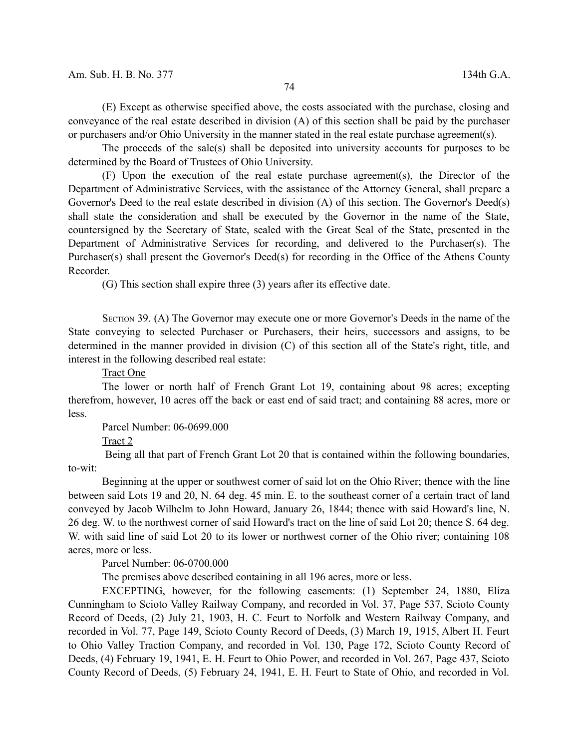(E) Except as otherwise specified above, the costs associated with the purchase, closing and conveyance of the real estate described in division (A) of this section shall be paid by the purchaser or purchasers and/or Ohio University in the manner stated in the real estate purchase agreement(s).

The proceeds of the sale(s) shall be deposited into university accounts for purposes to be determined by the Board of Trustees of Ohio University.

(F) Upon the execution of the real estate purchase agreement(s), the Director of the Department of Administrative Services, with the assistance of the Attorney General, shall prepare a Governor's Deed to the real estate described in division (A) of this section. The Governor's Deed(s) shall state the consideration and shall be executed by the Governor in the name of the State, countersigned by the Secretary of State, sealed with the Great Seal of the State, presented in the Department of Administrative Services for recording, and delivered to the Purchaser(s). The Purchaser(s) shall present the Governor's Deed(s) for recording in the Office of the Athens County Recorder.

(G) This section shall expire three (3) years after its effective date.

SECTION 39. (A) The Governor may execute one or more Governor's Deeds in the name of the State conveying to selected Purchaser or Purchasers, their heirs, successors and assigns, to be determined in the manner provided in division (C) of this section all of the State's right, title, and interest in the following described real estate:

Tract One

The lower or north half of French Grant Lot 19, containing about 98 acres; excepting therefrom, however, 10 acres off the back or east end of said tract; and containing 88 acres, more or less.

Parcel Number: 06-0699.000

Tract 2

Being all that part of French Grant Lot 20 that is contained within the following boundaries, to-wit:

Beginning at the upper or southwest corner of said lot on the Ohio River; thence with the line between said Lots 19 and 20, N. 64 deg. 45 min. E. to the southeast corner of a certain tract of land conveyed by Jacob Wilhelm to John Howard, January 26, 1844; thence with said Howard's line, N. 26 deg. W. to the northwest corner of said Howard's tract on the line of said Lot 20; thence S. 64 deg. W. with said line of said Lot 20 to its lower or northwest corner of the Ohio river; containing 108 acres, more or less.

Parcel Number: 06-0700.000

The premises above described containing in all 196 acres, more or less.

EXCEPTING, however, for the following easements: (1) September 24, 1880, Eliza Cunningham to Scioto Valley Railway Company, and recorded in Vol. 37, Page 537, Scioto County Record of Deeds, (2) July 21, 1903, H. C. Feurt to Norfolk and Western Railway Company, and recorded in Vol. 77, Page 149, Scioto County Record of Deeds, (3) March 19, 1915, Albert H. Feurt to Ohio Valley Traction Company, and recorded in Vol. 130, Page 172, Scioto County Record of Deeds, (4) February 19, 1941, E. H. Feurt to Ohio Power, and recorded in Vol. 267, Page 437, Scioto County Record of Deeds, (5) February 24, 1941, E. H. Feurt to State of Ohio, and recorded in Vol.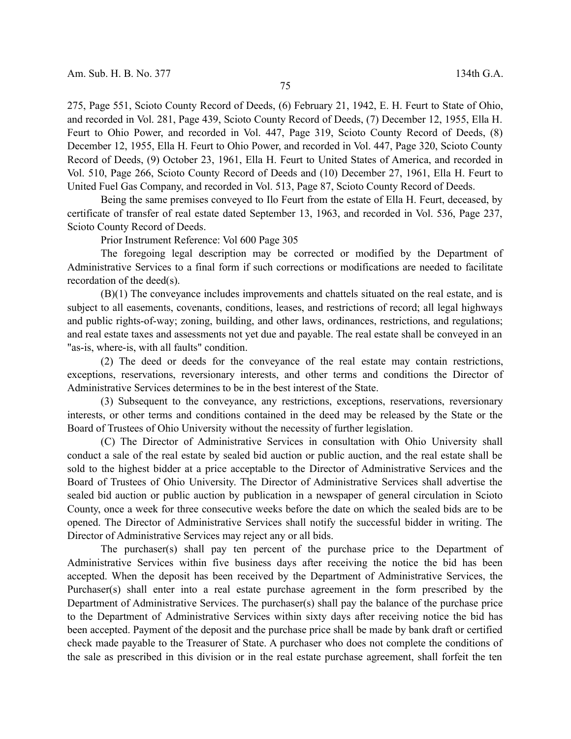275, Page 551, Scioto County Record of Deeds, (6) February 21, 1942, E. H. Feurt to State of Ohio, and recorded in Vol. 281, Page 439, Scioto County Record of Deeds, (7) December 12, 1955, Ella H. Feurt to Ohio Power, and recorded in Vol. 447, Page 319, Scioto County Record of Deeds, (8) December 12, 1955, Ella H. Feurt to Ohio Power, and recorded in Vol. 447, Page 320, Scioto County Record of Deeds, (9) October 23, 1961, Ella H. Feurt to United States of America, and recorded in Vol. 510, Page 266, Scioto County Record of Deeds and (10) December 27, 1961, Ella H. Feurt to United Fuel Gas Company, and recorded in Vol. 513, Page 87, Scioto County Record of Deeds.

Being the same premises conveyed to Ilo Feurt from the estate of Ella H. Feurt, deceased, by certificate of transfer of real estate dated September 13, 1963, and recorded in Vol. 536, Page 237, Scioto County Record of Deeds.

Prior Instrument Reference: Vol 600 Page 305

The foregoing legal description may be corrected or modified by the Department of Administrative Services to a final form if such corrections or modifications are needed to facilitate recordation of the deed(s).

(B)(1) The conveyance includes improvements and chattels situated on the real estate, and is subject to all easements, covenants, conditions, leases, and restrictions of record; all legal highways and public rights-of-way; zoning, building, and other laws, ordinances, restrictions, and regulations; and real estate taxes and assessments not yet due and payable. The real estate shall be conveyed in an "as-is, where-is, with all faults" condition.

(2) The deed or deeds for the conveyance of the real estate may contain restrictions, exceptions, reservations, reversionary interests, and other terms and conditions the Director of Administrative Services determines to be in the best interest of the State.

(3) Subsequent to the conveyance, any restrictions, exceptions, reservations, reversionary interests, or other terms and conditions contained in the deed may be released by the State or the Board of Trustees of Ohio University without the necessity of further legislation.

(C) The Director of Administrative Services in consultation with Ohio University shall conduct a sale of the real estate by sealed bid auction or public auction, and the real estate shall be sold to the highest bidder at a price acceptable to the Director of Administrative Services and the Board of Trustees of Ohio University. The Director of Administrative Services shall advertise the sealed bid auction or public auction by publication in a newspaper of general circulation in Scioto County, once a week for three consecutive weeks before the date on which the sealed bids are to be opened. The Director of Administrative Services shall notify the successful bidder in writing. The Director of Administrative Services may reject any or all bids.

The purchaser(s) shall pay ten percent of the purchase price to the Department of Administrative Services within five business days after receiving the notice the bid has been accepted. When the deposit has been received by the Department of Administrative Services, the Purchaser(s) shall enter into a real estate purchase agreement in the form prescribed by the Department of Administrative Services. The purchaser(s) shall pay the balance of the purchase price to the Department of Administrative Services within sixty days after receiving notice the bid has been accepted. Payment of the deposit and the purchase price shall be made by bank draft or certified check made payable to the Treasurer of State. A purchaser who does not complete the conditions of the sale as prescribed in this division or in the real estate purchase agreement, shall forfeit the ten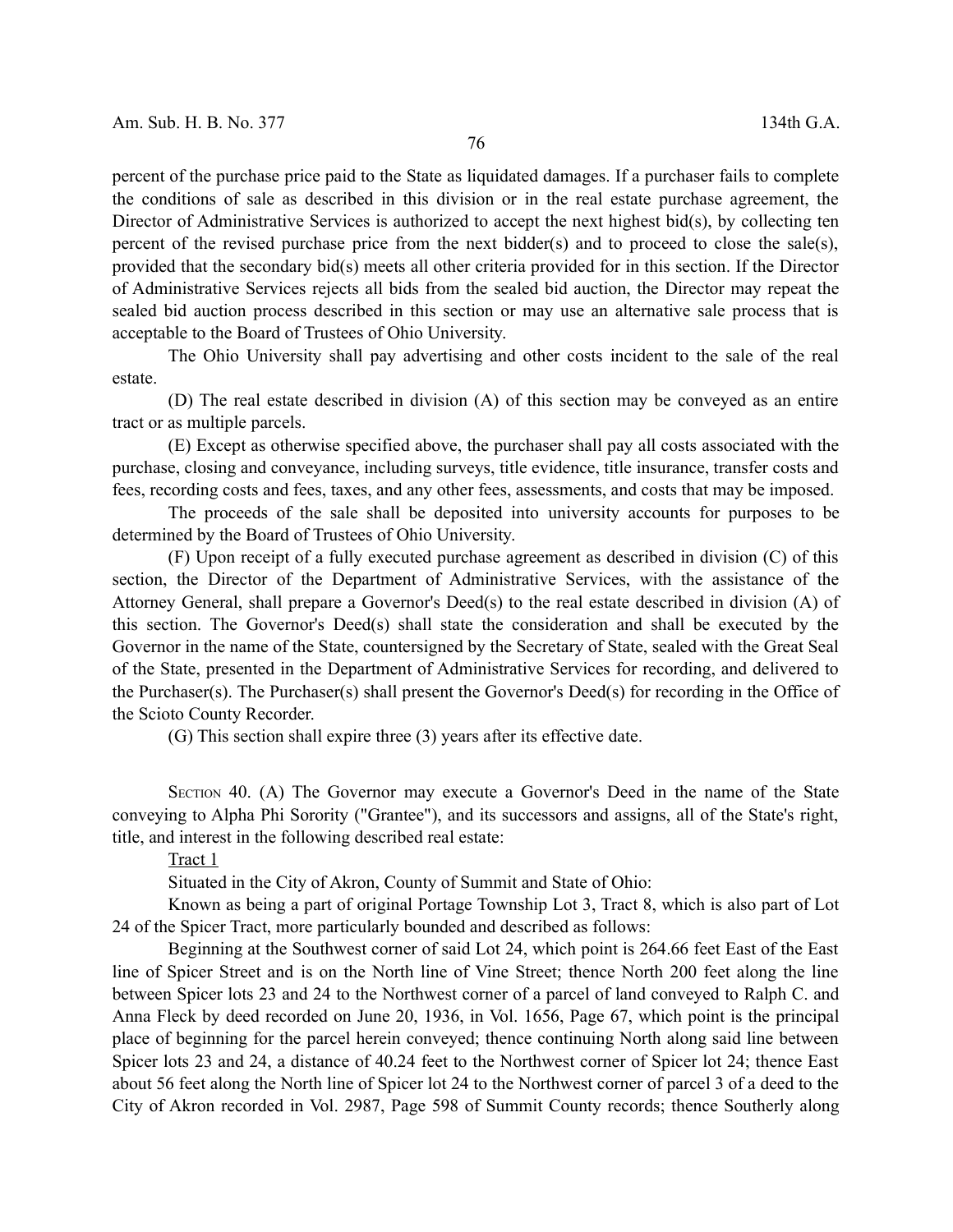percent of the purchase price paid to the State as liquidated damages. If a purchaser fails to complete the conditions of sale as described in this division or in the real estate purchase agreement, the Director of Administrative Services is authorized to accept the next highest bid(s), by collecting ten percent of the revised purchase price from the next bidder(s) and to proceed to close the sale(s), provided that the secondary bid(s) meets all other criteria provided for in this section. If the Director of Administrative Services rejects all bids from the sealed bid auction, the Director may repeat the sealed bid auction process described in this section or may use an alternative sale process that is acceptable to the Board of Trustees of Ohio University.

The Ohio University shall pay advertising and other costs incident to the sale of the real estate.

(D) The real estate described in division (A) of this section may be conveyed as an entire tract or as multiple parcels.

(E) Except as otherwise specified above, the purchaser shall pay all costs associated with the purchase, closing and conveyance, including surveys, title evidence, title insurance, transfer costs and fees, recording costs and fees, taxes, and any other fees, assessments, and costs that may be imposed.

The proceeds of the sale shall be deposited into university accounts for purposes to be determined by the Board of Trustees of Ohio University.

(F) Upon receipt of a fully executed purchase agreement as described in division (C) of this section, the Director of the Department of Administrative Services, with the assistance of the Attorney General, shall prepare a Governor's Deed(s) to the real estate described in division (A) of this section. The Governor's Deed(s) shall state the consideration and shall be executed by the Governor in the name of the State, countersigned by the Secretary of State, sealed with the Great Seal of the State, presented in the Department of Administrative Services for recording, and delivered to the Purchaser(s). The Purchaser(s) shall present the Governor's Deed(s) for recording in the Office of the Scioto County Recorder.

(G) This section shall expire three (3) years after its effective date.

SECTION 40. (A) The Governor may execute a Governor's Deed in the name of the State conveying to Alpha Phi Sorority ("Grantee"), and its successors and assigns, all of the State's right, title, and interest in the following described real estate:

Tract 1

Situated in the City of Akron, County of Summit and State of Ohio:

Known as being a part of original Portage Township Lot 3, Tract 8, which is also part of Lot 24 of the Spicer Tract, more particularly bounded and described as follows:

Beginning at the Southwest corner of said Lot 24, which point is 264.66 feet East of the East line of Spicer Street and is on the North line of Vine Street; thence North 200 feet along the line between Spicer lots 23 and 24 to the Northwest corner of a parcel of land conveyed to Ralph C. and Anna Fleck by deed recorded on June 20, 1936, in Vol. 1656, Page 67, which point is the principal place of beginning for the parcel herein conveyed; thence continuing North along said line between Spicer lots 23 and 24, a distance of 40.24 feet to the Northwest corner of Spicer lot 24; thence East about 56 feet along the North line of Spicer lot 24 to the Northwest corner of parcel 3 of a deed to the City of Akron recorded in Vol. 2987, Page 598 of Summit County records; thence Southerly along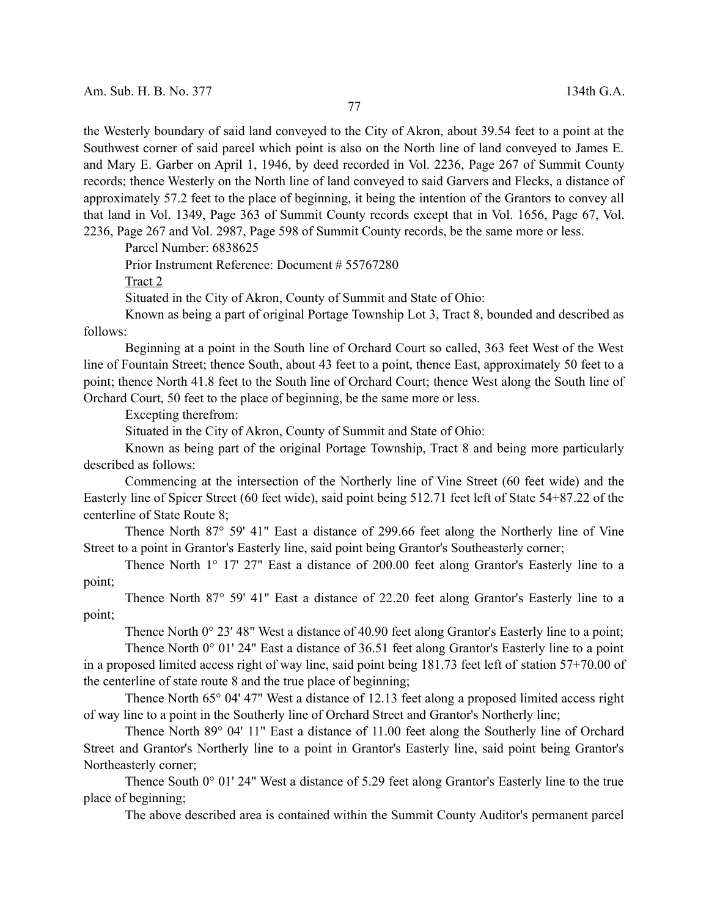the Westerly boundary of said land conveyed to the City of Akron, about 39.54 feet to a point at the Southwest corner of said parcel which point is also on the North line of land conveyed to James E. and Mary E. Garber on April 1, 1946, by deed recorded in Vol. 2236, Page 267 of Summit County records; thence Westerly on the North line of land conveyed to said Garvers and Flecks, a distance of approximately 57.2 feet to the place of beginning, it being the intention of the Grantors to convey all that land in Vol. 1349, Page 363 of Summit County records except that in Vol. 1656, Page 67, Vol. 2236, Page 267 and Vol. 2987, Page 598 of Summit County records, be the same more or less.

Parcel Number: 6838625

Prior Instrument Reference: Document # 55767280

Tract 2

Situated in the City of Akron, County of Summit and State of Ohio:

Known as being a part of original Portage Township Lot 3, Tract 8, bounded and described as follows:

Beginning at a point in the South line of Orchard Court so called, 363 feet West of the West line of Fountain Street; thence South, about 43 feet to a point, thence East, approximately 50 feet to a point; thence North 41.8 feet to the South line of Orchard Court; thence West along the South line of Orchard Court, 50 feet to the place of beginning, be the same more or less.

Excepting therefrom:

Situated in the City of Akron, County of Summit and State of Ohio:

Known as being part of the original Portage Township, Tract 8 and being more particularly described as follows:

Commencing at the intersection of the Northerly line of Vine Street (60 feet wide) and the Easterly line of Spicer Street (60 feet wide), said point being 512.71 feet left of State 54+87.22 of the centerline of State Route 8;

Thence North 87° 59' 41" East a distance of 299.66 feet along the Northerly line of Vine Street to a point in Grantor's Easterly line, said point being Grantor's Southeasterly corner;

Thence North 1° 17' 27" East a distance of 200.00 feet along Grantor's Easterly line to a point;

Thence North 87° 59' 41" East a distance of 22.20 feet along Grantor's Easterly line to a point;

Thence North 0° 23' 48" West a distance of 40.90 feet along Grantor's Easterly line to a point;

Thence North 0° 01' 24" East a distance of 36.51 feet along Grantor's Easterly line to a point in a proposed limited access right of way line, said point being 181.73 feet left of station 57+70.00 of the centerline of state route 8 and the true place of beginning;

Thence North 65° 04' 47" West a distance of 12.13 feet along a proposed limited access right of way line to a point in the Southerly line of Orchard Street and Grantor's Northerly line;

Thence North 89° 04' 11" East a distance of 11.00 feet along the Southerly line of Orchard Street and Grantor's Northerly line to a point in Grantor's Easterly line, said point being Grantor's Northeasterly corner;

Thence South 0° 01' 24" West a distance of 5.29 feet along Grantor's Easterly line to the true place of beginning;

The above described area is contained within the Summit County Auditor's permanent parcel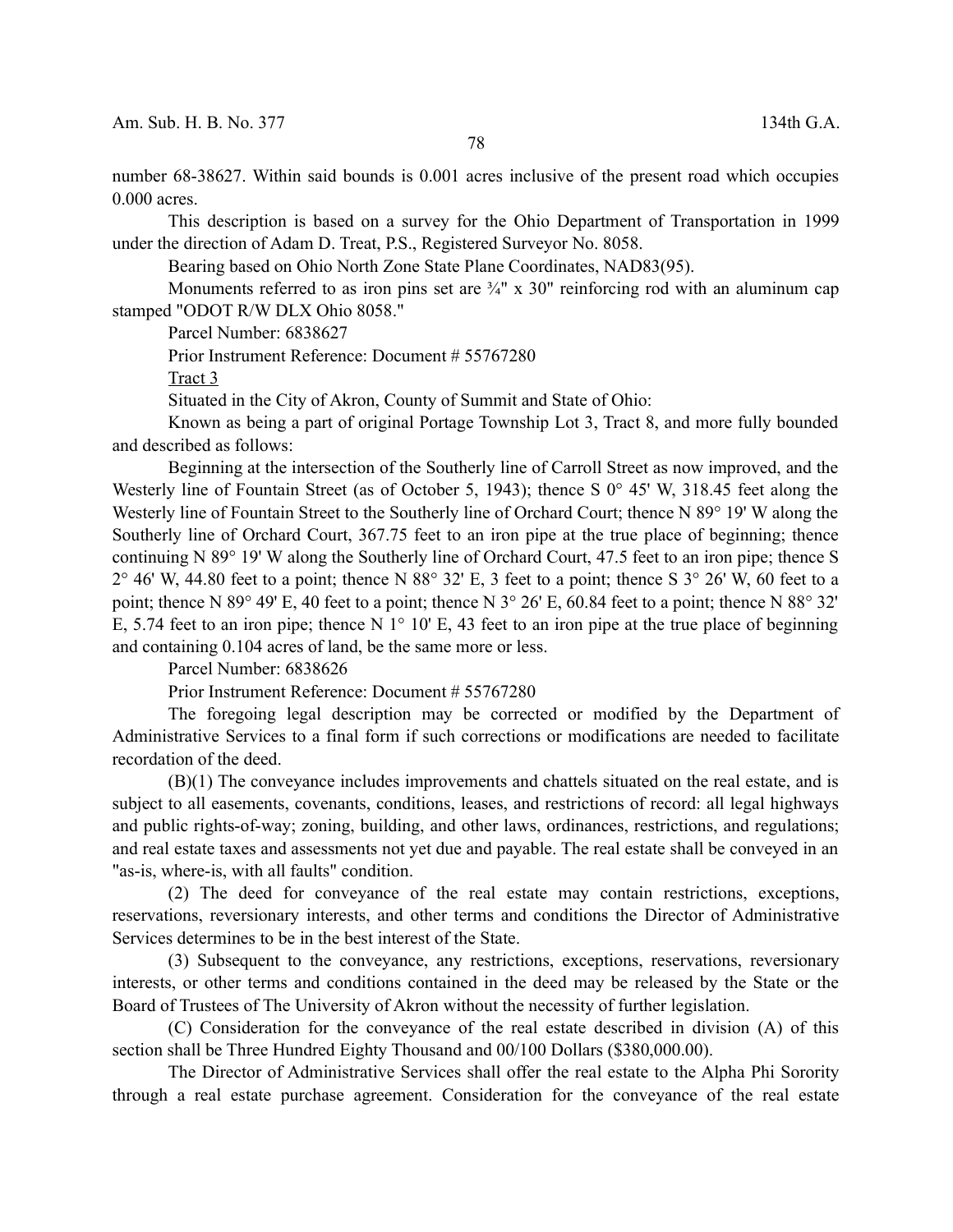number 68-38627. Within said bounds is 0.001 acres inclusive of the present road which occupies 0.000 acres.

This description is based on a survey for the Ohio Department of Transportation in 1999 under the direction of Adam D. Treat, P.S., Registered Surveyor No. 8058.

Bearing based on Ohio North Zone State Plane Coordinates, NAD83(95).

Monuments referred to as iron pins set are ¾" x 30" reinforcing rod with an aluminum cap stamped "ODOT R/W DLX Ohio 8058."

Parcel Number: 6838627

Prior Instrument Reference: Document # 55767280

Tract 3

Situated in the City of Akron, County of Summit and State of Ohio:

Known as being a part of original Portage Township Lot 3, Tract 8, and more fully bounded and described as follows:

Beginning at the intersection of the Southerly line of Carroll Street as now improved, and the Westerly line of Fountain Street (as of October 5, 1943); thence S 0° 45' W, 318.45 feet along the Westerly line of Fountain Street to the Southerly line of Orchard Court; thence N 89° 19' W along the Southerly line of Orchard Court, 367.75 feet to an iron pipe at the true place of beginning; thence continuing N 89° 19' W along the Southerly line of Orchard Court, 47.5 feet to an iron pipe; thence S 2° 46' W, 44.80 feet to a point; thence N 88° 32' E, 3 feet to a point; thence S 3° 26' W, 60 feet to a point; thence N 89° 49' E, 40 feet to a point; thence N 3° 26' E, 60.84 feet to a point; thence N 88° 32' E, 5.74 feet to an iron pipe; thence N 1° 10' E, 43 feet to an iron pipe at the true place of beginning and containing 0.104 acres of land, be the same more or less.

Parcel Number: 6838626

Prior Instrument Reference: Document # 55767280

The foregoing legal description may be corrected or modified by the Department of Administrative Services to a final form if such corrections or modifications are needed to facilitate recordation of the deed.

(B)(1) The conveyance includes improvements and chattels situated on the real estate, and is subject to all easements, covenants, conditions, leases, and restrictions of record: all legal highways and public rights-of-way; zoning, building, and other laws, ordinances, restrictions, and regulations; and real estate taxes and assessments not yet due and payable. The real estate shall be conveyed in an "as-is, where-is, with all faults" condition.

(2) The deed for conveyance of the real estate may contain restrictions, exceptions, reservations, reversionary interests, and other terms and conditions the Director of Administrative Services determines to be in the best interest of the State.

(3) Subsequent to the conveyance, any restrictions, exceptions, reservations, reversionary interests, or other terms and conditions contained in the deed may be released by the State or the Board of Trustees of The University of Akron without the necessity of further legislation.

(C) Consideration for the conveyance of the real estate described in division (A) of this section shall be Three Hundred Eighty Thousand and 00/100 Dollars ($380,000.00).

The Director of Administrative Services shall offer the real estate to the Alpha Phi Sorority through a real estate purchase agreement. Consideration for the conveyance of the real estate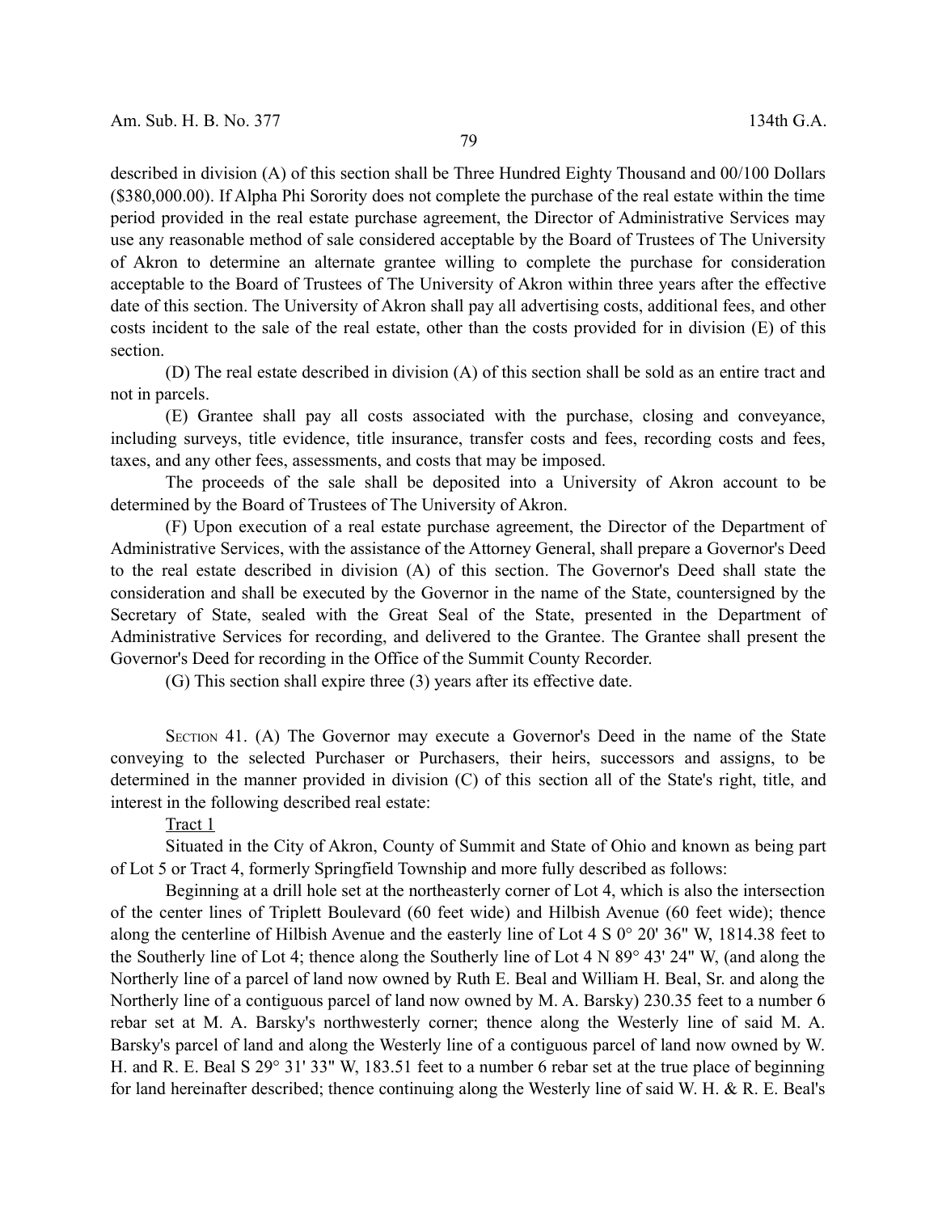described in division (A) of this section shall be Three Hundred Eighty Thousand and 00/100 Dollars ($380,000.00). If Alpha Phi Sorority does not complete the purchase of the real estate within the time period provided in the real estate purchase agreement, the Director of Administrative Services may use any reasonable method of sale considered acceptable by the Board of Trustees of The University of Akron to determine an alternate grantee willing to complete the purchase for consideration acceptable to the Board of Trustees of The University of Akron within three years after the effective date of this section. The University of Akron shall pay all advertising costs, additional fees, and other costs incident to the sale of the real estate, other than the costs provided for in division (E) of this section.

(D) The real estate described in division (A) of this section shall be sold as an entire tract and not in parcels.

(E) Grantee shall pay all costs associated with the purchase, closing and conveyance, including surveys, title evidence, title insurance, transfer costs and fees, recording costs and fees, taxes, and any other fees, assessments, and costs that may be imposed.

The proceeds of the sale shall be deposited into a University of Akron account to be determined by the Board of Trustees of The University of Akron.

(F) Upon execution of a real estate purchase agreement, the Director of the Department of Administrative Services, with the assistance of the Attorney General, shall prepare a Governor's Deed to the real estate described in division (A) of this section. The Governor's Deed shall state the consideration and shall be executed by the Governor in the name of the State, countersigned by the Secretary of State, sealed with the Great Seal of the State, presented in the Department of Administrative Services for recording, and delivered to the Grantee. The Grantee shall present the Governor's Deed for recording in the Office of the Summit County Recorder.

(G) This section shall expire three (3) years after its effective date.

SECTION 41. (A) The Governor may execute a Governor's Deed in the name of the State conveying to the selected Purchaser or Purchasers, their heirs, successors and assigns, to be determined in the manner provided in division (C) of this section all of the State's right, title, and interest in the following described real estate:

Tract 1

Situated in the City of Akron, County of Summit and State of Ohio and known as being part of Lot 5 or Tract 4, formerly Springfield Township and more fully described as follows:

Beginning at a drill hole set at the northeasterly corner of Lot 4, which is also the intersection of the center lines of Triplett Boulevard (60 feet wide) and Hilbish Avenue (60 feet wide); thence along the centerline of Hilbish Avenue and the easterly line of Lot 4 S 0° 20' 36" W, 1814.38 feet to the Southerly line of Lot 4; thence along the Southerly line of Lot 4 N 89° 43' 24" W, (and along the Northerly line of a parcel of land now owned by Ruth E. Beal and William H. Beal, Sr. and along the Northerly line of a contiguous parcel of land now owned by M. A. Barsky) 230.35 feet to a number 6 rebar set at M. A. Barsky's northwesterly corner; thence along the Westerly line of said M. A. Barsky's parcel of land and along the Westerly line of a contiguous parcel of land now owned by W. H. and R. E. Beal S 29° 31' 33" W, 183.51 feet to a number 6 rebar set at the true place of beginning for land hereinafter described; thence continuing along the Westerly line of said W. H. & R. E. Beal's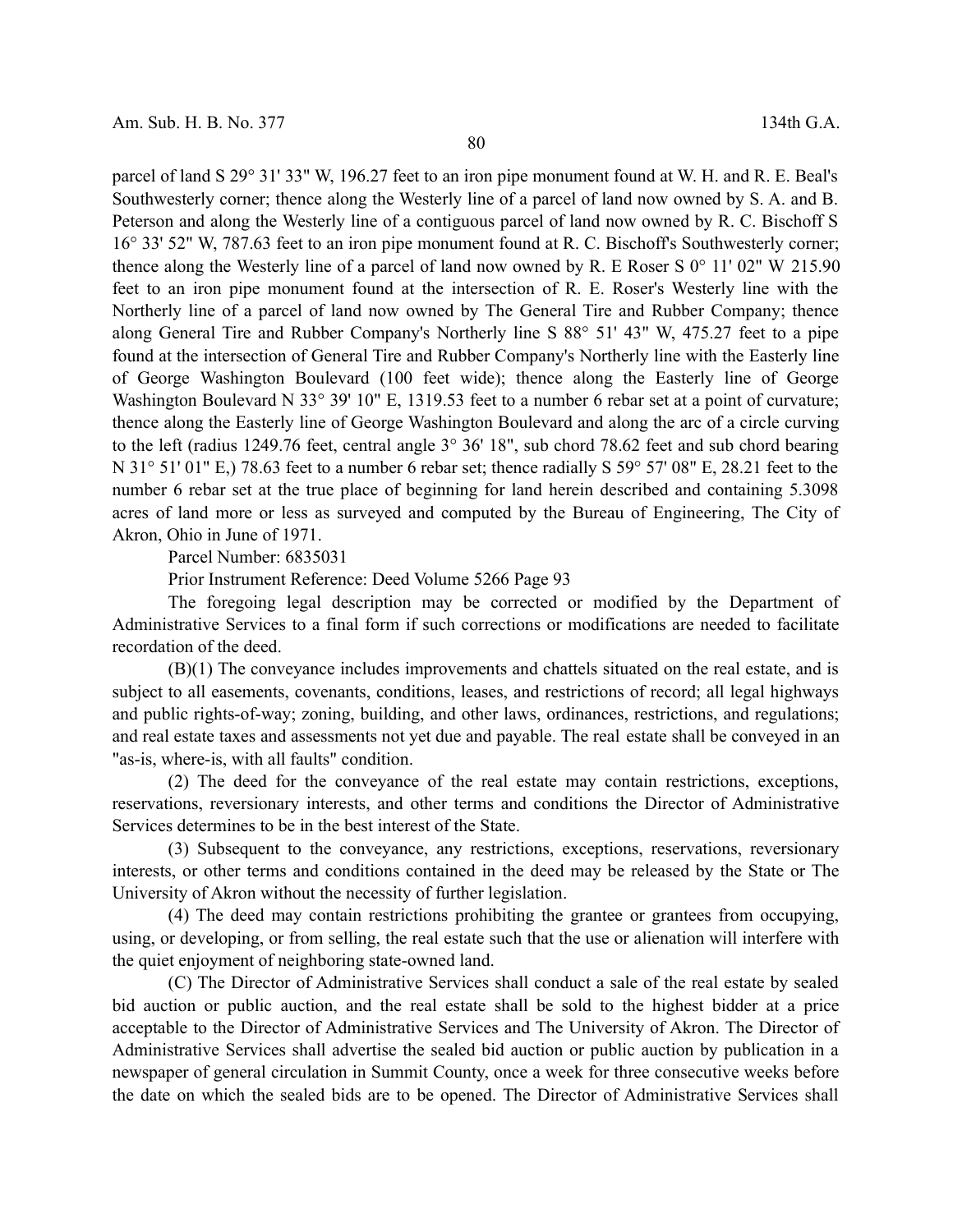parcel of land S 29° 31' 33" W, 196.27 feet to an iron pipe monument found at W. H. and R. E. Beal's Southwesterly corner; thence along the Westerly line of a parcel of land now owned by S. A. and B. Peterson and along the Westerly line of a contiguous parcel of land now owned by R. C. Bischoff S 16° 33' 52" W, 787.63 feet to an iron pipe monument found at R. C. Bischoff's Southwesterly corner; thence along the Westerly line of a parcel of land now owned by R. E Roser S 0° 11' 02" W 215.90 feet to an iron pipe monument found at the intersection of R. E. Roser's Westerly line with the Northerly line of a parcel of land now owned by The General Tire and Rubber Company; thence along General Tire and Rubber Company's Northerly line S 88° 51' 43" W, 475.27 feet to a pipe found at the intersection of General Tire and Rubber Company's Northerly line with the Easterly line of George Washington Boulevard (100 feet wide); thence along the Easterly line of George Washington Boulevard N 33° 39' 10" E, 1319.53 feet to a number 6 rebar set at a point of curvature; thence along the Easterly line of George Washington Boulevard and along the arc of a circle curving to the left (radius 1249.76 feet, central angle 3° 36' 18", sub chord 78.62 feet and sub chord bearing N 31° 51' 01" E,) 78.63 feet to a number 6 rebar set; thence radially S 59° 57' 08" E, 28.21 feet to the number 6 rebar set at the true place of beginning for land herein described and containing 5.3098 acres of land more or less as surveyed and computed by the Bureau of Engineering, The City of Akron, Ohio in June of 1971.

Parcel Number: 6835031

Prior Instrument Reference: Deed Volume 5266 Page 93

The foregoing legal description may be corrected or modified by the Department of Administrative Services to a final form if such corrections or modifications are needed to facilitate recordation of the deed.

(B)(1) The conveyance includes improvements and chattels situated on the real estate, and is subject to all easements, covenants, conditions, leases, and restrictions of record; all legal highways and public rights-of-way; zoning, building, and other laws, ordinances, restrictions, and regulations; and real estate taxes and assessments not yet due and payable. The real estate shall be conveyed in an "as-is, where-is, with all faults" condition.

(2) The deed for the conveyance of the real estate may contain restrictions, exceptions, reservations, reversionary interests, and other terms and conditions the Director of Administrative Services determines to be in the best interest of the State.

(3) Subsequent to the conveyance, any restrictions, exceptions, reservations, reversionary interests, or other terms and conditions contained in the deed may be released by the State or The University of Akron without the necessity of further legislation.

(4) The deed may contain restrictions prohibiting the grantee or grantees from occupying, using, or developing, or from selling, the real estate such that the use or alienation will interfere with the quiet enjoyment of neighboring state-owned land.

(C) The Director of Administrative Services shall conduct a sale of the real estate by sealed bid auction or public auction, and the real estate shall be sold to the highest bidder at a price acceptable to the Director of Administrative Services and The University of Akron. The Director of Administrative Services shall advertise the sealed bid auction or public auction by publication in a newspaper of general circulation in Summit County, once a week for three consecutive weeks before the date on which the sealed bids are to be opened. The Director of Administrative Services shall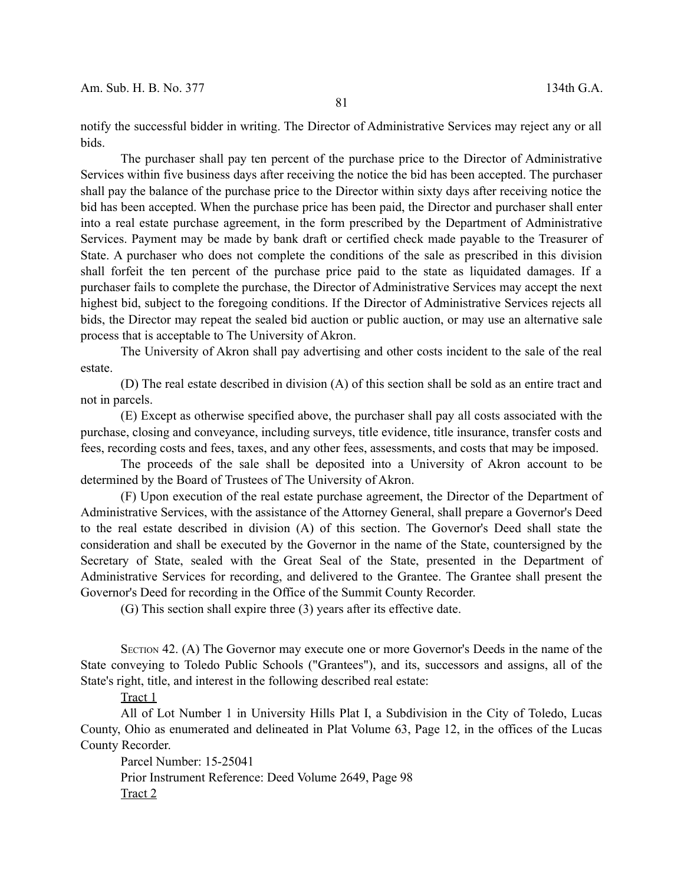notify the successful bidder in writing. The Director of Administrative Services may reject any or all bids.

The purchaser shall pay ten percent of the purchase price to the Director of Administrative Services within five business days after receiving the notice the bid has been accepted. The purchaser shall pay the balance of the purchase price to the Director within sixty days after receiving notice the bid has been accepted. When the purchase price has been paid, the Director and purchaser shall enter into a real estate purchase agreement, in the form prescribed by the Department of Administrative Services. Payment may be made by bank draft or certified check made payable to the Treasurer of State. A purchaser who does not complete the conditions of the sale as prescribed in this division shall forfeit the ten percent of the purchase price paid to the state as liquidated damages. If a purchaser fails to complete the purchase, the Director of Administrative Services may accept the next highest bid, subject to the foregoing conditions. If the Director of Administrative Services rejects all bids, the Director may repeat the sealed bid auction or public auction, or may use an alternative sale process that is acceptable to The University of Akron.

The University of Akron shall pay advertising and other costs incident to the sale of the real estate.

(D) The real estate described in division (A) of this section shall be sold as an entire tract and not in parcels.

(E) Except as otherwise specified above, the purchaser shall pay all costs associated with the purchase, closing and conveyance, including surveys, title evidence, title insurance, transfer costs and fees, recording costs and fees, taxes, and any other fees, assessments, and costs that may be imposed.

The proceeds of the sale shall be deposited into a University of Akron account to be determined by the Board of Trustees of The University of Akron.

(F) Upon execution of the real estate purchase agreement, the Director of the Department of Administrative Services, with the assistance of the Attorney General, shall prepare a Governor's Deed to the real estate described in division (A) of this section. The Governor's Deed shall state the consideration and shall be executed by the Governor in the name of the State, countersigned by the Secretary of State, sealed with the Great Seal of the State, presented in the Department of Administrative Services for recording, and delivered to the Grantee. The Grantee shall present the Governor's Deed for recording in the Office of the Summit County Recorder.

(G) This section shall expire three (3) years after its effective date.

SECTION 42. (A) The Governor may execute one or more Governor's Deeds in the name of the State conveying to Toledo Public Schools ("Grantees"), and its successors and assigns, all of the State's right, title, and interest in the following described real estate:

Tract 1

All of Lot Number 1 in University Hills Plat I, a Subdivision in the City of Toledo, Lucas County, Ohio as enumerated and delineated in Plat Volume 63, Page 12, in the offices of the Lucas County Recorder.

Parcel Number: 15-25041

Prior Instrument Reference: Deed Volume 2649, Page 98

Tract 2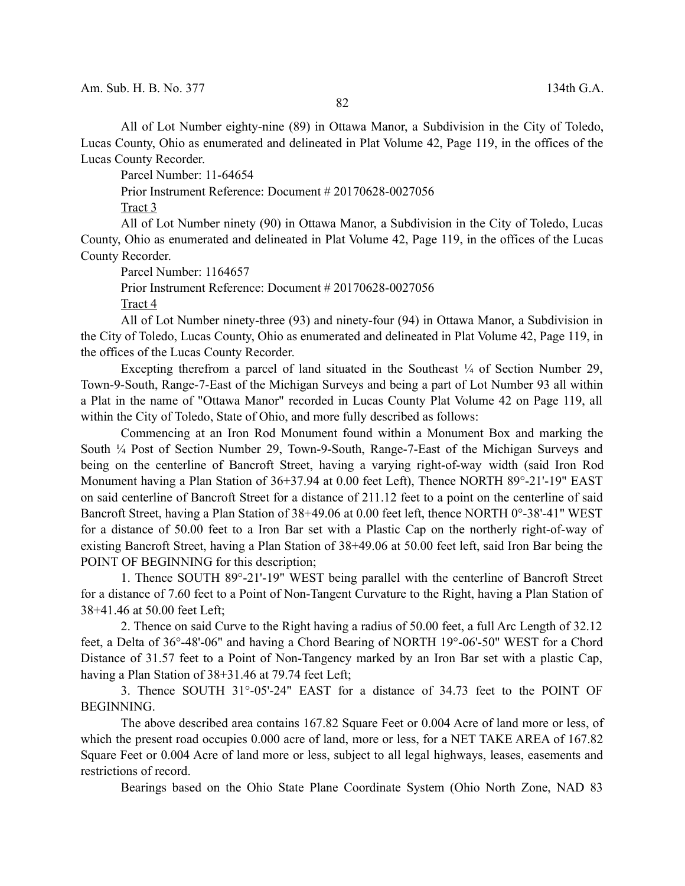All of Lot Number eighty-nine (89) in Ottawa Manor, a Subdivision in the City of Toledo, Lucas County, Ohio as enumerated and delineated in Plat Volume 42, Page 119, in the offices of the Lucas County Recorder.

Parcel Number: 11-64654

Prior Instrument Reference: Document # 20170628-0027056

Tract 3

All of Lot Number ninety (90) in Ottawa Manor, a Subdivision in the City of Toledo, Lucas County, Ohio as enumerated and delineated in Plat Volume 42, Page 119, in the offices of the Lucas County Recorder.

Parcel Number: 1164657

Prior Instrument Reference: Document # 20170628-0027056

Tract 4

All of Lot Number ninety-three (93) and ninety-four (94) in Ottawa Manor, a Subdivision in the City of Toledo, Lucas County, Ohio as enumerated and delineated in Plat Volume 42, Page 119, in the offices of the Lucas County Recorder.

Excepting therefrom a parcel of land situated in the Southeast ¼ of Section Number 29, Town-9-South, Range-7-East of the Michigan Surveys and being a part of Lot Number 93 all within a Plat in the name of "Ottawa Manor" recorded in Lucas County Plat Volume 42 on Page 119, all within the City of Toledo, State of Ohio, and more fully described as follows:

Commencing at an Iron Rod Monument found within a Monument Box and marking the South ¼ Post of Section Number 29, Town-9-South, Range-7-East of the Michigan Surveys and being on the centerline of Bancroft Street, having a varying right-of-way width (said Iron Rod Monument having a Plan Station of 36+37.94 at 0.00 feet Left), Thence NORTH 89°-21'-19" EAST on said centerline of Bancroft Street for a distance of 211.12 feet to a point on the centerline of said Bancroft Street, having a Plan Station of 38+49.06 at 0.00 feet left, thence NORTH 0°-38'-41" WEST for a distance of 50.00 feet to a Iron Bar set with a Plastic Cap on the northerly right-of-way of existing Bancroft Street, having a Plan Station of 38+49.06 at 50.00 feet left, said Iron Bar being the POINT OF BEGINNING for this description;

1. Thence SOUTH 89°-21'-19" WEST being parallel with the centerline of Bancroft Street for a distance of 7.60 feet to a Point of Non-Tangent Curvature to the Right, having a Plan Station of 38+41.46 at 50.00 feet Left;

2. Thence on said Curve to the Right having a radius of 50.00 feet, a full Arc Length of 32.12 feet, a Delta of 36°-48'-06" and having a Chord Bearing of NORTH 19°-06'-50" WEST for a Chord Distance of 31.57 feet to a Point of Non-Tangency marked by an Iron Bar set with a plastic Cap, having a Plan Station of 38+31.46 at 79.74 feet Left;

3. Thence SOUTH 31°-05'-24" EAST for a distance of 34.73 feet to the POINT OF BEGINNING.

The above described area contains 167.82 Square Feet or 0.004 Acre of land more or less, of which the present road occupies 0.000 acre of land, more or less, for a NET TAKE AREA of 167.82 Square Feet or 0.004 Acre of land more or less, subject to all legal highways, leases, easements and restrictions of record.

Bearings based on the Ohio State Plane Coordinate System (Ohio North Zone, NAD 83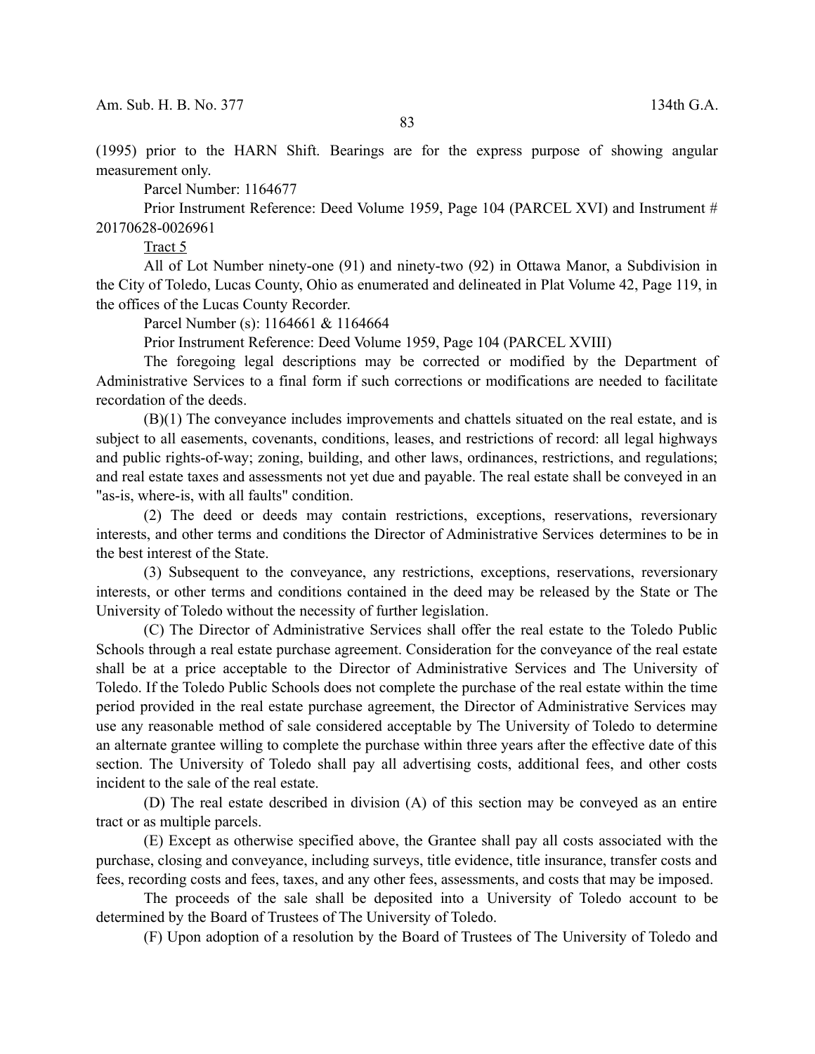(1995) prior to the HARN Shift. Bearings are for the express purpose of showing angular measurement only.

Parcel Number: 1164677

Prior Instrument Reference: Deed Volume 1959, Page 104 (PARCEL XVI) and Instrument # 20170628-0026961

Tract 5

All of Lot Number ninety-one (91) and ninety-two (92) in Ottawa Manor, a Subdivision in the City of Toledo, Lucas County, Ohio as enumerated and delineated in Plat Volume 42, Page 119, in the offices of the Lucas County Recorder.

Parcel Number (s): 1164661 & 1164664

Prior Instrument Reference: Deed Volume 1959, Page 104 (PARCEL XVIII)

The foregoing legal descriptions may be corrected or modified by the Department of Administrative Services to a final form if such corrections or modifications are needed to facilitate recordation of the deeds.

(B)(1) The conveyance includes improvements and chattels situated on the real estate, and is subject to all easements, covenants, conditions, leases, and restrictions of record: all legal highways and public rights-of-way; zoning, building, and other laws, ordinances, restrictions, and regulations; and real estate taxes and assessments not yet due and payable. The real estate shall be conveyed in an "as-is, where-is, with all faults" condition.

(2) The deed or deeds may contain restrictions, exceptions, reservations, reversionary interests, and other terms and conditions the Director of Administrative Services determines to be in the best interest of the State.

(3) Subsequent to the conveyance, any restrictions, exceptions, reservations, reversionary interests, or other terms and conditions contained in the deed may be released by the State or The University of Toledo without the necessity of further legislation.

(C) The Director of Administrative Services shall offer the real estate to the Toledo Public Schools through a real estate purchase agreement. Consideration for the conveyance of the real estate shall be at a price acceptable to the Director of Administrative Services and The University of Toledo. If the Toledo Public Schools does not complete the purchase of the real estate within the time period provided in the real estate purchase agreement, the Director of Administrative Services may use any reasonable method of sale considered acceptable by The University of Toledo to determine an alternate grantee willing to complete the purchase within three years after the effective date of this section. The University of Toledo shall pay all advertising costs, additional fees, and other costs incident to the sale of the real estate.

(D) The real estate described in division (A) of this section may be conveyed as an entire tract or as multiple parcels.

(E) Except as otherwise specified above, the Grantee shall pay all costs associated with the purchase, closing and conveyance, including surveys, title evidence, title insurance, transfer costs and fees, recording costs and fees, taxes, and any other fees, assessments, and costs that may be imposed.

The proceeds of the sale shall be deposited into a University of Toledo account to be determined by the Board of Trustees of The University of Toledo.

(F) Upon adoption of a resolution by the Board of Trustees of The University of Toledo and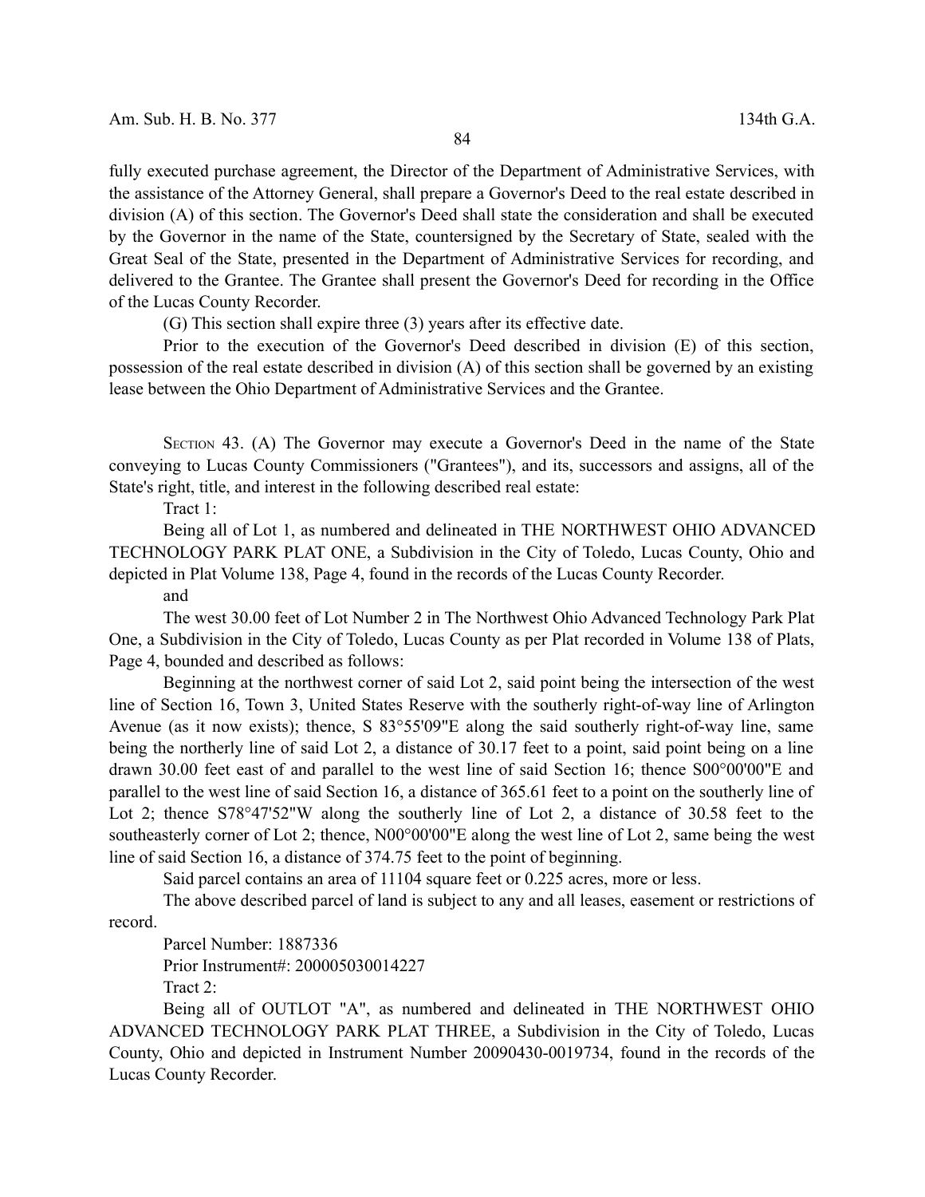fully executed purchase agreement, the Director of the Department of Administrative Services, with the assistance of the Attorney General, shall prepare a Governor's Deed to the real estate described in division (A) of this section. The Governor's Deed shall state the consideration and shall be executed by the Governor in the name of the State, countersigned by the Secretary of State, sealed with the Great Seal of the State, presented in the Department of Administrative Services for recording, and delivered to the Grantee. The Grantee shall present the Governor's Deed for recording in the Office of the Lucas County Recorder.

(G) This section shall expire three (3) years after its effective date.

Prior to the execution of the Governor's Deed described in division (E) of this section, possession of the real estate described in division (A) of this section shall be governed by an existing lease between the Ohio Department of Administrative Services and the Grantee.

SECTION 43. (A) The Governor may execute a Governor's Deed in the name of the State conveying to Lucas County Commissioners ("Grantees"), and its, successors and assigns, all of the State's right, title, and interest in the following described real estate:

Tract 1:

Being all of Lot 1, as numbered and delineated in THE NORTHWEST OHIO ADVANCED TECHNOLOGY PARK PLAT ONE, a Subdivision in the City of Toledo, Lucas County, Ohio and depicted in Plat Volume 138, Page 4, found in the records of the Lucas County Recorder.

and

The west 30.00 feet of Lot Number 2 in The Northwest Ohio Advanced Technology Park Plat One, a Subdivision in the City of Toledo, Lucas County as per Plat recorded in Volume 138 of Plats, Page 4, bounded and described as follows:

Beginning at the northwest corner of said Lot 2, said point being the intersection of the west line of Section 16, Town 3, United States Reserve with the southerly right-of-way line of Arlington Avenue (as it now exists); thence, S 83°55'09"E along the said southerly right-of-way line, same being the northerly line of said Lot 2, a distance of 30.17 feet to a point, said point being on a line drawn 30.00 feet east of and parallel to the west line of said Section 16; thence S00°00'00"E and parallel to the west line of said Section 16, a distance of 365.61 feet to a point on the southerly line of Lot 2; thence S78°47'52"W along the southerly line of Lot 2, a distance of 30.58 feet to the southeasterly corner of Lot 2; thence, N00°00'00"E along the west line of Lot 2, same being the west line of said Section 16, a distance of 374.75 feet to the point of beginning.

Said parcel contains an area of 11104 square feet or 0.225 acres, more or less.

The above described parcel of land is subject to any and all leases, easement or restrictions of record.

Parcel Number: 1887336

Prior Instrument#: 200005030014227

Tract 2:

Being all of OUTLOT "A", as numbered and delineated in THE NORTHWEST OHIO ADVANCED TECHNOLOGY PARK PLAT THREE, a Subdivision in the City of Toledo, Lucas County, Ohio and depicted in Instrument Number 20090430-0019734, found in the records of the Lucas County Recorder.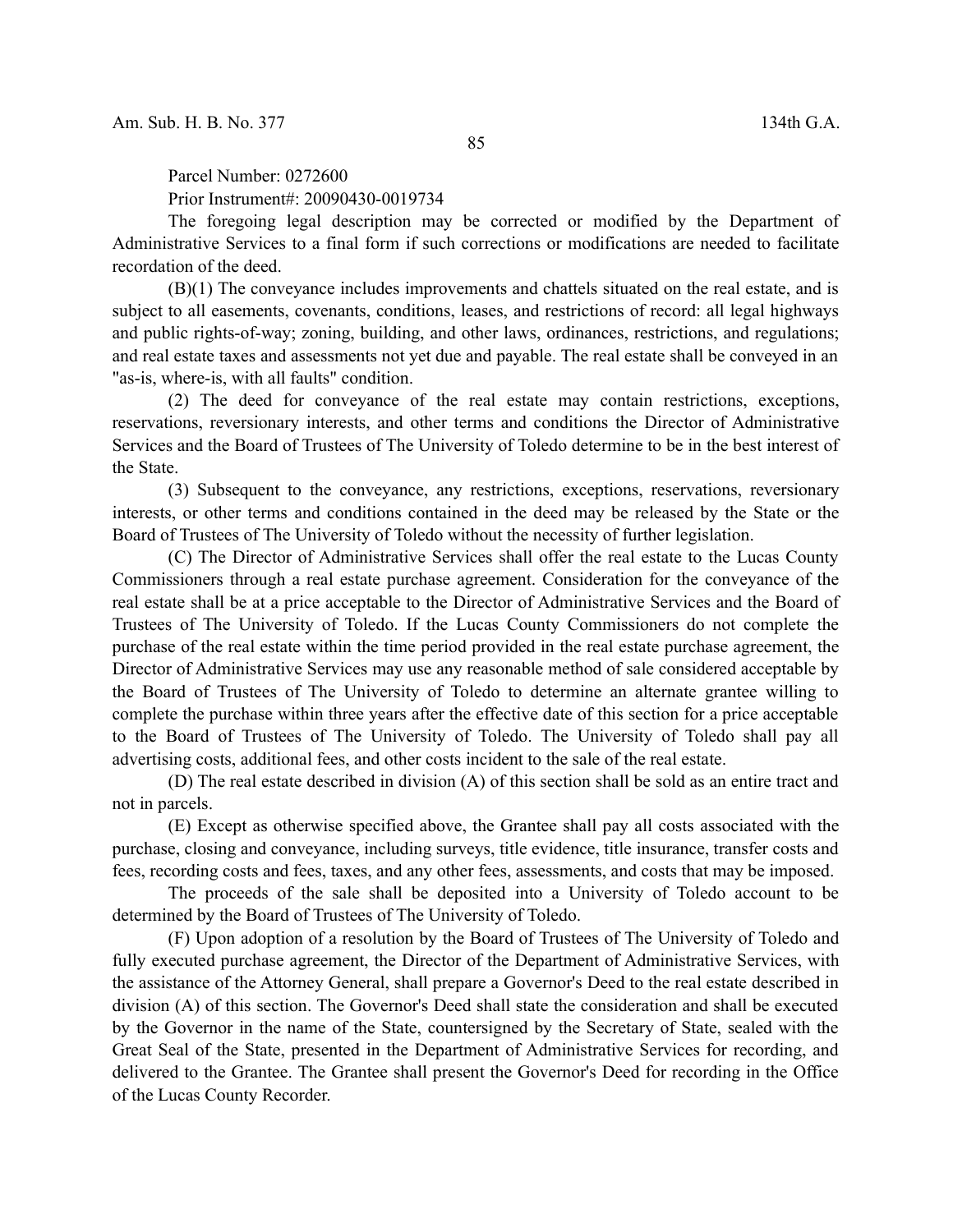Parcel Number: 0272600

Prior Instrument#: 20090430-0019734

The foregoing legal description may be corrected or modified by the Department of Administrative Services to a final form if such corrections or modifications are needed to facilitate recordation of the deed.

(B)(1) The conveyance includes improvements and chattels situated on the real estate, and is subject to all easements, covenants, conditions, leases, and restrictions of record: all legal highways and public rights-of-way; zoning, building, and other laws, ordinances, restrictions, and regulations; and real estate taxes and assessments not yet due and payable. The real estate shall be conveyed in an "as-is, where-is, with all faults" condition.

(2) The deed for conveyance of the real estate may contain restrictions, exceptions, reservations, reversionary interests, and other terms and conditions the Director of Administrative Services and the Board of Trustees of The University of Toledo determine to be in the best interest of the State.

(3) Subsequent to the conveyance, any restrictions, exceptions, reservations, reversionary interests, or other terms and conditions contained in the deed may be released by the State or the Board of Trustees of The University of Toledo without the necessity of further legislation.

(C) The Director of Administrative Services shall offer the real estate to the Lucas County Commissioners through a real estate purchase agreement. Consideration for the conveyance of the real estate shall be at a price acceptable to the Director of Administrative Services and the Board of Trustees of The University of Toledo. If the Lucas County Commissioners do not complete the purchase of the real estate within the time period provided in the real estate purchase agreement, the Director of Administrative Services may use any reasonable method of sale considered acceptable by the Board of Trustees of The University of Toledo to determine an alternate grantee willing to complete the purchase within three years after the effective date of this section for a price acceptable to the Board of Trustees of The University of Toledo. The University of Toledo shall pay all advertising costs, additional fees, and other costs incident to the sale of the real estate.

(D) The real estate described in division (A) of this section shall be sold as an entire tract and not in parcels.

(E) Except as otherwise specified above, the Grantee shall pay all costs associated with the purchase, closing and conveyance, including surveys, title evidence, title insurance, transfer costs and fees, recording costs and fees, taxes, and any other fees, assessments, and costs that may be imposed.

The proceeds of the sale shall be deposited into a University of Toledo account to be determined by the Board of Trustees of The University of Toledo.

(F) Upon adoption of a resolution by the Board of Trustees of The University of Toledo and fully executed purchase agreement, the Director of the Department of Administrative Services, with the assistance of the Attorney General, shall prepare a Governor's Deed to the real estate described in division (A) of this section. The Governor's Deed shall state the consideration and shall be executed by the Governor in the name of the State, countersigned by the Secretary of State, sealed with the Great Seal of the State, presented in the Department of Administrative Services for recording, and delivered to the Grantee. The Grantee shall present the Governor's Deed for recording in the Office of the Lucas County Recorder.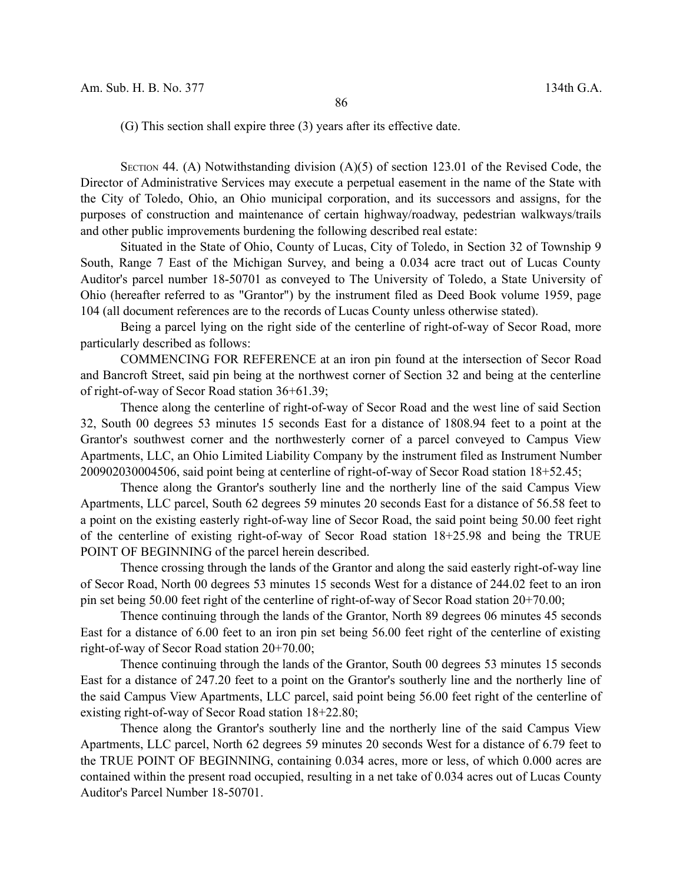(G) This section shall expire three (3) years after its effective date.

SECTION 44. (A) Notwithstanding division (A)(5) of section 123.01 of the Revised Code, the Director of Administrative Services may execute a perpetual easement in the name of the State with the City of Toledo, Ohio, an Ohio municipal corporation, and its successors and assigns, for the purposes of construction and maintenance of certain highway/roadway, pedestrian walkways/trails and other public improvements burdening the following described real estate:

Situated in the State of Ohio, County of Lucas, City of Toledo, in Section 32 of Township 9 South, Range 7 East of the Michigan Survey, and being a 0.034 acre tract out of Lucas County Auditor's parcel number 18-50701 as conveyed to The University of Toledo, a State University of Ohio (hereafter referred to as "Grantor") by the instrument filed as Deed Book volume 1959, page 104 (all document references are to the records of Lucas County unless otherwise stated).

Being a parcel lying on the right side of the centerline of right-of-way of Secor Road, more particularly described as follows:

COMMENCING FOR REFERENCE at an iron pin found at the intersection of Secor Road and Bancroft Street, said pin being at the northwest corner of Section 32 and being at the centerline of right-of-way of Secor Road station 36+61.39;

Thence along the centerline of right-of-way of Secor Road and the west line of said Section 32, South 00 degrees 53 minutes 15 seconds East for a distance of 1808.94 feet to a point at the Grantor's southwest corner and the northwesterly corner of a parcel conveyed to Campus View Apartments, LLC, an Ohio Limited Liability Company by the instrument filed as Instrument Number 200902030004506, said point being at centerline of right-of-way of Secor Road station 18+52.45;

Thence along the Grantor's southerly line and the northerly line of the said Campus View Apartments, LLC parcel, South 62 degrees 59 minutes 20 seconds East for a distance of 56.58 feet to a point on the existing easterly right-of-way line of Secor Road, the said point being 50.00 feet right of the centerline of existing right-of-way of Secor Road station 18+25.98 and being the TRUE POINT OF BEGINNING of the parcel herein described.

Thence crossing through the lands of the Grantor and along the said easterly right-of-way line of Secor Road, North 00 degrees 53 minutes 15 seconds West for a distance of 244.02 feet to an iron pin set being 50.00 feet right of the centerline of right-of-way of Secor Road station 20+70.00;

Thence continuing through the lands of the Grantor, North 89 degrees 06 minutes 45 seconds East for a distance of 6.00 feet to an iron pin set being 56.00 feet right of the centerline of existing right-of-way of Secor Road station 20+70.00;

Thence continuing through the lands of the Grantor, South 00 degrees 53 minutes 15 seconds East for a distance of 247.20 feet to a point on the Grantor's southerly line and the northerly line of the said Campus View Apartments, LLC parcel, said point being 56.00 feet right of the centerline of existing right-of-way of Secor Road station 18+22.80;

Thence along the Grantor's southerly line and the northerly line of the said Campus View Apartments, LLC parcel, North 62 degrees 59 minutes 20 seconds West for a distance of 6.79 feet to the TRUE POINT OF BEGINNING, containing 0.034 acres, more or less, of which 0.000 acres are contained within the present road occupied, resulting in a net take of 0.034 acres out of Lucas County Auditor's Parcel Number 18-50701.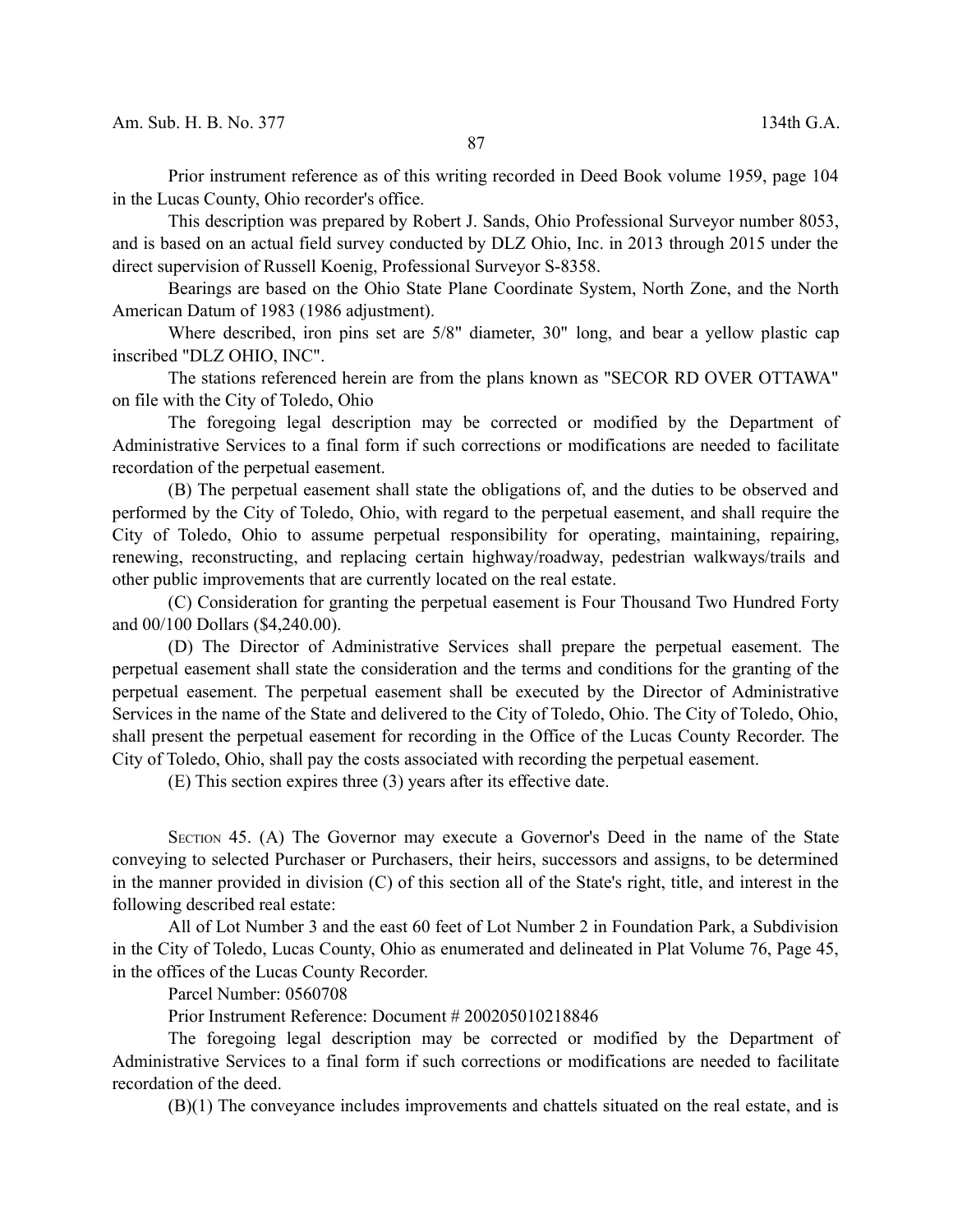Prior instrument reference as of this writing recorded in Deed Book volume 1959, page 104 in the Lucas County, Ohio recorder's office.

This description was prepared by Robert J. Sands, Ohio Professional Surveyor number 8053, and is based on an actual field survey conducted by DLZ Ohio, Inc. in 2013 through 2015 under the direct supervision of Russell Koenig, Professional Surveyor S-8358.

Bearings are based on the Ohio State Plane Coordinate System, North Zone, and the North American Datum of 1983 (1986 adjustment).

Where described, iron pins set are 5/8" diameter, 30" long, and bear a yellow plastic cap inscribed "DLZ OHIO, INC".

The stations referenced herein are from the plans known as "SECOR RD OVER OTTAWA" on file with the City of Toledo, Ohio

The foregoing legal description may be corrected or modified by the Department of Administrative Services to a final form if such corrections or modifications are needed to facilitate recordation of the perpetual easement.

(B) The perpetual easement shall state the obligations of, and the duties to be observed and performed by the City of Toledo, Ohio, with regard to the perpetual easement, and shall require the City of Toledo, Ohio to assume perpetual responsibility for operating, maintaining, repairing, renewing, reconstructing, and replacing certain highway/roadway, pedestrian walkways/trails and other public improvements that are currently located on the real estate.

(C) Consideration for granting the perpetual easement is Four Thousand Two Hundred Forty and 00/100 Dollars ($4,240.00).

(D) The Director of Administrative Services shall prepare the perpetual easement. The perpetual easement shall state the consideration and the terms and conditions for the granting of the perpetual easement. The perpetual easement shall be executed by the Director of Administrative Services in the name of the State and delivered to the City of Toledo, Ohio. The City of Toledo, Ohio, shall present the perpetual easement for recording in the Office of the Lucas County Recorder. The City of Toledo, Ohio, shall pay the costs associated with recording the perpetual easement.

(E) This section expires three (3) years after its effective date.

SECTION 45. (A) The Governor may execute a Governor's Deed in the name of the State conveying to selected Purchaser or Purchasers, their heirs, successors and assigns, to be determined in the manner provided in division (C) of this section all of the State's right, title, and interest in the following described real estate:

All of Lot Number 3 and the east 60 feet of Lot Number 2 in Foundation Park, a Subdivision in the City of Toledo, Lucas County, Ohio as enumerated and delineated in Plat Volume 76, Page 45, in the offices of the Lucas County Recorder.

Parcel Number: 0560708

Prior Instrument Reference: Document # 200205010218846

The foregoing legal description may be corrected or modified by the Department of Administrative Services to a final form if such corrections or modifications are needed to facilitate recordation of the deed.

(B)(1) The conveyance includes improvements and chattels situated on the real estate, and is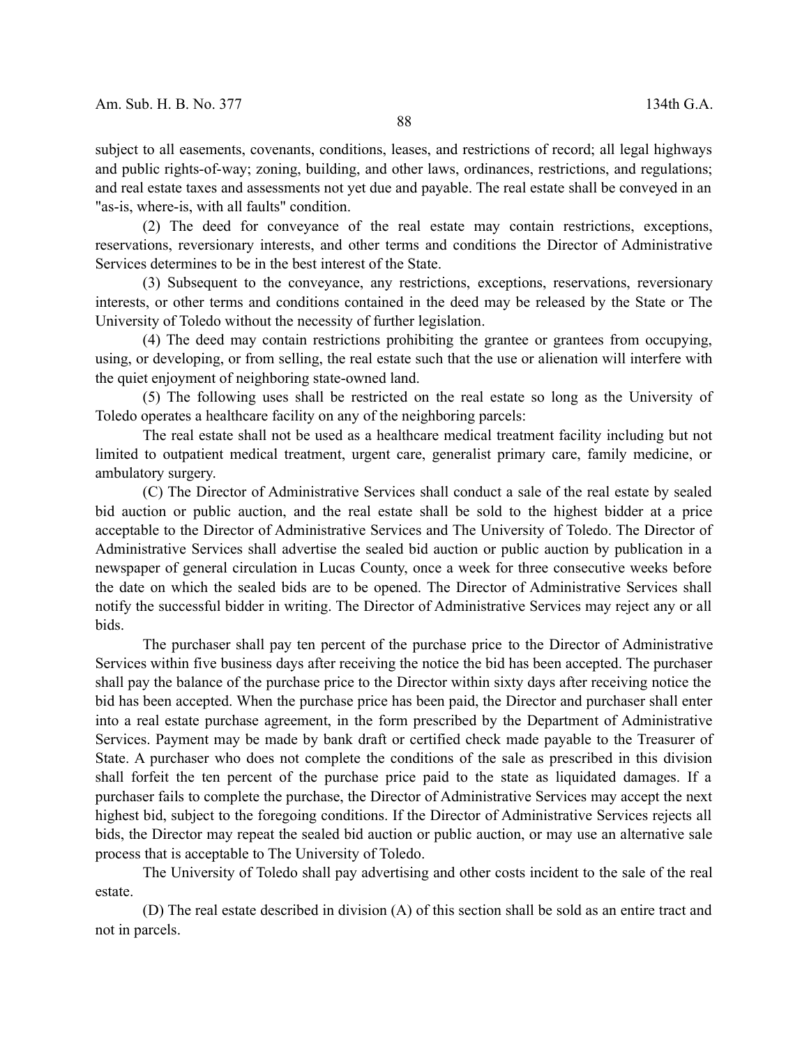subject to all easements, covenants, conditions, leases, and restrictions of record; all legal highways and public rights-of-way; zoning, building, and other laws, ordinances, restrictions, and regulations; and real estate taxes and assessments not yet due and payable. The real estate shall be conveyed in an "as-is, where-is, with all faults" condition.

(2) The deed for conveyance of the real estate may contain restrictions, exceptions, reservations, reversionary interests, and other terms and conditions the Director of Administrative Services determines to be in the best interest of the State.

(3) Subsequent to the conveyance, any restrictions, exceptions, reservations, reversionary interests, or other terms and conditions contained in the deed may be released by the State or The University of Toledo without the necessity of further legislation.

(4) The deed may contain restrictions prohibiting the grantee or grantees from occupying, using, or developing, or from selling, the real estate such that the use or alienation will interfere with the quiet enjoyment of neighboring state-owned land.

(5) The following uses shall be restricted on the real estate so long as the University of Toledo operates a healthcare facility on any of the neighboring parcels:

The real estate shall not be used as a healthcare medical treatment facility including but not limited to outpatient medical treatment, urgent care, generalist primary care, family medicine, or ambulatory surgery.

(C) The Director of Administrative Services shall conduct a sale of the real estate by sealed bid auction or public auction, and the real estate shall be sold to the highest bidder at a price acceptable to the Director of Administrative Services and The University of Toledo. The Director of Administrative Services shall advertise the sealed bid auction or public auction by publication in a newspaper of general circulation in Lucas County, once a week for three consecutive weeks before the date on which the sealed bids are to be opened. The Director of Administrative Services shall notify the successful bidder in writing. The Director of Administrative Services may reject any or all bids.

The purchaser shall pay ten percent of the purchase price to the Director of Administrative Services within five business days after receiving the notice the bid has been accepted. The purchaser shall pay the balance of the purchase price to the Director within sixty days after receiving notice the bid has been accepted. When the purchase price has been paid, the Director and purchaser shall enter into a real estate purchase agreement, in the form prescribed by the Department of Administrative Services. Payment may be made by bank draft or certified check made payable to the Treasurer of State. A purchaser who does not complete the conditions of the sale as prescribed in this division shall forfeit the ten percent of the purchase price paid to the state as liquidated damages. If a purchaser fails to complete the purchase, the Director of Administrative Services may accept the next highest bid, subject to the foregoing conditions. If the Director of Administrative Services rejects all bids, the Director may repeat the sealed bid auction or public auction, or may use an alternative sale process that is acceptable to The University of Toledo.

The University of Toledo shall pay advertising and other costs incident to the sale of the real estate.

(D) The real estate described in division (A) of this section shall be sold as an entire tract and not in parcels.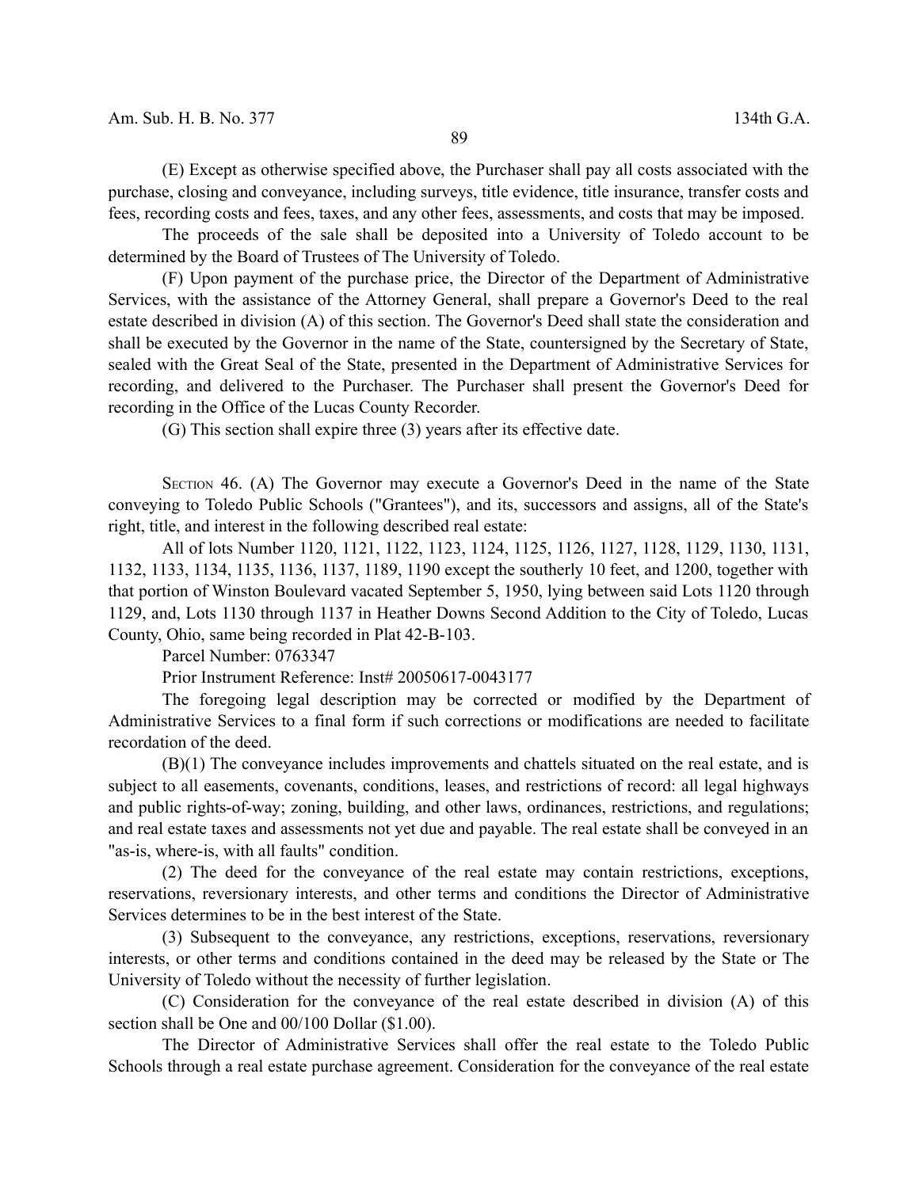(E) Except as otherwise specified above, the Purchaser shall pay all costs associated with the purchase, closing and conveyance, including surveys, title evidence, title insurance, transfer costs and fees, recording costs and fees, taxes, and any other fees, assessments, and costs that may be imposed.

The proceeds of the sale shall be deposited into a University of Toledo account to be determined by the Board of Trustees of The University of Toledo.

(F) Upon payment of the purchase price, the Director of the Department of Administrative Services, with the assistance of the Attorney General, shall prepare a Governor's Deed to the real estate described in division (A) of this section. The Governor's Deed shall state the consideration and shall be executed by the Governor in the name of the State, countersigned by the Secretary of State, sealed with the Great Seal of the State, presented in the Department of Administrative Services for recording, and delivered to the Purchaser. The Purchaser shall present the Governor's Deed for recording in the Office of the Lucas County Recorder.

(G) This section shall expire three (3) years after its effective date.

SECTION 46. (A) The Governor may execute a Governor's Deed in the name of the State conveying to Toledo Public Schools ("Grantees"), and its, successors and assigns, all of the State's right, title, and interest in the following described real estate:

All of lots Number 1120, 1121, 1122, 1123, 1124, 1125, 1126, 1127, 1128, 1129, 1130, 1131, 1132, 1133, 1134, 1135, 1136, 1137, 1189, 1190 except the southerly 10 feet, and 1200, together with that portion of Winston Boulevard vacated September 5, 1950, lying between said Lots 1120 through 1129, and, Lots 1130 through 1137 in Heather Downs Second Addition to the City of Toledo, Lucas County, Ohio, same being recorded in Plat 42-B-103.

Parcel Number: 0763347

Prior Instrument Reference: Inst# 20050617-0043177

The foregoing legal description may be corrected or modified by the Department of Administrative Services to a final form if such corrections or modifications are needed to facilitate recordation of the deed.

(B)(1) The conveyance includes improvements and chattels situated on the real estate, and is subject to all easements, covenants, conditions, leases, and restrictions of record: all legal highways and public rights-of-way; zoning, building, and other laws, ordinances, restrictions, and regulations; and real estate taxes and assessments not yet due and payable. The real estate shall be conveyed in an "as-is, where-is, with all faults" condition.

(2) The deed for the conveyance of the real estate may contain restrictions, exceptions, reservations, reversionary interests, and other terms and conditions the Director of Administrative Services determines to be in the best interest of the State.

(3) Subsequent to the conveyance, any restrictions, exceptions, reservations, reversionary interests, or other terms and conditions contained in the deed may be released by the State or The University of Toledo without the necessity of further legislation.

(C) Consideration for the conveyance of the real estate described in division (A) of this section shall be One and 00/100 Dollar ($1.00).

The Director of Administrative Services shall offer the real estate to the Toledo Public Schools through a real estate purchase agreement. Consideration for the conveyance of the real estate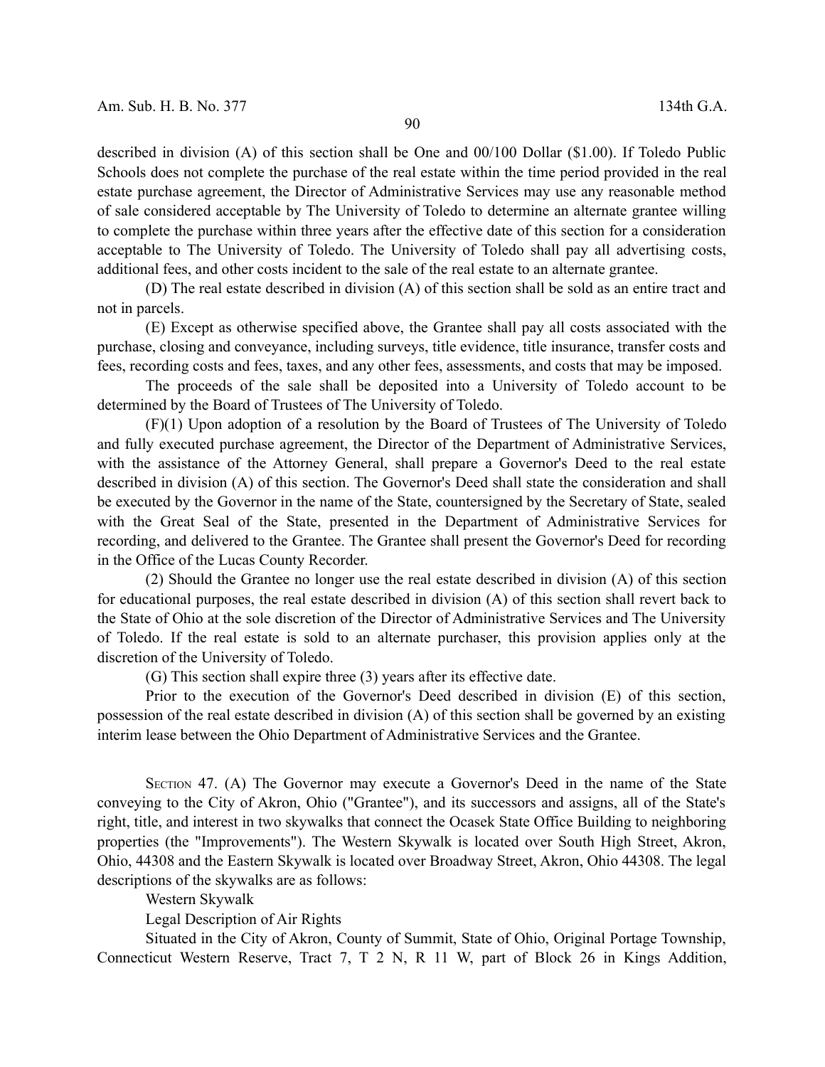described in division (A) of this section shall be One and 00/100 Dollar ($1.00). If Toledo Public Schools does not complete the purchase of the real estate within the time period provided in the real estate purchase agreement, the Director of Administrative Services may use any reasonable method of sale considered acceptable by The University of Toledo to determine an alternate grantee willing to complete the purchase within three years after the effective date of this section for a consideration acceptable to The University of Toledo. The University of Toledo shall pay all advertising costs, additional fees, and other costs incident to the sale of the real estate to an alternate grantee.

(D) The real estate described in division (A) of this section shall be sold as an entire tract and not in parcels.

(E) Except as otherwise specified above, the Grantee shall pay all costs associated with the purchase, closing and conveyance, including surveys, title evidence, title insurance, transfer costs and fees, recording costs and fees, taxes, and any other fees, assessments, and costs that may be imposed.

The proceeds of the sale shall be deposited into a University of Toledo account to be determined by the Board of Trustees of The University of Toledo.

(F)(1) Upon adoption of a resolution by the Board of Trustees of The University of Toledo and fully executed purchase agreement, the Director of the Department of Administrative Services, with the assistance of the Attorney General, shall prepare a Governor's Deed to the real estate described in division (A) of this section. The Governor's Deed shall state the consideration and shall be executed by the Governor in the name of the State, countersigned by the Secretary of State, sealed with the Great Seal of the State, presented in the Department of Administrative Services for recording, and delivered to the Grantee. The Grantee shall present the Governor's Deed for recording in the Office of the Lucas County Recorder.

(2) Should the Grantee no longer use the real estate described in division (A) of this section for educational purposes, the real estate described in division (A) of this section shall revert back to the State of Ohio at the sole discretion of the Director of Administrative Services and The University of Toledo. If the real estate is sold to an alternate purchaser, this provision applies only at the discretion of the University of Toledo.

(G) This section shall expire three (3) years after its effective date.

Prior to the execution of the Governor's Deed described in division (E) of this section, possession of the real estate described in division (A) of this section shall be governed by an existing interim lease between the Ohio Department of Administrative Services and the Grantee.

SECTION 47. (A) The Governor may execute a Governor's Deed in the name of the State conveying to the City of Akron, Ohio ("Grantee"), and its successors and assigns, all of the State's right, title, and interest in two skywalks that connect the Ocasek State Office Building to neighboring properties (the "Improvements"). The Western Skywalk is located over South High Street, Akron, Ohio, 44308 and the Eastern Skywalk is located over Broadway Street, Akron, Ohio 44308. The legal descriptions of the skywalks are as follows:

Western Skywalk

Legal Description of Air Rights

Situated in the City of Akron, County of Summit, State of Ohio, Original Portage Township, Connecticut Western Reserve, Tract 7, T 2 N, R 11 W, part of Block 26 in Kings Addition,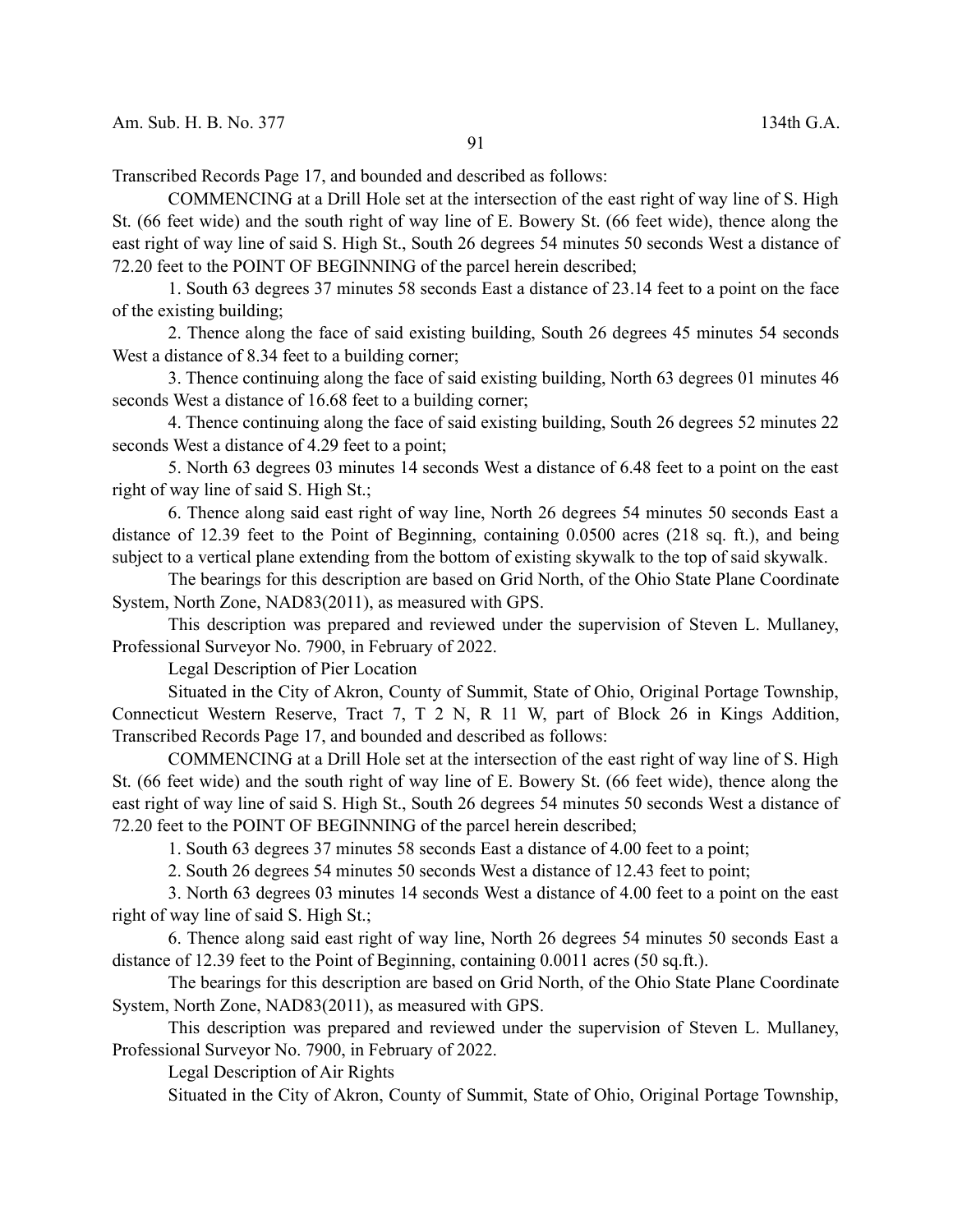Transcribed Records Page 17, and bounded and described as follows:

COMMENCING at a Drill Hole set at the intersection of the east right of way line of S. High St. (66 feet wide) and the south right of way line of E. Bowery St. (66 feet wide), thence along the east right of way line of said S. High St., South 26 degrees 54 minutes 50 seconds West a distance of 72.20 feet to the POINT OF BEGINNING of the parcel herein described;

1. South 63 degrees 37 minutes 58 seconds East a distance of 23.14 feet to a point on the face of the existing building;

2. Thence along the face of said existing building, South 26 degrees 45 minutes 54 seconds West a distance of 8.34 feet to a building corner;

3. Thence continuing along the face of said existing building, North 63 degrees 01 minutes 46 seconds West a distance of 16.68 feet to a building corner;

4. Thence continuing along the face of said existing building, South 26 degrees 52 minutes 22 seconds West a distance of 4.29 feet to a point;

5. North 63 degrees 03 minutes 14 seconds West a distance of 6.48 feet to a point on the east right of way line of said S. High St.;

6. Thence along said east right of way line, North 26 degrees 54 minutes 50 seconds East a distance of 12.39 feet to the Point of Beginning, containing 0.0500 acres (218 sq. ft.), and being subject to a vertical plane extending from the bottom of existing skywalk to the top of said skywalk.

The bearings for this description are based on Grid North, of the Ohio State Plane Coordinate System, North Zone, NAD83(2011), as measured with GPS.

This description was prepared and reviewed under the supervision of Steven L. Mullaney, Professional Surveyor No. 7900, in February of 2022.

Legal Description of Pier Location

Situated in the City of Akron, County of Summit, State of Ohio, Original Portage Township, Connecticut Western Reserve, Tract 7, T 2 N, R 11 W, part of Block 26 in Kings Addition, Transcribed Records Page 17, and bounded and described as follows:

COMMENCING at a Drill Hole set at the intersection of the east right of way line of S. High St. (66 feet wide) and the south right of way line of E. Bowery St. (66 feet wide), thence along the east right of way line of said S. High St., South 26 degrees 54 minutes 50 seconds West a distance of 72.20 feet to the POINT OF BEGINNING of the parcel herein described;

1. South 63 degrees 37 minutes 58 seconds East a distance of 4.00 feet to a point;

2. South 26 degrees 54 minutes 50 seconds West a distance of 12.43 feet to point;

3. North 63 degrees 03 minutes 14 seconds West a distance of 4.00 feet to a point on the east right of way line of said S. High St.;

6. Thence along said east right of way line, North 26 degrees 54 minutes 50 seconds East a distance of 12.39 feet to the Point of Beginning, containing 0.0011 acres (50 sq.ft.).

The bearings for this description are based on Grid North, of the Ohio State Plane Coordinate System, North Zone, NAD83(2011), as measured with GPS.

This description was prepared and reviewed under the supervision of Steven L. Mullaney, Professional Surveyor No. 7900, in February of 2022.

Legal Description of Air Rights

Situated in the City of Akron, County of Summit, State of Ohio, Original Portage Township,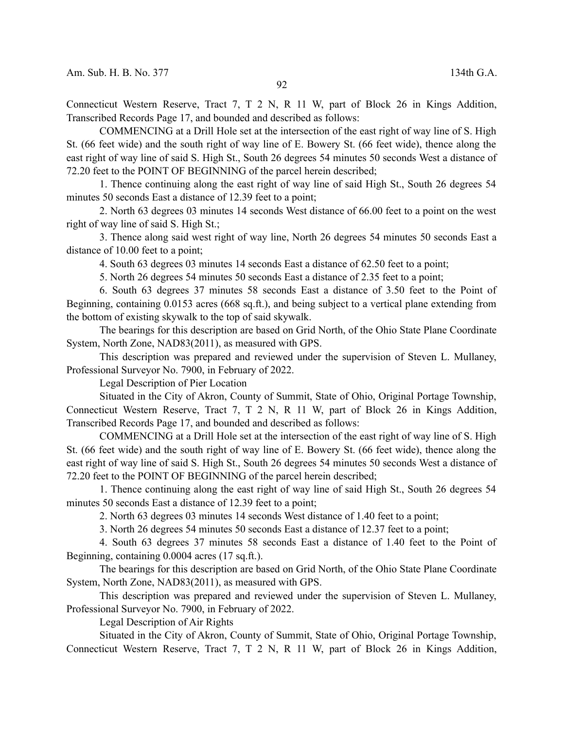Connecticut Western Reserve, Tract 7, T 2 N, R 11 W, part of Block 26 in Kings Addition, Transcribed Records Page 17, and bounded and described as follows:

COMMENCING at a Drill Hole set at the intersection of the east right of way line of S. High St. (66 feet wide) and the south right of way line of E. Bowery St. (66 feet wide), thence along the east right of way line of said S. High St., South 26 degrees 54 minutes 50 seconds West a distance of 72.20 feet to the POINT OF BEGINNING of the parcel herein described;

1. Thence continuing along the east right of way line of said High St., South 26 degrees 54 minutes 50 seconds East a distance of 12.39 feet to a point;

2. North 63 degrees 03 minutes 14 seconds West distance of 66.00 feet to a point on the west right of way line of said S. High St.;

3. Thence along said west right of way line, North 26 degrees 54 minutes 50 seconds East a distance of 10.00 feet to a point;

4. South 63 degrees 03 minutes 14 seconds East a distance of 62.50 feet to a point;

5. North 26 degrees 54 minutes 50 seconds East a distance of 2.35 feet to a point;

6. South 63 degrees 37 minutes 58 seconds East a distance of 3.50 feet to the Point of Beginning, containing 0.0153 acres (668 sq.ft.), and being subject to a vertical plane extending from the bottom of existing skywalk to the top of said skywalk.

The bearings for this description are based on Grid North, of the Ohio State Plane Coordinate System, North Zone, NAD83(2011), as measured with GPS.

This description was prepared and reviewed under the supervision of Steven L. Mullaney, Professional Surveyor No. 7900, in February of 2022.

Legal Description of Pier Location

Situated in the City of Akron, County of Summit, State of Ohio, Original Portage Township, Connecticut Western Reserve, Tract 7, T 2 N, R 11 W, part of Block 26 in Kings Addition, Transcribed Records Page 17, and bounded and described as follows:

COMMENCING at a Drill Hole set at the intersection of the east right of way line of S. High St. (66 feet wide) and the south right of way line of E. Bowery St. (66 feet wide), thence along the east right of way line of said S. High St., South 26 degrees 54 minutes 50 seconds West a distance of 72.20 feet to the POINT OF BEGINNING of the parcel herein described;

1. Thence continuing along the east right of way line of said High St., South 26 degrees 54 minutes 50 seconds East a distance of 12.39 feet to a point;

2. North 63 degrees 03 minutes 14 seconds West distance of 1.40 feet to a point;

3. North 26 degrees 54 minutes 50 seconds East a distance of 12.37 feet to a point;

4. South 63 degrees 37 minutes 58 seconds East a distance of 1.40 feet to the Point of Beginning, containing 0.0004 acres (17 sq.ft.).

The bearings for this description are based on Grid North, of the Ohio State Plane Coordinate System, North Zone, NAD83(2011), as measured with GPS.

This description was prepared and reviewed under the supervision of Steven L. Mullaney, Professional Surveyor No. 7900, in February of 2022.

Legal Description of Air Rights

Situated in the City of Akron, County of Summit, State of Ohio, Original Portage Township, Connecticut Western Reserve, Tract 7, T 2 N, R 11 W, part of Block 26 in Kings Addition,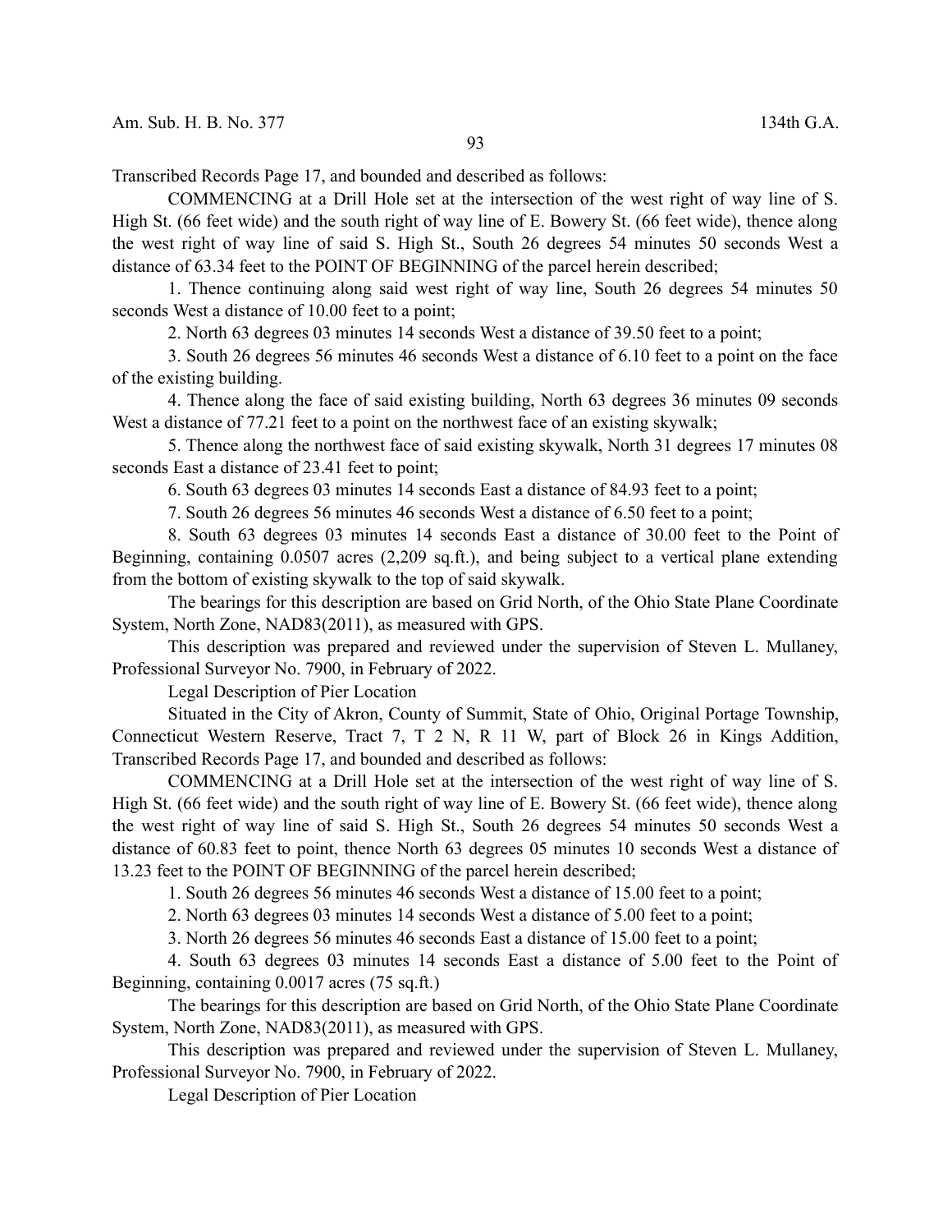Transcribed Records Page 17, and bounded and described as follows:

COMMENCING at a Drill Hole set at the intersection of the west right of way line of S. High St. (66 feet wide) and the south right of way line of E. Bowery St. (66 feet wide), thence along the west right of way line of said S. High St., South 26 degrees 54 minutes 50 seconds West a distance of 63.34 feet to the POINT OF BEGINNING of the parcel herein described;

1. Thence continuing along said west right of way line, South 26 degrees 54 minutes 50 seconds West a distance of 10.00 feet to a point;

2. North 63 degrees 03 minutes 14 seconds West a distance of 39.50 feet to a point;

3. South 26 degrees 56 minutes 46 seconds West a distance of 6.10 feet to a point on the face of the existing building.

4. Thence along the face of said existing building, North 63 degrees 36 minutes 09 seconds West a distance of 77.21 feet to a point on the northwest face of an existing skywalk;

5. Thence along the northwest face of said existing skywalk, North 31 degrees 17 minutes 08 seconds East a distance of 23.41 feet to point;

6. South 63 degrees 03 minutes 14 seconds East a distance of 84.93 feet to a point;

7. South 26 degrees 56 minutes 46 seconds West a distance of 6.50 feet to a point;

8. South 63 degrees 03 minutes 14 seconds East a distance of 30.00 feet to the Point of Beginning, containing 0.0507 acres (2,209 sq.ft.), and being subject to a vertical plane extending from the bottom of existing skywalk to the top of said skywalk.

The bearings for this description are based on Grid North, of the Ohio State Plane Coordinate System, North Zone, NAD83(2011), as measured with GPS.

This description was prepared and reviewed under the supervision of Steven L. Mullaney, Professional Surveyor No. 7900, in February of 2022.

Legal Description of Pier Location

Situated in the City of Akron, County of Summit, State of Ohio, Original Portage Township, Connecticut Western Reserve, Tract 7, T 2 N, R 11 W, part of Block 26 in Kings Addition, Transcribed Records Page 17, and bounded and described as follows:

COMMENCING at a Drill Hole set at the intersection of the west right of way line of S. High St. (66 feet wide) and the south right of way line of E. Bowery St. (66 feet wide), thence along the west right of way line of said S. High St., South 26 degrees 54 minutes 50 seconds West a distance of 60.83 feet to point, thence North 63 degrees 05 minutes 10 seconds West a distance of 13.23 feet to the POINT OF BEGINNING of the parcel herein described;

1. South 26 degrees 56 minutes 46 seconds West a distance of 15.00 feet to a point;

2. North 63 degrees 03 minutes 14 seconds West a distance of 5.00 feet to a point;

3. North 26 degrees 56 minutes 46 seconds East a distance of 15.00 feet to a point;

4. South 63 degrees 03 minutes 14 seconds East a distance of 5.00 feet to the Point of Beginning, containing 0.0017 acres (75 sq.ft.)

The bearings for this description are based on Grid North, of the Ohio State Plane Coordinate System, North Zone, NAD83(2011), as measured with GPS.

This description was prepared and reviewed under the supervision of Steven L. Mullaney, Professional Surveyor No. 7900, in February of 2022.

Legal Description of Pier Location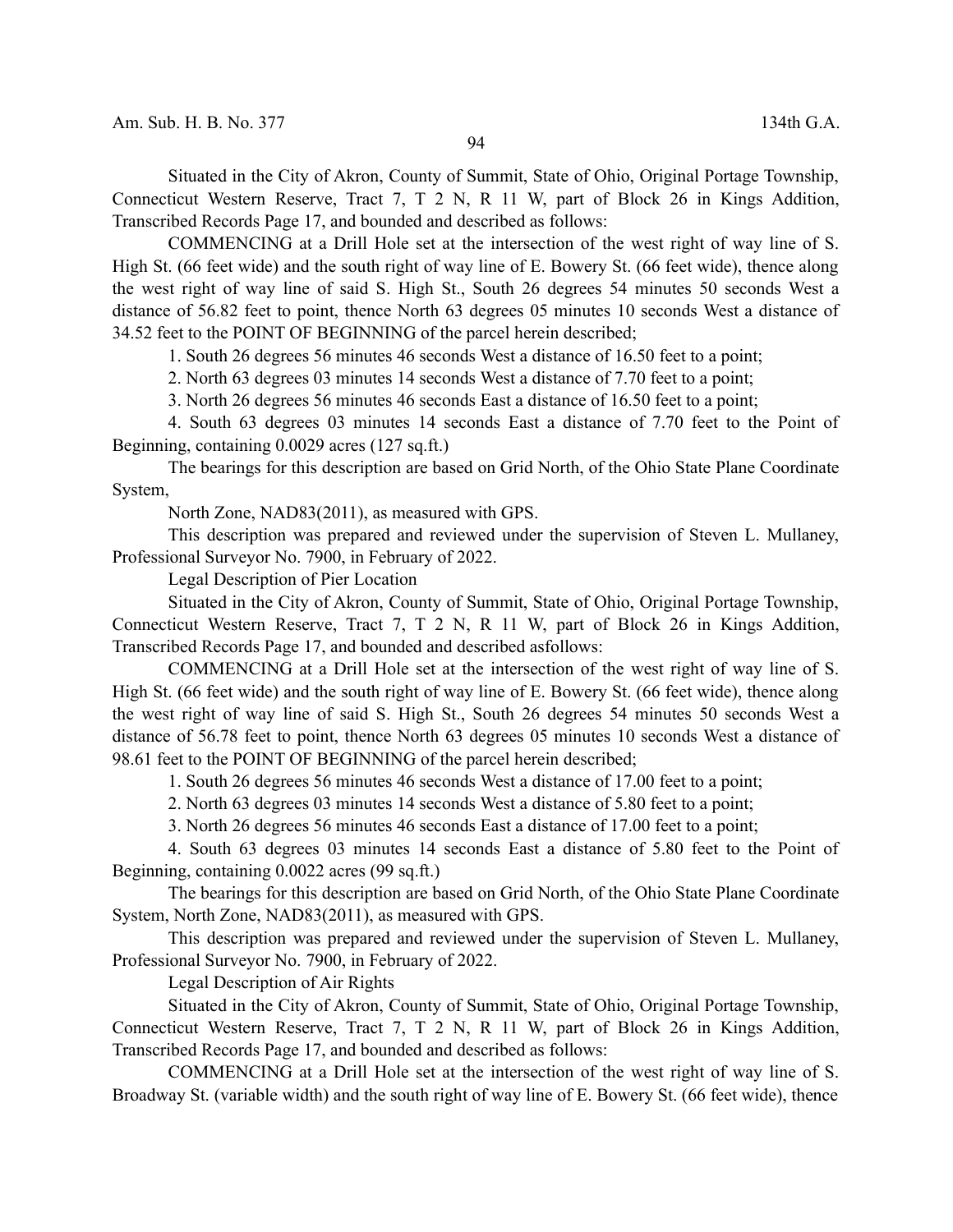Situated in the City of Akron, County of Summit, State of Ohio, Original Portage Township, Connecticut Western Reserve, Tract 7, T 2 N, R 11 W, part of Block 26 in Kings Addition, Transcribed Records Page 17, and bounded and described as follows:

COMMENCING at a Drill Hole set at the intersection of the west right of way line of S. High St. (66 feet wide) and the south right of way line of E. Bowery St. (66 feet wide), thence along the west right of way line of said S. High St., South 26 degrees 54 minutes 50 seconds West a distance of 56.82 feet to point, thence North 63 degrees 05 minutes 10 seconds West a distance of 34.52 feet to the POINT OF BEGINNING of the parcel herein described;

1. South 26 degrees 56 minutes 46 seconds West a distance of 16.50 feet to a point;

2. North 63 degrees 03 minutes 14 seconds West a distance of 7.70 feet to a point;

3. North 26 degrees 56 minutes 46 seconds East a distance of 16.50 feet to a point;

4. South 63 degrees 03 minutes 14 seconds East a distance of 7.70 feet to the Point of Beginning, containing 0.0029 acres (127 sq.ft.)

The bearings for this description are based on Grid North, of the Ohio State Plane Coordinate System,

North Zone, NAD83(2011), as measured with GPS.

This description was prepared and reviewed under the supervision of Steven L. Mullaney, Professional Surveyor No. 7900, in February of 2022.

Legal Description of Pier Location

Situated in the City of Akron, County of Summit, State of Ohio, Original Portage Township, Connecticut Western Reserve, Tract 7, T 2 N, R 11 W, part of Block 26 in Kings Addition, Transcribed Records Page 17, and bounded and described asfollows:

COMMENCING at a Drill Hole set at the intersection of the west right of way line of S. High St. (66 feet wide) and the south right of way line of E. Bowery St. (66 feet wide), thence along the west right of way line of said S. High St., South 26 degrees 54 minutes 50 seconds West a distance of 56.78 feet to point, thence North 63 degrees 05 minutes 10 seconds West a distance of 98.61 feet to the POINT OF BEGINNING of the parcel herein described;

1. South 26 degrees 56 minutes 46 seconds West a distance of 17.00 feet to a point;

2. North 63 degrees 03 minutes 14 seconds West a distance of 5.80 feet to a point;

3. North 26 degrees 56 minutes 46 seconds East a distance of 17.00 feet to a point;

4. South 63 degrees 03 minutes 14 seconds East a distance of 5.80 feet to the Point of Beginning, containing 0.0022 acres (99 sq.ft.)

The bearings for this description are based on Grid North, of the Ohio State Plane Coordinate System, North Zone, NAD83(2011), as measured with GPS.

This description was prepared and reviewed under the supervision of Steven L. Mullaney, Professional Surveyor No. 7900, in February of 2022.

Legal Description of Air Rights

Situated in the City of Akron, County of Summit, State of Ohio, Original Portage Township, Connecticut Western Reserve, Tract 7, T 2 N, R 11 W, part of Block 26 in Kings Addition, Transcribed Records Page 17, and bounded and described as follows:

COMMENCING at a Drill Hole set at the intersection of the west right of way line of S. Broadway St. (variable width) and the south right of way line of E. Bowery St. (66 feet wide), thence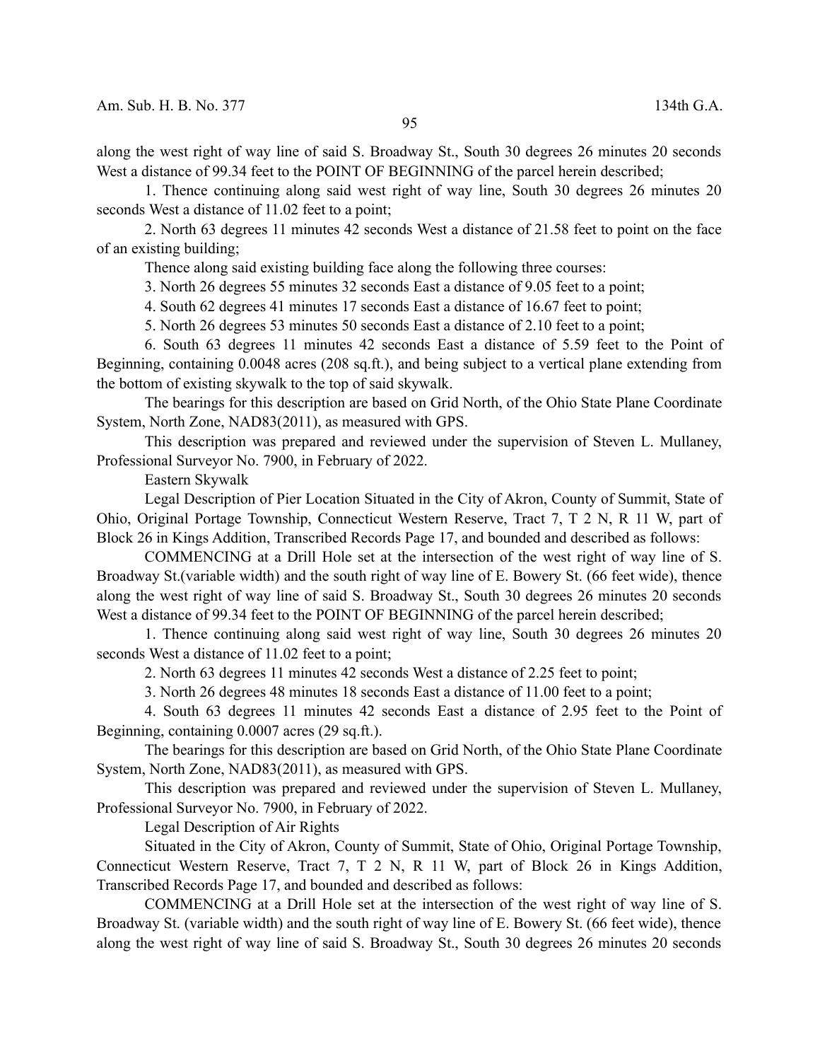along the west right of way line of said S. Broadway St., South 30 degrees 26 minutes 20 seconds West a distance of 99.34 feet to the POINT OF BEGINNING of the parcel herein described;

1. Thence continuing along said west right of way line, South 30 degrees 26 minutes 20 seconds West a distance of 11.02 feet to a point;

2. North 63 degrees 11 minutes 42 seconds West a distance of 21.58 feet to point on the face of an existing building;

Thence along said existing building face along the following three courses:

3. North 26 degrees 55 minutes 32 seconds East a distance of 9.05 feet to a point;

4. South 62 degrees 41 minutes 17 seconds East a distance of 16.67 feet to point;

5. North 26 degrees 53 minutes 50 seconds East a distance of 2.10 feet to a point;

6. South 63 degrees 11 minutes 42 seconds East a distance of 5.59 feet to the Point of Beginning, containing 0.0048 acres (208 sq.ft.), and being subject to a vertical plane extending from the bottom of existing skywalk to the top of said skywalk.

The bearings for this description are based on Grid North, of the Ohio State Plane Coordinate System, North Zone, NAD83(2011), as measured with GPS.

This description was prepared and reviewed under the supervision of Steven L. Mullaney, Professional Surveyor No. 7900, in February of 2022.

Eastern Skywalk

Legal Description of Pier Location Situated in the City of Akron, County of Summit, State of Ohio, Original Portage Township, Connecticut Western Reserve, Tract 7, T 2 N, R 11 W, part of Block 26 in Kings Addition, Transcribed Records Page 17, and bounded and described as follows:

COMMENCING at a Drill Hole set at the intersection of the west right of way line of S. Broadway St.(variable width) and the south right of way line of E. Bowery St. (66 feet wide), thence along the west right of way line of said S. Broadway St., South 30 degrees 26 minutes 20 seconds West a distance of 99.34 feet to the POINT OF BEGINNING of the parcel herein described;

1. Thence continuing along said west right of way line, South 30 degrees 26 minutes 20 seconds West a distance of 11.02 feet to a point;

2. North 63 degrees 11 minutes 42 seconds West a distance of 2.25 feet to point;

3. North 26 degrees 48 minutes 18 seconds East a distance of 11.00 feet to a point;

4. South 63 degrees 11 minutes 42 seconds East a distance of 2.95 feet to the Point of Beginning, containing 0.0007 acres (29 sq.ft.).

The bearings for this description are based on Grid North, of the Ohio State Plane Coordinate System, North Zone, NAD83(2011), as measured with GPS.

This description was prepared and reviewed under the supervision of Steven L. Mullaney, Professional Surveyor No. 7900, in February of 2022.

Legal Description of Air Rights

Situated in the City of Akron, County of Summit, State of Ohio, Original Portage Township, Connecticut Western Reserve, Tract 7, T 2 N, R 11 W, part of Block 26 in Kings Addition, Transcribed Records Page 17, and bounded and described as follows:

COMMENCING at a Drill Hole set at the intersection of the west right of way line of S. Broadway St. (variable width) and the south right of way line of E. Bowery St. (66 feet wide), thence along the west right of way line of said S. Broadway St., South 30 degrees 26 minutes 20 seconds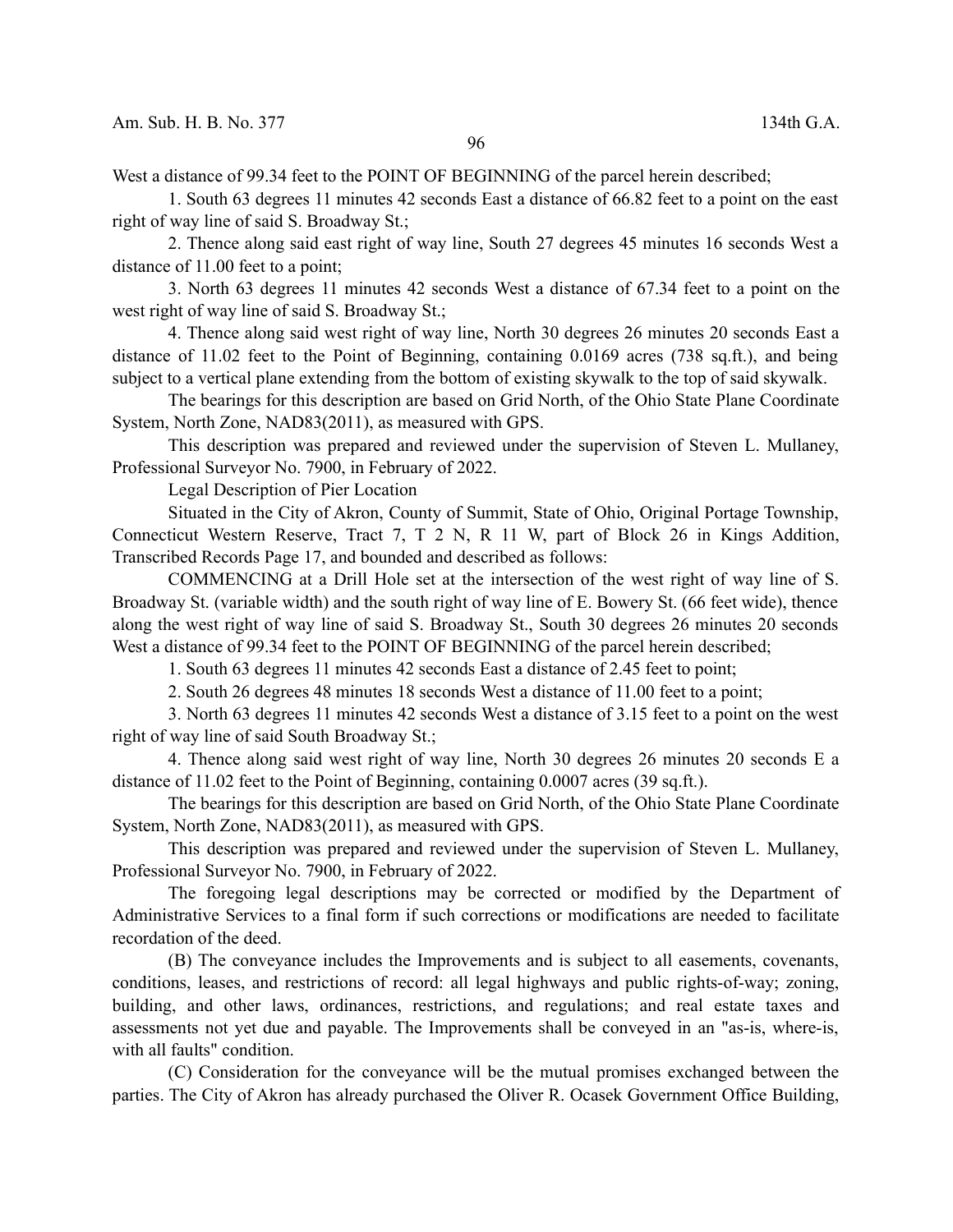West a distance of 99.34 feet to the POINT OF BEGINNING of the parcel herein described;

1. South 63 degrees 11 minutes 42 seconds East a distance of 66.82 feet to a point on the east right of way line of said S. Broadway St.;

2. Thence along said east right of way line, South 27 degrees 45 minutes 16 seconds West a distance of 11.00 feet to a point;

3. North 63 degrees 11 minutes 42 seconds West a distance of 67.34 feet to a point on the west right of way line of said S. Broadway St.;

4. Thence along said west right of way line, North 30 degrees 26 minutes 20 seconds East a distance of 11.02 feet to the Point of Beginning, containing 0.0169 acres (738 sq.ft.), and being subject to a vertical plane extending from the bottom of existing skywalk to the top of said skywalk.

The bearings for this description are based on Grid North, of the Ohio State Plane Coordinate System, North Zone, NAD83(2011), as measured with GPS.

This description was prepared and reviewed under the supervision of Steven L. Mullaney, Professional Surveyor No. 7900, in February of 2022.

Legal Description of Pier Location

Situated in the City of Akron, County of Summit, State of Ohio, Original Portage Township, Connecticut Western Reserve, Tract 7, T 2 N, R 11 W, part of Block 26 in Kings Addition, Transcribed Records Page 17, and bounded and described as follows:

COMMENCING at a Drill Hole set at the intersection of the west right of way line of S. Broadway St. (variable width) and the south right of way line of E. Bowery St. (66 feet wide), thence along the west right of way line of said S. Broadway St., South 30 degrees 26 minutes 20 seconds West a distance of 99.34 feet to the POINT OF BEGINNING of the parcel herein described;

1. South 63 degrees 11 minutes 42 seconds East a distance of 2.45 feet to point;

2. South 26 degrees 48 minutes 18 seconds West a distance of 11.00 feet to a point;

3. North 63 degrees 11 minutes 42 seconds West a distance of 3.15 feet to a point on the west right of way line of said South Broadway St.;

4. Thence along said west right of way line, North 30 degrees 26 minutes 20 seconds E a distance of 11.02 feet to the Point of Beginning, containing 0.0007 acres (39 sq.ft.).

The bearings for this description are based on Grid North, of the Ohio State Plane Coordinate System, North Zone, NAD83(2011), as measured with GPS.

This description was prepared and reviewed under the supervision of Steven L. Mullaney, Professional Surveyor No. 7900, in February of 2022.

The foregoing legal descriptions may be corrected or modified by the Department of Administrative Services to a final form if such corrections or modifications are needed to facilitate recordation of the deed.

(B) The conveyance includes the Improvements and is subject to all easements, covenants, conditions, leases, and restrictions of record: all legal highways and public rights-of-way; zoning, building, and other laws, ordinances, restrictions, and regulations; and real estate taxes and assessments not yet due and payable. The Improvements shall be conveyed in an "as-is, where-is, with all faults" condition.

(C) Consideration for the conveyance will be the mutual promises exchanged between the parties. The City of Akron has already purchased the Oliver R. Ocasek Government Office Building,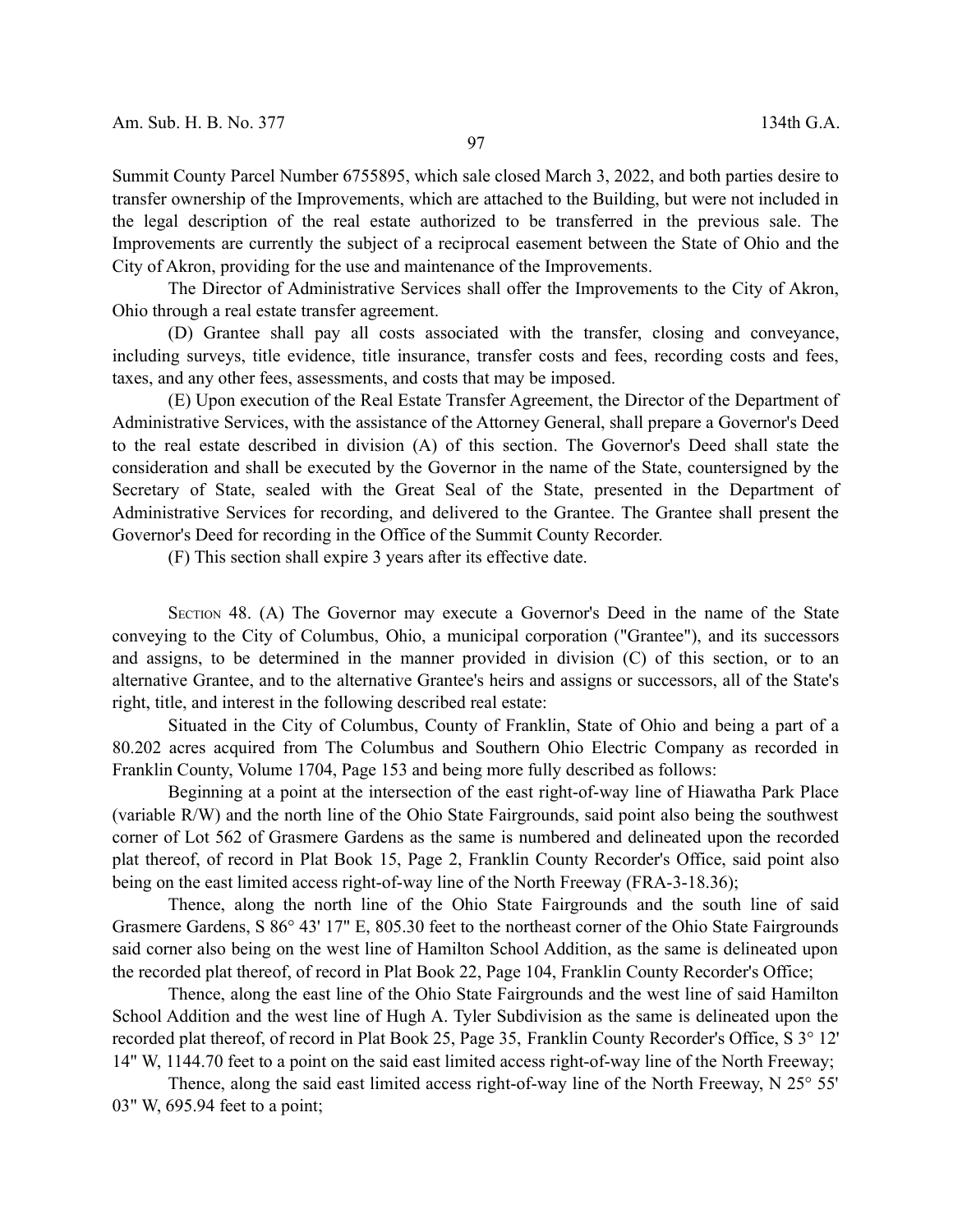Summit County Parcel Number 6755895, which sale closed March 3, 2022, and both parties desire to transfer ownership of the Improvements, which are attached to the Building, but were not included in the legal description of the real estate authorized to be transferred in the previous sale. The Improvements are currently the subject of a reciprocal easement between the State of Ohio and the City of Akron, providing for the use and maintenance of the Improvements.

The Director of Administrative Services shall offer the Improvements to the City of Akron, Ohio through a real estate transfer agreement.

(D) Grantee shall pay all costs associated with the transfer, closing and conveyance, including surveys, title evidence, title insurance, transfer costs and fees, recording costs and fees, taxes, and any other fees, assessments, and costs that may be imposed.

(E) Upon execution of the Real Estate Transfer Agreement, the Director of the Department of Administrative Services, with the assistance of the Attorney General, shall prepare a Governor's Deed to the real estate described in division (A) of this section. The Governor's Deed shall state the consideration and shall be executed by the Governor in the name of the State, countersigned by the Secretary of State, sealed with the Great Seal of the State, presented in the Department of Administrative Services for recording, and delivered to the Grantee. The Grantee shall present the Governor's Deed for recording in the Office of the Summit County Recorder.

(F) This section shall expire 3 years after its effective date.

SECTION 48. (A) The Governor may execute a Governor's Deed in the name of the State conveying to the City of Columbus, Ohio, a municipal corporation ("Grantee"), and its successors and assigns, to be determined in the manner provided in division (C) of this section, or to an alternative Grantee, and to the alternative Grantee's heirs and assigns or successors, all of the State's right, title, and interest in the following described real estate:

Situated in the City of Columbus, County of Franklin, State of Ohio and being a part of a 80.202 acres acquired from The Columbus and Southern Ohio Electric Company as recorded in Franklin County, Volume 1704, Page 153 and being more fully described as follows:

Beginning at a point at the intersection of the east right-of-way line of Hiawatha Park Place (variable R/W) and the north line of the Ohio State Fairgrounds, said point also being the southwest corner of Lot 562 of Grasmere Gardens as the same is numbered and delineated upon the recorded plat thereof, of record in Plat Book 15, Page 2, Franklin County Recorder's Office, said point also being on the east limited access right-of-way line of the North Freeway (FRA-3-18.36);

Thence, along the north line of the Ohio State Fairgrounds and the south line of said Grasmere Gardens, S 86° 43' 17" E, 805.30 feet to the northeast corner of the Ohio State Fairgrounds said corner also being on the west line of Hamilton School Addition, as the same is delineated upon the recorded plat thereof, of record in Plat Book 22, Page 104, Franklin County Recorder's Office;

Thence, along the east line of the Ohio State Fairgrounds and the west line of said Hamilton School Addition and the west line of Hugh A. Tyler Subdivision as the same is delineated upon the recorded plat thereof, of record in Plat Book 25, Page 35, Franklin County Recorder's Office, S 3° 12' 14" W, 1144.70 feet to a point on the said east limited access right-of-way line of the North Freeway;

Thence, along the said east limited access right-of-way line of the North Freeway, N 25° 55' 03" W, 695.94 feet to a point;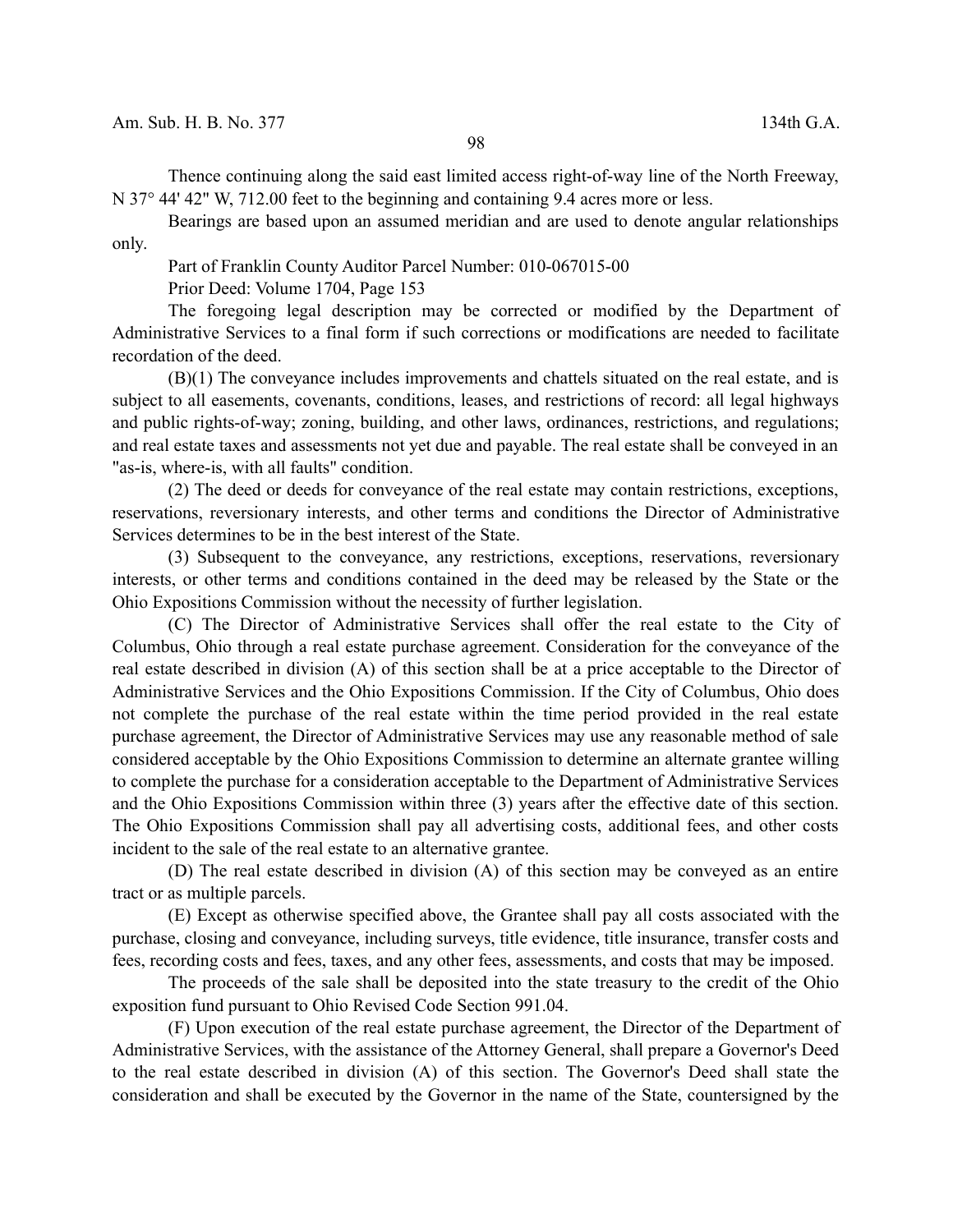Thence continuing along the said east limited access right-of-way line of the North Freeway, N 37° 44' 42" W, 712.00 feet to the beginning and containing 9.4 acres more or less.

Bearings are based upon an assumed meridian and are used to denote angular relationships only.

Part of Franklin County Auditor Parcel Number: 010-067015-00

Prior Deed: Volume 1704, Page 153

The foregoing legal description may be corrected or modified by the Department of Administrative Services to a final form if such corrections or modifications are needed to facilitate recordation of the deed.

(B)(1) The conveyance includes improvements and chattels situated on the real estate, and is subject to all easements, covenants, conditions, leases, and restrictions of record: all legal highways and public rights-of-way; zoning, building, and other laws, ordinances, restrictions, and regulations; and real estate taxes and assessments not yet due and payable. The real estate shall be conveyed in an "as-is, where-is, with all faults" condition.

(2) The deed or deeds for conveyance of the real estate may contain restrictions, exceptions, reservations, reversionary interests, and other terms and conditions the Director of Administrative Services determines to be in the best interest of the State.

(3) Subsequent to the conveyance, any restrictions, exceptions, reservations, reversionary interests, or other terms and conditions contained in the deed may be released by the State or the Ohio Expositions Commission without the necessity of further legislation.

(C) The Director of Administrative Services shall offer the real estate to the City of Columbus, Ohio through a real estate purchase agreement. Consideration for the conveyance of the real estate described in division (A) of this section shall be at a price acceptable to the Director of Administrative Services and the Ohio Expositions Commission. If the City of Columbus, Ohio does not complete the purchase of the real estate within the time period provided in the real estate purchase agreement, the Director of Administrative Services may use any reasonable method of sale considered acceptable by the Ohio Expositions Commission to determine an alternate grantee willing to complete the purchase for a consideration acceptable to the Department of Administrative Services and the Ohio Expositions Commission within three (3) years after the effective date of this section. The Ohio Expositions Commission shall pay all advertising costs, additional fees, and other costs incident to the sale of the real estate to an alternative grantee.

(D) The real estate described in division (A) of this section may be conveyed as an entire tract or as multiple parcels.

(E) Except as otherwise specified above, the Grantee shall pay all costs associated with the purchase, closing and conveyance, including surveys, title evidence, title insurance, transfer costs and fees, recording costs and fees, taxes, and any other fees, assessments, and costs that may be imposed.

The proceeds of the sale shall be deposited into the state treasury to the credit of the Ohio exposition fund pursuant to Ohio Revised Code Section 991.04.

(F) Upon execution of the real estate purchase agreement, the Director of the Department of Administrative Services, with the assistance of the Attorney General, shall prepare a Governor's Deed to the real estate described in division (A) of this section. The Governor's Deed shall state the consideration and shall be executed by the Governor in the name of the State, countersigned by the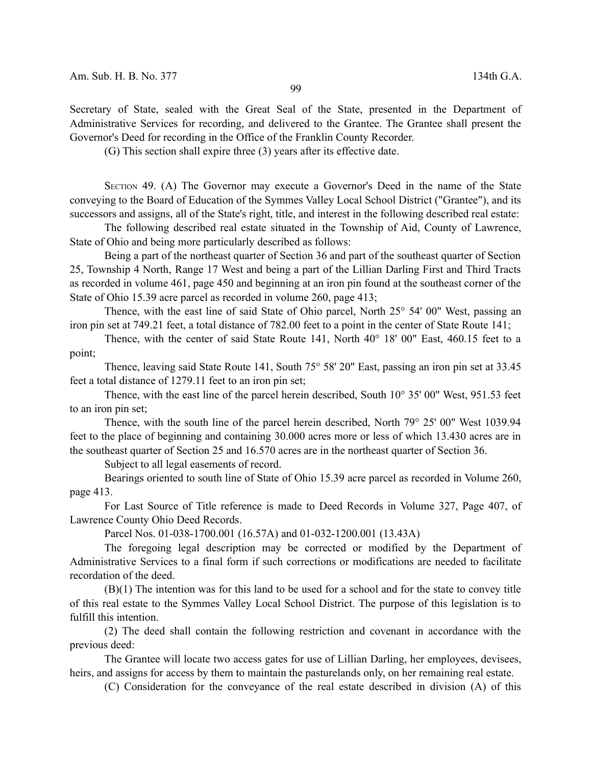Secretary of State, sealed with the Great Seal of the State, presented in the Department of Administrative Services for recording, and delivered to the Grantee. The Grantee shall present the Governor's Deed for recording in the Office of the Franklin County Recorder.

(G) This section shall expire three (3) years after its effective date.

SECTION 49. (A) The Governor may execute a Governor's Deed in the name of the State conveying to the Board of Education of the Symmes Valley Local School District ("Grantee"), and its successors and assigns, all of the State's right, title, and interest in the following described real estate:

The following described real estate situated in the Township of Aid, County of Lawrence, State of Ohio and being more particularly described as follows:

Being a part of the northeast quarter of Section 36 and part of the southeast quarter of Section 25, Township 4 North, Range 17 West and being a part of the Lillian Darling First and Third Tracts as recorded in volume 461, page 450 and beginning at an iron pin found at the southeast corner of the State of Ohio 15.39 acre parcel as recorded in volume 260, page 413;

Thence, with the east line of said State of Ohio parcel, North 25° 54' 00" West, passing an iron pin set at 749.21 feet, a total distance of 782.00 feet to a point in the center of State Route 141;

Thence, with the center of said State Route 141, North 40° 18' 00" East, 460.15 feet to a point;

Thence, leaving said State Route 141, South 75° 58' 20" East, passing an iron pin set at 33.45 feet a total distance of 1279.11 feet to an iron pin set;

Thence, with the east line of the parcel herein described, South 10° 35' 00" West, 951.53 feet to an iron pin set;

Thence, with the south line of the parcel herein described, North 79° 25' 00" West 1039.94 feet to the place of beginning and containing 30.000 acres more or less of which 13.430 acres are in the southeast quarter of Section 25 and 16.570 acres are in the northeast quarter of Section 36.

Subject to all legal easements of record.

Bearings oriented to south line of State of Ohio 15.39 acre parcel as recorded in Volume 260, page 413.

For Last Source of Title reference is made to Deed Records in Volume 327, Page 407, of Lawrence County Ohio Deed Records.

Parcel Nos. 01-038-1700.001 (16.57A) and 01-032-1200.001 (13.43A)

The foregoing legal description may be corrected or modified by the Department of Administrative Services to a final form if such corrections or modifications are needed to facilitate recordation of the deed.

(B)(1) The intention was for this land to be used for a school and for the state to convey title of this real estate to the Symmes Valley Local School District. The purpose of this legislation is to fulfill this intention.

(2) The deed shall contain the following restriction and covenant in accordance with the previous deed:

The Grantee will locate two access gates for use of Lillian Darling, her employees, devisees, heirs, and assigns for access by them to maintain the pasturelands only, on her remaining real estate.

(C) Consideration for the conveyance of the real estate described in division (A) of this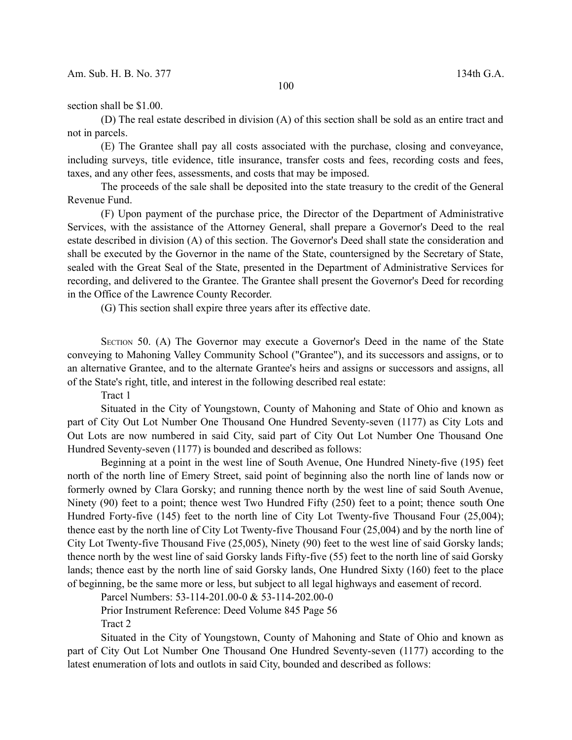section shall be $1.00.

(D) The real estate described in division (A) of this section shall be sold as an entire tract and not in parcels.

(E) The Grantee shall pay all costs associated with the purchase, closing and conveyance, including surveys, title evidence, title insurance, transfer costs and fees, recording costs and fees, taxes, and any other fees, assessments, and costs that may be imposed.

The proceeds of the sale shall be deposited into the state treasury to the credit of the General Revenue Fund.

(F) Upon payment of the purchase price, the Director of the Department of Administrative Services, with the assistance of the Attorney General, shall prepare a Governor's Deed to the real estate described in division (A) of this section. The Governor's Deed shall state the consideration and shall be executed by the Governor in the name of the State, countersigned by the Secretary of State, sealed with the Great Seal of the State, presented in the Department of Administrative Services for recording, and delivered to the Grantee. The Grantee shall present the Governor's Deed for recording in the Office of the Lawrence County Recorder.

(G) This section shall expire three years after its effective date.

SECTION 50. (A) The Governor may execute a Governor's Deed in the name of the State conveying to Mahoning Valley Community School ("Grantee"), and its successors and assigns, or to an alternative Grantee, and to the alternate Grantee's heirs and assigns or successors and assigns, all of the State's right, title, and interest in the following described real estate:

Tract 1

Situated in the City of Youngstown, County of Mahoning and State of Ohio and known as part of City Out Lot Number One Thousand One Hundred Seventy-seven (1177) as City Lots and Out Lots are now numbered in said City, said part of City Out Lot Number One Thousand One Hundred Seventy-seven (1177) is bounded and described as follows:

Beginning at a point in the west line of South Avenue, One Hundred Ninety-five (195) feet north of the north line of Emery Street, said point of beginning also the north line of lands now or formerly owned by Clara Gorsky; and running thence north by the west line of said South Avenue, Ninety (90) feet to a point; thence west Two Hundred Fifty (250) feet to a point; thence south One Hundred Forty-five (145) feet to the north line of City Lot Twenty-five Thousand Four (25,004); thence east by the north line of City Lot Twenty-five Thousand Four (25,004) and by the north line of City Lot Twenty-five Thousand Five (25,005), Ninety (90) feet to the west line of said Gorsky lands; thence north by the west line of said Gorsky lands Fifty-five (55) feet to the north line of said Gorsky lands; thence east by the north line of said Gorsky lands, One Hundred Sixty (160) feet to the place of beginning, be the same more or less, but subject to all legal highways and easement of record.

Parcel Numbers: 53-114-201.00-0 & 53-114-202.00-0

Prior Instrument Reference: Deed Volume 845 Page 56

Tract 2

Situated in the City of Youngstown, County of Mahoning and State of Ohio and known as part of City Out Lot Number One Thousand One Hundred Seventy-seven (1177) according to the latest enumeration of lots and outlots in said City, bounded and described as follows: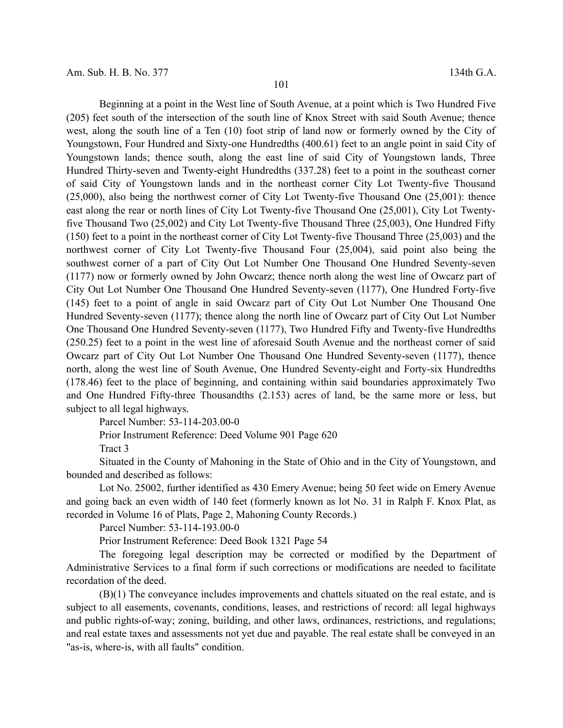Beginning at a point in the West line of South Avenue, at a point which is Two Hundred Five (205) feet south of the intersection of the south line of Knox Street with said South Avenue; thence west, along the south line of a Ten (10) foot strip of land now or formerly owned by the City of Youngstown, Four Hundred and Sixty-one Hundredths (400.61) feet to an angle point in said City of Youngstown lands; thence south, along the east line of said City of Youngstown lands, Three Hundred Thirty-seven and Twenty-eight Hundredths (337.28) feet to a point in the southeast corner of said City of Youngstown lands and in the northeast corner City Lot Twenty-five Thousand (25,000), also being the northwest corner of City Lot Twenty-five Thousand One (25,001): thence east along the rear or north lines of City Lot Twenty-five Thousand One (25,001), City Lot Twenty-five Thousand Two (25,002) and City Lot Twenty-five Thousand Three (25,003), One Hundred Fifty (150) feet to a point in the northeast corner of City Lot Twenty-five Thousand Three (25,003) and the northwest corner of City Lot Twenty-five Thousand Four (25,004), said point also being the southwest corner of a part of City Out Lot Number One Thousand One Hundred Seventy-seven (1177) now or formerly owned by John Owcarz; thence north along the west line of Owcarz part of City Out Lot Number One Thousand One Hundred Seventy-seven (1177), One Hundred Forty-five (145) feet to a point of angle in said Owcarz part of City Out Lot Number One Thousand One Hundred Seventy-seven (1177); thence along the north line of Owcarz part of City Out Lot Number One Thousand One Hundred Seventy-seven (1177), Two Hundred Fifty and Twenty-five Hundredths (250.25) feet to a point in the west line of aforesaid South Avenue and the northeast corner of said Owcarz part of City Out Lot Number One Thousand One Hundred Seventy-seven (1177), thence north, along the west line of South Avenue, One Hundred Seventy-eight and Forty-six Hundredths (178.46) feet to the place of beginning, and containing within said boundaries approximately Two and One Hundred Fifty-three Thousandths (2.153) acres of land, be the same more or less, but subject to all legal highways.

Parcel Number: 53-114-203.00-0

Prior Instrument Reference: Deed Volume 901 Page 620

Tract 3

Situated in the County of Mahoning in the State of Ohio and in the City of Youngstown, and bounded and described as follows:

Lot No. 25002, further identified as 430 Emery Avenue; being 50 feet wide on Emery Avenue and going back an even width of 140 feet (formerly known as lot No. 31 in Ralph F. Knox Plat, as recorded in Volume 16 of Plats, Page 2, Mahoning County Records.)

Parcel Number: 53-114-193.00-0

Prior Instrument Reference: Deed Book 1321 Page 54

The foregoing legal description may be corrected or modified by the Department of Administrative Services to a final form if such corrections or modifications are needed to facilitate recordation of the deed.

(B)(1) The conveyance includes improvements and chattels situated on the real estate, and is subject to all easements, covenants, conditions, leases, and restrictions of record: all legal highways and public rights-of-way; zoning, building, and other laws, ordinances, restrictions, and regulations; and real estate taxes and assessments not yet due and payable. The real estate shall be conveyed in an "as-is, where-is, with all faults" condition.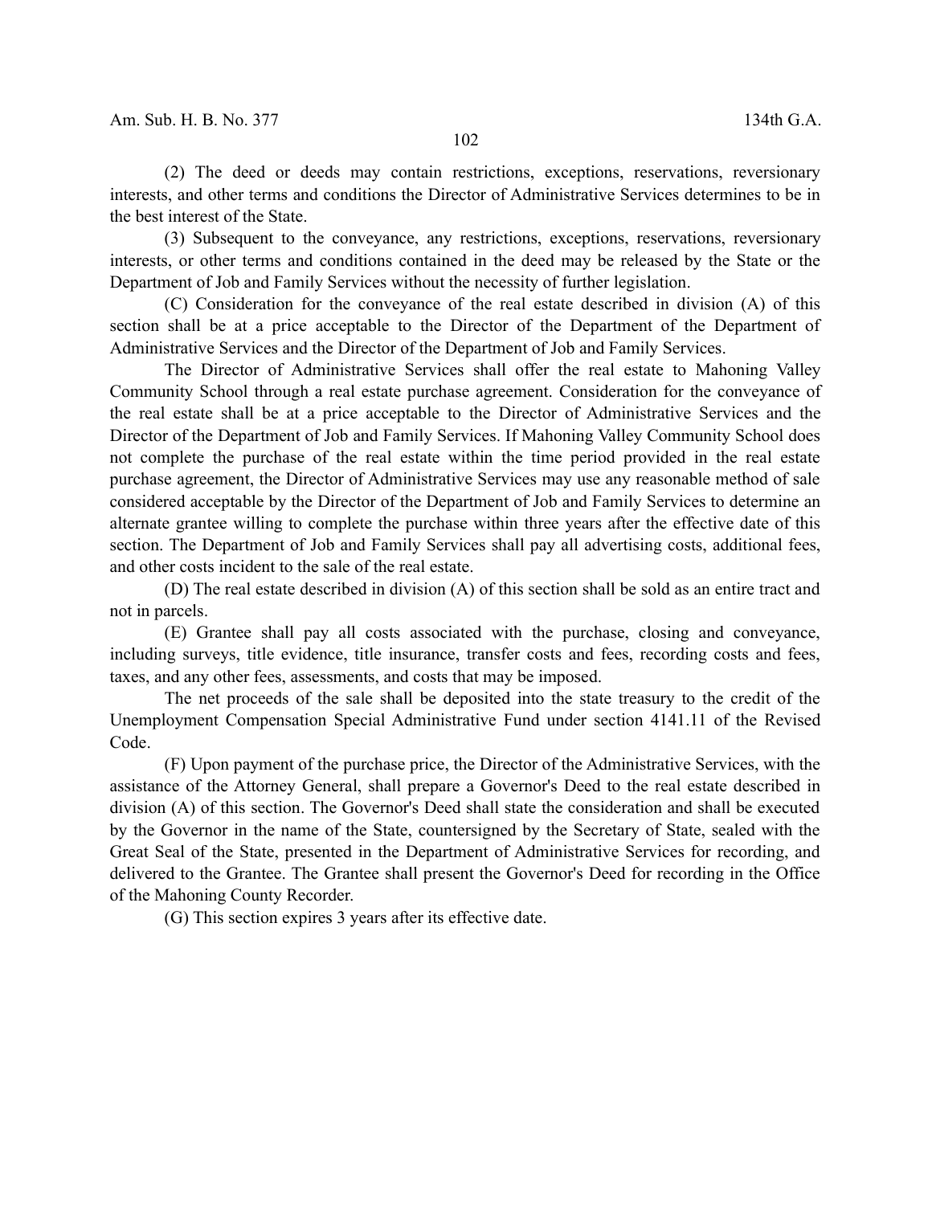(2) The deed or deeds may contain restrictions, exceptions, reservations, reversionary interests, and other terms and conditions the Director of Administrative Services determines to be in the best interest of the State.

(3) Subsequent to the conveyance, any restrictions, exceptions, reservations, reversionary interests, or other terms and conditions contained in the deed may be released by the State or the Department of Job and Family Services without the necessity of further legislation.

(C) Consideration for the conveyance of the real estate described in division (A) of this section shall be at a price acceptable to the Director of the Department of the Department of Administrative Services and the Director of the Department of Job and Family Services.

The Director of Administrative Services shall offer the real estate to Mahoning Valley Community School through a real estate purchase agreement. Consideration for the conveyance of the real estate shall be at a price acceptable to the Director of Administrative Services and the Director of the Department of Job and Family Services. If Mahoning Valley Community School does not complete the purchase of the real estate within the time period provided in the real estate purchase agreement, the Director of Administrative Services may use any reasonable method of sale considered acceptable by the Director of the Department of Job and Family Services to determine an alternate grantee willing to complete the purchase within three years after the effective date of this section. The Department of Job and Family Services shall pay all advertising costs, additional fees, and other costs incident to the sale of the real estate.

(D) The real estate described in division (A) of this section shall be sold as an entire tract and not in parcels.

(E) Grantee shall pay all costs associated with the purchase, closing and conveyance, including surveys, title evidence, title insurance, transfer costs and fees, recording costs and fees, taxes, and any other fees, assessments, and costs that may be imposed.

The net proceeds of the sale shall be deposited into the state treasury to the credit of the Unemployment Compensation Special Administrative Fund under section 4141.11 of the Revised Code.

(F) Upon payment of the purchase price, the Director of the Administrative Services, with the assistance of the Attorney General, shall prepare a Governor's Deed to the real estate described in division (A) of this section. The Governor's Deed shall state the consideration and shall be executed by the Governor in the name of the State, countersigned by the Secretary of State, sealed with the Great Seal of the State, presented in the Department of Administrative Services for recording, and delivered to the Grantee. The Grantee shall present the Governor's Deed for recording in the Office of the Mahoning County Recorder.

(G) This section expires 3 years after its effective date.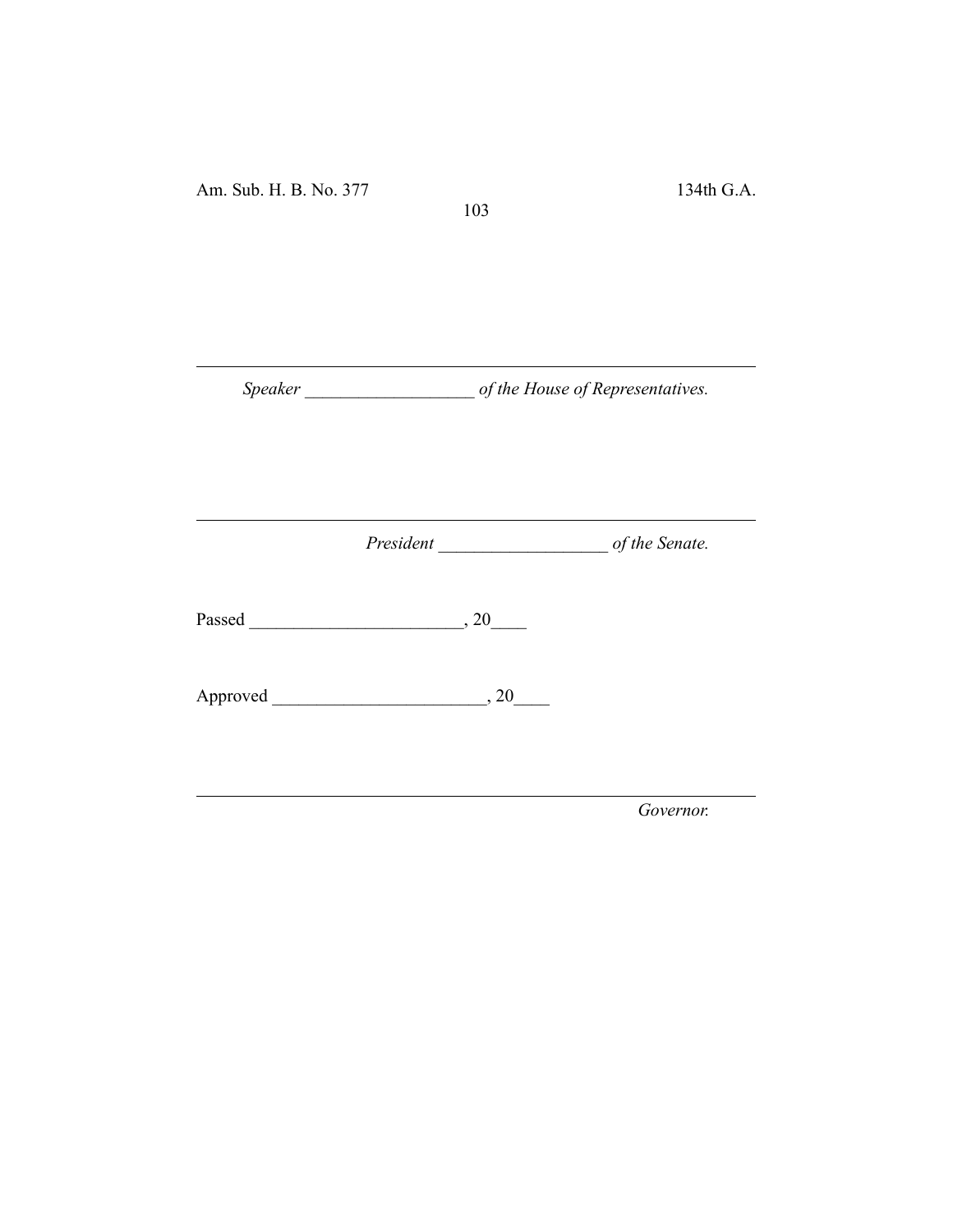______________________________________________________

*Speaker ___________________ of the House of Representatives.*

______________________________________________________

*President ___________________ of the Senate.*

Passed ________________________, 20____

Approved ________________________, 20____

______________________________________________________

*Governor.*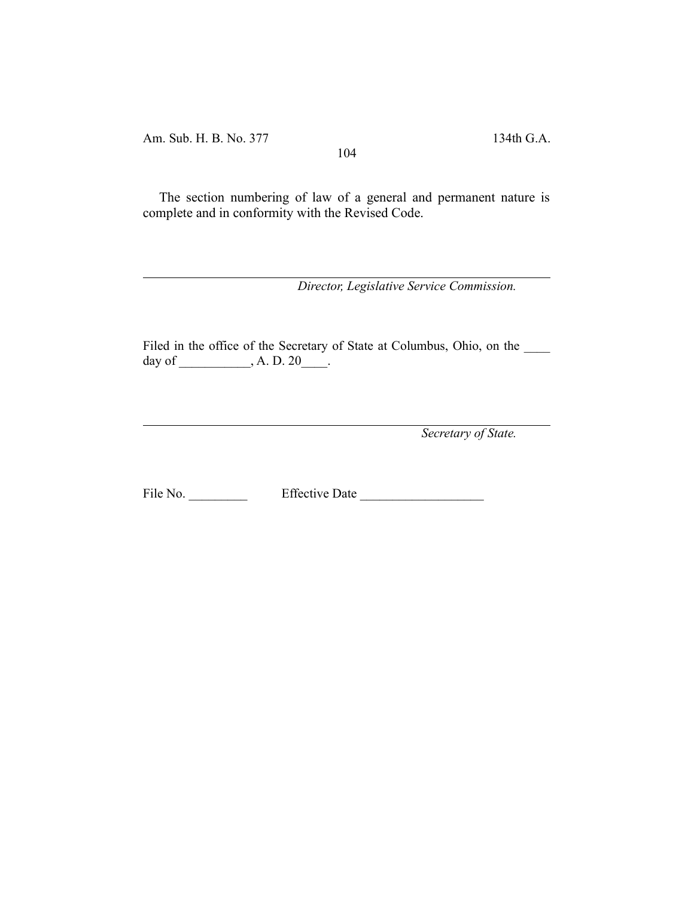The section numbering of law of a general and permanent nature is complete and in conformity with the Revised Code.

______________________________________________________

*Director, Legislative Service Commission.*

Filed in the office of the Secretary of State at Columbus, Ohio, on the ____ day of ___________, A. D. 20____.

______________________________________________________

*Secretary of State.*

File No. _________ Effective Date ___________________